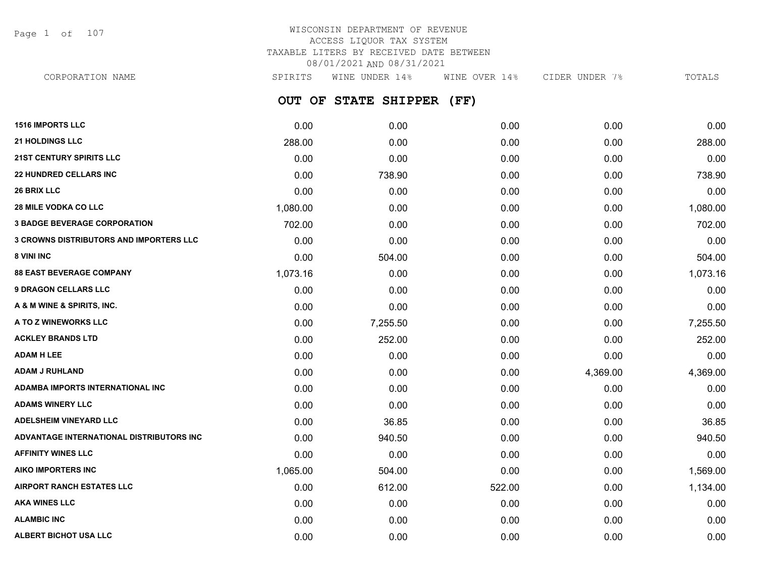# WISCONSIN DEPARTMENT OF REVENUE
## ACCESS LIQUOR TAX SYSTEM
### TAXABLE LITERS BY RECEIVED DATE BETWEEN 08/01/2021 AND 08/31/2021

## OUT OF STATE SHIPPER (FF)

| CORPORATION NAME | SPIRITS | WINE UNDER 14% | WINE OVER 14% | CIDER UNDER 7% | TOTALS |
|---|---|---|---|---|---|
| 1516 IMPORTS LLC | 0.00 | 0.00 | 0.00 | 0.00 | 0.00 |
| 21 HOLDINGS LLC | 288.00 | 0.00 | 0.00 | 0.00 | 288.00 |
| 21ST CENTURY SPIRITS LLC | 0.00 | 0.00 | 0.00 | 0.00 | 0.00 |
| 22 HUNDRED CELLARS INC | 0.00 | 738.90 | 0.00 | 0.00 | 738.90 |
| 26 BRIX LLC | 0.00 | 0.00 | 0.00 | 0.00 | 0.00 |
| 28 MILE VODKA CO LLC | 1,080.00 | 0.00 | 0.00 | 0.00 | 1,080.00 |
| 3 BADGE BEVERAGE CORPORATION | 702.00 | 0.00 | 0.00 | 0.00 | 702.00 |
| 3 CROWNS DISTRIBUTORS AND IMPORTERS LLC | 0.00 | 0.00 | 0.00 | 0.00 | 0.00 |
| 8 VINI INC | 0.00 | 504.00 | 0.00 | 0.00 | 504.00 |
| 88 EAST BEVERAGE COMPANY | 1,073.16 | 0.00 | 0.00 | 0.00 | 1,073.16 |
| 9 DRAGON CELLARS LLC | 0.00 | 0.00 | 0.00 | 0.00 | 0.00 |
| A & M WINE & SPIRITS, INC. | 0.00 | 0.00 | 0.00 | 0.00 | 0.00 |
| A TO Z WINEWORKS LLC | 0.00 | 7,255.50 | 0.00 | 0.00 | 7,255.50 |
| ACKLEY BRANDS LTD | 0.00 | 252.00 | 0.00 | 0.00 | 252.00 |
| ADAM H LEE | 0.00 | 0.00 | 0.00 | 0.00 | 0.00 |
| ADAM J RUHLAND | 0.00 | 0.00 | 0.00 | 4,369.00 | 4,369.00 |
| ADAMBA IMPORTS INTERNATIONAL INC | 0.00 | 0.00 | 0.00 | 0.00 | 0.00 |
| ADAMS WINERY LLC | 0.00 | 0.00 | 0.00 | 0.00 | 0.00 |
| ADELSHEIM VINEYARD LLC | 0.00 | 36.85 | 0.00 | 0.00 | 36.85 |
| ADVANTAGE INTERNATIONAL DISTRIBUTORS INC | 0.00 | 940.50 | 0.00 | 0.00 | 940.50 |
| AFFINITY WINES LLC | 0.00 | 0.00 | 0.00 | 0.00 | 0.00 |
| AIKO IMPORTERS INC | 1,065.00 | 504.00 | 0.00 | 0.00 | 1,569.00 |
| AIRPORT RANCH ESTATES LLC | 0.00 | 612.00 | 522.00 | 0.00 | 1,134.00 |
| AKA WINES LLC | 0.00 | 0.00 | 0.00 | 0.00 | 0.00 |
| ALAMBIC INC | 0.00 | 0.00 | 0.00 | 0.00 | 0.00 |
| ALBERT BICHOT USA LLC | 0.00 | 0.00 | 0.00 | 0.00 | 0.00 |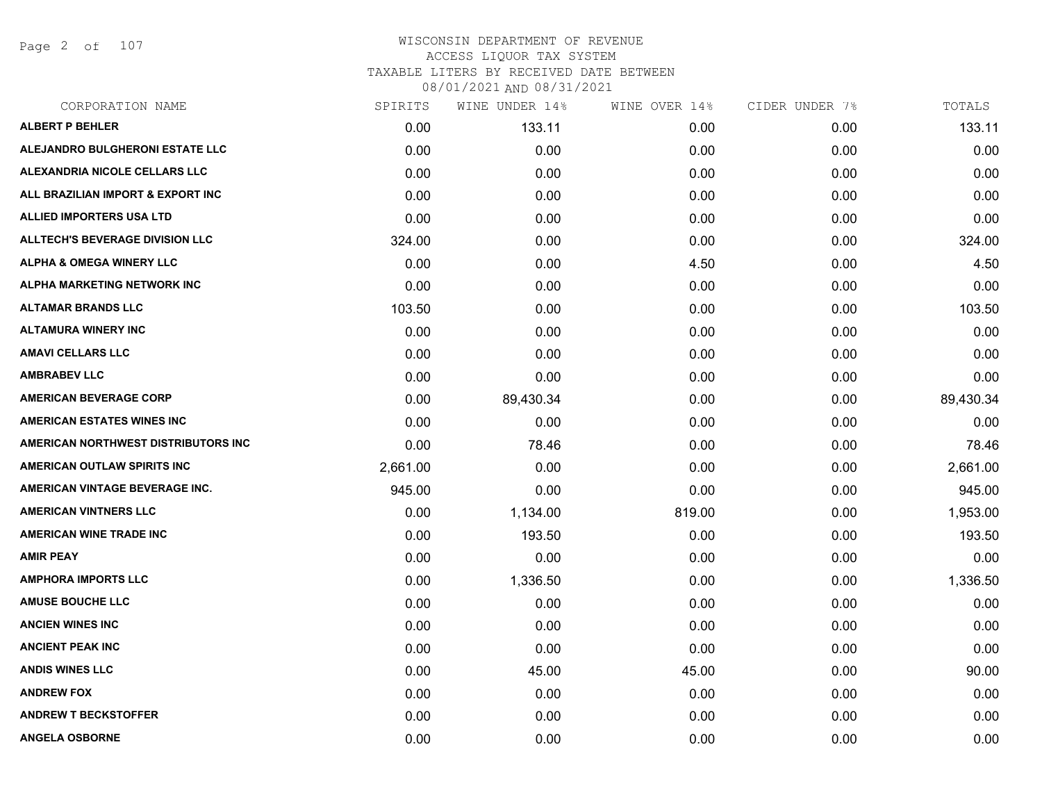# WISCONSIN DEPARTMENT OF REVENUE
## ACCESS LIQUOR TAX SYSTEM
## TAXABLE LITERS BY RECEIVED DATE BETWEEN 08/01/2021 AND 08/31/2021

| CORPORATION NAME | SPIRITS | WINE UNDER 14% | WINE OVER 14% | CIDER UNDER 7% | TOTALS |
|---|---|---|---|---|---|
| ALBERT P BEHLER | 0.00 | 133.11 | 0.00 | 0.00 | 133.11 |
| ALEJANDRO BULGHERONI ESTATE LLC | 0.00 | 0.00 | 0.00 | 0.00 | 0.00 |
| ALEXANDRIA NICOLE CELLARS LLC | 0.00 | 0.00 | 0.00 | 0.00 | 0.00 |
| ALL BRAZILIAN IMPORT & EXPORT INC | 0.00 | 0.00 | 0.00 | 0.00 | 0.00 |
| ALLIED IMPORTERS USA LTD | 0.00 | 0.00 | 0.00 | 0.00 | 0.00 |
| ALLTECH'S BEVERAGE DIVISION LLC | 324.00 | 0.00 | 0.00 | 0.00 | 324.00 |
| ALPHA & OMEGA WINERY LLC | 0.00 | 0.00 | 4.50 | 0.00 | 4.50 |
| ALPHA MARKETING NETWORK INC | 0.00 | 0.00 | 0.00 | 0.00 | 0.00 |
| ALTAMAR BRANDS LLC | 103.50 | 0.00 | 0.00 | 0.00 | 103.50 |
| ALTAMURA WINERY INC | 0.00 | 0.00 | 0.00 | 0.00 | 0.00 |
| AMAVI CELLARS LLC | 0.00 | 0.00 | 0.00 | 0.00 | 0.00 |
| AMBRABEV LLC | 0.00 | 0.00 | 0.00 | 0.00 | 0.00 |
| AMERICAN BEVERAGE CORP | 0.00 | 89,430.34 | 0.00 | 0.00 | 89,430.34 |
| AMERICAN ESTATES WINES INC | 0.00 | 0.00 | 0.00 | 0.00 | 0.00 |
| AMERICAN NORTHWEST DISTRIBUTORS INC | 0.00 | 78.46 | 0.00 | 0.00 | 78.46 |
| AMERICAN OUTLAW SPIRITS INC | 2,661.00 | 0.00 | 0.00 | 0.00 | 2,661.00 |
| AMERICAN VINTAGE BEVERAGE INC. | 945.00 | 0.00 | 0.00 | 0.00 | 945.00 |
| AMERICAN VINTNERS LLC | 0.00 | 1,134.00 | 819.00 | 0.00 | 1,953.00 |
| AMERICAN WINE TRADE INC | 0.00 | 193.50 | 0.00 | 0.00 | 193.50 |
| AMIR PEAY | 0.00 | 0.00 | 0.00 | 0.00 | 0.00 |
| AMPHORA IMPORTS LLC | 0.00 | 1,336.50 | 0.00 | 0.00 | 1,336.50 |
| AMUSE BOUCHE LLC | 0.00 | 0.00 | 0.00 | 0.00 | 0.00 |
| ANCIEN WINES INC | 0.00 | 0.00 | 0.00 | 0.00 | 0.00 |
| ANCIENT PEAK INC | 0.00 | 0.00 | 0.00 | 0.00 | 0.00 |
| ANDIS WINES LLC | 0.00 | 45.00 | 45.00 | 0.00 | 90.00 |
| ANDREW FOX | 0.00 | 0.00 | 0.00 | 0.00 | 0.00 |
| ANDREW T BECKSTOFFER | 0.00 | 0.00 | 0.00 | 0.00 | 0.00 |
| ANGELA OSBORNE | 0.00 | 0.00 | 0.00 | 0.00 | 0.00 |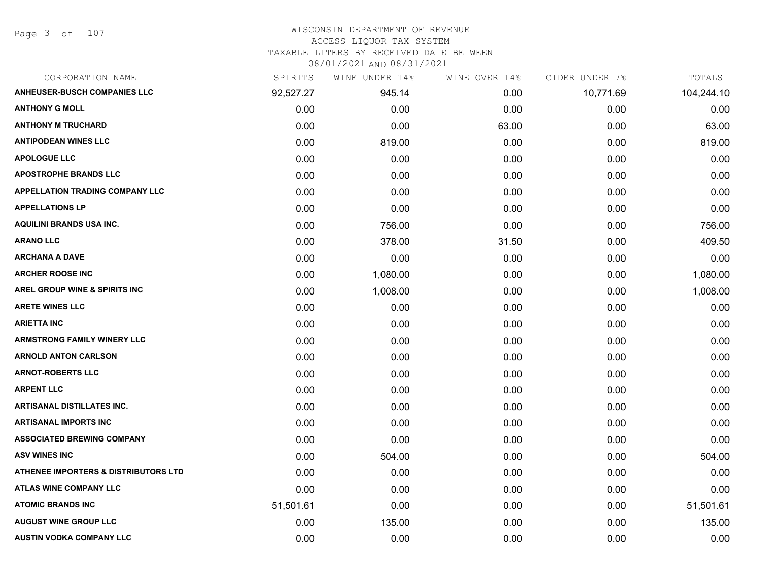# WISCONSIN DEPARTMENT OF REVENUE
## ACCESS LIQUOR TAX SYSTEM
### TAXABLE LITERS BY RECEIVED DATE BETWEEN 08/01/2021 AND 08/31/2021

| CORPORATION NAME | SPIRITS | WINE UNDER 14% | WINE OVER 14% | CIDER UNDER 7% | TOTALS |
|---|---|---|---|---|---|
| ANHEUSER-BUSCH COMPANIES LLC | 92,527.27 | 945.14 | 0.00 | 10,771.69 | 104,244.10 |
| ANTHONY G MOLL | 0.00 | 0.00 | 0.00 | 0.00 | 0.00 |
| ANTHONY M TRUCHARD | 0.00 | 0.00 | 63.00 | 0.00 | 63.00 |
| ANTIPODEAN WINES LLC | 0.00 | 819.00 | 0.00 | 0.00 | 819.00 |
| APOLOGUE LLC | 0.00 | 0.00 | 0.00 | 0.00 | 0.00 |
| APOSTROPHE BRANDS LLC | 0.00 | 0.00 | 0.00 | 0.00 | 0.00 |
| APPELLATION TRADING COMPANY LLC | 0.00 | 0.00 | 0.00 | 0.00 | 0.00 |
| APPELLATIONS LP | 0.00 | 0.00 | 0.00 | 0.00 | 0.00 |
| AQUILINI BRANDS USA INC. | 0.00 | 756.00 | 0.00 | 0.00 | 756.00 |
| ARANO LLC | 0.00 | 378.00 | 31.50 | 0.00 | 409.50 |
| ARCHANA A DAVE | 0.00 | 0.00 | 0.00 | 0.00 | 0.00 |
| ARCHER ROOSE INC | 0.00 | 1,080.00 | 0.00 | 0.00 | 1,080.00 |
| AREL GROUP WINE & SPIRITS INC | 0.00 | 1,008.00 | 0.00 | 0.00 | 1,008.00 |
| ARETE WINES LLC | 0.00 | 0.00 | 0.00 | 0.00 | 0.00 |
| ARIETTA INC | 0.00 | 0.00 | 0.00 | 0.00 | 0.00 |
| ARMSTRONG FAMILY WINERY LLC | 0.00 | 0.00 | 0.00 | 0.00 | 0.00 |
| ARNOLD ANTON CARLSON | 0.00 | 0.00 | 0.00 | 0.00 | 0.00 |
| ARNOT-ROBERTS LLC | 0.00 | 0.00 | 0.00 | 0.00 | 0.00 |
| ARPENT LLC | 0.00 | 0.00 | 0.00 | 0.00 | 0.00 |
| ARTISANAL DISTILLATES INC. | 0.00 | 0.00 | 0.00 | 0.00 | 0.00 |
| ARTISANAL IMPORTS INC | 0.00 | 0.00 | 0.00 | 0.00 | 0.00 |
| ASSOCIATED BREWING COMPANY | 0.00 | 0.00 | 0.00 | 0.00 | 0.00 |
| ASV WINES INC | 0.00 | 504.00 | 0.00 | 0.00 | 504.00 |
| ATHENEE IMPORTERS & DISTRIBUTORS LTD | 0.00 | 0.00 | 0.00 | 0.00 | 0.00 |
| ATLAS WINE COMPANY LLC | 0.00 | 0.00 | 0.00 | 0.00 | 0.00 |
| ATOMIC BRANDS INC | 51,501.61 | 0.00 | 0.00 | 0.00 | 51,501.61 |
| AUGUST WINE GROUP LLC | 0.00 | 135.00 | 0.00 | 0.00 | 135.00 |
| AUSTIN VODKA COMPANY LLC | 0.00 | 0.00 | 0.00 | 0.00 | 0.00 |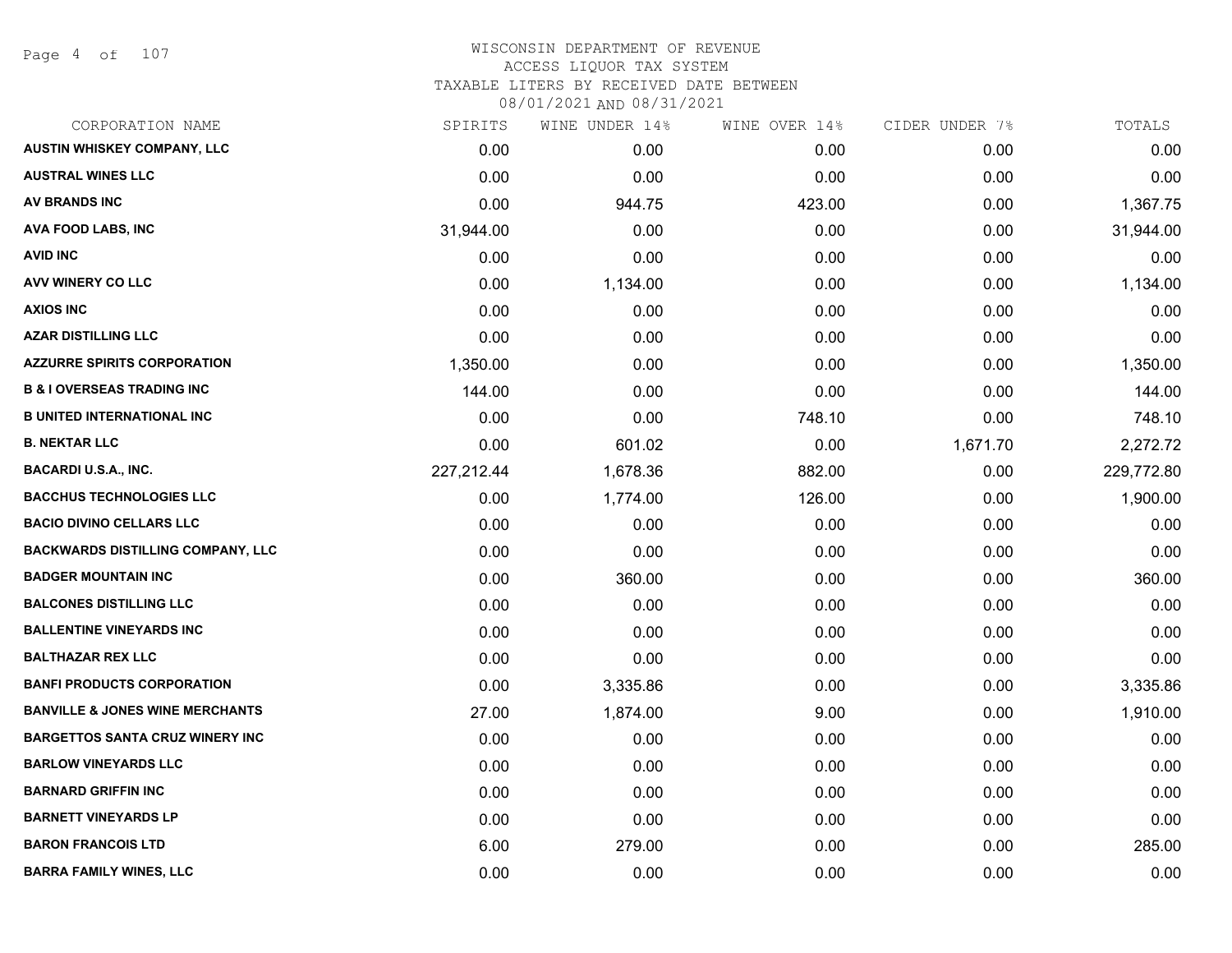# WISCONSIN DEPARTMENT OF REVENUE
## ACCESS LIQUOR TAX SYSTEM
### TAXABLE LITERS BY RECEIVED DATE BETWEEN 08/01/2021 AND 08/31/2021

| CORPORATION NAME | SPIRITS | WINE UNDER 14% | WINE OVER 14% | CIDER UNDER 7% | TOTALS |
|---|---|---|---|---|---|
| AUSTIN WHISKEY COMPANY, LLC | 0.00 | 0.00 | 0.00 | 0.00 | 0.00 |
| AUSTRAL WINES LLC | 0.00 | 0.00 | 0.00 | 0.00 | 0.00 |
| AV BRANDS INC | 0.00 | 944.75 | 423.00 | 0.00 | 1,367.75 |
| AVA FOOD LABS, INC | 31,944.00 | 0.00 | 0.00 | 0.00 | 31,944.00 |
| AVID INC | 0.00 | 0.00 | 0.00 | 0.00 | 0.00 |
| AVV WINERY CO LLC | 0.00 | 1,134.00 | 0.00 | 0.00 | 1,134.00 |
| AXIOS INC | 0.00 | 0.00 | 0.00 | 0.00 | 0.00 |
| AZAR DISTILLING LLC | 0.00 | 0.00 | 0.00 | 0.00 | 0.00 |
| AZZURRE SPIRITS CORPORATION | 1,350.00 | 0.00 | 0.00 | 0.00 | 1,350.00 |
| B & I OVERSEAS TRADING INC | 144.00 | 0.00 | 0.00 | 0.00 | 144.00 |
| B UNITED INTERNATIONAL INC | 0.00 | 0.00 | 748.10 | 0.00 | 748.10 |
| B. NEKTAR LLC | 0.00 | 601.02 | 0.00 | 1,671.70 | 2,272.72 |
| BACARDI U.S.A., INC. | 227,212.44 | 1,678.36 | 882.00 | 0.00 | 229,772.80 |
| BACCHUS TECHNOLOGIES LLC | 0.00 | 1,774.00 | 126.00 | 0.00 | 1,900.00 |
| BACIO DIVINO CELLARS LLC | 0.00 | 0.00 | 0.00 | 0.00 | 0.00 |
| BACKWARDS DISTILLING COMPANY, LLC | 0.00 | 0.00 | 0.00 | 0.00 | 0.00 |
| BADGER MOUNTAIN INC | 0.00 | 360.00 | 0.00 | 0.00 | 360.00 |
| BALCONES DISTILLING LLC | 0.00 | 0.00 | 0.00 | 0.00 | 0.00 |
| BALLENTINE VINEYARDS INC | 0.00 | 0.00 | 0.00 | 0.00 | 0.00 |
| BALTHAZAR REX LLC | 0.00 | 0.00 | 0.00 | 0.00 | 0.00 |
| BANFI PRODUCTS CORPORATION | 0.00 | 3,335.86 | 0.00 | 0.00 | 3,335.86 |
| BANVILLE & JONES WINE MERCHANTS | 27.00 | 1,874.00 | 9.00 | 0.00 | 1,910.00 |
| BARGETTOS SANTA CRUZ WINERY INC | 0.00 | 0.00 | 0.00 | 0.00 | 0.00 |
| BARLOW VINEYARDS LLC | 0.00 | 0.00 | 0.00 | 0.00 | 0.00 |
| BARNARD GRIFFIN INC | 0.00 | 0.00 | 0.00 | 0.00 | 0.00 |
| BARNETT VINEYARDS LP | 0.00 | 0.00 | 0.00 | 0.00 | 0.00 |
| BARON FRANCOIS LTD | 6.00 | 279.00 | 0.00 | 0.00 | 285.00 |
| BARRA FAMILY WINES, LLC | 0.00 | 0.00 | 0.00 | 0.00 | 0.00 |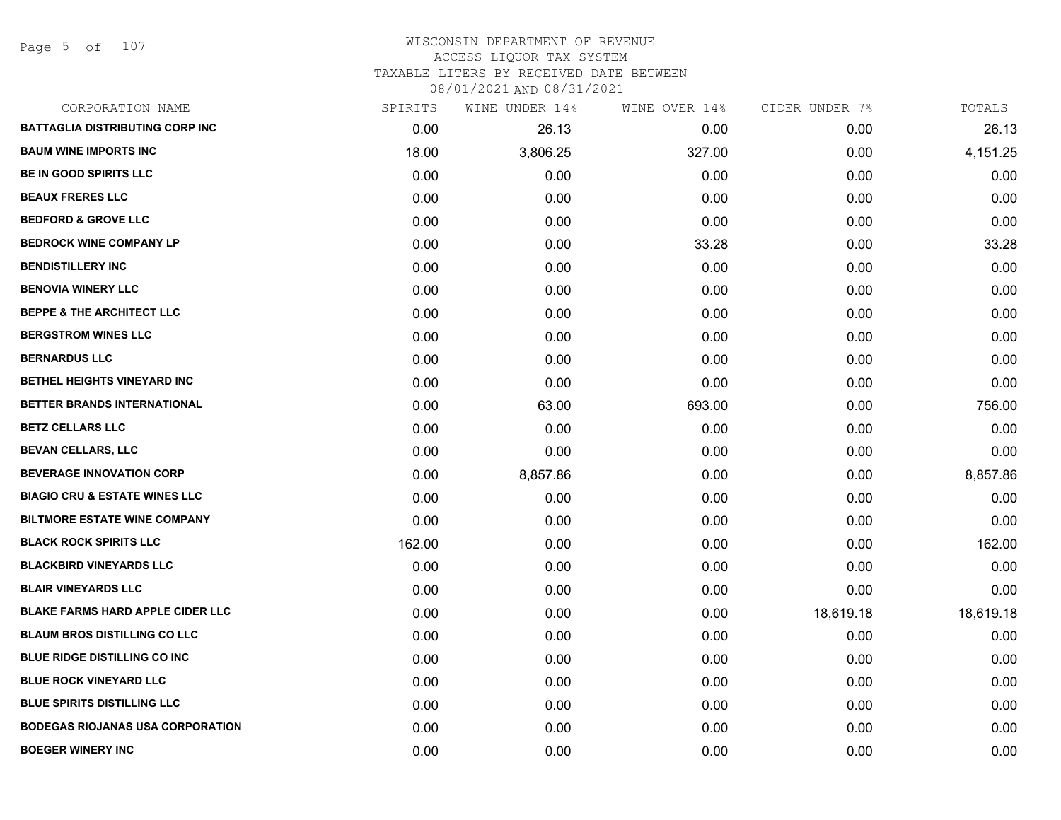# WISCONSIN DEPARTMENT OF REVENUE
## ACCESS LIQUOR TAX SYSTEM
## TAXABLE LITERS BY RECEIVED DATE BETWEEN 08/01/2021 AND 08/31/2021

| CORPORATION NAME | SPIRITS | WINE UNDER 14% | WINE OVER 14% | CIDER UNDER 7% | TOTALS |
|---|---|---|---|---|---|
| BATTAGLIA DISTRIBUTING CORP INC | 0.00 | 26.13 | 0.00 | 0.00 | 26.13 |
| BAUM WINE IMPORTS INC | 18.00 | 3,806.25 | 327.00 | 0.00 | 4,151.25 |
| BE IN GOOD SPIRITS LLC | 0.00 | 0.00 | 0.00 | 0.00 | 0.00 |
| BEAUX FRERES LLC | 0.00 | 0.00 | 0.00 | 0.00 | 0.00 |
| BEDFORD & GROVE LLC | 0.00 | 0.00 | 0.00 | 0.00 | 0.00 |
| BEDROCK WINE COMPANY LP | 0.00 | 0.00 | 33.28 | 0.00 | 33.28 |
| BENDISTILLERY INC | 0.00 | 0.00 | 0.00 | 0.00 | 0.00 |
| BENOVIA WINERY LLC | 0.00 | 0.00 | 0.00 | 0.00 | 0.00 |
| BEPPE & THE ARCHITECT LLC | 0.00 | 0.00 | 0.00 | 0.00 | 0.00 |
| BERGSTROM WINES LLC | 0.00 | 0.00 | 0.00 | 0.00 | 0.00 |
| BERNARDUS LLC | 0.00 | 0.00 | 0.00 | 0.00 | 0.00 |
| BETHEL HEIGHTS VINEYARD INC | 0.00 | 0.00 | 0.00 | 0.00 | 0.00 |
| BETTER BRANDS INTERNATIONAL | 0.00 | 63.00 | 693.00 | 0.00 | 756.00 |
| BETZ CELLARS LLC | 0.00 | 0.00 | 0.00 | 0.00 | 0.00 |
| BEVAN CELLARS, LLC | 0.00 | 0.00 | 0.00 | 0.00 | 0.00 |
| BEVERAGE INNOVATION CORP | 0.00 | 8,857.86 | 0.00 | 0.00 | 8,857.86 |
| BIAGIO CRU & ESTATE WINES LLC | 0.00 | 0.00 | 0.00 | 0.00 | 0.00 |
| BILTMORE ESTATE WINE COMPANY | 0.00 | 0.00 | 0.00 | 0.00 | 0.00 |
| BLACK ROCK SPIRITS LLC | 162.00 | 0.00 | 0.00 | 0.00 | 162.00 |
| BLACKBIRD VINEYARDS LLC | 0.00 | 0.00 | 0.00 | 0.00 | 0.00 |
| BLAIR VINEYARDS LLC | 0.00 | 0.00 | 0.00 | 0.00 | 0.00 |
| BLAKE FARMS HARD APPLE CIDER LLC | 0.00 | 0.00 | 0.00 | 18,619.18 | 18,619.18 |
| BLAUM BROS DISTILLING CO LLC | 0.00 | 0.00 | 0.00 | 0.00 | 0.00 |
| BLUE RIDGE DISTILLING CO INC | 0.00 | 0.00 | 0.00 | 0.00 | 0.00 |
| BLUE ROCK VINEYARD LLC | 0.00 | 0.00 | 0.00 | 0.00 | 0.00 |
| BLUE SPIRITS DISTILLING LLC | 0.00 | 0.00 | 0.00 | 0.00 | 0.00 |
| BODEGAS RIOJANAS USA CORPORATION | 0.00 | 0.00 | 0.00 | 0.00 | 0.00 |
| BOEGER WINERY INC | 0.00 | 0.00 | 0.00 | 0.00 | 0.00 |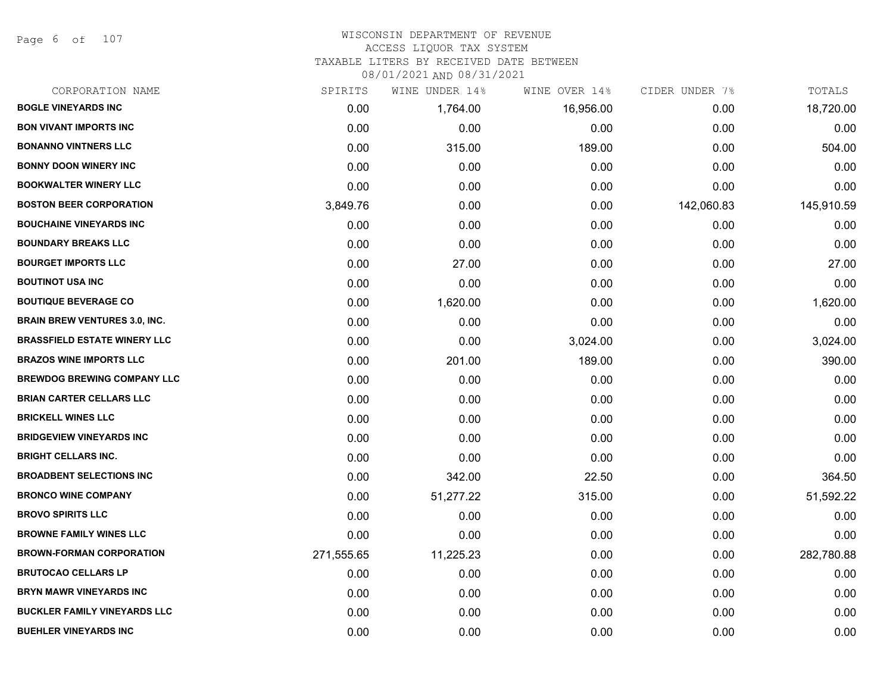# WISCONSIN DEPARTMENT OF REVENUE
ACCESS LIQUOR TAX SYSTEM
TAXABLE LITERS BY RECEIVED DATE BETWEEN
08/01/2021 AND 08/31/2021

| CORPORATION NAME | SPIRITS | WINE UNDER 14% | WINE OVER 14% | CIDER UNDER 7% | TOTALS |
|---|---|---|---|---|---|
| BOGLE VINEYARDS INC | 0.00 | 1,764.00 | 16,956.00 | 0.00 | 18,720.00 |
| BON VIVANT IMPORTS INC | 0.00 | 0.00 | 0.00 | 0.00 | 0.00 |
| BONANNO VINTNERS LLC | 0.00 | 315.00 | 189.00 | 0.00 | 504.00 |
| BONNY DOON WINERY INC | 0.00 | 0.00 | 0.00 | 0.00 | 0.00 |
| BOOKWALTER WINERY LLC | 0.00 | 0.00 | 0.00 | 0.00 | 0.00 |
| BOSTON BEER CORPORATION | 3,849.76 | 0.00 | 0.00 | 142,060.83 | 145,910.59 |
| BOUCHAINE VINEYARDS INC | 0.00 | 0.00 | 0.00 | 0.00 | 0.00 |
| BOUNDARY BREAKS LLC | 0.00 | 0.00 | 0.00 | 0.00 | 0.00 |
| BOURGET IMPORTS LLC | 0.00 | 27.00 | 0.00 | 0.00 | 27.00 |
| BOUTINOT USA INC | 0.00 | 0.00 | 0.00 | 0.00 | 0.00 |
| BOUTIQUE BEVERAGE CO | 0.00 | 1,620.00 | 0.00 | 0.00 | 1,620.00 |
| BRAIN BREW VENTURES 3.0, INC. | 0.00 | 0.00 | 0.00 | 0.00 | 0.00 |
| BRASSFIELD ESTATE WINERY LLC | 0.00 | 0.00 | 3,024.00 | 0.00 | 3,024.00 |
| BRAZOS WINE IMPORTS LLC | 0.00 | 201.00 | 189.00 | 0.00 | 390.00 |
| BREWDOG BREWING COMPANY LLC | 0.00 | 0.00 | 0.00 | 0.00 | 0.00 |
| BRIAN CARTER CELLARS LLC | 0.00 | 0.00 | 0.00 | 0.00 | 0.00 |
| BRICKELL WINES LLC | 0.00 | 0.00 | 0.00 | 0.00 | 0.00 |
| BRIDGEVIEW VINEYARDS INC | 0.00 | 0.00 | 0.00 | 0.00 | 0.00 |
| BRIGHT CELLARS INC. | 0.00 | 0.00 | 0.00 | 0.00 | 0.00 |
| BROADBENT SELECTIONS INC | 0.00 | 342.00 | 22.50 | 0.00 | 364.50 |
| BRONCO WINE COMPANY | 0.00 | 51,277.22 | 315.00 | 0.00 | 51,592.22 |
| BROVO SPIRITS LLC | 0.00 | 0.00 | 0.00 | 0.00 | 0.00 |
| BROWNE FAMILY WINES LLC | 0.00 | 0.00 | 0.00 | 0.00 | 0.00 |
| BROWN-FORMAN CORPORATION | 271,555.65 | 11,225.23 | 0.00 | 0.00 | 282,780.88 |
| BRUTOCAO CELLARS LP | 0.00 | 0.00 | 0.00 | 0.00 | 0.00 |
| BRYN MAWR VINEYARDS INC | 0.00 | 0.00 | 0.00 | 0.00 | 0.00 |
| BUCKLER FAMILY VINEYARDS LLC | 0.00 | 0.00 | 0.00 | 0.00 | 0.00 |
| BUEHLER VINEYARDS INC | 0.00 | 0.00 | 0.00 | 0.00 | 0.00 |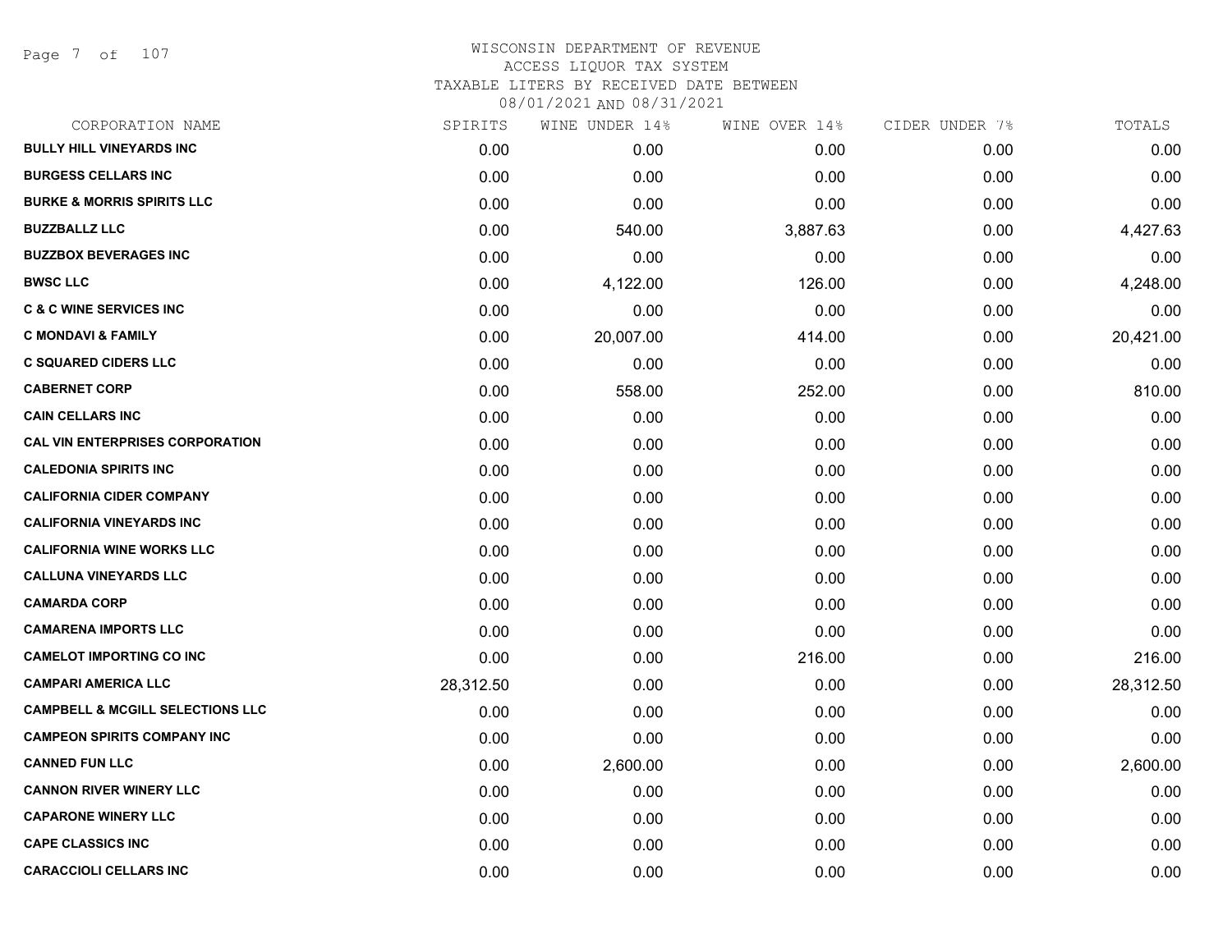WISCONSIN DEPARTMENT OF REVENUE
ACCESS LIQUOR TAX SYSTEM
TAXABLE LITERS BY RECEIVED DATE BETWEEN
08/01/2021 AND 08/31/2021

| CORPORATION NAME | SPIRITS | WINE UNDER 14% | WINE OVER 14% | CIDER UNDER 7% | TOTALS |
|---|---|---|---|---|---|
| BULLY HILL VINEYARDS INC | 0.00 | 0.00 | 0.00 | 0.00 | 0.00 |
| BURGESS CELLARS INC | 0.00 | 0.00 | 0.00 | 0.00 | 0.00 |
| BURKE & MORRIS SPIRITS LLC | 0.00 | 0.00 | 0.00 | 0.00 | 0.00 |
| BUZZBALLZ LLC | 0.00 | 540.00 | 3,887.63 | 0.00 | 4,427.63 |
| BUZZBOX BEVERAGES INC | 0.00 | 0.00 | 0.00 | 0.00 | 0.00 |
| BWSC LLC | 0.00 | 4,122.00 | 126.00 | 0.00 | 4,248.00 |
| C & C WINE SERVICES INC | 0.00 | 0.00 | 0.00 | 0.00 | 0.00 |
| C MONDAVI & FAMILY | 0.00 | 20,007.00 | 414.00 | 0.00 | 20,421.00 |
| C SQUARED CIDERS LLC | 0.00 | 0.00 | 0.00 | 0.00 | 0.00 |
| CABERNET CORP | 0.00 | 558.00 | 252.00 | 0.00 | 810.00 |
| CAIN CELLARS INC | 0.00 | 0.00 | 0.00 | 0.00 | 0.00 |
| CAL VIN ENTERPRISES CORPORATION | 0.00 | 0.00 | 0.00 | 0.00 | 0.00 |
| CALEDONIA SPIRITS INC | 0.00 | 0.00 | 0.00 | 0.00 | 0.00 |
| CALIFORNIA CIDER COMPANY | 0.00 | 0.00 | 0.00 | 0.00 | 0.00 |
| CALIFORNIA VINEYARDS INC | 0.00 | 0.00 | 0.00 | 0.00 | 0.00 |
| CALIFORNIA WINE WORKS LLC | 0.00 | 0.00 | 0.00 | 0.00 | 0.00 |
| CALLUNA VINEYARDS LLC | 0.00 | 0.00 | 0.00 | 0.00 | 0.00 |
| CAMARDA CORP | 0.00 | 0.00 | 0.00 | 0.00 | 0.00 |
| CAMARENA IMPORTS LLC | 0.00 | 0.00 | 0.00 | 0.00 | 0.00 |
| CAMELOT IMPORTING CO INC | 0.00 | 0.00 | 216.00 | 0.00 | 216.00 |
| CAMPARI AMERICA LLC | 28,312.50 | 0.00 | 0.00 | 0.00 | 28,312.50 |
| CAMPBELL & MCGILL SELECTIONS LLC | 0.00 | 0.00 | 0.00 | 0.00 | 0.00 |
| CAMPEON SPIRITS COMPANY INC | 0.00 | 0.00 | 0.00 | 0.00 | 0.00 |
| CANNED FUN LLC | 0.00 | 2,600.00 | 0.00 | 0.00 | 2,600.00 |
| CANNON RIVER WINERY LLC | 0.00 | 0.00 | 0.00 | 0.00 | 0.00 |
| CAPARONE WINERY LLC | 0.00 | 0.00 | 0.00 | 0.00 | 0.00 |
| CAPE CLASSICS INC | 0.00 | 0.00 | 0.00 | 0.00 | 0.00 |
| CARACCIOLI CELLARS INC | 0.00 | 0.00 | 0.00 | 0.00 | 0.00 |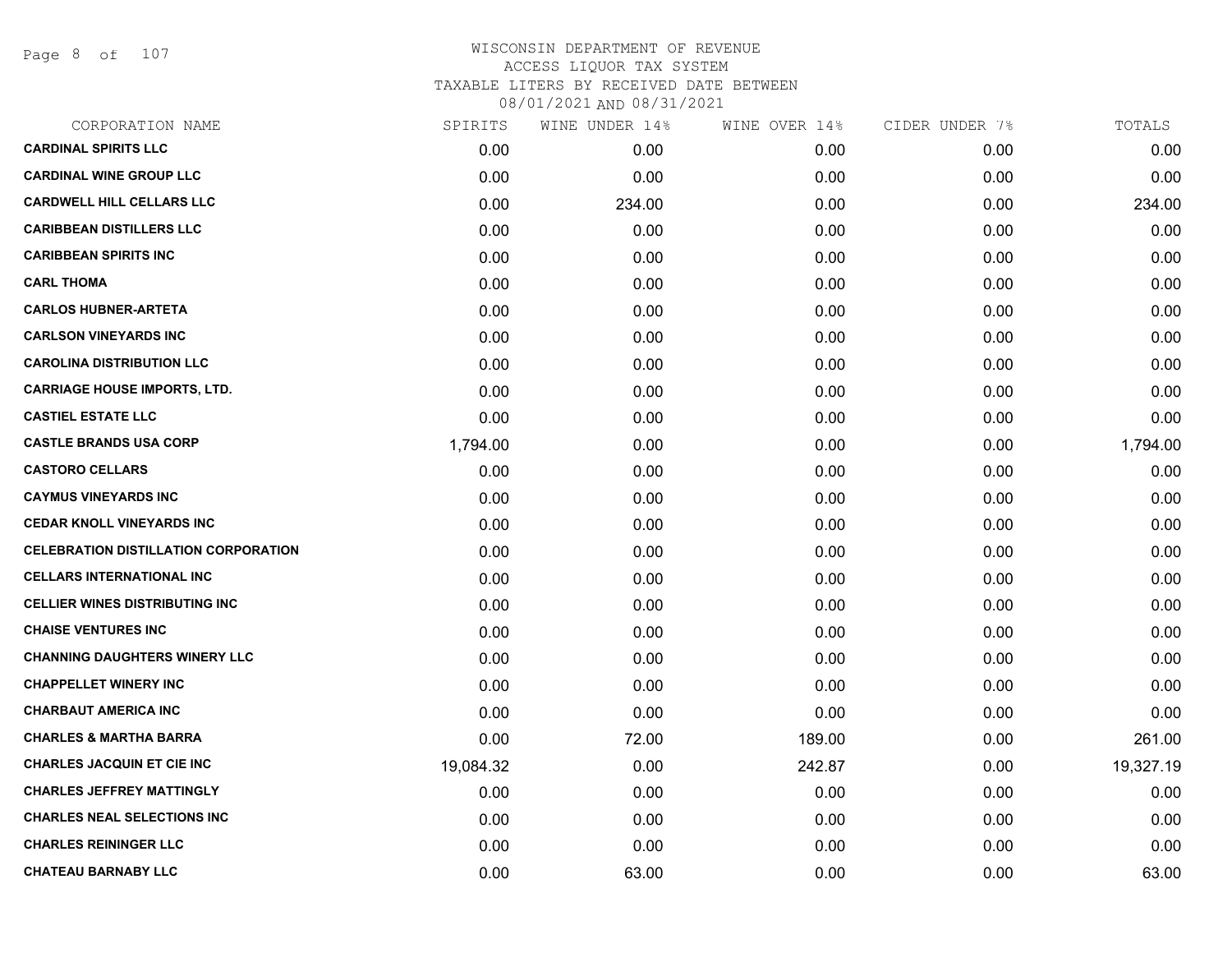# WISCONSIN DEPARTMENT OF REVENUE
ACCESS LIQUOR TAX SYSTEM
TAXABLE LITERS BY RECEIVED DATE BETWEEN
08/01/2021 AND 08/31/2021

| CORPORATION NAME | SPIRITS | WINE UNDER 14% | WINE OVER 14% | CIDER UNDER 7% | TOTALS |
|---|---|---|---|---|---|
| CARDINAL SPIRITS LLC | 0.00 | 0.00 | 0.00 | 0.00 | 0.00 |
| CARDINAL WINE GROUP LLC | 0.00 | 0.00 | 0.00 | 0.00 | 0.00 |
| CARDWELL HILL CELLARS LLC | 0.00 | 234.00 | 0.00 | 0.00 | 234.00 |
| CARIBBEAN DISTILLERS LLC | 0.00 | 0.00 | 0.00 | 0.00 | 0.00 |
| CARIBBEAN SPIRITS INC | 0.00 | 0.00 | 0.00 | 0.00 | 0.00 |
| CARL THOMA | 0.00 | 0.00 | 0.00 | 0.00 | 0.00 |
| CARLOS HUBNER-ARTETA | 0.00 | 0.00 | 0.00 | 0.00 | 0.00 |
| CARLSON VINEYARDS INC | 0.00 | 0.00 | 0.00 | 0.00 | 0.00 |
| CAROLINA DISTRIBUTION LLC | 0.00 | 0.00 | 0.00 | 0.00 | 0.00 |
| CARRIAGE HOUSE IMPORTS, LTD. | 0.00 | 0.00 | 0.00 | 0.00 | 0.00 |
| CASTIEL ESTATE LLC | 0.00 | 0.00 | 0.00 | 0.00 | 0.00 |
| CASTLE BRANDS USA CORP | 1,794.00 | 0.00 | 0.00 | 0.00 | 1,794.00 |
| CASTORO CELLARS | 0.00 | 0.00 | 0.00 | 0.00 | 0.00 |
| CAYMUS VINEYARDS INC | 0.00 | 0.00 | 0.00 | 0.00 | 0.00 |
| CEDAR KNOLL VINEYARDS INC | 0.00 | 0.00 | 0.00 | 0.00 | 0.00 |
| CELEBRATION DISTILLATION CORPORATION | 0.00 | 0.00 | 0.00 | 0.00 | 0.00 |
| CELLARS INTERNATIONAL INC | 0.00 | 0.00 | 0.00 | 0.00 | 0.00 |
| CELLIER WINES DISTRIBUTING INC | 0.00 | 0.00 | 0.00 | 0.00 | 0.00 |
| CHAISE VENTURES INC | 0.00 | 0.00 | 0.00 | 0.00 | 0.00 |
| CHANNING DAUGHTERS WINERY LLC | 0.00 | 0.00 | 0.00 | 0.00 | 0.00 |
| CHAPPELLET WINERY INC | 0.00 | 0.00 | 0.00 | 0.00 | 0.00 |
| CHARBAUT AMERICA INC | 0.00 | 0.00 | 0.00 | 0.00 | 0.00 |
| CHARLES & MARTHA BARRA | 0.00 | 72.00 | 189.00 | 0.00 | 261.00 |
| CHARLES JACQUIN ET CIE INC | 19,084.32 | 0.00 | 242.87 | 0.00 | 19,327.19 |
| CHARLES JEFFREY MATTINGLY | 0.00 | 0.00 | 0.00 | 0.00 | 0.00 |
| CHARLES NEAL SELECTIONS INC | 0.00 | 0.00 | 0.00 | 0.00 | 0.00 |
| CHARLES REININGER LLC | 0.00 | 0.00 | 0.00 | 0.00 | 0.00 |
| CHATEAU BARNABY LLC | 0.00 | 63.00 | 0.00 | 0.00 | 63.00 |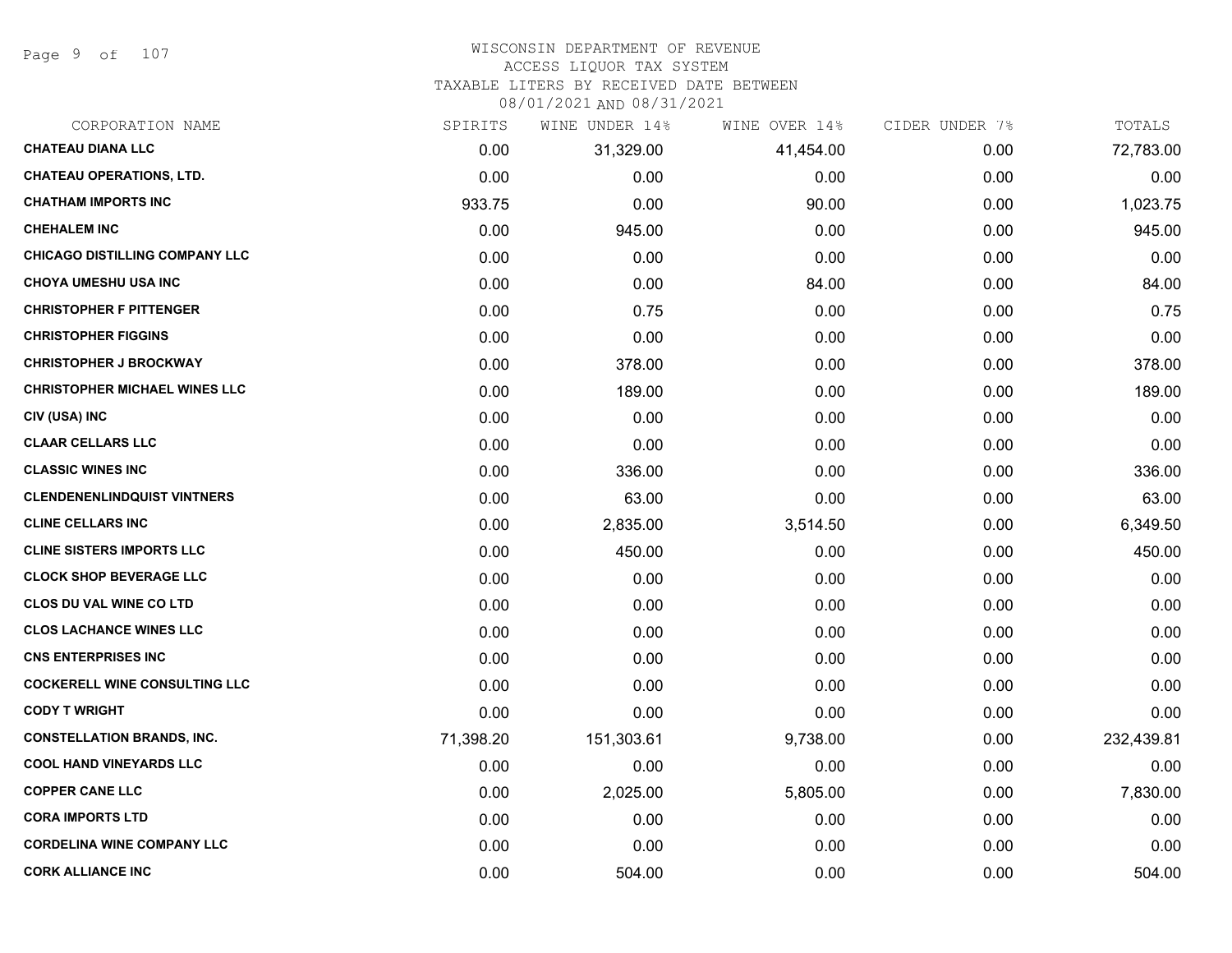# WISCONSIN DEPARTMENT OF REVENUE
ACCESS LIQUOR TAX SYSTEM
TAXABLE LITERS BY RECEIVED DATE BETWEEN
08/01/2021 AND 08/31/2021

| CORPORATION NAME | SPIRITS | WINE UNDER 14% | WINE OVER 14% | CIDER UNDER 7% | TOTALS |
|---|---|---|---|---|---|
| CHATEAU DIANA LLC | 0.00 | 31,329.00 | 41,454.00 | 0.00 | 72,783.00 |
| CHATEAU OPERATIONS, LTD. | 0.00 | 0.00 | 0.00 | 0.00 | 0.00 |
| CHATHAM IMPORTS INC | 933.75 | 0.00 | 90.00 | 0.00 | 1,023.75 |
| CHEHALEM INC | 0.00 | 945.00 | 0.00 | 0.00 | 945.00 |
| CHICAGO DISTILLING COMPANY LLC | 0.00 | 0.00 | 0.00 | 0.00 | 0.00 |
| CHOYA UMESHU USA INC | 0.00 | 0.00 | 84.00 | 0.00 | 84.00 |
| CHRISTOPHER F PITTENGER | 0.00 | 0.75 | 0.00 | 0.00 | 0.75 |
| CHRISTOPHER FIGGINS | 0.00 | 0.00 | 0.00 | 0.00 | 0.00 |
| CHRISTOPHER J BROCKWAY | 0.00 | 378.00 | 0.00 | 0.00 | 378.00 |
| CHRISTOPHER MICHAEL WINES LLC | 0.00 | 189.00 | 0.00 | 0.00 | 189.00 |
| CIV (USA) INC | 0.00 | 0.00 | 0.00 | 0.00 | 0.00 |
| CLAAR CELLARS LLC | 0.00 | 0.00 | 0.00 | 0.00 | 0.00 |
| CLASSIC WINES INC | 0.00 | 336.00 | 0.00 | 0.00 | 336.00 |
| CLENDENENLINDQUIST VINTNERS | 0.00 | 63.00 | 0.00 | 0.00 | 63.00 |
| CLINE CELLARS INC | 0.00 | 2,835.00 | 3,514.50 | 0.00 | 6,349.50 |
| CLINE SISTERS IMPORTS LLC | 0.00 | 450.00 | 0.00 | 0.00 | 450.00 |
| CLOCK SHOP BEVERAGE LLC | 0.00 | 0.00 | 0.00 | 0.00 | 0.00 |
| CLOS DU VAL WINE CO LTD | 0.00 | 0.00 | 0.00 | 0.00 | 0.00 |
| CLOS LACHANCE WINES LLC | 0.00 | 0.00 | 0.00 | 0.00 | 0.00 |
| CNS ENTERPRISES INC | 0.00 | 0.00 | 0.00 | 0.00 | 0.00 |
| COCKERELL WINE CONSULTING LLC | 0.00 | 0.00 | 0.00 | 0.00 | 0.00 |
| CODY T WRIGHT | 0.00 | 0.00 | 0.00 | 0.00 | 0.00 |
| CONSTELLATION BRANDS, INC. | 71,398.20 | 151,303.61 | 9,738.00 | 0.00 | 232,439.81 |
| COOL HAND VINEYARDS LLC | 0.00 | 0.00 | 0.00 | 0.00 | 0.00 |
| COPPER CANE LLC | 0.00 | 2,025.00 | 5,805.00 | 0.00 | 7,830.00 |
| CORA IMPORTS LTD | 0.00 | 0.00 | 0.00 | 0.00 | 0.00 |
| CORDELINA WINE COMPANY LLC | 0.00 | 0.00 | 0.00 | 0.00 | 0.00 |
| CORK ALLIANCE INC | 0.00 | 504.00 | 0.00 | 0.00 | 504.00 |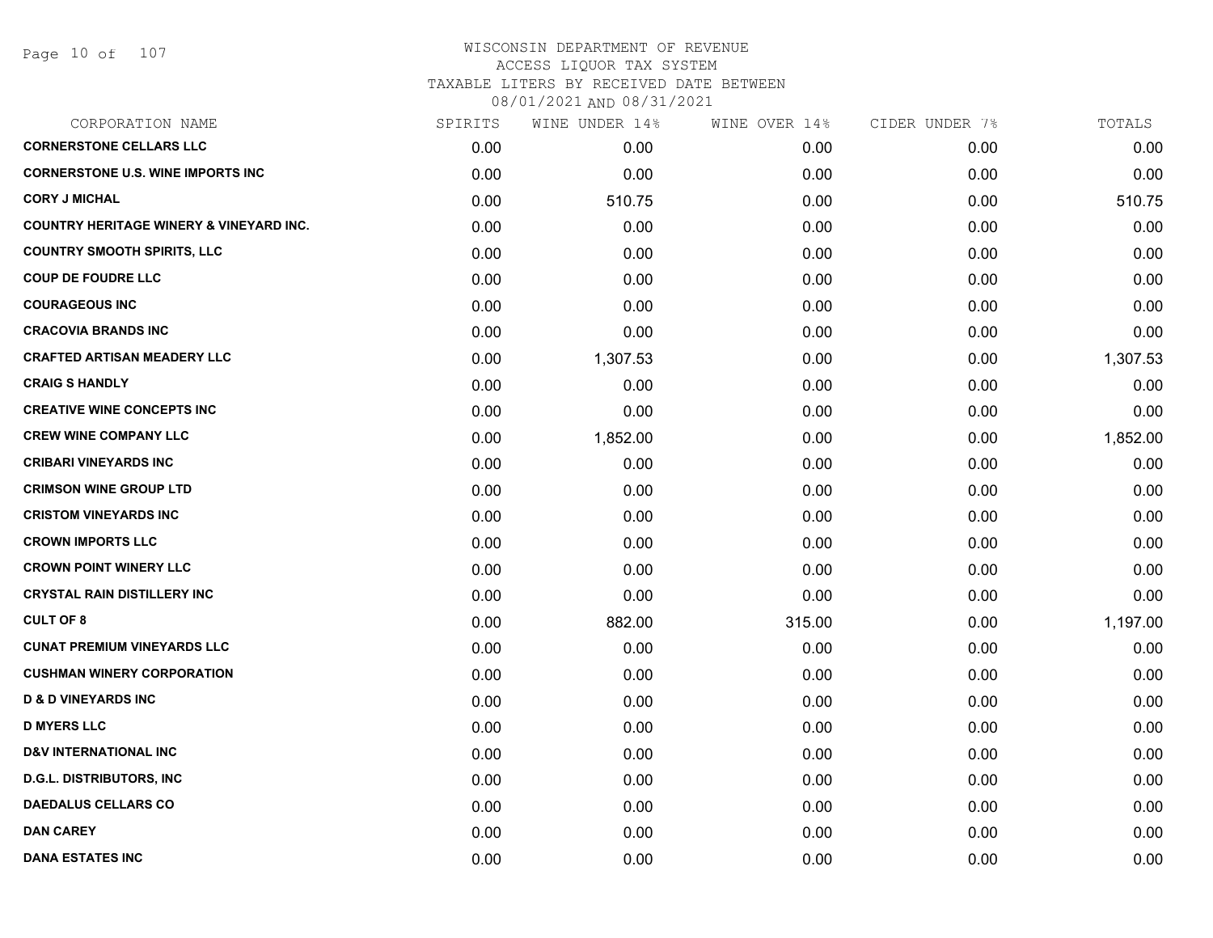WISCONSIN DEPARTMENT OF REVENUE
ACCESS LIQUOR TAX SYSTEM
TAXABLE LITERS BY RECEIVED DATE BETWEEN
08/01/2021 AND 08/31/2021

| CORPORATION NAME | SPIRITS | WINE UNDER 14% | WINE OVER 14% | CIDER UNDER 7% | TOTALS |
|---|---|---|---|---|---|
| CORNERSTONE CELLARS LLC | 0.00 | 0.00 | 0.00 | 0.00 | 0.00 |
| CORNERSTONE U.S. WINE IMPORTS INC | 0.00 | 0.00 | 0.00 | 0.00 | 0.00 |
| CORY J MICHAL | 0.00 | 510.75 | 0.00 | 0.00 | 510.75 |
| COUNTRY HERITAGE WINERY & VINEYARD INC. | 0.00 | 0.00 | 0.00 | 0.00 | 0.00 |
| COUNTRY SMOOTH SPIRITS, LLC | 0.00 | 0.00 | 0.00 | 0.00 | 0.00 |
| COUP DE FOUDRE LLC | 0.00 | 0.00 | 0.00 | 0.00 | 0.00 |
| COURAGEOUS INC | 0.00 | 0.00 | 0.00 | 0.00 | 0.00 |
| CRACOVIA BRANDS INC | 0.00 | 0.00 | 0.00 | 0.00 | 0.00 |
| CRAFTED ARTISAN MEADERY LLC | 0.00 | 1,307.53 | 0.00 | 0.00 | 1,307.53 |
| CRAIG S HANDLY | 0.00 | 0.00 | 0.00 | 0.00 | 0.00 |
| CREATIVE WINE CONCEPTS INC | 0.00 | 0.00 | 0.00 | 0.00 | 0.00 |
| CREW WINE COMPANY LLC | 0.00 | 1,852.00 | 0.00 | 0.00 | 1,852.00 |
| CRIBARI VINEYARDS INC | 0.00 | 0.00 | 0.00 | 0.00 | 0.00 |
| CRIMSON WINE GROUP LTD | 0.00 | 0.00 | 0.00 | 0.00 | 0.00 |
| CRISTOM VINEYARDS INC | 0.00 | 0.00 | 0.00 | 0.00 | 0.00 |
| CROWN IMPORTS LLC | 0.00 | 0.00 | 0.00 | 0.00 | 0.00 |
| CROWN POINT WINERY LLC | 0.00 | 0.00 | 0.00 | 0.00 | 0.00 |
| CRYSTAL RAIN DISTILLERY INC | 0.00 | 0.00 | 0.00 | 0.00 | 0.00 |
| CULT OF 8 | 0.00 | 882.00 | 315.00 | 0.00 | 1,197.00 |
| CUNAT PREMIUM VINEYARDS LLC | 0.00 | 0.00 | 0.00 | 0.00 | 0.00 |
| CUSHMAN WINERY CORPORATION | 0.00 | 0.00 | 0.00 | 0.00 | 0.00 |
| D & D VINEYARDS INC | 0.00 | 0.00 | 0.00 | 0.00 | 0.00 |
| D MYERS LLC | 0.00 | 0.00 | 0.00 | 0.00 | 0.00 |
| D&V INTERNATIONAL INC | 0.00 | 0.00 | 0.00 | 0.00 | 0.00 |
| D.G.L. DISTRIBUTORS, INC | 0.00 | 0.00 | 0.00 | 0.00 | 0.00 |
| DAEDALUS CELLARS CO | 0.00 | 0.00 | 0.00 | 0.00 | 0.00 |
| DAN CAREY | 0.00 | 0.00 | 0.00 | 0.00 | 0.00 |
| DANA ESTATES INC | 0.00 | 0.00 | 0.00 | 0.00 | 0.00 |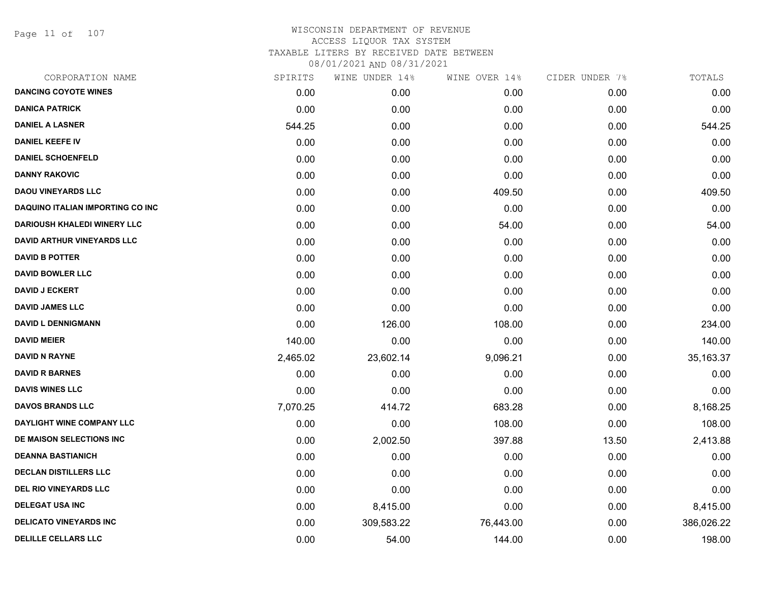WISCONSIN DEPARTMENT OF REVENUE
ACCESS LIQUOR TAX SYSTEM
TAXABLE LITERS BY RECEIVED DATE BETWEEN
08/01/2021 AND 08/31/2021

| CORPORATION NAME | SPIRITS | WINE UNDER 14% | WINE OVER 14% | CIDER UNDER 7% | TOTALS |
|---|---|---|---|---|---|
| DANCING COYOTE WINES | 0.00 | 0.00 | 0.00 | 0.00 | 0.00 |
| DANICA PATRICK | 0.00 | 0.00 | 0.00 | 0.00 | 0.00 |
| DANIEL A LASNER | 544.25 | 0.00 | 0.00 | 0.00 | 544.25 |
| DANIEL KEEFE IV | 0.00 | 0.00 | 0.00 | 0.00 | 0.00 |
| DANIEL SCHOENFELD | 0.00 | 0.00 | 0.00 | 0.00 | 0.00 |
| DANNY RAKOVIC | 0.00 | 0.00 | 0.00 | 0.00 | 0.00 |
| DAOU VINEYARDS LLC | 0.00 | 0.00 | 409.50 | 0.00 | 409.50 |
| DAQUINO ITALIAN IMPORTING CO INC | 0.00 | 0.00 | 0.00 | 0.00 | 0.00 |
| DARIOUSH KHALEDI WINERY LLC | 0.00 | 0.00 | 54.00 | 0.00 | 54.00 |
| DAVID ARTHUR VINEYARDS LLC | 0.00 | 0.00 | 0.00 | 0.00 | 0.00 |
| DAVID B POTTER | 0.00 | 0.00 | 0.00 | 0.00 | 0.00 |
| DAVID BOWLER LLC | 0.00 | 0.00 | 0.00 | 0.00 | 0.00 |
| DAVID J ECKERT | 0.00 | 0.00 | 0.00 | 0.00 | 0.00 |
| DAVID JAMES LLC | 0.00 | 0.00 | 0.00 | 0.00 | 0.00 |
| DAVID L DENNIGMANN | 0.00 | 126.00 | 108.00 | 0.00 | 234.00 |
| DAVID MEIER | 140.00 | 0.00 | 0.00 | 0.00 | 140.00 |
| DAVID N RAYNE | 2,465.02 | 23,602.14 | 9,096.21 | 0.00 | 35,163.37 |
| DAVID R BARNES | 0.00 | 0.00 | 0.00 | 0.00 | 0.00 |
| DAVIS WINES LLC | 0.00 | 0.00 | 0.00 | 0.00 | 0.00 |
| DAVOS BRANDS LLC | 7,070.25 | 414.72 | 683.28 | 0.00 | 8,168.25 |
| DAYLIGHT WINE COMPANY LLC | 0.00 | 0.00 | 108.00 | 0.00 | 108.00 |
| DE MAISON SELECTIONS INC | 0.00 | 2,002.50 | 397.88 | 13.50 | 2,413.88 |
| DEANNA BASTIANICH | 0.00 | 0.00 | 0.00 | 0.00 | 0.00 |
| DECLAN DISTILLERS LLC | 0.00 | 0.00 | 0.00 | 0.00 | 0.00 |
| DEL RIO VINEYARDS LLC | 0.00 | 0.00 | 0.00 | 0.00 | 0.00 |
| DELEGAT USA INC | 0.00 | 8,415.00 | 0.00 | 0.00 | 8,415.00 |
| DELICATO VINEYARDS INC | 0.00 | 309,583.22 | 76,443.00 | 0.00 | 386,026.22 |
| DELILLE CELLARS LLC | 0.00 | 54.00 | 144.00 | 0.00 | 198.00 |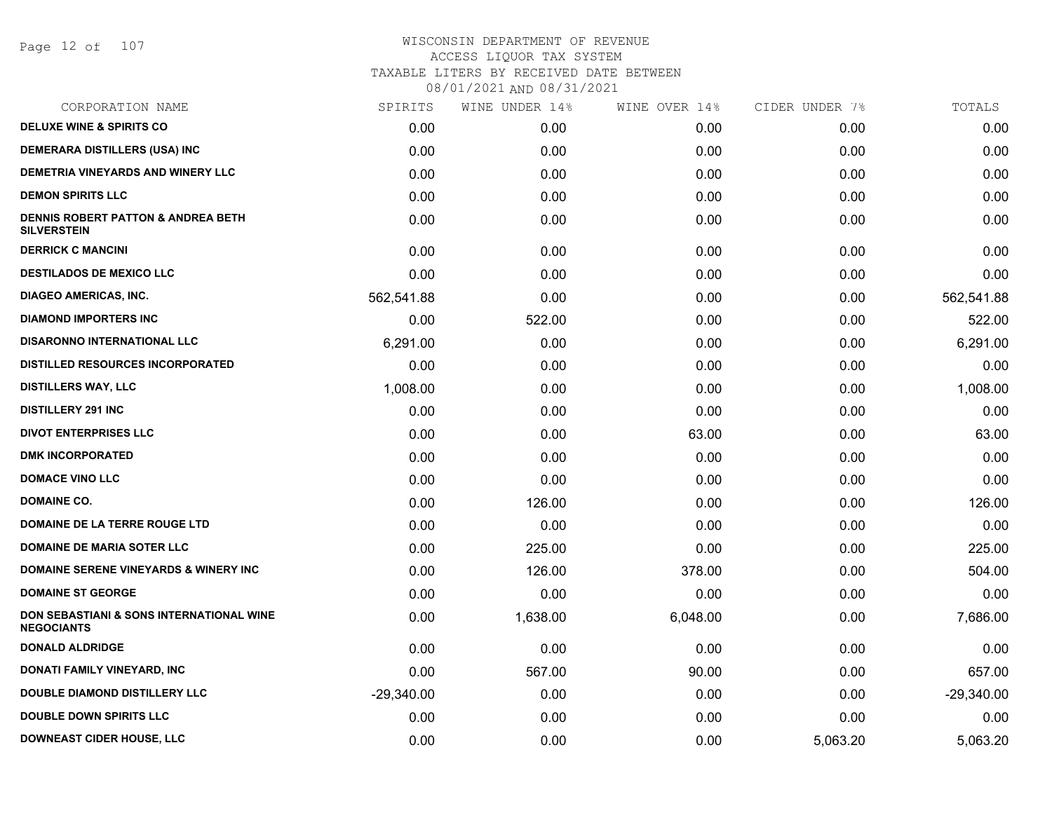# WISCONSIN DEPARTMENT OF REVENUE
## ACCESS LIQUOR TAX SYSTEM
### TAXABLE LITERS BY RECEIVED DATE BETWEEN 08/01/2021 AND 08/31/2021

| CORPORATION NAME | SPIRITS | WINE UNDER 14% | WINE OVER 14% | CIDER UNDER 7% | TOTALS |
|---|---|---|---|---|---|
| DELUXE WINE & SPIRITS CO | 0.00 | 0.00 | 0.00 | 0.00 | 0.00 |
| DEMERARA DISTILLERS (USA) INC | 0.00 | 0.00 | 0.00 | 0.00 | 0.00 |
| DEMETRIA VINEYARDS AND WINERY LLC | 0.00 | 0.00 | 0.00 | 0.00 | 0.00 |
| DEMON SPIRITS LLC | 0.00 | 0.00 | 0.00 | 0.00 | 0.00 |
| DENNIS ROBERT PATTON & ANDREA BETH SILVERSTEIN | 0.00 | 0.00 | 0.00 | 0.00 | 0.00 |
| DERRICK C MANCINI | 0.00 | 0.00 | 0.00 | 0.00 | 0.00 |
| DESTILADOS DE MEXICO LLC | 0.00 | 0.00 | 0.00 | 0.00 | 0.00 |
| DIAGEO AMERICAS, INC. | 562,541.88 | 0.00 | 0.00 | 0.00 | 562,541.88 |
| DIAMOND IMPORTERS INC | 0.00 | 522.00 | 0.00 | 0.00 | 522.00 |
| DISARONNO INTERNATIONAL LLC | 6,291.00 | 0.00 | 0.00 | 0.00 | 6,291.00 |
| DISTILLED RESOURCES INCORPORATED | 0.00 | 0.00 | 0.00 | 0.00 | 0.00 |
| DISTILLERS WAY, LLC | 1,008.00 | 0.00 | 0.00 | 0.00 | 1,008.00 |
| DISTILLERY 291 INC | 0.00 | 0.00 | 0.00 | 0.00 | 0.00 |
| DIVOT ENTERPRISES LLC | 0.00 | 0.00 | 63.00 | 0.00 | 63.00 |
| DMK INCORPORATED | 0.00 | 0.00 | 0.00 | 0.00 | 0.00 |
| DOMACE VINO LLC | 0.00 | 0.00 | 0.00 | 0.00 | 0.00 |
| DOMAINE CO. | 0.00 | 126.00 | 0.00 | 0.00 | 126.00 |
| DOMAINE DE LA TERRE ROUGE LTD | 0.00 | 0.00 | 0.00 | 0.00 | 0.00 |
| DOMAINE DE MARIA SOTER LLC | 0.00 | 225.00 | 0.00 | 0.00 | 225.00 |
| DOMAINE SERENE VINEYARDS & WINERY INC | 0.00 | 126.00 | 378.00 | 0.00 | 504.00 |
| DOMAINE ST GEORGE | 0.00 | 0.00 | 0.00 | 0.00 | 0.00 |
| DON SEBASTIANI & SONS INTERNATIONAL WINE NEGOCIANTS | 0.00 | 1,638.00 | 6,048.00 | 0.00 | 7,686.00 |
| DONALD ALDRIDGE | 0.00 | 0.00 | 0.00 | 0.00 | 0.00 |
| DONATI FAMILY VINEYARD, INC | 0.00 | 567.00 | 90.00 | 0.00 | 657.00 |
| DOUBLE DIAMOND DISTILLERY LLC | -29,340.00 | 0.00 | 0.00 | 0.00 | -29,340.00 |
| DOUBLE DOWN SPIRITS LLC | 0.00 | 0.00 | 0.00 | 0.00 | 0.00 |
| DOWNEAST CIDER HOUSE, LLC | 0.00 | 0.00 | 0.00 | 5,063.20 | 5,063.20 |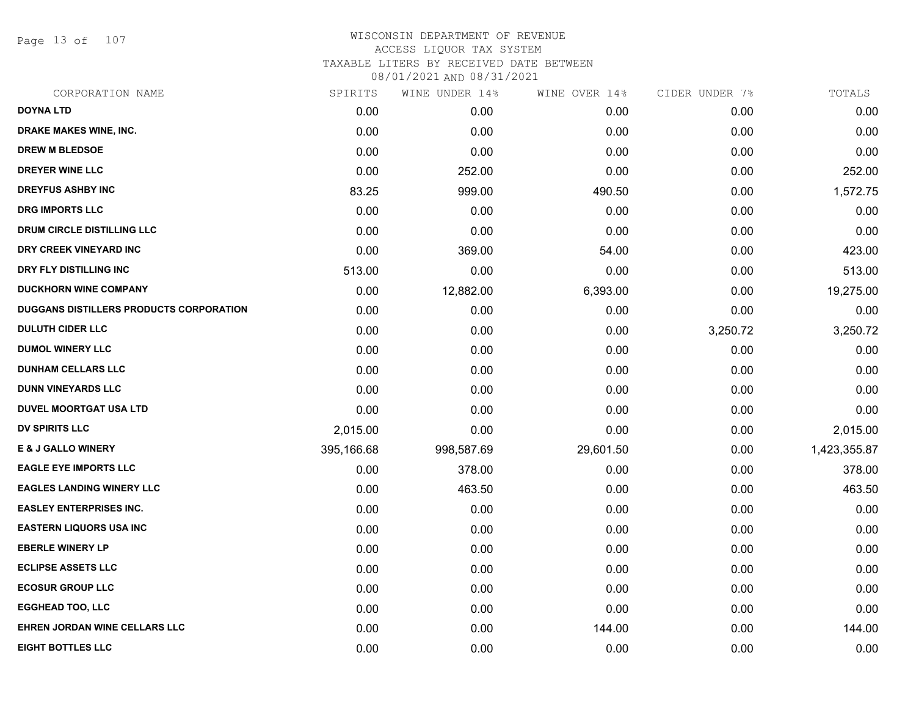# WISCONSIN DEPARTMENT OF REVENUE
ACCESS LIQUOR TAX SYSTEM
TAXABLE LITERS BY RECEIVED DATE BETWEEN
08/01/2021 AND 08/31/2021

| CORPORATION NAME | SPIRITS | WINE UNDER 14% | WINE OVER 14% | CIDER UNDER 7% | TOTALS |
|---|---|---|---|---|---|
| DOYNA LTD | 0.00 | 0.00 | 0.00 | 0.00 | 0.00 |
| DRAKE MAKES WINE, INC. | 0.00 | 0.00 | 0.00 | 0.00 | 0.00 |
| DREW M BLEDSOE | 0.00 | 0.00 | 0.00 | 0.00 | 0.00 |
| DREYER WINE LLC | 0.00 | 252.00 | 0.00 | 0.00 | 252.00 |
| DREYFUS ASHBY INC | 83.25 | 999.00 | 490.50 | 0.00 | 1,572.75 |
| DRG IMPORTS LLC | 0.00 | 0.00 | 0.00 | 0.00 | 0.00 |
| DRUM CIRCLE DISTILLING LLC | 0.00 | 0.00 | 0.00 | 0.00 | 0.00 |
| DRY CREEK VINEYARD INC | 0.00 | 369.00 | 54.00 | 0.00 | 423.00 |
| DRY FLY DISTILLING INC | 513.00 | 0.00 | 0.00 | 0.00 | 513.00 |
| DUCKHORN WINE COMPANY | 0.00 | 12,882.00 | 6,393.00 | 0.00 | 19,275.00 |
| DUGGANS DISTILLERS PRODUCTS CORPORATION | 0.00 | 0.00 | 0.00 | 0.00 | 0.00 |
| DULUTH CIDER LLC | 0.00 | 0.00 | 0.00 | 3,250.72 | 3,250.72 |
| DUMOL WINERY LLC | 0.00 | 0.00 | 0.00 | 0.00 | 0.00 |
| DUNHAM CELLARS LLC | 0.00 | 0.00 | 0.00 | 0.00 | 0.00 |
| DUNN VINEYARDS LLC | 0.00 | 0.00 | 0.00 | 0.00 | 0.00 |
| DUVEL MOORTGAT USA LTD | 0.00 | 0.00 | 0.00 | 0.00 | 0.00 |
| DV SPIRITS LLC | 2,015.00 | 0.00 | 0.00 | 0.00 | 2,015.00 |
| E & J GALLO WINERY | 395,166.68 | 998,587.69 | 29,601.50 | 0.00 | 1,423,355.87 |
| EAGLE EYE IMPORTS LLC | 0.00 | 378.00 | 0.00 | 0.00 | 378.00 |
| EAGLES LANDING WINERY LLC | 0.00 | 463.50 | 0.00 | 0.00 | 463.50 |
| EASLEY ENTERPRISES INC. | 0.00 | 0.00 | 0.00 | 0.00 | 0.00 |
| EASTERN LIQUORS USA INC | 0.00 | 0.00 | 0.00 | 0.00 | 0.00 |
| EBERLE WINERY LP | 0.00 | 0.00 | 0.00 | 0.00 | 0.00 |
| ECLIPSE ASSETS LLC | 0.00 | 0.00 | 0.00 | 0.00 | 0.00 |
| ECOSUR GROUP LLC | 0.00 | 0.00 | 0.00 | 0.00 | 0.00 |
| EGGHEAD TOO, LLC | 0.00 | 0.00 | 0.00 | 0.00 | 0.00 |
| EHREN JORDAN WINE CELLARS LLC | 0.00 | 0.00 | 144.00 | 0.00 | 144.00 |
| EIGHT BOTTLES LLC | 0.00 | 0.00 | 0.00 | 0.00 | 0.00 |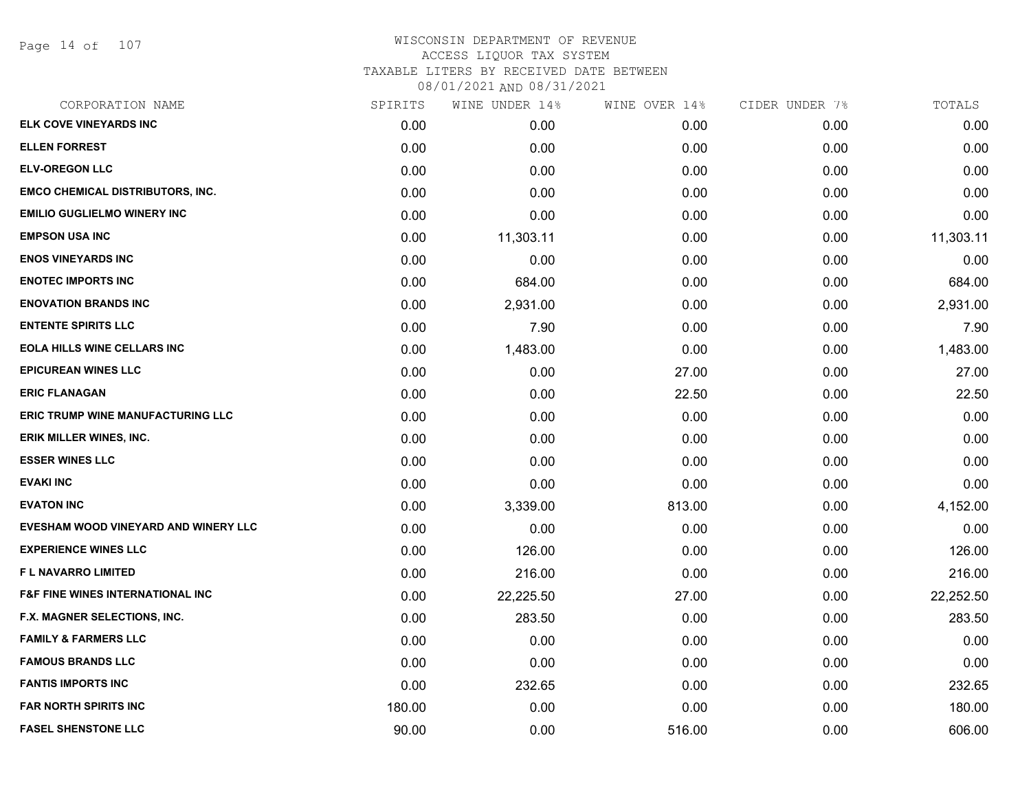# WISCONSIN DEPARTMENT OF REVENUE
## ACCESS LIQUOR TAX SYSTEM
### TAXABLE LITERS BY RECEIVED DATE BETWEEN 08/01/2021 AND 08/31/2021

| CORPORATION NAME | SPIRITS | WINE UNDER 14% | WINE OVER 14% | CIDER UNDER 7% | TOTALS |
|---|---|---|---|---|---|
| ELK COVE VINEYARDS INC | 0.00 | 0.00 | 0.00 | 0.00 | 0.00 |
| ELLEN FORREST | 0.00 | 0.00 | 0.00 | 0.00 | 0.00 |
| ELV-OREGON LLC | 0.00 | 0.00 | 0.00 | 0.00 | 0.00 |
| EMCO CHEMICAL DISTRIBUTORS, INC. | 0.00 | 0.00 | 0.00 | 0.00 | 0.00 |
| EMILIO GUGLIELMO WINERY INC | 0.00 | 0.00 | 0.00 | 0.00 | 0.00 |
| EMPSON USA INC | 0.00 | 11,303.11 | 0.00 | 0.00 | 11,303.11 |
| ENOS VINEYARDS INC | 0.00 | 0.00 | 0.00 | 0.00 | 0.00 |
| ENOTEC IMPORTS INC | 0.00 | 684.00 | 0.00 | 0.00 | 684.00 |
| ENOVATION BRANDS INC | 0.00 | 2,931.00 | 0.00 | 0.00 | 2,931.00 |
| ENTENTE SPIRITS LLC | 0.00 | 7.90 | 0.00 | 0.00 | 7.90 |
| EOLA HILLS WINE CELLARS INC | 0.00 | 1,483.00 | 0.00 | 0.00 | 1,483.00 |
| EPICUREAN WINES LLC | 0.00 | 0.00 | 27.00 | 0.00 | 27.00 |
| ERIC FLANAGAN | 0.00 | 0.00 | 22.50 | 0.00 | 22.50 |
| ERIC TRUMP WINE MANUFACTURING LLC | 0.00 | 0.00 | 0.00 | 0.00 | 0.00 |
| ERIK MILLER WINES, INC. | 0.00 | 0.00 | 0.00 | 0.00 | 0.00 |
| ESSER WINES LLC | 0.00 | 0.00 | 0.00 | 0.00 | 0.00 |
| EVAKI INC | 0.00 | 0.00 | 0.00 | 0.00 | 0.00 |
| EVATON INC | 0.00 | 3,339.00 | 813.00 | 0.00 | 4,152.00 |
| EVESHAM WOOD VINEYARD AND WINERY LLC | 0.00 | 0.00 | 0.00 | 0.00 | 0.00 |
| EXPERIENCE WINES LLC | 0.00 | 126.00 | 0.00 | 0.00 | 126.00 |
| F L NAVARRO LIMITED | 0.00 | 216.00 | 0.00 | 0.00 | 216.00 |
| F&F FINE WINES INTERNATIONAL INC | 0.00 | 22,225.50 | 27.00 | 0.00 | 22,252.50 |
| F.X. MAGNER SELECTIONS, INC. | 0.00 | 283.50 | 0.00 | 0.00 | 283.50 |
| FAMILY & FARMERS LLC | 0.00 | 0.00 | 0.00 | 0.00 | 0.00 |
| FAMOUS BRANDS LLC | 0.00 | 0.00 | 0.00 | 0.00 | 0.00 |
| FANTIS IMPORTS INC | 0.00 | 232.65 | 0.00 | 0.00 | 232.65 |
| FAR NORTH SPIRITS INC | 180.00 | 0.00 | 0.00 | 0.00 | 180.00 |
| FASEL SHENSTONE LLC | 90.00 | 0.00 | 516.00 | 0.00 | 606.00 |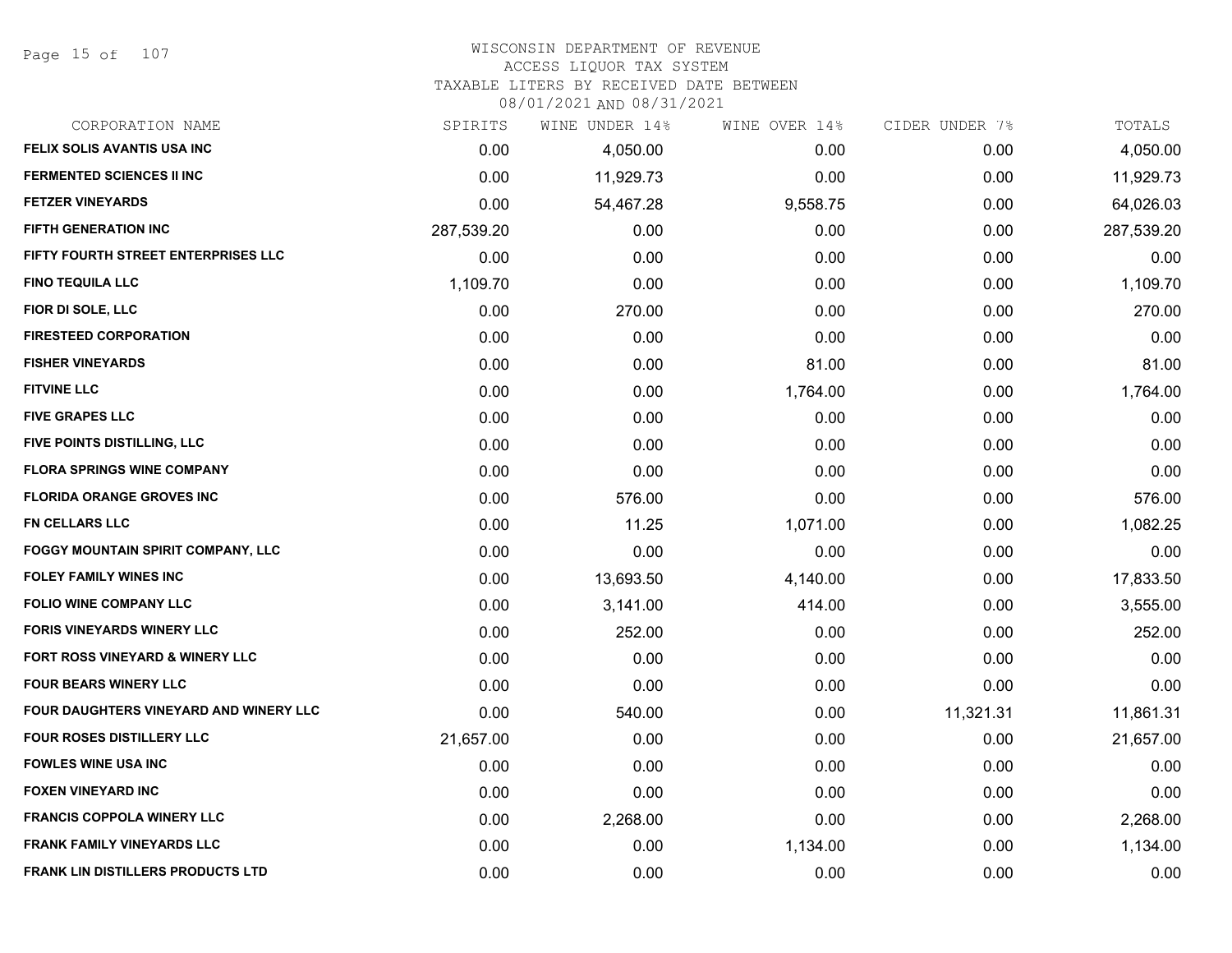# WISCONSIN DEPARTMENT OF REVENUE
## ACCESS LIQUOR TAX SYSTEM
## TAXABLE LITERS BY RECEIVED DATE BETWEEN 08/01/2021 AND 08/31/2021

| CORPORATION NAME | SPIRITS | WINE UNDER 14% | WINE OVER 14% | CIDER UNDER 7% | TOTALS |
|---|---|---|---|---|---|
| FELIX SOLIS AVANTIS USA INC | 0.00 | 4,050.00 | 0.00 | 0.00 | 4,050.00 |
| FERMENTED SCIENCES II INC | 0.00 | 11,929.73 | 0.00 | 0.00 | 11,929.73 |
| FETZER VINEYARDS | 0.00 | 54,467.28 | 9,558.75 | 0.00 | 64,026.03 |
| FIFTH GENERATION INC | 287,539.20 | 0.00 | 0.00 | 0.00 | 287,539.20 |
| FIFTY FOURTH STREET ENTERPRISES LLC | 0.00 | 0.00 | 0.00 | 0.00 | 0.00 |
| FINO TEQUILA LLC | 1,109.70 | 0.00 | 0.00 | 0.00 | 1,109.70 |
| FIOR DI SOLE, LLC | 0.00 | 270.00 | 0.00 | 0.00 | 270.00 |
| FIRESTEED CORPORATION | 0.00 | 0.00 | 0.00 | 0.00 | 0.00 |
| FISHER VINEYARDS | 0.00 | 0.00 | 81.00 | 0.00 | 81.00 |
| FITVINE LLC | 0.00 | 0.00 | 1,764.00 | 0.00 | 1,764.00 |
| FIVE GRAPES LLC | 0.00 | 0.00 | 0.00 | 0.00 | 0.00 |
| FIVE POINTS DISTILLING, LLC | 0.00 | 0.00 | 0.00 | 0.00 | 0.00 |
| FLORA SPRINGS WINE COMPANY | 0.00 | 0.00 | 0.00 | 0.00 | 0.00 |
| FLORIDA ORANGE GROVES INC | 0.00 | 576.00 | 0.00 | 0.00 | 576.00 |
| FN CELLARS LLC | 0.00 | 11.25 | 1,071.00 | 0.00 | 1,082.25 |
| FOGGY MOUNTAIN SPIRIT COMPANY, LLC | 0.00 | 0.00 | 0.00 | 0.00 | 0.00 |
| FOLEY FAMILY WINES INC | 0.00 | 13,693.50 | 4,140.00 | 0.00 | 17,833.50 |
| FOLIO WINE COMPANY LLC | 0.00 | 3,141.00 | 414.00 | 0.00 | 3,555.00 |
| FORIS VINEYARDS WINERY LLC | 0.00 | 252.00 | 0.00 | 0.00 | 252.00 |
| FORT ROSS VINEYARD & WINERY LLC | 0.00 | 0.00 | 0.00 | 0.00 | 0.00 |
| FOUR BEARS WINERY LLC | 0.00 | 0.00 | 0.00 | 0.00 | 0.00 |
| FOUR DAUGHTERS VINEYARD AND WINERY LLC | 0.00 | 540.00 | 0.00 | 11,321.31 | 11,861.31 |
| FOUR ROSES DISTILLERY LLC | 21,657.00 | 0.00 | 0.00 | 0.00 | 21,657.00 |
| FOWLES WINE USA INC | 0.00 | 0.00 | 0.00 | 0.00 | 0.00 |
| FOXEN VINEYARD INC | 0.00 | 0.00 | 0.00 | 0.00 | 0.00 |
| FRANCIS COPPOLA WINERY LLC | 0.00 | 2,268.00 | 0.00 | 0.00 | 2,268.00 |
| FRANK FAMILY VINEYARDS LLC | 0.00 | 0.00 | 1,134.00 | 0.00 | 1,134.00 |
| FRANK LIN DISTILLERS PRODUCTS LTD | 0.00 | 0.00 | 0.00 | 0.00 | 0.00 |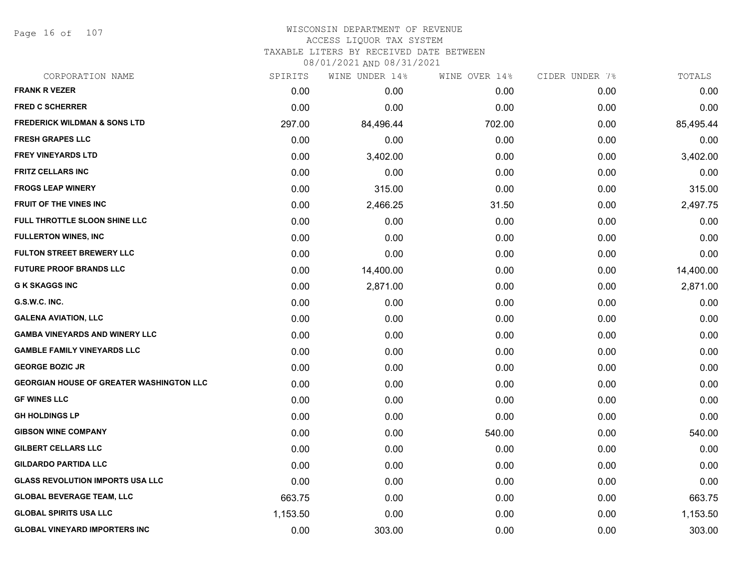# WISCONSIN DEPARTMENT OF REVENUE
## ACCESS LIQUOR TAX SYSTEM
### TAXABLE LITERS BY RECEIVED DATE BETWEEN 08/01/2021 AND 08/31/2021

| CORPORATION NAME | SPIRITS | WINE UNDER 14% | WINE OVER 14% | CIDER UNDER 7% | TOTALS |
|---|---|---|---|---|---|
| FRANK R VEZER | 0.00 | 0.00 | 0.00 | 0.00 | 0.00 |
| FRED C SCHERRER | 0.00 | 0.00 | 0.00 | 0.00 | 0.00 |
| FREDERICK WILDMAN & SONS LTD | 297.00 | 84,496.44 | 702.00 | 0.00 | 85,495.44 |
| FRESH GRAPES LLC | 0.00 | 0.00 | 0.00 | 0.00 | 0.00 |
| FREY VINEYARDS LTD | 0.00 | 3,402.00 | 0.00 | 0.00 | 3,402.00 |
| FRITZ CELLARS INC | 0.00 | 0.00 | 0.00 | 0.00 | 0.00 |
| FROGS LEAP WINERY | 0.00 | 315.00 | 0.00 | 0.00 | 315.00 |
| FRUIT OF THE VINES INC | 0.00 | 2,466.25 | 31.50 | 0.00 | 2,497.75 |
| FULL THROTTLE SLOON SHINE LLC | 0.00 | 0.00 | 0.00 | 0.00 | 0.00 |
| FULLERTON WINES, INC | 0.00 | 0.00 | 0.00 | 0.00 | 0.00 |
| FULTON STREET BREWERY LLC | 0.00 | 0.00 | 0.00 | 0.00 | 0.00 |
| FUTURE PROOF BRANDS LLC | 0.00 | 14,400.00 | 0.00 | 0.00 | 14,400.00 |
| G K SKAGGS INC | 0.00 | 2,871.00 | 0.00 | 0.00 | 2,871.00 |
| G.S.W.C. INC. | 0.00 | 0.00 | 0.00 | 0.00 | 0.00 |
| GALENA AVIATION, LLC | 0.00 | 0.00 | 0.00 | 0.00 | 0.00 |
| GAMBA VINEYARDS AND WINERY LLC | 0.00 | 0.00 | 0.00 | 0.00 | 0.00 |
| GAMBLE FAMILY VINEYARDS LLC | 0.00 | 0.00 | 0.00 | 0.00 | 0.00 |
| GEORGE BOZIC JR | 0.00 | 0.00 | 0.00 | 0.00 | 0.00 |
| GEORGIAN HOUSE OF GREATER WASHINGTON LLC | 0.00 | 0.00 | 0.00 | 0.00 | 0.00 |
| GF WINES LLC | 0.00 | 0.00 | 0.00 | 0.00 | 0.00 |
| GH HOLDINGS LP | 0.00 | 0.00 | 0.00 | 0.00 | 0.00 |
| GIBSON WINE COMPANY | 0.00 | 0.00 | 540.00 | 0.00 | 540.00 |
| GILBERT CELLARS LLC | 0.00 | 0.00 | 0.00 | 0.00 | 0.00 |
| GILDARDO PARTIDA LLC | 0.00 | 0.00 | 0.00 | 0.00 | 0.00 |
| GLASS REVOLUTION IMPORTS USA LLC | 0.00 | 0.00 | 0.00 | 0.00 | 0.00 |
| GLOBAL BEVERAGE TEAM, LLC | 663.75 | 0.00 | 0.00 | 0.00 | 663.75 |
| GLOBAL SPIRITS USA LLC | 1,153.50 | 0.00 | 0.00 | 0.00 | 1,153.50 |
| GLOBAL VINEYARD IMPORTERS INC | 0.00 | 303.00 | 0.00 | 0.00 | 303.00 |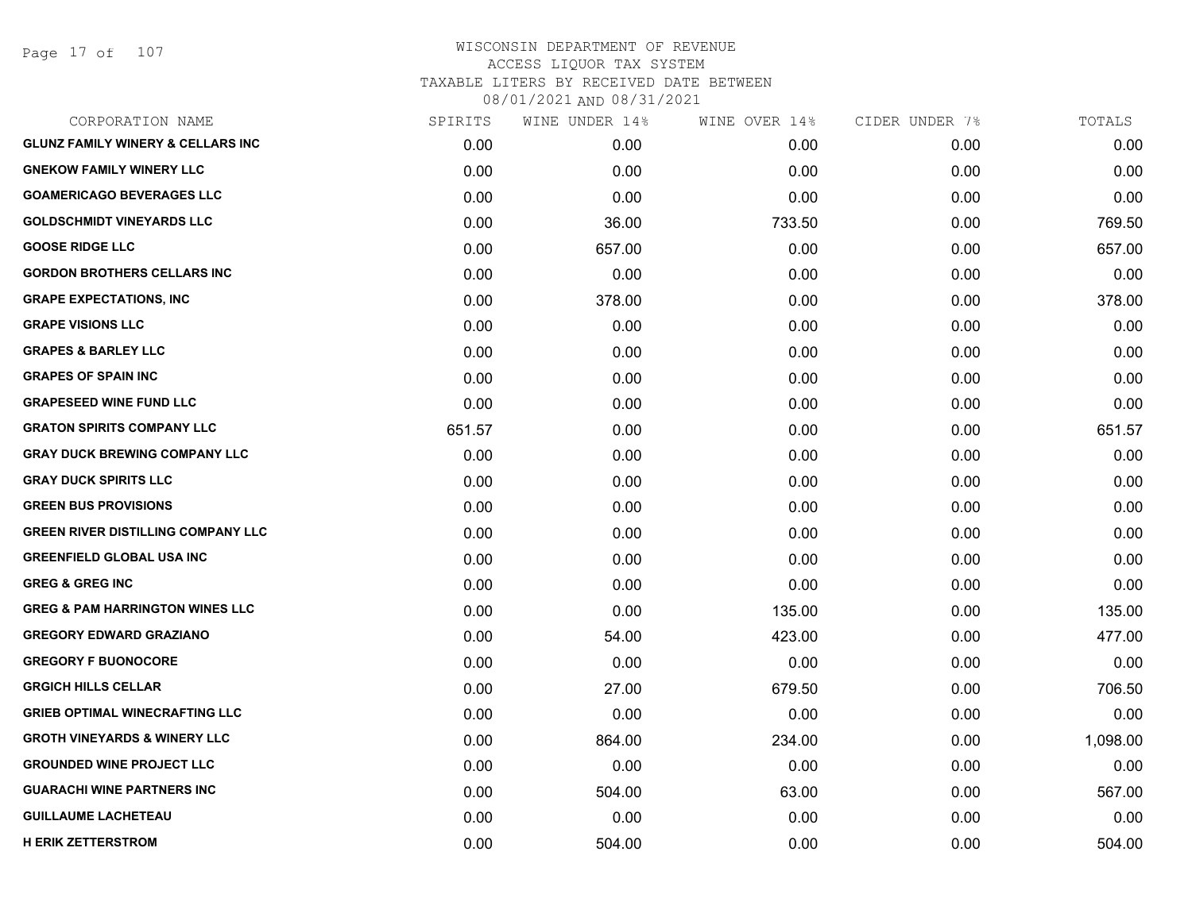# WISCONSIN DEPARTMENT OF REVENUE
## ACCESS LIQUOR TAX SYSTEM
### TAXABLE LITERS BY RECEIVED DATE BETWEEN 08/01/2021 AND 08/31/2021

| CORPORATION NAME | SPIRITS | WINE UNDER 14% | WINE OVER 14% | CIDER UNDER 7% | TOTALS |
|---|---|---|---|---|---|
| **GLUNZ FAMILY WINERY & CELLARS INC** | 0.00 | 0.00 | 0.00 | 0.00 | 0.00 |
| **GNEKOW FAMILY WINERY LLC** | 0.00 | 0.00 | 0.00 | 0.00 | 0.00 |
| **GOAMERICAGO BEVERAGES LLC** | 0.00 | 0.00 | 0.00 | 0.00 | 0.00 |
| **GOLDSCHMIDT VINEYARDS LLC** | 0.00 | 36.00 | 733.50 | 0.00 | 769.50 |
| **GOOSE RIDGE LLC** | 0.00 | 657.00 | 0.00 | 0.00 | 657.00 |
| **GORDON BROTHERS CELLARS INC** | 0.00 | 0.00 | 0.00 | 0.00 | 0.00 |
| **GRAPE EXPECTATIONS, INC** | 0.00 | 378.00 | 0.00 | 0.00 | 378.00 |
| **GRAPE VISIONS LLC** | 0.00 | 0.00 | 0.00 | 0.00 | 0.00 |
| **GRAPES & BARLEY LLC** | 0.00 | 0.00 | 0.00 | 0.00 | 0.00 |
| **GRAPES OF SPAIN INC** | 0.00 | 0.00 | 0.00 | 0.00 | 0.00 |
| **GRAPESEED WINE FUND LLC** | 0.00 | 0.00 | 0.00 | 0.00 | 0.00 |
| **GRATON SPIRITS COMPANY LLC** | 651.57 | 0.00 | 0.00 | 0.00 | 651.57 |
| **GRAY DUCK BREWING COMPANY LLC** | 0.00 | 0.00 | 0.00 | 0.00 | 0.00 |
| **GRAY DUCK SPIRITS LLC** | 0.00 | 0.00 | 0.00 | 0.00 | 0.00 |
| **GREEN BUS PROVISIONS** | 0.00 | 0.00 | 0.00 | 0.00 | 0.00 |
| **GREEN RIVER DISTILLING COMPANY LLC** | 0.00 | 0.00 | 0.00 | 0.00 | 0.00 |
| **GREENFIELD GLOBAL USA INC** | 0.00 | 0.00 | 0.00 | 0.00 | 0.00 |
| **GREG & GREG INC** | 0.00 | 0.00 | 0.00 | 0.00 | 0.00 |
| **GREG & PAM HARRINGTON WINES LLC** | 0.00 | 0.00 | 135.00 | 0.00 | 135.00 |
| **GREGORY EDWARD GRAZIANO** | 0.00 | 54.00 | 423.00 | 0.00 | 477.00 |
| **GREGORY F BUONOCORE** | 0.00 | 0.00 | 0.00 | 0.00 | 0.00 |
| **GRGICH HILLS CELLAR** | 0.00 | 27.00 | 679.50 | 0.00 | 706.50 |
| **GRIEB OPTIMAL WINECRAFTING LLC** | 0.00 | 0.00 | 0.00 | 0.00 | 0.00 |
| **GROTH VINEYARDS & WINERY LLC** | 0.00 | 864.00 | 234.00 | 0.00 | 1,098.00 |
| **GROUNDED WINE PROJECT LLC** | 0.00 | 0.00 | 0.00 | 0.00 | 0.00 |
| **GUARACHI WINE PARTNERS INC** | 0.00 | 504.00 | 63.00 | 0.00 | 567.00 |
| **GUILLAUME LACHETEAU** | 0.00 | 0.00 | 0.00 | 0.00 | 0.00 |
| **H ERIK ZETTERSTROM** | 0.00 | 504.00 | 0.00 | 0.00 | 504.00 |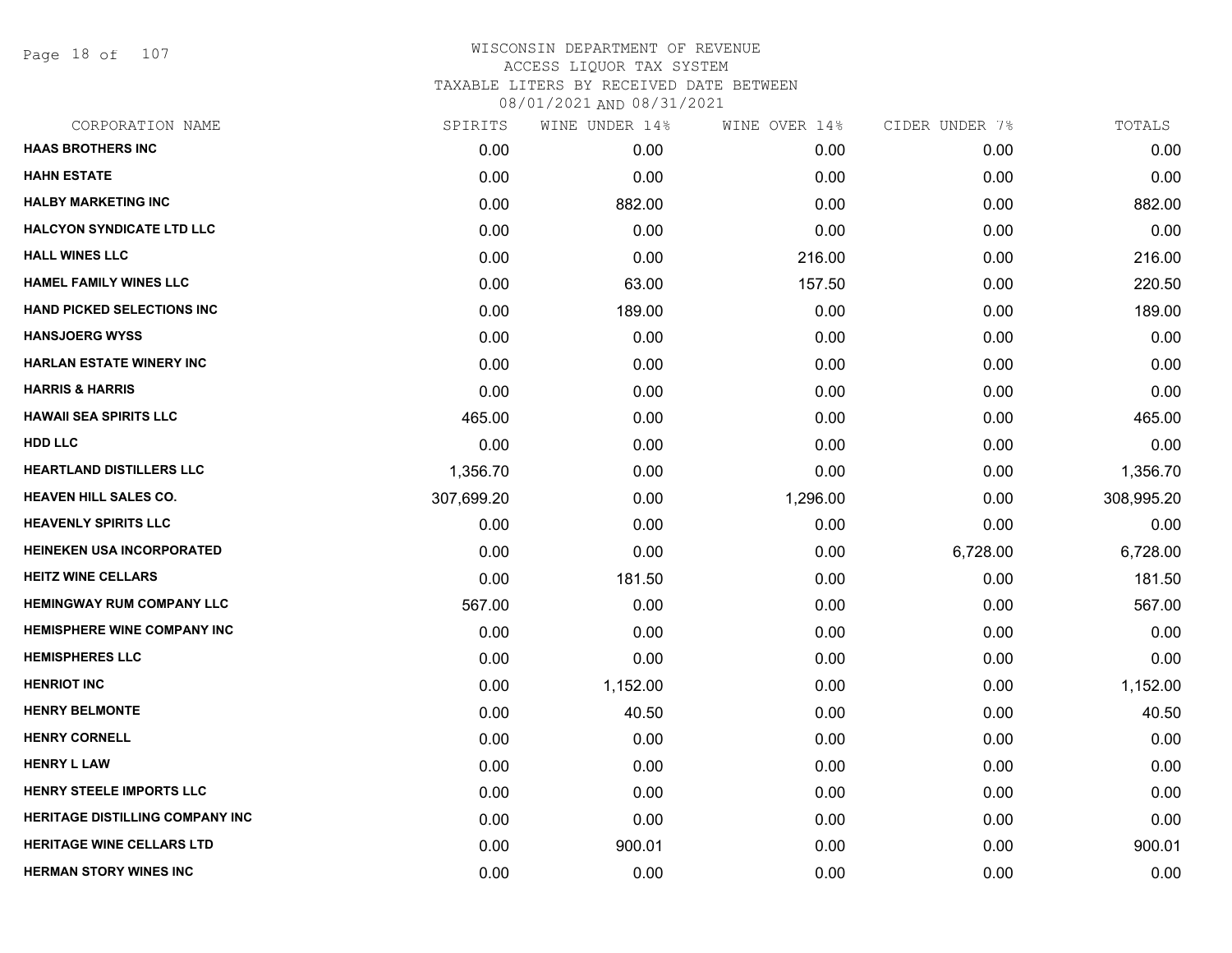# WISCONSIN DEPARTMENT OF REVENUE
## ACCESS LIQUOR TAX SYSTEM
### TAXABLE LITERS BY RECEIVED DATE BETWEEN 08/01/2021 AND 08/31/2021

| CORPORATION NAME | SPIRITS | WINE UNDER 14% | WINE OVER 14% | CIDER UNDER 7% | TOTALS |
|---|---|---|---|---|---|
| HAAS BROTHERS INC | 0.00 | 0.00 | 0.00 | 0.00 | 0.00 |
| HAHN ESTATE | 0.00 | 0.00 | 0.00 | 0.00 | 0.00 |
| HALBY MARKETING INC | 0.00 | 882.00 | 0.00 | 0.00 | 882.00 |
| HALCYON SYNDICATE LTD LLC | 0.00 | 0.00 | 0.00 | 0.00 | 0.00 |
| HALL WINES LLC | 0.00 | 0.00 | 216.00 | 0.00 | 216.00 |
| HAMEL FAMILY WINES LLC | 0.00 | 63.00 | 157.50 | 0.00 | 220.50 |
| HAND PICKED SELECTIONS INC | 0.00 | 189.00 | 0.00 | 0.00 | 189.00 |
| HANSJOERG WYSS | 0.00 | 0.00 | 0.00 | 0.00 | 0.00 |
| HARLAN ESTATE WINERY INC | 0.00 | 0.00 | 0.00 | 0.00 | 0.00 |
| HARRIS & HARRIS | 0.00 | 0.00 | 0.00 | 0.00 | 0.00 |
| HAWAII SEA SPIRITS LLC | 465.00 | 0.00 | 0.00 | 0.00 | 465.00 |
| HDD LLC | 0.00 | 0.00 | 0.00 | 0.00 | 0.00 |
| HEARTLAND DISTILLERS LLC | 1,356.70 | 0.00 | 0.00 | 0.00 | 1,356.70 |
| HEAVEN HILL SALES CO. | 307,699.20 | 0.00 | 1,296.00 | 0.00 | 308,995.20 |
| HEAVENLY SPIRITS LLC | 0.00 | 0.00 | 0.00 | 0.00 | 0.00 |
| HEINEKEN USA INCORPORATED | 0.00 | 0.00 | 0.00 | 6,728.00 | 6,728.00 |
| HEITZ WINE CELLARS | 0.00 | 181.50 | 0.00 | 0.00 | 181.50 |
| HEMINGWAY RUM COMPANY LLC | 567.00 | 0.00 | 0.00 | 0.00 | 567.00 |
| HEMISPHERE WINE COMPANY INC | 0.00 | 0.00 | 0.00 | 0.00 | 0.00 |
| HEMISPHERES LLC | 0.00 | 0.00 | 0.00 | 0.00 | 0.00 |
| HENRIOT INC | 0.00 | 1,152.00 | 0.00 | 0.00 | 1,152.00 |
| HENRY BELMONTE | 0.00 | 40.50 | 0.00 | 0.00 | 40.50 |
| HENRY CORNELL | 0.00 | 0.00 | 0.00 | 0.00 | 0.00 |
| HENRY L LAW | 0.00 | 0.00 | 0.00 | 0.00 | 0.00 |
| HENRY STEELE IMPORTS LLC | 0.00 | 0.00 | 0.00 | 0.00 | 0.00 |
| HERITAGE DISTILLING COMPANY INC | 0.00 | 0.00 | 0.00 | 0.00 | 0.00 |
| HERITAGE WINE CELLARS LTD | 0.00 | 900.01 | 0.00 | 0.00 | 900.01 |
| HERMAN STORY WINES INC | 0.00 | 0.00 | 0.00 | 0.00 | 0.00 |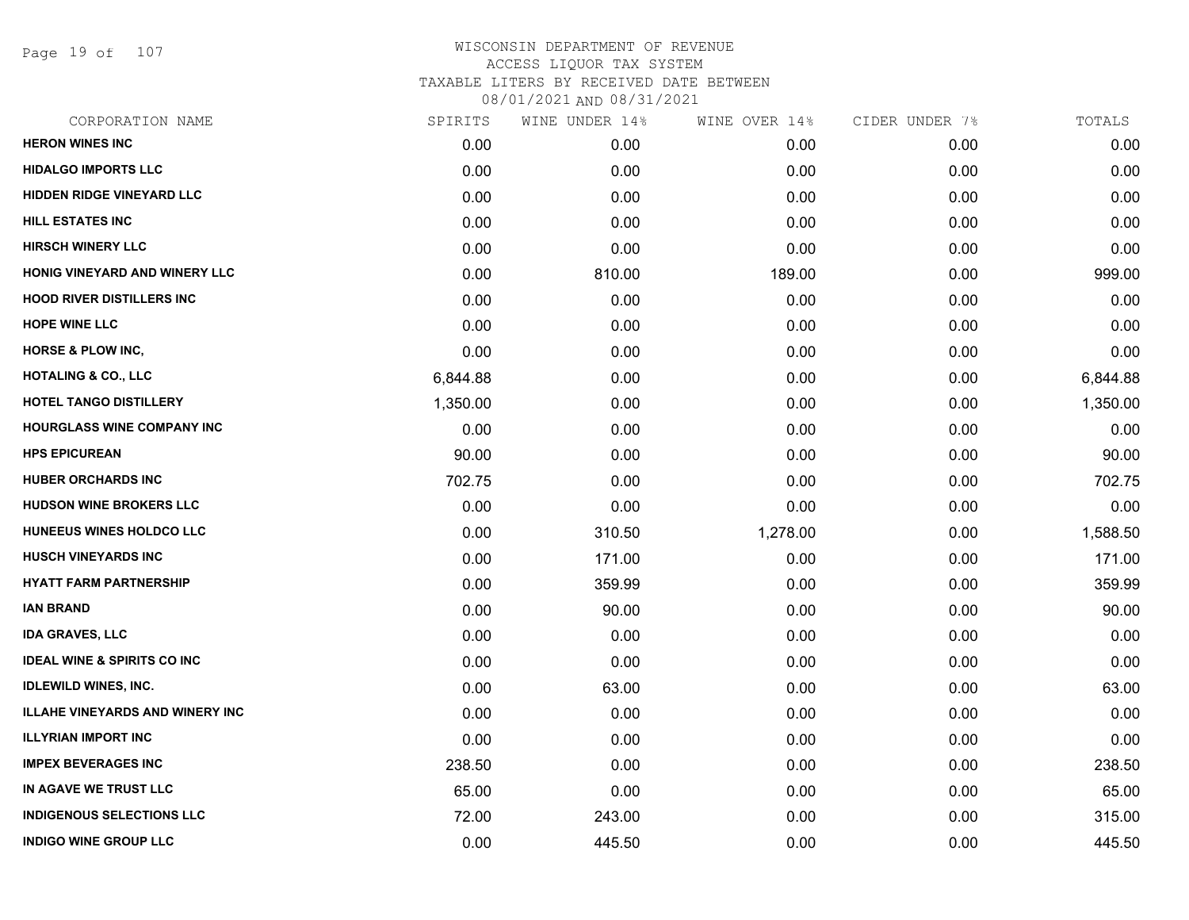# WISCONSIN DEPARTMENT OF REVENUE
## ACCESS LIQUOR TAX SYSTEM
### TAXABLE LITERS BY RECEIVED DATE BETWEEN 08/01/2021 AND 08/31/2021

| CORPORATION NAME | SPIRITS | WINE UNDER 14% | WINE OVER 14% | CIDER UNDER 7% | TOTALS |
|---|---|---|---|---|---|
| HERON WINES INC | 0.00 | 0.00 | 0.00 | 0.00 | 0.00 |
| HIDALGO IMPORTS LLC | 0.00 | 0.00 | 0.00 | 0.00 | 0.00 |
| HIDDEN RIDGE VINEYARD LLC | 0.00 | 0.00 | 0.00 | 0.00 | 0.00 |
| HILL ESTATES INC | 0.00 | 0.00 | 0.00 | 0.00 | 0.00 |
| HIRSCH WINERY LLC | 0.00 | 0.00 | 0.00 | 0.00 | 0.00 |
| HONIG VINEYARD AND WINERY LLC | 0.00 | 810.00 | 189.00 | 0.00 | 999.00 |
| HOOD RIVER DISTILLERS INC | 0.00 | 0.00 | 0.00 | 0.00 | 0.00 |
| HOPE WINE LLC | 0.00 | 0.00 | 0.00 | 0.00 | 0.00 |
| HORSE & PLOW INC, | 0.00 | 0.00 | 0.00 | 0.00 | 0.00 |
| HOTALING & CO., LLC | 6,844.88 | 0.00 | 0.00 | 0.00 | 6,844.88 |
| HOTEL TANGO DISTILLERY | 1,350.00 | 0.00 | 0.00 | 0.00 | 1,350.00 |
| HOURGLASS WINE COMPANY INC | 0.00 | 0.00 | 0.00 | 0.00 | 0.00 |
| HPS EPICUREAN | 90.00 | 0.00 | 0.00 | 0.00 | 90.00 |
| HUBER ORCHARDS INC | 702.75 | 0.00 | 0.00 | 0.00 | 702.75 |
| HUDSON WINE BROKERS LLC | 0.00 | 0.00 | 0.00 | 0.00 | 0.00 |
| HUNEEUS WINES HOLDCO LLC | 0.00 | 310.50 | 1,278.00 | 0.00 | 1,588.50 |
| HUSCH VINEYARDS INC | 0.00 | 171.00 | 0.00 | 0.00 | 171.00 |
| HYATT FARM PARTNERSHIP | 0.00 | 359.99 | 0.00 | 0.00 | 359.99 |
| IAN BRAND | 0.00 | 90.00 | 0.00 | 0.00 | 90.00 |
| IDA GRAVES, LLC | 0.00 | 0.00 | 0.00 | 0.00 | 0.00 |
| IDEAL WINE & SPIRITS CO INC | 0.00 | 0.00 | 0.00 | 0.00 | 0.00 |
| IDLEWILD WINES, INC. | 0.00 | 63.00 | 0.00 | 0.00 | 63.00 |
| ILLAHE VINEYARDS AND WINERY INC | 0.00 | 0.00 | 0.00 | 0.00 | 0.00 |
| ILLYRIAN IMPORT INC | 0.00 | 0.00 | 0.00 | 0.00 | 0.00 |
| IMPEX BEVERAGES INC | 238.50 | 0.00 | 0.00 | 0.00 | 238.50 |
| IN AGAVE WE TRUST LLC | 65.00 | 0.00 | 0.00 | 0.00 | 65.00 |
| INDIGENOUS SELECTIONS LLC | 72.00 | 243.00 | 0.00 | 0.00 | 315.00 |
| INDIGO WINE GROUP LLC | 0.00 | 445.50 | 0.00 | 0.00 | 445.50 |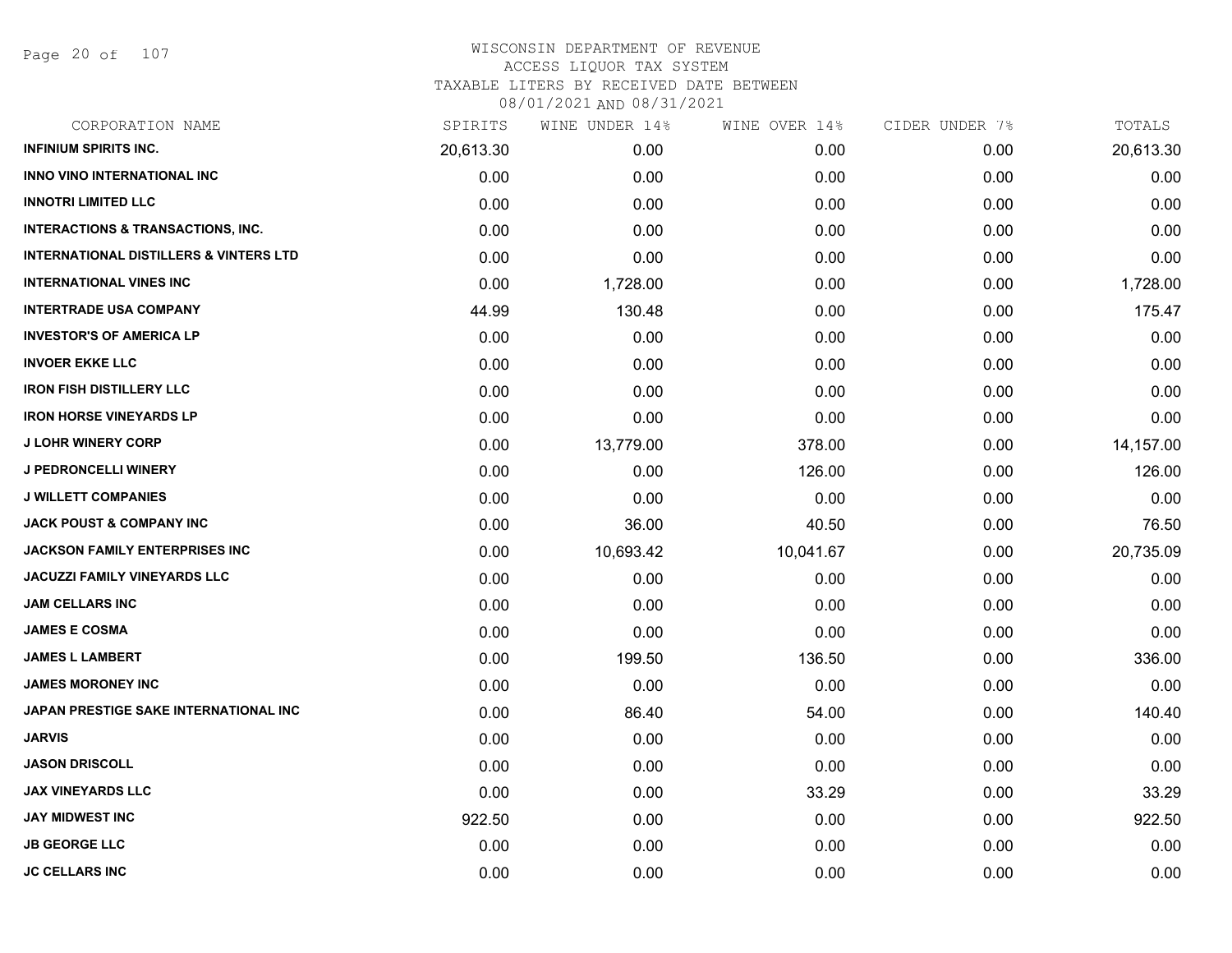# WISCONSIN DEPARTMENT OF REVENUE
## ACCESS LIQUOR TAX SYSTEM
### TAXABLE LITERS BY RECEIVED DATE BETWEEN 08/01/2021 AND 08/31/2021

| CORPORATION NAME | SPIRITS | WINE UNDER 14% | WINE OVER 14% | CIDER UNDER 7% | TOTALS |
|---|---|---|---|---|---|
| **INFINIUM SPIRITS INC.** | 20,613.30 | 0.00 | 0.00 | 0.00 | 20,613.30 |
| **INNO VINO INTERNATIONAL INC** | 0.00 | 0.00 | 0.00 | 0.00 | 0.00 |
| **INNOTRI LIMITED LLC** | 0.00 | 0.00 | 0.00 | 0.00 | 0.00 |
| **INTERACTIONS & TRANSACTIONS, INC.** | 0.00 | 0.00 | 0.00 | 0.00 | 0.00 |
| **INTERNATIONAL DISTILLERS & VINTERS LTD** | 0.00 | 0.00 | 0.00 | 0.00 | 0.00 |
| **INTERNATIONAL VINES INC** | 0.00 | 1,728.00 | 0.00 | 0.00 | 1,728.00 |
| **INTERTRADE USA COMPANY** | 44.99 | 130.48 | 0.00 | 0.00 | 175.47 |
| **INVESTOR'S OF AMERICA LP** | 0.00 | 0.00 | 0.00 | 0.00 | 0.00 |
| **INVOER EKKE LLC** | 0.00 | 0.00 | 0.00 | 0.00 | 0.00 |
| **IRON FISH DISTILLERY LLC** | 0.00 | 0.00 | 0.00 | 0.00 | 0.00 |
| **IRON HORSE VINEYARDS LP** | 0.00 | 0.00 | 0.00 | 0.00 | 0.00 |
| **J LOHR WINERY CORP** | 0.00 | 13,779.00 | 378.00 | 0.00 | 14,157.00 |
| **J PEDRONCELLI WINERY** | 0.00 | 0.00 | 126.00 | 0.00 | 126.00 |
| **J WILLETT COMPANIES** | 0.00 | 0.00 | 0.00 | 0.00 | 0.00 |
| **JACK POUST & COMPANY INC** | 0.00 | 36.00 | 40.50 | 0.00 | 76.50 |
| **JACKSON FAMILY ENTERPRISES INC** | 0.00 | 10,693.42 | 10,041.67 | 0.00 | 20,735.09 |
| **JACUZZI FAMILY VINEYARDS LLC** | 0.00 | 0.00 | 0.00 | 0.00 | 0.00 |
| **JAM CELLARS INC** | 0.00 | 0.00 | 0.00 | 0.00 | 0.00 |
| **JAMES E COSMA** | 0.00 | 0.00 | 0.00 | 0.00 | 0.00 |
| **JAMES L LAMBERT** | 0.00 | 199.50 | 136.50 | 0.00 | 336.00 |
| **JAMES MORONEY INC** | 0.00 | 0.00 | 0.00 | 0.00 | 0.00 |
| **JAPAN PRESTIGE SAKE INTERNATIONAL INC** | 0.00 | 86.40 | 54.00 | 0.00 | 140.40 |
| **JARVIS** | 0.00 | 0.00 | 0.00 | 0.00 | 0.00 |
| **JASON DRISCOLL** | 0.00 | 0.00 | 0.00 | 0.00 | 0.00 |
| **JAX VINEYARDS LLC** | 0.00 | 0.00 | 33.29 | 0.00 | 33.29 |
| **JAY MIDWEST INC** | 922.50 | 0.00 | 0.00 | 0.00 | 922.50 |
| **JB GEORGE LLC** | 0.00 | 0.00 | 0.00 | 0.00 | 0.00 |
| **JC CELLARS INC** | 0.00 | 0.00 | 0.00 | 0.00 | 0.00 |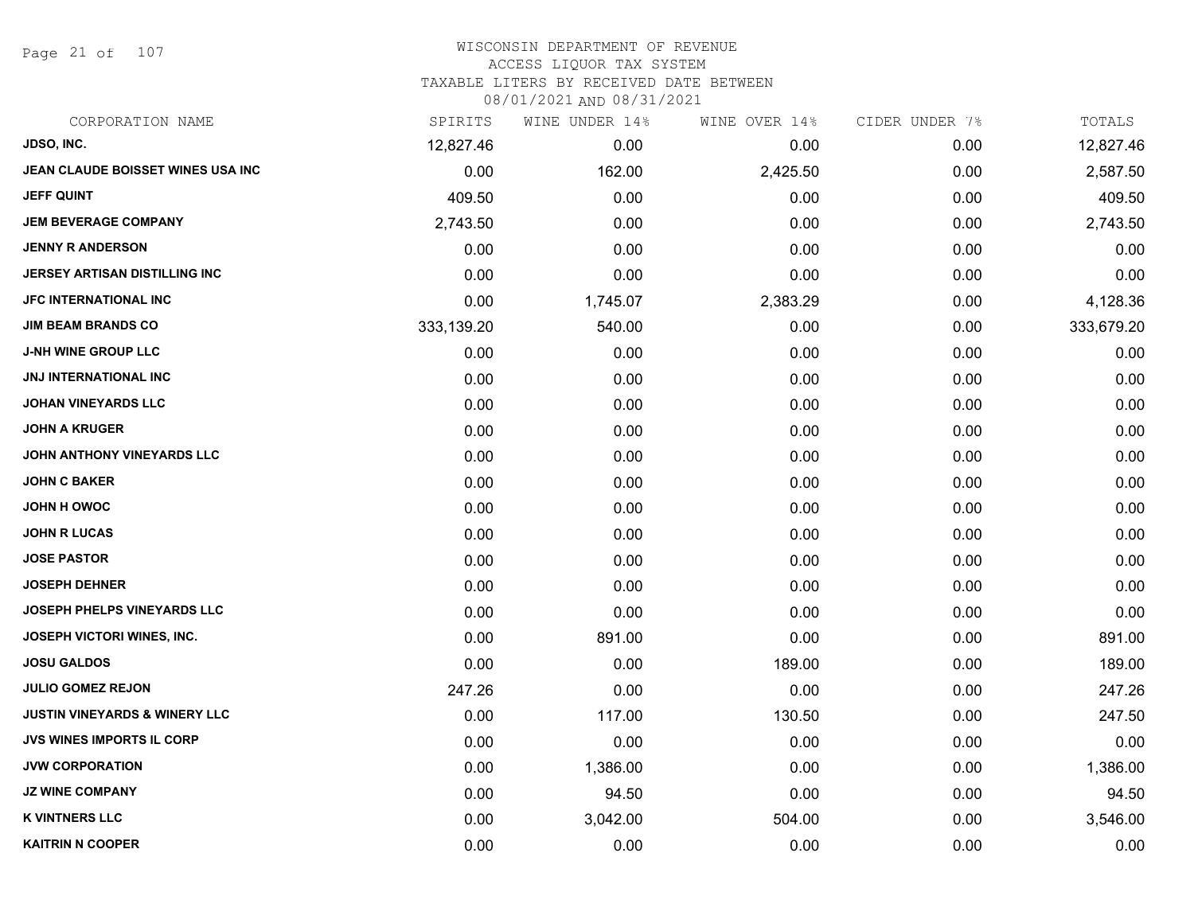# WISCONSIN DEPARTMENT OF REVENUE
## ACCESS LIQUOR TAX SYSTEM
## TAXABLE LITERS BY RECEIVED DATE BETWEEN 08/01/2021 AND 08/31/2021

| CORPORATION NAME | SPIRITS | WINE UNDER 14% | WINE OVER 14% | CIDER UNDER 7% | TOTALS |
|---|---|---|---|---|---|
| JDSO, INC. | 12,827.46 | 0.00 | 0.00 | 0.00 | 12,827.46 |
| JEAN CLAUDE BOISSET WINES USA INC | 0.00 | 162.00 | 2,425.50 | 0.00 | 2,587.50 |
| JEFF QUINT | 409.50 | 0.00 | 0.00 | 0.00 | 409.50 |
| JEM BEVERAGE COMPANY | 2,743.50 | 0.00 | 0.00 | 0.00 | 2,743.50 |
| JENNY R ANDERSON | 0.00 | 0.00 | 0.00 | 0.00 | 0.00 |
| JERSEY ARTISAN DISTILLING INC | 0.00 | 0.00 | 0.00 | 0.00 | 0.00 |
| JFC INTERNATIONAL INC | 0.00 | 1,745.07 | 2,383.29 | 0.00 | 4,128.36 |
| JIM BEAM BRANDS CO | 333,139.20 | 540.00 | 0.00 | 0.00 | 333,679.20 |
| J-NH WINE GROUP LLC | 0.00 | 0.00 | 0.00 | 0.00 | 0.00 |
| JNJ INTERNATIONAL INC | 0.00 | 0.00 | 0.00 | 0.00 | 0.00 |
| JOHAN VINEYARDS LLC | 0.00 | 0.00 | 0.00 | 0.00 | 0.00 |
| JOHN A KRUGER | 0.00 | 0.00 | 0.00 | 0.00 | 0.00 |
| JOHN ANTHONY VINEYARDS LLC | 0.00 | 0.00 | 0.00 | 0.00 | 0.00 |
| JOHN C BAKER | 0.00 | 0.00 | 0.00 | 0.00 | 0.00 |
| JOHN H OWOC | 0.00 | 0.00 | 0.00 | 0.00 | 0.00 |
| JOHN R LUCAS | 0.00 | 0.00 | 0.00 | 0.00 | 0.00 |
| JOSE PASTOR | 0.00 | 0.00 | 0.00 | 0.00 | 0.00 |
| JOSEPH DEHNER | 0.00 | 0.00 | 0.00 | 0.00 | 0.00 |
| JOSEPH PHELPS VINEYARDS LLC | 0.00 | 0.00 | 0.00 | 0.00 | 0.00 |
| JOSEPH VICTORI WINES, INC. | 0.00 | 891.00 | 0.00 | 0.00 | 891.00 |
| JOSU GALDOS | 0.00 | 0.00 | 189.00 | 0.00 | 189.00 |
| JULIO GOMEZ REJON | 247.26 | 0.00 | 0.00 | 0.00 | 247.26 |
| JUSTIN VINEYARDS & WINERY LLC | 0.00 | 117.00 | 130.50 | 0.00 | 247.50 |
| JVS WINES IMPORTS IL CORP | 0.00 | 0.00 | 0.00 | 0.00 | 0.00 |
| JVW CORPORATION | 0.00 | 1,386.00 | 0.00 | 0.00 | 1,386.00 |
| JZ WINE COMPANY | 0.00 | 94.50 | 0.00 | 0.00 | 94.50 |
| K VINTNERS LLC | 0.00 | 3,042.00 | 504.00 | 0.00 | 3,546.00 |
| KAITRIN N COOPER | 0.00 | 0.00 | 0.00 | 0.00 | 0.00 |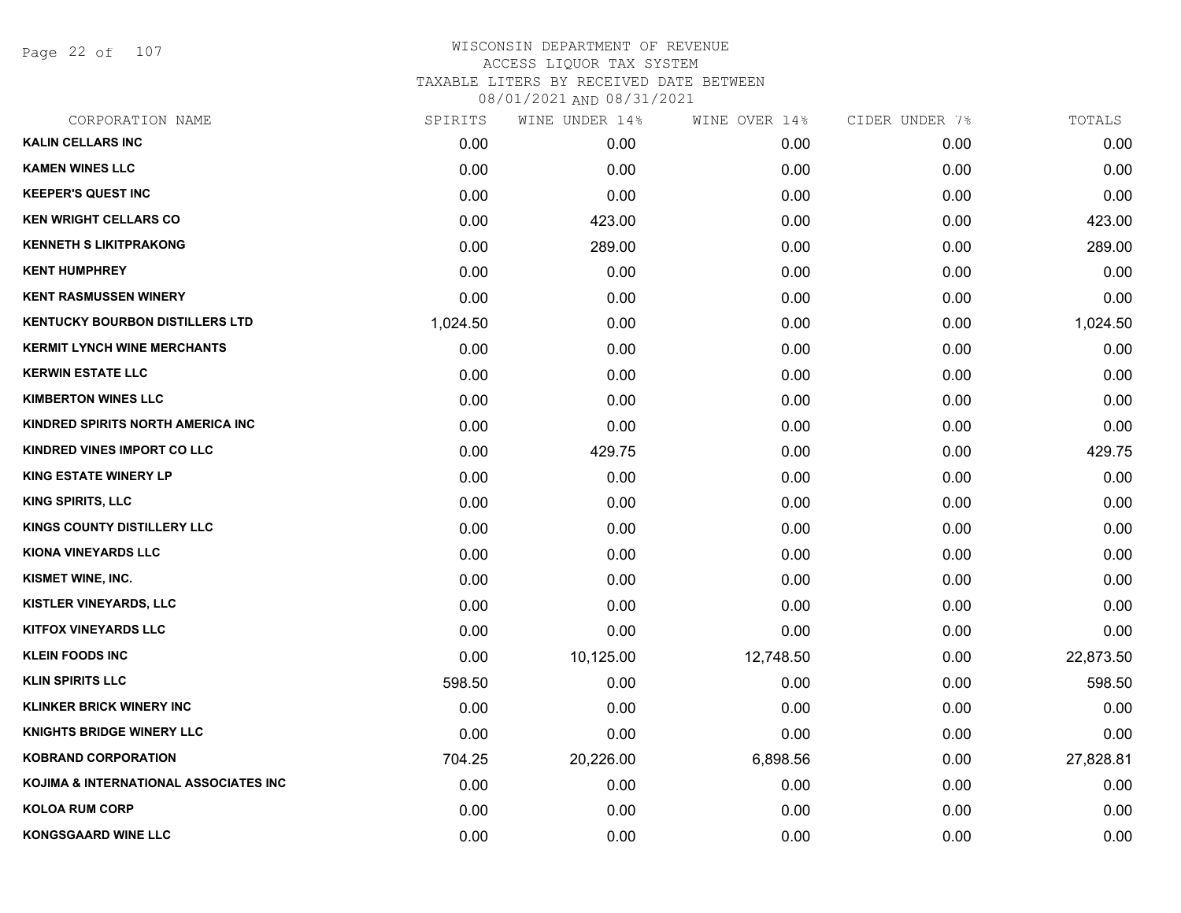# WISCONSIN DEPARTMENT OF REVENUE
## ACCESS LIQUOR TAX SYSTEM
### TAXABLE LITERS BY RECEIVED DATE BETWEEN 08/01/2021 AND 08/31/2021

| CORPORATION NAME | SPIRITS | WINE UNDER 14% | WINE OVER 14% | CIDER UNDER 7% | TOTALS |
|---|---|---|---|---|---|
| KALIN CELLARS INC | 0.00 | 0.00 | 0.00 | 0.00 | 0.00 |
| KAMEN WINES LLC | 0.00 | 0.00 | 0.00 | 0.00 | 0.00 |
| KEEPER'S QUEST INC | 0.00 | 0.00 | 0.00 | 0.00 | 0.00 |
| KEN WRIGHT CELLARS CO | 0.00 | 423.00 | 0.00 | 0.00 | 423.00 |
| KENNETH S LIKITPRAKONG | 0.00 | 289.00 | 0.00 | 0.00 | 289.00 |
| KENT HUMPHREY | 0.00 | 0.00 | 0.00 | 0.00 | 0.00 |
| KENT RASMUSSEN WINERY | 0.00 | 0.00 | 0.00 | 0.00 | 0.00 |
| KENTUCKY BOURBON DISTILLERS LTD | 1,024.50 | 0.00 | 0.00 | 0.00 | 1,024.50 |
| KERMIT LYNCH WINE MERCHANTS | 0.00 | 0.00 | 0.00 | 0.00 | 0.00 |
| KERWIN ESTATE LLC | 0.00 | 0.00 | 0.00 | 0.00 | 0.00 |
| KIMBERTON WINES LLC | 0.00 | 0.00 | 0.00 | 0.00 | 0.00 |
| KINDRED SPIRITS NORTH AMERICA INC | 0.00 | 0.00 | 0.00 | 0.00 | 0.00 |
| KINDRED VINES IMPORT CO LLC | 0.00 | 429.75 | 0.00 | 0.00 | 429.75 |
| KING ESTATE WINERY LP | 0.00 | 0.00 | 0.00 | 0.00 | 0.00 |
| KING SPIRITS, LLC | 0.00 | 0.00 | 0.00 | 0.00 | 0.00 |
| KINGS COUNTY DISTILLERY LLC | 0.00 | 0.00 | 0.00 | 0.00 | 0.00 |
| KIONA VINEYARDS LLC | 0.00 | 0.00 | 0.00 | 0.00 | 0.00 |
| KISMET WINE, INC. | 0.00 | 0.00 | 0.00 | 0.00 | 0.00 |
| KISTLER VINEYARDS, LLC | 0.00 | 0.00 | 0.00 | 0.00 | 0.00 |
| KITFOX VINEYARDS LLC | 0.00 | 0.00 | 0.00 | 0.00 | 0.00 |
| KLEIN FOODS INC | 0.00 | 10,125.00 | 12,748.50 | 0.00 | 22,873.50 |
| KLIN SPIRITS LLC | 598.50 | 0.00 | 0.00 | 0.00 | 598.50 |
| KLINKER BRICK WINERY INC | 0.00 | 0.00 | 0.00 | 0.00 | 0.00 |
| KNIGHTS BRIDGE WINERY LLC | 0.00 | 0.00 | 0.00 | 0.00 | 0.00 |
| KOBRAND CORPORATION | 704.25 | 20,226.00 | 6,898.56 | 0.00 | 27,828.81 |
| KOJIMA & INTERNATIONAL ASSOCIATES INC | 0.00 | 0.00 | 0.00 | 0.00 | 0.00 |
| KOLOA RUM CORP | 0.00 | 0.00 | 0.00 | 0.00 | 0.00 |
| KONGSGAARD WINE LLC | 0.00 | 0.00 | 0.00 | 0.00 | 0.00 |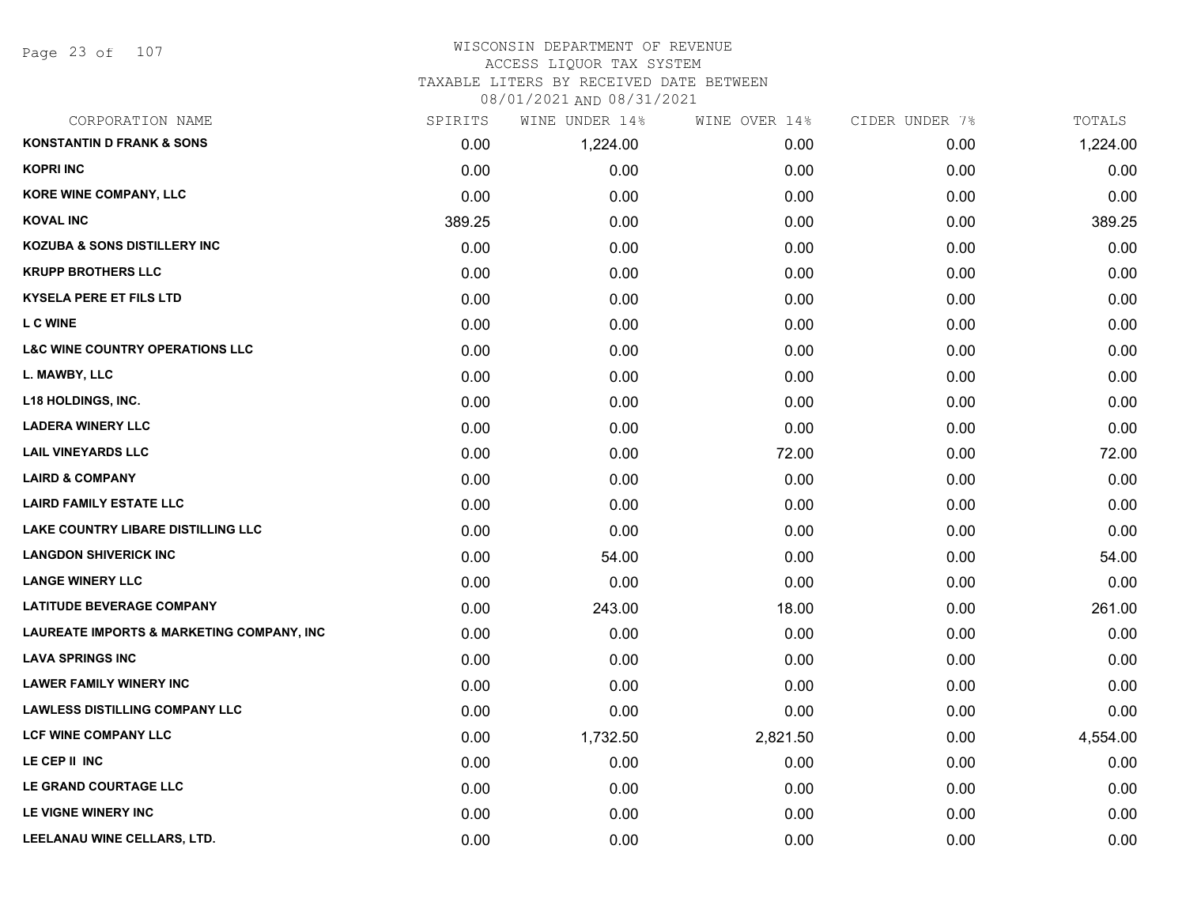# WISCONSIN DEPARTMENT OF REVENUE
## ACCESS LIQUOR TAX SYSTEM
## TAXABLE LITERS BY RECEIVED DATE BETWEEN 08/01/2021 AND 08/31/2021

| CORPORATION NAME | SPIRITS | WINE UNDER 14% | WINE OVER 14% | CIDER UNDER 7% | TOTALS |
|---|---|---|---|---|---|
| KONSTANTIN D FRANK & SONS | 0.00 | 1,224.00 | 0.00 | 0.00 | 1,224.00 |
| KOPRI INC | 0.00 | 0.00 | 0.00 | 0.00 | 0.00 |
| KORE WINE COMPANY, LLC | 0.00 | 0.00 | 0.00 | 0.00 | 0.00 |
| KOVAL INC | 389.25 | 0.00 | 0.00 | 0.00 | 389.25 |
| KOZUBA & SONS DISTILLERY INC | 0.00 | 0.00 | 0.00 | 0.00 | 0.00 |
| KRUPP BROTHERS LLC | 0.00 | 0.00 | 0.00 | 0.00 | 0.00 |
| KYSELA PERE ET FILS LTD | 0.00 | 0.00 | 0.00 | 0.00 | 0.00 |
| L C WINE | 0.00 | 0.00 | 0.00 | 0.00 | 0.00 |
| L&C WINE COUNTRY OPERATIONS LLC | 0.00 | 0.00 | 0.00 | 0.00 | 0.00 |
| L. MAWBY, LLC | 0.00 | 0.00 | 0.00 | 0.00 | 0.00 |
| L18 HOLDINGS, INC. | 0.00 | 0.00 | 0.00 | 0.00 | 0.00 |
| LADERA WINERY LLC | 0.00 | 0.00 | 0.00 | 0.00 | 0.00 |
| LAIL VINEYARDS LLC | 0.00 | 0.00 | 72.00 | 0.00 | 72.00 |
| LAIRD & COMPANY | 0.00 | 0.00 | 0.00 | 0.00 | 0.00 |
| LAIRD FAMILY ESTATE LLC | 0.00 | 0.00 | 0.00 | 0.00 | 0.00 |
| LAKE COUNTRY LIBARE DISTILLING LLC | 0.00 | 0.00 | 0.00 | 0.00 | 0.00 |
| LANGDON SHIVERICK INC | 0.00 | 54.00 | 0.00 | 0.00 | 54.00 |
| LANGE WINERY LLC | 0.00 | 0.00 | 0.00 | 0.00 | 0.00 |
| LATITUDE BEVERAGE COMPANY | 0.00 | 243.00 | 18.00 | 0.00 | 261.00 |
| LAUREATE IMPORTS & MARKETING COMPANY, INC | 0.00 | 0.00 | 0.00 | 0.00 | 0.00 |
| LAVA SPRINGS INC | 0.00 | 0.00 | 0.00 | 0.00 | 0.00 |
| LAWER FAMILY WINERY INC | 0.00 | 0.00 | 0.00 | 0.00 | 0.00 |
| LAWLESS DISTILLING COMPANY LLC | 0.00 | 0.00 | 0.00 | 0.00 | 0.00 |
| LCF WINE COMPANY LLC | 0.00 | 1,732.50 | 2,821.50 | 0.00 | 4,554.00 |
| LE CEP II INC | 0.00 | 0.00 | 0.00 | 0.00 | 0.00 |
| LE GRAND COURTAGE LLC | 0.00 | 0.00 | 0.00 | 0.00 | 0.00 |
| LE VIGNE WINERY INC | 0.00 | 0.00 | 0.00 | 0.00 | 0.00 |
| LEELANAU WINE CELLARS, LTD. | 0.00 | 0.00 | 0.00 | 0.00 | 0.00 |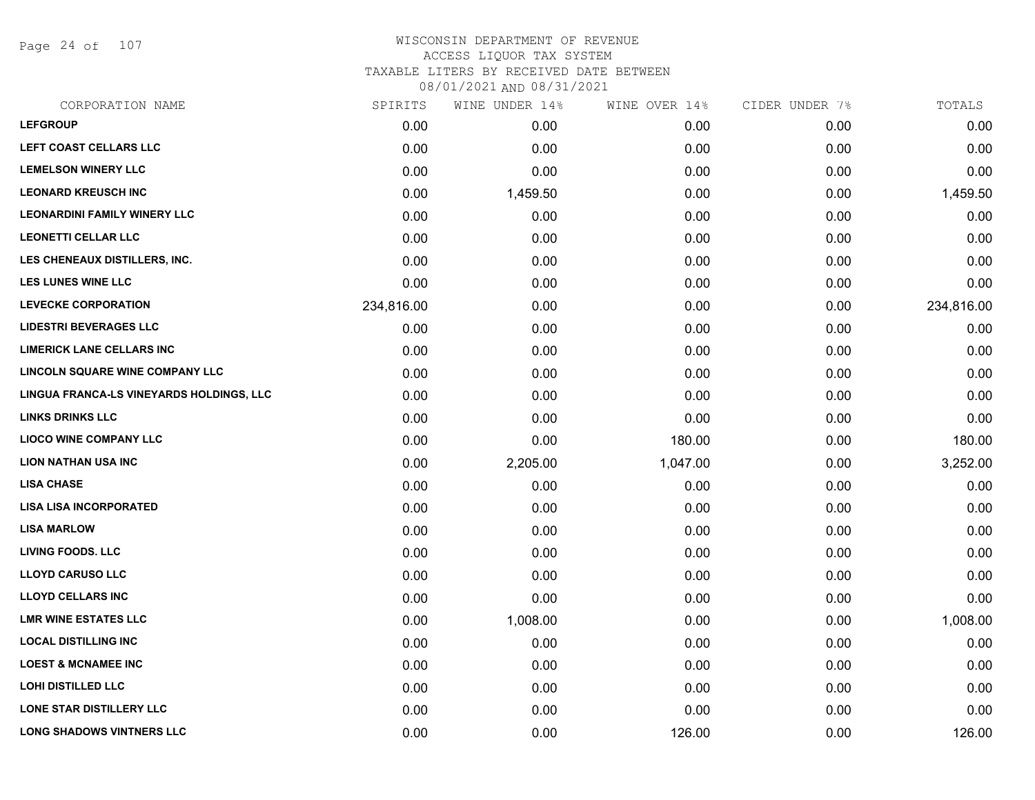# WISCONSIN DEPARTMENT OF REVENUE
## ACCESS LIQUOR TAX SYSTEM
### TAXABLE LITERS BY RECEIVED DATE BETWEEN 08/01/2021 AND 08/31/2021

| CORPORATION NAME | SPIRITS | WINE UNDER 14% | WINE OVER 14% | CIDER UNDER 7% | TOTALS |
|---|---|---|---|---|---|
| LEFGROUP | 0.00 | 0.00 | 0.00 | 0.00 | 0.00 |
| LEFT COAST CELLARS LLC | 0.00 | 0.00 | 0.00 | 0.00 | 0.00 |
| LEMELSON WINERY LLC | 0.00 | 0.00 | 0.00 | 0.00 | 0.00 |
| LEONARD KREUSCH INC | 0.00 | 1,459.50 | 0.00 | 0.00 | 1,459.50 |
| LEONARDINI FAMILY WINERY LLC | 0.00 | 0.00 | 0.00 | 0.00 | 0.00 |
| LEONETTI CELLAR LLC | 0.00 | 0.00 | 0.00 | 0.00 | 0.00 |
| LES CHENEAUX DISTILLERS, INC. | 0.00 | 0.00 | 0.00 | 0.00 | 0.00 |
| LES LUNES WINE LLC | 0.00 | 0.00 | 0.00 | 0.00 | 0.00 |
| LEVECKE CORPORATION | 234,816.00 | 0.00 | 0.00 | 0.00 | 234,816.00 |
| LIDESTRI BEVERAGES LLC | 0.00 | 0.00 | 0.00 | 0.00 | 0.00 |
| LIMERICK LANE CELLARS INC | 0.00 | 0.00 | 0.00 | 0.00 | 0.00 |
| LINCOLN SQUARE WINE COMPANY LLC | 0.00 | 0.00 | 0.00 | 0.00 | 0.00 |
| LINGUA FRANCA-LS VINEYARDS HOLDINGS, LLC | 0.00 | 0.00 | 0.00 | 0.00 | 0.00 |
| LINKS DRINKS LLC | 0.00 | 0.00 | 0.00 | 0.00 | 0.00 |
| LIOCO WINE COMPANY LLC | 0.00 | 0.00 | 180.00 | 0.00 | 180.00 |
| LION NATHAN USA INC | 0.00 | 2,205.00 | 1,047.00 | 0.00 | 3,252.00 |
| LISA CHASE | 0.00 | 0.00 | 0.00 | 0.00 | 0.00 |
| LISA LISA INCORPORATED | 0.00 | 0.00 | 0.00 | 0.00 | 0.00 |
| LISA MARLOW | 0.00 | 0.00 | 0.00 | 0.00 | 0.00 |
| LIVING FOODS. LLC | 0.00 | 0.00 | 0.00 | 0.00 | 0.00 |
| LLOYD CARUSO LLC | 0.00 | 0.00 | 0.00 | 0.00 | 0.00 |
| LLOYD CELLARS INC | 0.00 | 0.00 | 0.00 | 0.00 | 0.00 |
| LMR WINE ESTATES LLC | 0.00 | 1,008.00 | 0.00 | 0.00 | 1,008.00 |
| LOCAL DISTILLING INC | 0.00 | 0.00 | 0.00 | 0.00 | 0.00 |
| LOEST & MCNAMEE INC | 0.00 | 0.00 | 0.00 | 0.00 | 0.00 |
| LOHI DISTILLED LLC | 0.00 | 0.00 | 0.00 | 0.00 | 0.00 |
| LONE STAR DISTILLERY LLC | 0.00 | 0.00 | 0.00 | 0.00 | 0.00 |
| LONG SHADOWS VINTNERS LLC | 0.00 | 0.00 | 126.00 | 0.00 | 126.00 |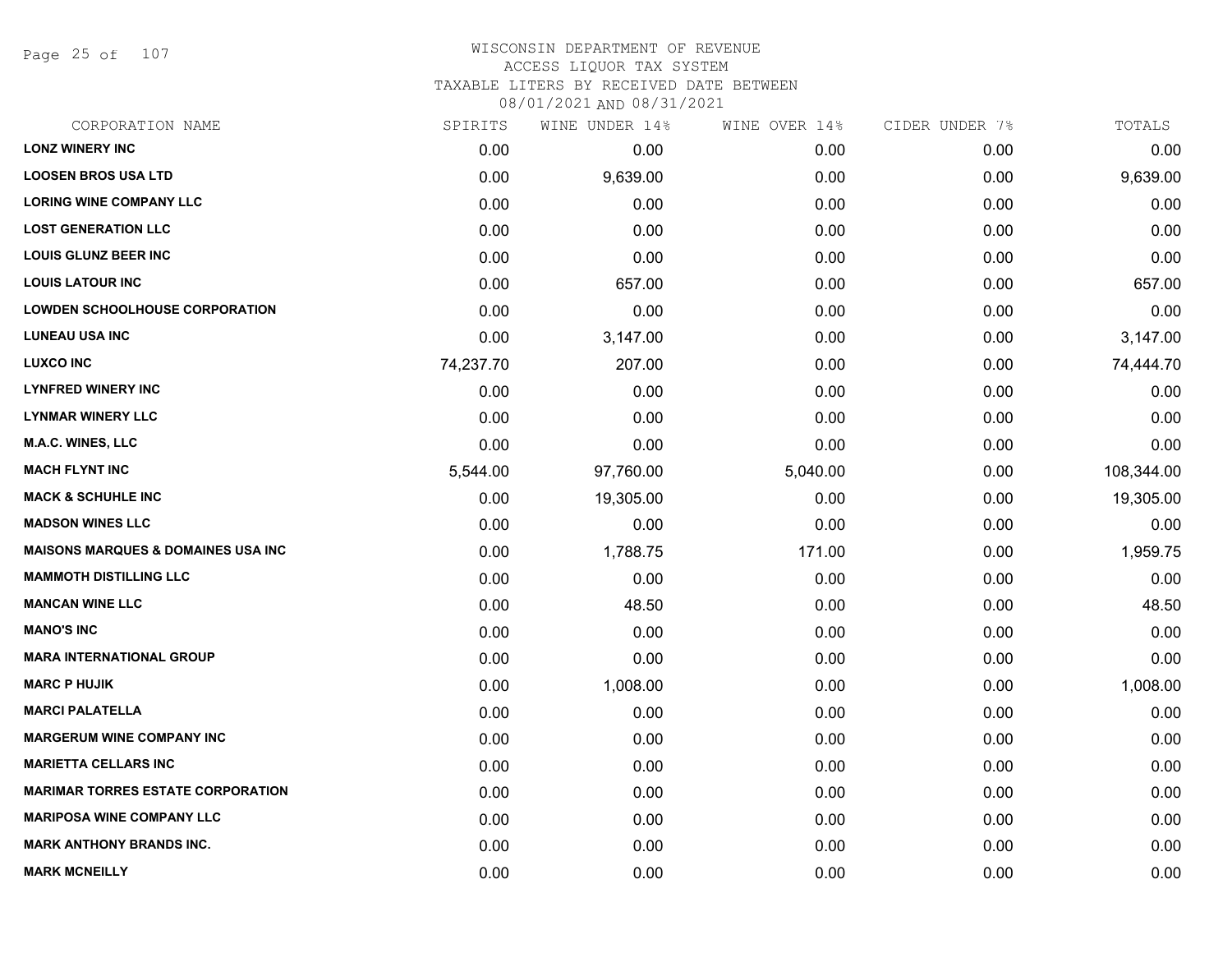# WISCONSIN DEPARTMENT OF REVENUE
ACCESS LIQUOR TAX SYSTEM
TAXABLE LITERS BY RECEIVED DATE BETWEEN
08/01/2021 AND 08/31/2021

| CORPORATION NAME | SPIRITS | WINE UNDER 14% | WINE OVER 14% | CIDER UNDER 7% | TOTALS |
|---|---|---|---|---|---|
| LONZ WINERY INC | 0.00 | 0.00 | 0.00 | 0.00 | 0.00 |
| LOOSEN BROS USA LTD | 0.00 | 9,639.00 | 0.00 | 0.00 | 9,639.00 |
| LORING WINE COMPANY LLC | 0.00 | 0.00 | 0.00 | 0.00 | 0.00 |
| LOST GENERATION LLC | 0.00 | 0.00 | 0.00 | 0.00 | 0.00 |
| LOUIS GLUNZ BEER INC | 0.00 | 0.00 | 0.00 | 0.00 | 0.00 |
| LOUIS LATOUR INC | 0.00 | 657.00 | 0.00 | 0.00 | 657.00 |
| LOWDEN SCHOOLHOUSE CORPORATION | 0.00 | 0.00 | 0.00 | 0.00 | 0.00 |
| LUNEAU USA INC | 0.00 | 3,147.00 | 0.00 | 0.00 | 3,147.00 |
| LUXCO INC | 74,237.70 | 207.00 | 0.00 | 0.00 | 74,444.70 |
| LYNFRED WINERY INC | 0.00 | 0.00 | 0.00 | 0.00 | 0.00 |
| LYNMAR WINERY LLC | 0.00 | 0.00 | 0.00 | 0.00 | 0.00 |
| M.A.C. WINES, LLC | 0.00 | 0.00 | 0.00 | 0.00 | 0.00 |
| MACH FLYNT INC | 5,544.00 | 97,760.00 | 5,040.00 | 0.00 | 108,344.00 |
| MACK & SCHUHLE INC | 0.00 | 19,305.00 | 0.00 | 0.00 | 19,305.00 |
| MADSON WINES LLC | 0.00 | 0.00 | 0.00 | 0.00 | 0.00 |
| MAISONS MARQUES & DOMAINES USA INC | 0.00 | 1,788.75 | 171.00 | 0.00 | 1,959.75 |
| MAMMOTH DISTILLING LLC | 0.00 | 0.00 | 0.00 | 0.00 | 0.00 |
| MANCAN WINE LLC | 0.00 | 48.50 | 0.00 | 0.00 | 48.50 |
| MANO'S INC | 0.00 | 0.00 | 0.00 | 0.00 | 0.00 |
| MARA INTERNATIONAL GROUP | 0.00 | 0.00 | 0.00 | 0.00 | 0.00 |
| MARC P HUJIK | 0.00 | 1,008.00 | 0.00 | 0.00 | 1,008.00 |
| MARCI PALATELLA | 0.00 | 0.00 | 0.00 | 0.00 | 0.00 |
| MARGERUM WINE COMPANY INC | 0.00 | 0.00 | 0.00 | 0.00 | 0.00 |
| MARIETTA CELLARS INC | 0.00 | 0.00 | 0.00 | 0.00 | 0.00 |
| MARIMAR TORRES ESTATE CORPORATION | 0.00 | 0.00 | 0.00 | 0.00 | 0.00 |
| MARIPOSA WINE COMPANY LLC | 0.00 | 0.00 | 0.00 | 0.00 | 0.00 |
| MARK ANTHONY BRANDS INC. | 0.00 | 0.00 | 0.00 | 0.00 | 0.00 |
| MARK MCNEILLY | 0.00 | 0.00 | 0.00 | 0.00 | 0.00 |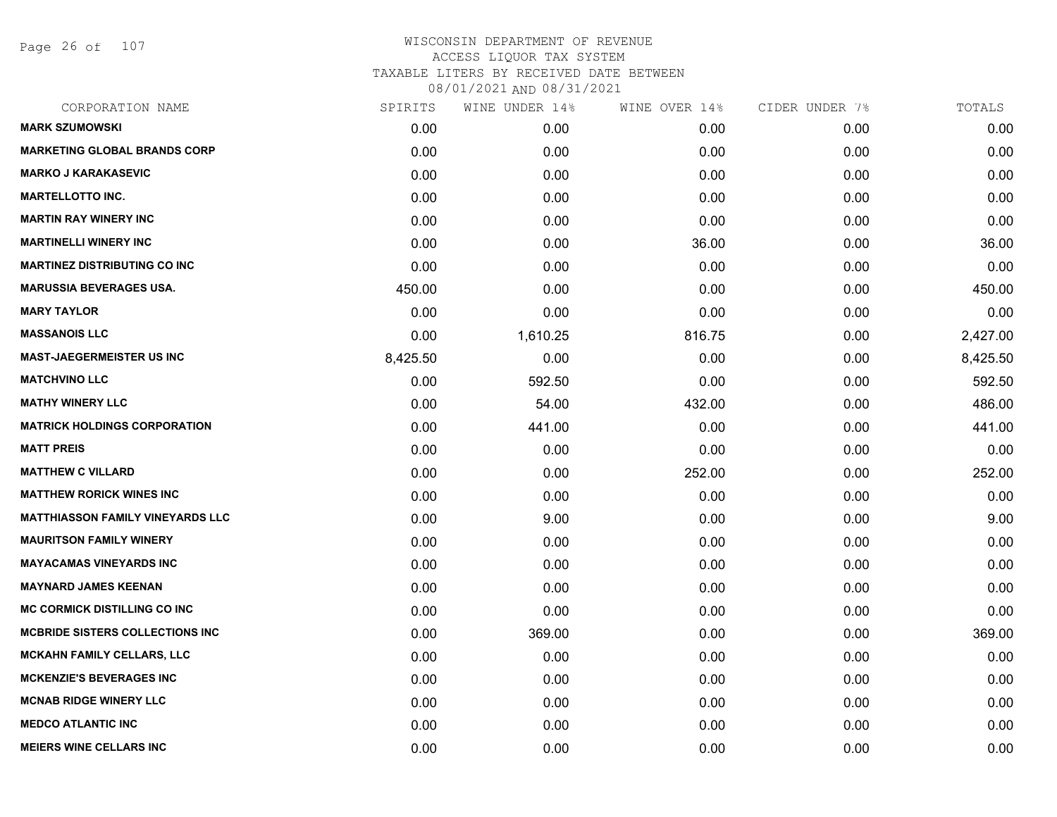# WISCONSIN DEPARTMENT OF REVENUE
## ACCESS LIQUOR TAX SYSTEM
## TAXABLE LITERS BY RECEIVED DATE BETWEEN 08/01/2021 AND 08/31/2021

| CORPORATION NAME | SPIRITS | WINE UNDER 14% | WINE OVER 14% | CIDER UNDER 7% | TOTALS |
|---|---|---|---|---|---|
| **MARK SZUMOWSKI** | 0.00 | 0.00 | 0.00 | 0.00 | 0.00 |
| **MARKETING GLOBAL BRANDS CORP** | 0.00 | 0.00 | 0.00 | 0.00 | 0.00 |
| **MARKO J KARAKASEVIC** | 0.00 | 0.00 | 0.00 | 0.00 | 0.00 |
| **MARTELLOTTO INC.** | 0.00 | 0.00 | 0.00 | 0.00 | 0.00 |
| **MARTIN RAY WINERY INC** | 0.00 | 0.00 | 0.00 | 0.00 | 0.00 |
| **MARTINELLI WINERY INC** | 0.00 | 0.00 | 36.00 | 0.00 | 36.00 |
| **MARTINEZ DISTRIBUTING CO INC** | 0.00 | 0.00 | 0.00 | 0.00 | 0.00 |
| **MARUSSIA BEVERAGES USA.** | 450.00 | 0.00 | 0.00 | 0.00 | 450.00 |
| **MARY TAYLOR** | 0.00 | 0.00 | 0.00 | 0.00 | 0.00 |
| **MASSANOIS LLC** | 0.00 | 1,610.25 | 816.75 | 0.00 | 2,427.00 |
| **MAST-JAEGERMEISTER US INC** | 8,425.50 | 0.00 | 0.00 | 0.00 | 8,425.50 |
| **MATCHVINO LLC** | 0.00 | 592.50 | 0.00 | 0.00 | 592.50 |
| **MATHY WINERY LLC** | 0.00 | 54.00 | 432.00 | 0.00 | 486.00 |
| **MATRICK HOLDINGS CORPORATION** | 0.00 | 441.00 | 0.00 | 0.00 | 441.00 |
| **MATT PREIS** | 0.00 | 0.00 | 0.00 | 0.00 | 0.00 |
| **MATTHEW C VILLARD** | 0.00 | 0.00 | 252.00 | 0.00 | 252.00 |
| **MATTHEW RORICK WINES INC** | 0.00 | 0.00 | 0.00 | 0.00 | 0.00 |
| **MATTHIASSON FAMILY VINEYARDS LLC** | 0.00 | 9.00 | 0.00 | 0.00 | 9.00 |
| **MAURITSON FAMILY WINERY** | 0.00 | 0.00 | 0.00 | 0.00 | 0.00 |
| **MAYACAMAS VINEYARDS INC** | 0.00 | 0.00 | 0.00 | 0.00 | 0.00 |
| **MAYNARD JAMES KEENAN** | 0.00 | 0.00 | 0.00 | 0.00 | 0.00 |
| **MC CORMICK DISTILLING CO INC** | 0.00 | 0.00 | 0.00 | 0.00 | 0.00 |
| **MCBRIDE SISTERS COLLECTIONS INC** | 0.00 | 369.00 | 0.00 | 0.00 | 369.00 |
| **MCKAHN FAMILY CELLARS, LLC** | 0.00 | 0.00 | 0.00 | 0.00 | 0.00 |
| **MCKENZIE'S BEVERAGES INC** | 0.00 | 0.00 | 0.00 | 0.00 | 0.00 |
| **MCNAB RIDGE WINERY LLC** | 0.00 | 0.00 | 0.00 | 0.00 | 0.00 |
| **MEDCO ATLANTIC INC** | 0.00 | 0.00 | 0.00 | 0.00 | 0.00 |
| **MEIERS WINE CELLARS INC** | 0.00 | 0.00 | 0.00 | 0.00 | 0.00 |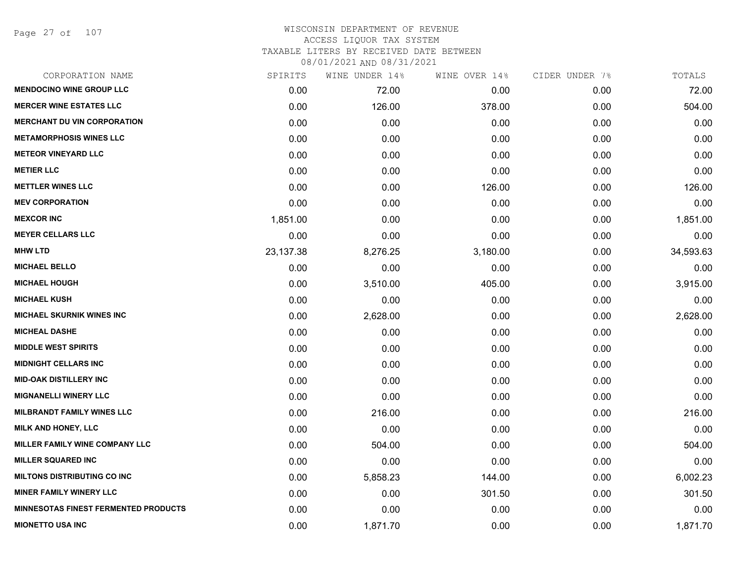WISCONSIN DEPARTMENT OF REVENUE
ACCESS LIQUOR TAX SYSTEM
TAXABLE LITERS BY RECEIVED DATE BETWEEN
08/01/2021 AND 08/31/2021

| CORPORATION NAME | SPIRITS | WINE UNDER 14% | WINE OVER 14% | CIDER UNDER 7% | TOTALS |
|---|---|---|---|---|---|
| MENDOCINO WINE GROUP LLC | 0.00 | 72.00 | 0.00 | 0.00 | 72.00 |
| MERCER WINE ESTATES LLC | 0.00 | 126.00 | 378.00 | 0.00 | 504.00 |
| MERCHANT DU VIN CORPORATION | 0.00 | 0.00 | 0.00 | 0.00 | 0.00 |
| METAMORPHOSIS WINES LLC | 0.00 | 0.00 | 0.00 | 0.00 | 0.00 |
| METEOR VINEYARD LLC | 0.00 | 0.00 | 0.00 | 0.00 | 0.00 |
| METIER LLC | 0.00 | 0.00 | 0.00 | 0.00 | 0.00 |
| METTLER WINES LLC | 0.00 | 0.00 | 126.00 | 0.00 | 126.00 |
| MEV CORPORATION | 0.00 | 0.00 | 0.00 | 0.00 | 0.00 |
| MEXCOR INC | 1,851.00 | 0.00 | 0.00 | 0.00 | 1,851.00 |
| MEYER CELLARS LLC | 0.00 | 0.00 | 0.00 | 0.00 | 0.00 |
| MHW LTD | 23,137.38 | 8,276.25 | 3,180.00 | 0.00 | 34,593.63 |
| MICHAEL BELLO | 0.00 | 0.00 | 0.00 | 0.00 | 0.00 |
| MICHAEL HOUGH | 0.00 | 3,510.00 | 405.00 | 0.00 | 3,915.00 |
| MICHAEL KUSH | 0.00 | 0.00 | 0.00 | 0.00 | 0.00 |
| MICHAEL SKURNIK WINES INC | 0.00 | 2,628.00 | 0.00 | 0.00 | 2,628.00 |
| MICHEAL DASHE | 0.00 | 0.00 | 0.00 | 0.00 | 0.00 |
| MIDDLE WEST SPIRITS | 0.00 | 0.00 | 0.00 | 0.00 | 0.00 |
| MIDNIGHT CELLARS INC | 0.00 | 0.00 | 0.00 | 0.00 | 0.00 |
| MID-OAK DISTILLERY INC | 0.00 | 0.00 | 0.00 | 0.00 | 0.00 |
| MIGNANELLI WINERY LLC | 0.00 | 0.00 | 0.00 | 0.00 | 0.00 |
| MILBRANDT FAMILY WINES LLC | 0.00 | 216.00 | 0.00 | 0.00 | 216.00 |
| MILK AND HONEY, LLC | 0.00 | 0.00 | 0.00 | 0.00 | 0.00 |
| MILLER FAMILY WINE COMPANY LLC | 0.00 | 504.00 | 0.00 | 0.00 | 504.00 |
| MILLER SQUARED INC | 0.00 | 0.00 | 0.00 | 0.00 | 0.00 |
| MILTONS DISTRIBUTING CO INC | 0.00 | 5,858.23 | 144.00 | 0.00 | 6,002.23 |
| MINER FAMILY WINERY LLC | 0.00 | 0.00 | 301.50 | 0.00 | 301.50 |
| MINNESOTAS FINEST FERMENTED PRODUCTS | 0.00 | 0.00 | 0.00 | 0.00 | 0.00 |
| MIONETTO USA INC | 0.00 | 1,871.70 | 0.00 | 0.00 | 1,871.70 |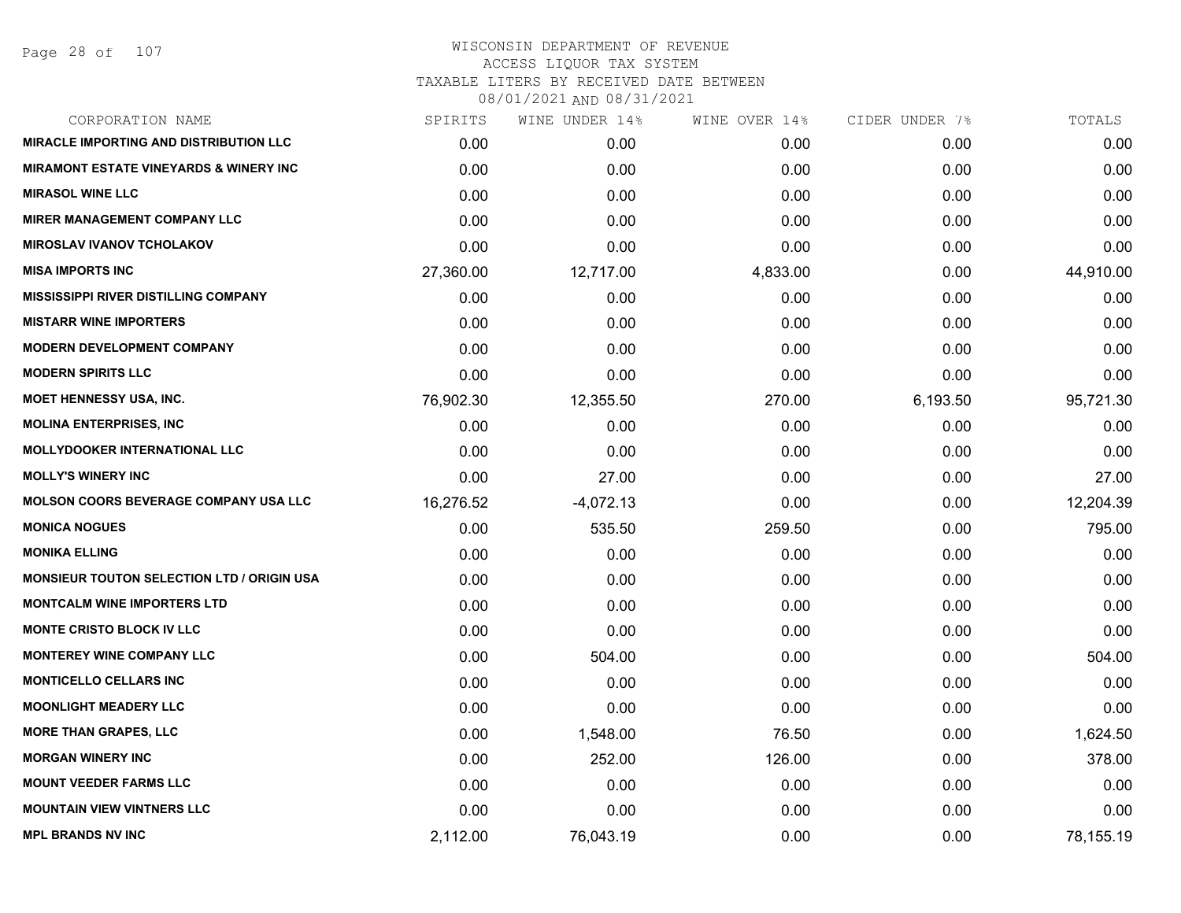WISCONSIN DEPARTMENT OF REVENUE
ACCESS LIQUOR TAX SYSTEM
TAXABLE LITERS BY RECEIVED DATE BETWEEN
08/01/2021 AND 08/31/2021

| CORPORATION NAME | SPIRITS | WINE UNDER 14% | WINE OVER 14% | CIDER UNDER 7% | TOTALS |
|---|---|---|---|---|---|
| MIRACLE IMPORTING AND DISTRIBUTION LLC | 0.00 | 0.00 | 0.00 | 0.00 | 0.00 |
| MIRAMONT ESTATE VINEYARDS & WINERY INC | 0.00 | 0.00 | 0.00 | 0.00 | 0.00 |
| MIRASOL WINE LLC | 0.00 | 0.00 | 0.00 | 0.00 | 0.00 |
| MIRER MANAGEMENT COMPANY LLC | 0.00 | 0.00 | 0.00 | 0.00 | 0.00 |
| MIROSLAV IVANOV TCHOLAKOV | 0.00 | 0.00 | 0.00 | 0.00 | 0.00 |
| MISA IMPORTS INC | 27,360.00 | 12,717.00 | 4,833.00 | 0.00 | 44,910.00 |
| MISSISSIPPI RIVER DISTILLING COMPANY | 0.00 | 0.00 | 0.00 | 0.00 | 0.00 |
| MISTARR WINE IMPORTERS | 0.00 | 0.00 | 0.00 | 0.00 | 0.00 |
| MODERN DEVELOPMENT COMPANY | 0.00 | 0.00 | 0.00 | 0.00 | 0.00 |
| MODERN SPIRITS LLC | 0.00 | 0.00 | 0.00 | 0.00 | 0.00 |
| MOET HENNESSY USA, INC. | 76,902.30 | 12,355.50 | 270.00 | 6,193.50 | 95,721.30 |
| MOLINA ENTERPRISES, INC | 0.00 | 0.00 | 0.00 | 0.00 | 0.00 |
| MOLLYDOOKER INTERNATIONAL LLC | 0.00 | 0.00 | 0.00 | 0.00 | 0.00 |
| MOLLY'S WINERY INC | 0.00 | 27.00 | 0.00 | 0.00 | 27.00 |
| MOLSON COORS BEVERAGE COMPANY USA LLC | 16,276.52 | -4,072.13 | 0.00 | 0.00 | 12,204.39 |
| MONICA NOGUES | 0.00 | 535.50 | 259.50 | 0.00 | 795.00 |
| MONIKA ELLING | 0.00 | 0.00 | 0.00 | 0.00 | 0.00 |
| MONSIEUR TOUTON SELECTION LTD / ORIGIN USA | 0.00 | 0.00 | 0.00 | 0.00 | 0.00 |
| MONTCALM WINE IMPORTERS LTD | 0.00 | 0.00 | 0.00 | 0.00 | 0.00 |
| MONTE CRISTO BLOCK IV LLC | 0.00 | 0.00 | 0.00 | 0.00 | 0.00 |
| MONTEREY WINE COMPANY LLC | 0.00 | 504.00 | 0.00 | 0.00 | 504.00 |
| MONTICELLO CELLARS INC | 0.00 | 0.00 | 0.00 | 0.00 | 0.00 |
| MOONLIGHT MEADERY LLC | 0.00 | 0.00 | 0.00 | 0.00 | 0.00 |
| MORE THAN GRAPES, LLC | 0.00 | 1,548.00 | 76.50 | 0.00 | 1,624.50 |
| MORGAN WINERY INC | 0.00 | 252.00 | 126.00 | 0.00 | 378.00 |
| MOUNT VEEDER FARMS LLC | 0.00 | 0.00 | 0.00 | 0.00 | 0.00 |
| MOUNTAIN VIEW VINTNERS LLC | 0.00 | 0.00 | 0.00 | 0.00 | 0.00 |
| MPL BRANDS NV INC | 2,112.00 | 76,043.19 | 0.00 | 0.00 | 78,155.19 |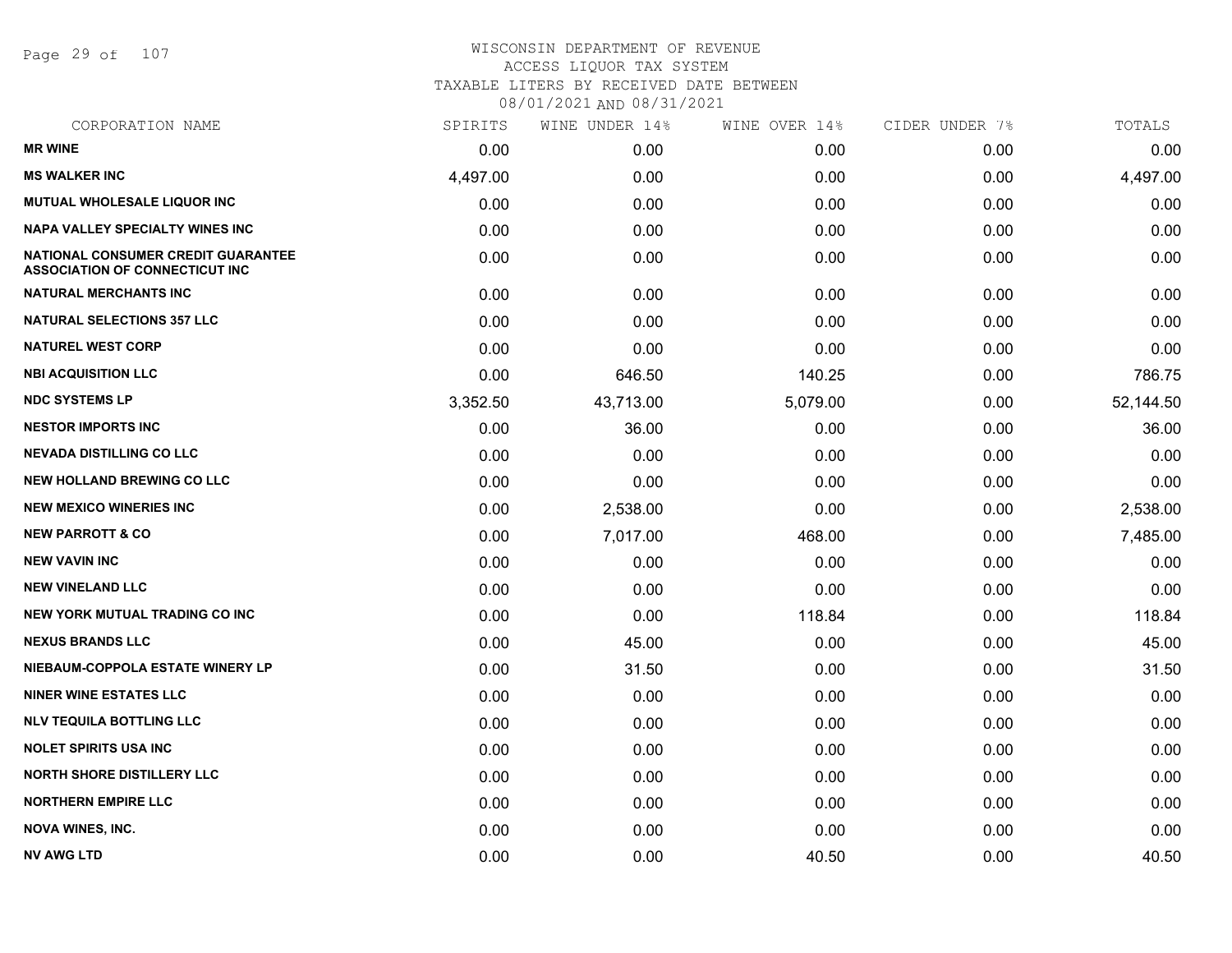WISCONSIN DEPARTMENT OF REVENUE
ACCESS LIQUOR TAX SYSTEM
TAXABLE LITERS BY RECEIVED DATE BETWEEN
08/01/2021 AND 08/31/2021

| CORPORATION NAME | SPIRITS | WINE UNDER 14% | WINE OVER 14% | CIDER UNDER 7% | TOTALS |
|---|---|---|---|---|---|
| MR WINE | 0.00 | 0.00 | 0.00 | 0.00 | 0.00 |
| MS WALKER INC | 4,497.00 | 0.00 | 0.00 | 0.00 | 4,497.00 |
| MUTUAL WHOLESALE LIQUOR INC | 0.00 | 0.00 | 0.00 | 0.00 | 0.00 |
| NAPA VALLEY SPECIALTY WINES INC | 0.00 | 0.00 | 0.00 | 0.00 | 0.00 |
| NATIONAL CONSUMER CREDIT GUARANTEE ASSOCIATION OF CONNECTICUT INC | 0.00 | 0.00 | 0.00 | 0.00 | 0.00 |
| NATURAL MERCHANTS INC | 0.00 | 0.00 | 0.00 | 0.00 | 0.00 |
| NATURAL SELECTIONS 357 LLC | 0.00 | 0.00 | 0.00 | 0.00 | 0.00 |
| NATUREL WEST CORP | 0.00 | 0.00 | 0.00 | 0.00 | 0.00 |
| NBI ACQUISITION LLC | 0.00 | 646.50 | 140.25 | 0.00 | 786.75 |
| NDC SYSTEMS LP | 3,352.50 | 43,713.00 | 5,079.00 | 0.00 | 52,144.50 |
| NESTOR IMPORTS INC | 0.00 | 36.00 | 0.00 | 0.00 | 36.00 |
| NEVADA DISTILLING CO LLC | 0.00 | 0.00 | 0.00 | 0.00 | 0.00 |
| NEW HOLLAND BREWING CO LLC | 0.00 | 0.00 | 0.00 | 0.00 | 0.00 |
| NEW MEXICO WINERIES INC | 0.00 | 2,538.00 | 0.00 | 0.00 | 2,538.00 |
| NEW PARROTT & CO | 0.00 | 7,017.00 | 468.00 | 0.00 | 7,485.00 |
| NEW VAVIN INC | 0.00 | 0.00 | 0.00 | 0.00 | 0.00 |
| NEW VINELAND LLC | 0.00 | 0.00 | 0.00 | 0.00 | 0.00 |
| NEW YORK MUTUAL TRADING CO INC | 0.00 | 0.00 | 118.84 | 0.00 | 118.84 |
| NEXUS BRANDS LLC | 0.00 | 45.00 | 0.00 | 0.00 | 45.00 |
| NIEBAUM-COPPOLA ESTATE WINERY LP | 0.00 | 31.50 | 0.00 | 0.00 | 31.50 |
| NINER WINE ESTATES LLC | 0.00 | 0.00 | 0.00 | 0.00 | 0.00 |
| NLV TEQUILA BOTTLING LLC | 0.00 | 0.00 | 0.00 | 0.00 | 0.00 |
| NOLET SPIRITS USA INC | 0.00 | 0.00 | 0.00 | 0.00 | 0.00 |
| NORTH SHORE DISTILLERY LLC | 0.00 | 0.00 | 0.00 | 0.00 | 0.00 |
| NORTHERN EMPIRE LLC | 0.00 | 0.00 | 0.00 | 0.00 | 0.00 |
| NOVA WINES, INC. | 0.00 | 0.00 | 0.00 | 0.00 | 0.00 |
| NV AWG LTD | 0.00 | 0.00 | 40.50 | 0.00 | 40.50 |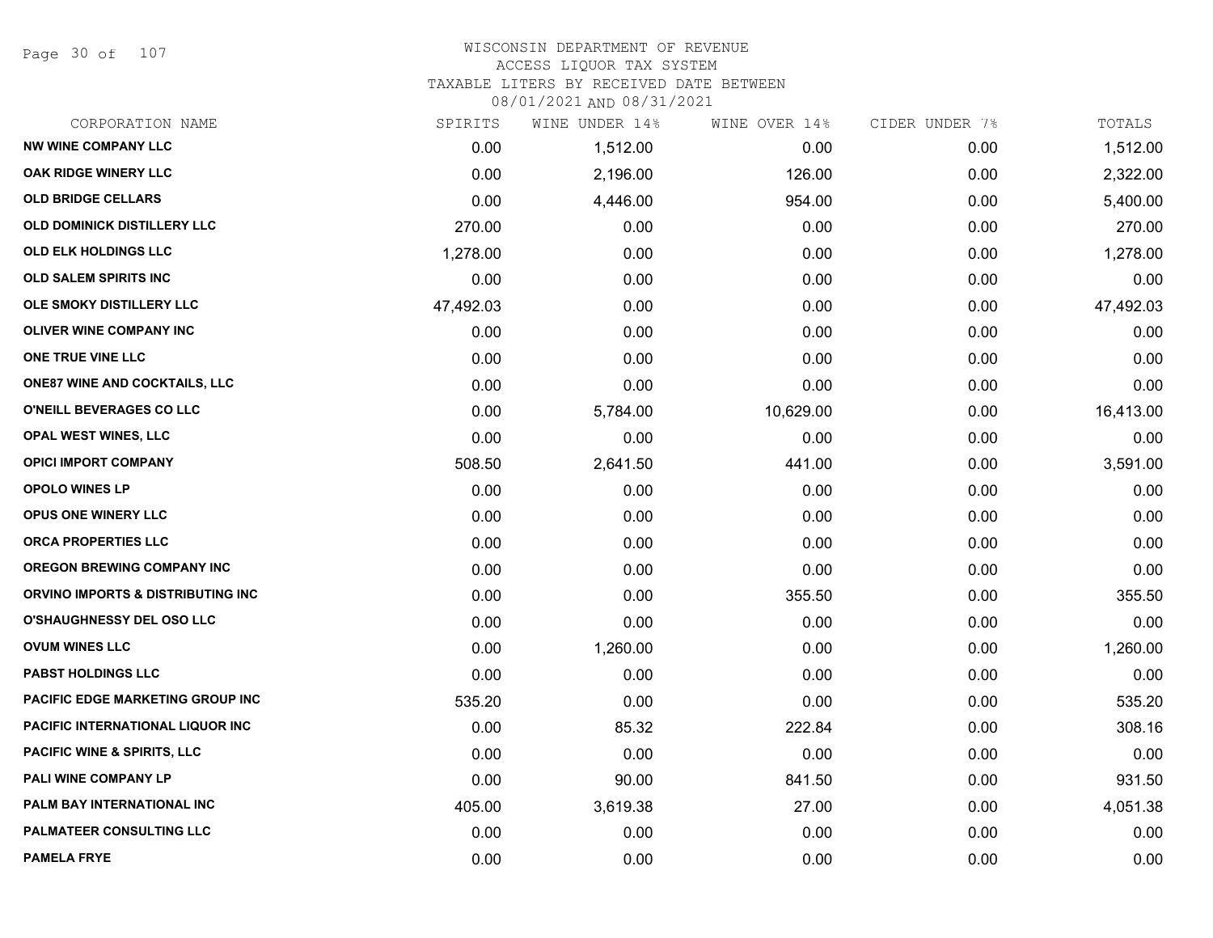# WISCONSIN DEPARTMENT OF REVENUE
## ACCESS LIQUOR TAX SYSTEM
### TAXABLE LITERS BY RECEIVED DATE BETWEEN 08/01/2021 AND 08/31/2021

| CORPORATION NAME | SPIRITS | WINE UNDER 14% | WINE OVER 14% | CIDER UNDER 7% | TOTALS |
|---|---|---|---|---|---|
| NW WINE COMPANY LLC | 0.00 | 1,512.00 | 0.00 | 0.00 | 1,512.00 |
| OAK RIDGE WINERY LLC | 0.00 | 2,196.00 | 126.00 | 0.00 | 2,322.00 |
| OLD BRIDGE CELLARS | 0.00 | 4,446.00 | 954.00 | 0.00 | 5,400.00 |
| OLD DOMINICK DISTILLERY LLC | 270.00 | 0.00 | 0.00 | 0.00 | 270.00 |
| OLD ELK HOLDINGS LLC | 1,278.00 | 0.00 | 0.00 | 0.00 | 1,278.00 |
| OLD SALEM SPIRITS INC | 0.00 | 0.00 | 0.00 | 0.00 | 0.00 |
| OLE SMOKY DISTILLERY LLC | 47,492.03 | 0.00 | 0.00 | 0.00 | 47,492.03 |
| OLIVER WINE COMPANY INC | 0.00 | 0.00 | 0.00 | 0.00 | 0.00 |
| ONE TRUE VINE LLC | 0.00 | 0.00 | 0.00 | 0.00 | 0.00 |
| ONE87 WINE AND COCKTAILS, LLC | 0.00 | 0.00 | 0.00 | 0.00 | 0.00 |
| O'NEILL BEVERAGES CO LLC | 0.00 | 5,784.00 | 10,629.00 | 0.00 | 16,413.00 |
| OPAL WEST WINES, LLC | 0.00 | 0.00 | 0.00 | 0.00 | 0.00 |
| OPICI IMPORT COMPANY | 508.50 | 2,641.50 | 441.00 | 0.00 | 3,591.00 |
| OPOLO WINES LP | 0.00 | 0.00 | 0.00 | 0.00 | 0.00 |
| OPUS ONE WINERY LLC | 0.00 | 0.00 | 0.00 | 0.00 | 0.00 |
| ORCA PROPERTIES LLC | 0.00 | 0.00 | 0.00 | 0.00 | 0.00 |
| OREGON BREWING COMPANY INC | 0.00 | 0.00 | 0.00 | 0.00 | 0.00 |
| ORVINO IMPORTS & DISTRIBUTING INC | 0.00 | 0.00 | 355.50 | 0.00 | 355.50 |
| O'SHAUGHNESSY DEL OSO LLC | 0.00 | 0.00 | 0.00 | 0.00 | 0.00 |
| OVUM WINES LLC | 0.00 | 1,260.00 | 0.00 | 0.00 | 1,260.00 |
| PABST HOLDINGS LLC | 0.00 | 0.00 | 0.00 | 0.00 | 0.00 |
| PACIFIC EDGE MARKETING GROUP INC | 535.20 | 0.00 | 0.00 | 0.00 | 535.20 |
| PACIFIC INTERNATIONAL LIQUOR INC | 0.00 | 85.32 | 222.84 | 0.00 | 308.16 |
| PACIFIC WINE & SPIRITS, LLC | 0.00 | 0.00 | 0.00 | 0.00 | 0.00 |
| PALI WINE COMPANY LP | 0.00 | 90.00 | 841.50 | 0.00 | 931.50 |
| PALM BAY INTERNATIONAL INC | 405.00 | 3,619.38 | 27.00 | 0.00 | 4,051.38 |
| PALMATEER CONSULTING LLC | 0.00 | 0.00 | 0.00 | 0.00 | 0.00 |
| PAMELA FRYE | 0.00 | 0.00 | 0.00 | 0.00 | 0.00 |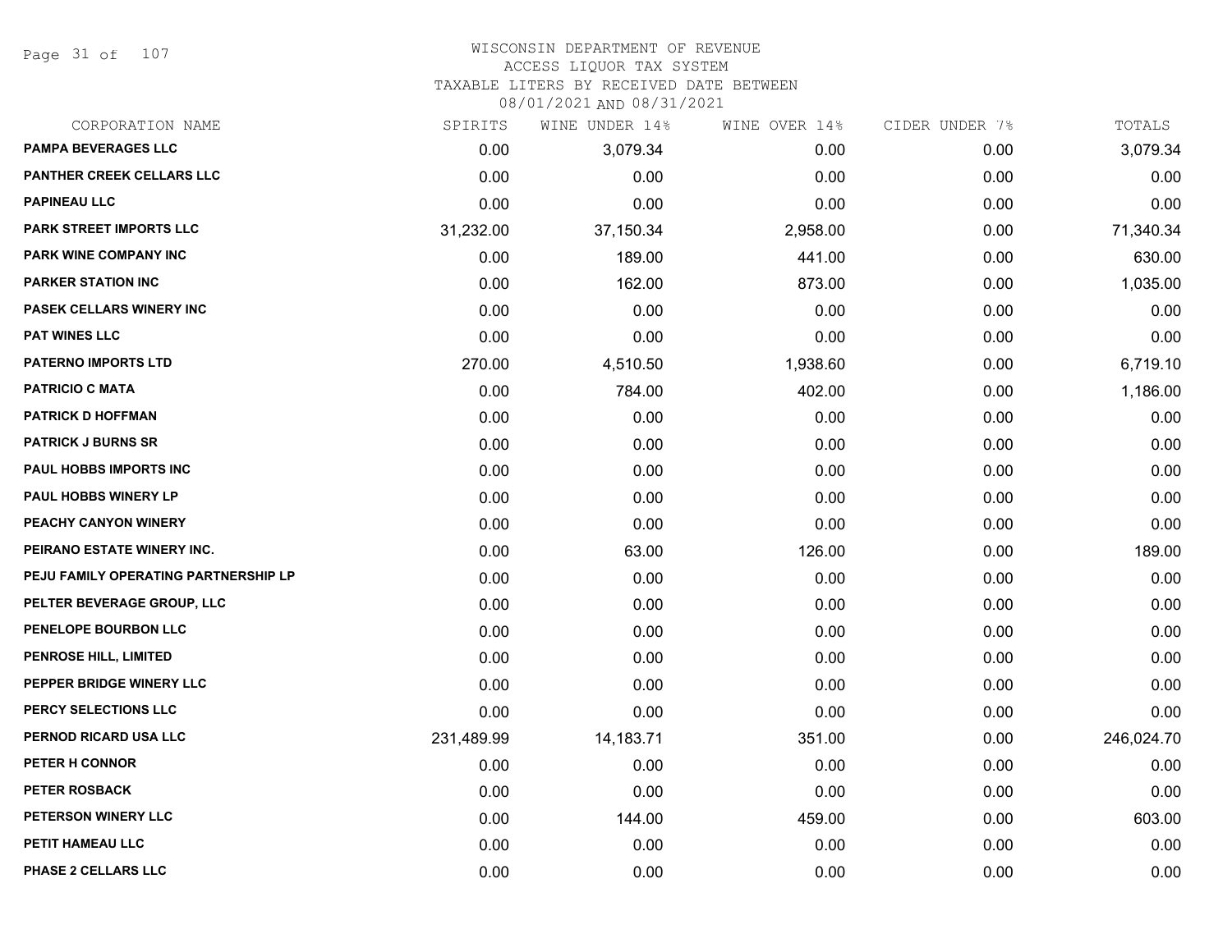# WISCONSIN DEPARTMENT OF REVENUE
## ACCESS LIQUOR TAX SYSTEM
### TAXABLE LITERS BY RECEIVED DATE BETWEEN 08/01/2021 AND 08/31/2021

| CORPORATION NAME | SPIRITS | WINE UNDER 14% | WINE OVER 14% | CIDER UNDER 7% | TOTALS |
|---|---|---|---|---|---|
| PAMPA BEVERAGES LLC | 0.00 | 3,079.34 | 0.00 | 0.00 | 3,079.34 |
| PANTHER CREEK CELLARS LLC | 0.00 | 0.00 | 0.00 | 0.00 | 0.00 |
| PAPINEAU LLC | 0.00 | 0.00 | 0.00 | 0.00 | 0.00 |
| PARK STREET IMPORTS LLC | 31,232.00 | 37,150.34 | 2,958.00 | 0.00 | 71,340.34 |
| PARK WINE COMPANY INC | 0.00 | 189.00 | 441.00 | 0.00 | 630.00 |
| PARKER STATION INC | 0.00 | 162.00 | 873.00 | 0.00 | 1,035.00 |
| PASEK CELLARS WINERY INC | 0.00 | 0.00 | 0.00 | 0.00 | 0.00 |
| PAT WINES LLC | 0.00 | 0.00 | 0.00 | 0.00 | 0.00 |
| PATERNO IMPORTS LTD | 270.00 | 4,510.50 | 1,938.60 | 0.00 | 6,719.10 |
| PATRICIO C MATA | 0.00 | 784.00 | 402.00 | 0.00 | 1,186.00 |
| PATRICK D HOFFMAN | 0.00 | 0.00 | 0.00 | 0.00 | 0.00 |
| PATRICK J BURNS SR | 0.00 | 0.00 | 0.00 | 0.00 | 0.00 |
| PAUL HOBBS IMPORTS INC | 0.00 | 0.00 | 0.00 | 0.00 | 0.00 |
| PAUL HOBBS WINERY LP | 0.00 | 0.00 | 0.00 | 0.00 | 0.00 |
| PEACHY CANYON WINERY | 0.00 | 0.00 | 0.00 | 0.00 | 0.00 |
| PEIRANO ESTATE WINERY INC. | 0.00 | 63.00 | 126.00 | 0.00 | 189.00 |
| PEJU FAMILY OPERATING PARTNERSHIP LP | 0.00 | 0.00 | 0.00 | 0.00 | 0.00 |
| PELTER BEVERAGE GROUP, LLC | 0.00 | 0.00 | 0.00 | 0.00 | 0.00 |
| PENELOPE BOURBON LLC | 0.00 | 0.00 | 0.00 | 0.00 | 0.00 |
| PENROSE HILL, LIMITED | 0.00 | 0.00 | 0.00 | 0.00 | 0.00 |
| PEPPER BRIDGE WINERY LLC | 0.00 | 0.00 | 0.00 | 0.00 | 0.00 |
| PERCY SELECTIONS LLC | 0.00 | 0.00 | 0.00 | 0.00 | 0.00 |
| PERNOD RICARD USA LLC | 231,489.99 | 14,183.71 | 351.00 | 0.00 | 246,024.70 |
| PETER H CONNOR | 0.00 | 0.00 | 0.00 | 0.00 | 0.00 |
| PETER ROSBACK | 0.00 | 0.00 | 0.00 | 0.00 | 0.00 |
| PETERSON WINERY LLC | 0.00 | 144.00 | 459.00 | 0.00 | 603.00 |
| PETIT HAMEAU LLC | 0.00 | 0.00 | 0.00 | 0.00 | 0.00 |
| PHASE 2 CELLARS LLC | 0.00 | 0.00 | 0.00 | 0.00 | 0.00 |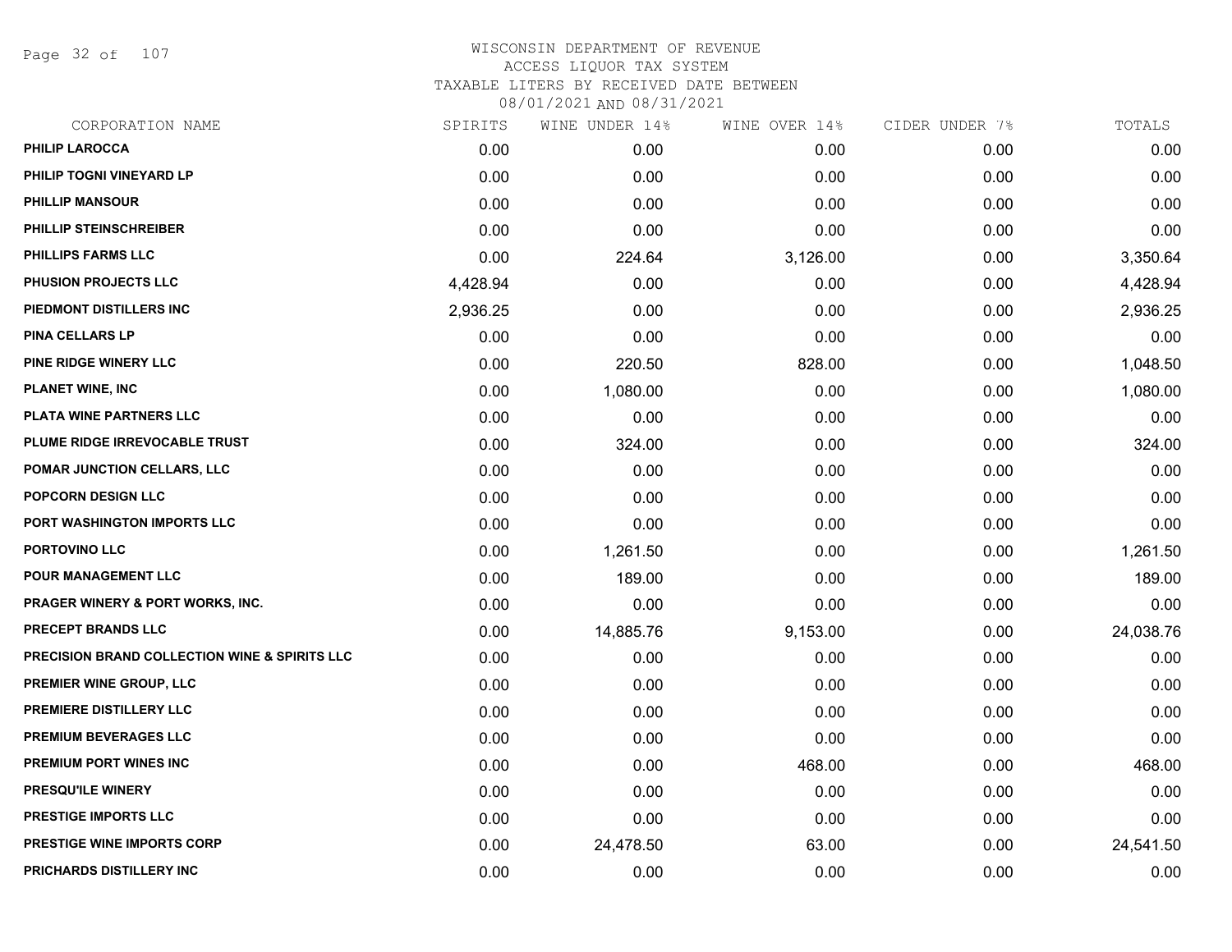# WISCONSIN DEPARTMENT OF REVENUE
## ACCESS LIQUOR TAX SYSTEM
## TAXABLE LITERS BY RECEIVED DATE BETWEEN 08/01/2021 AND 08/31/2021

| CORPORATION NAME | SPIRITS | WINE UNDER 14% | WINE OVER 14% | CIDER UNDER 7% | TOTALS |
|---|---|---|---|---|---|
| PHILIP LAROCCA | 0.00 | 0.00 | 0.00 | 0.00 | 0.00 |
| PHILIP TOGNI VINEYARD LP | 0.00 | 0.00 | 0.00 | 0.00 | 0.00 |
| PHILLIP MANSOUR | 0.00 | 0.00 | 0.00 | 0.00 | 0.00 |
| PHILLIP STEINSCHREIBER | 0.00 | 0.00 | 0.00 | 0.00 | 0.00 |
| PHILLIPS FARMS LLC | 0.00 | 224.64 | 3,126.00 | 0.00 | 3,350.64 |
| PHUSION PROJECTS LLC | 4,428.94 | 0.00 | 0.00 | 0.00 | 4,428.94 |
| PIEDMONT DISTILLERS INC | 2,936.25 | 0.00 | 0.00 | 0.00 | 2,936.25 |
| PINA CELLARS LP | 0.00 | 0.00 | 0.00 | 0.00 | 0.00 |
| PINE RIDGE WINERY LLC | 0.00 | 220.50 | 828.00 | 0.00 | 1,048.50 |
| PLANET WINE, INC | 0.00 | 1,080.00 | 0.00 | 0.00 | 1,080.00 |
| PLATA WINE PARTNERS LLC | 0.00 | 0.00 | 0.00 | 0.00 | 0.00 |
| PLUME RIDGE IRREVOCABLE TRUST | 0.00 | 324.00 | 0.00 | 0.00 | 324.00 |
| POMAR JUNCTION CELLARS, LLC | 0.00 | 0.00 | 0.00 | 0.00 | 0.00 |
| POPCORN DESIGN LLC | 0.00 | 0.00 | 0.00 | 0.00 | 0.00 |
| PORT WASHINGTON IMPORTS LLC | 0.00 | 0.00 | 0.00 | 0.00 | 0.00 |
| PORTOVINO LLC | 0.00 | 1,261.50 | 0.00 | 0.00 | 1,261.50 |
| POUR MANAGEMENT LLC | 0.00 | 189.00 | 0.00 | 0.00 | 189.00 |
| PRAGER WINERY & PORT WORKS, INC. | 0.00 | 0.00 | 0.00 | 0.00 | 0.00 |
| PRECEPT BRANDS LLC | 0.00 | 14,885.76 | 9,153.00 | 0.00 | 24,038.76 |
| PRECISION BRAND COLLECTION WINE & SPIRITS LLC | 0.00 | 0.00 | 0.00 | 0.00 | 0.00 |
| PREMIER WINE GROUP, LLC | 0.00 | 0.00 | 0.00 | 0.00 | 0.00 |
| PREMIERE DISTILLERY LLC | 0.00 | 0.00 | 0.00 | 0.00 | 0.00 |
| PREMIUM BEVERAGES LLC | 0.00 | 0.00 | 0.00 | 0.00 | 0.00 |
| PREMIUM PORT WINES INC | 0.00 | 0.00 | 468.00 | 0.00 | 468.00 |
| PRESQU'ILE WINERY | 0.00 | 0.00 | 0.00 | 0.00 | 0.00 |
| PRESTIGE IMPORTS LLC | 0.00 | 0.00 | 0.00 | 0.00 | 0.00 |
| PRESTIGE WINE IMPORTS CORP | 0.00 | 24,478.50 | 63.00 | 0.00 | 24,541.50 |
| PRICHARDS DISTILLERY INC | 0.00 | 0.00 | 0.00 | 0.00 | 0.00 |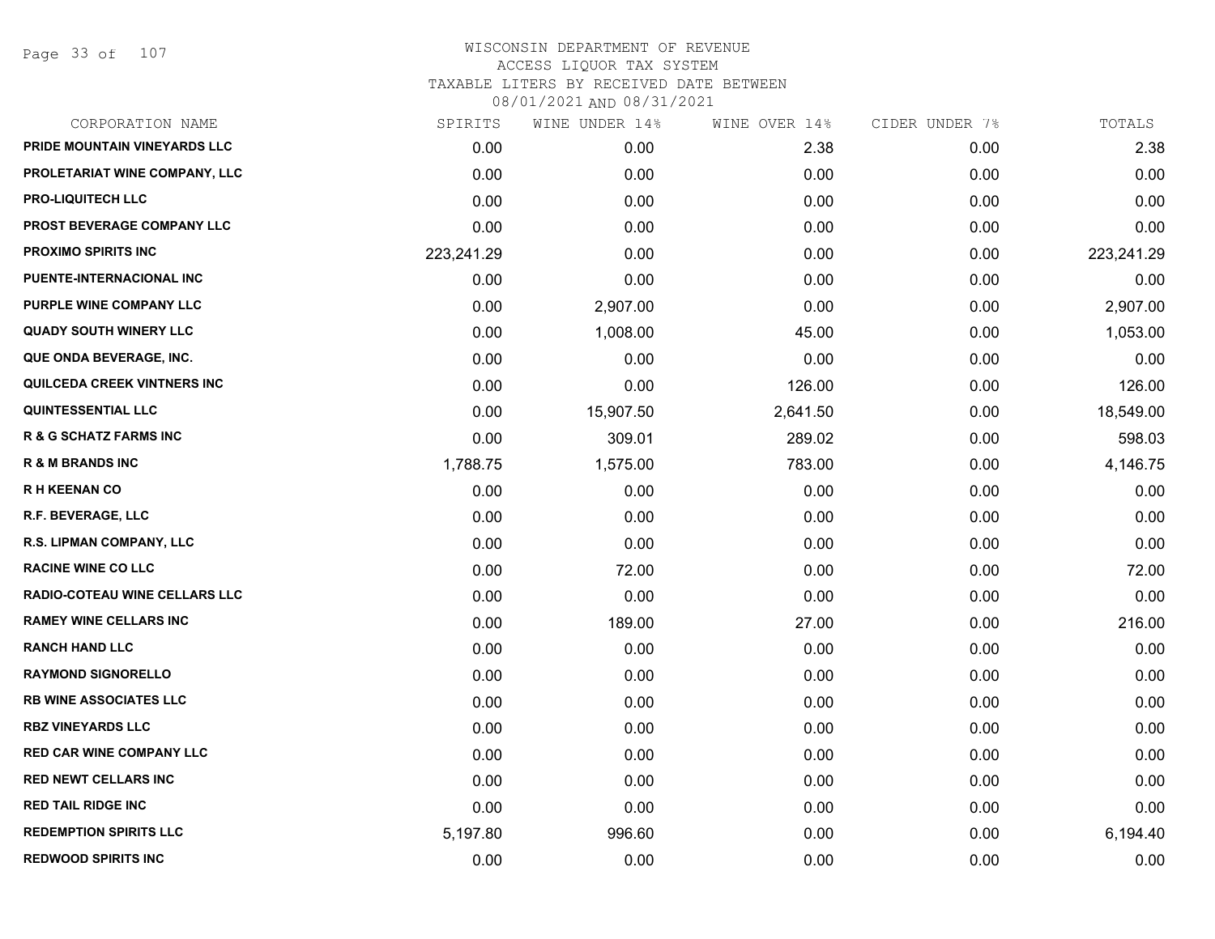# WISCONSIN DEPARTMENT OF REVENUE
## ACCESS LIQUOR TAX SYSTEM
### TAXABLE LITERS BY RECEIVED DATE BETWEEN 08/01/2021 AND 08/31/2021

| CORPORATION NAME | SPIRITS | WINE UNDER 14% | WINE OVER 14% | CIDER UNDER 7% | TOTALS |
|---|---|---|---|---|---|
| PRIDE MOUNTAIN VINEYARDS LLC | 0.00 | 0.00 | 2.38 | 0.00 | 2.38 |
| PROLETARIAT WINE COMPANY, LLC | 0.00 | 0.00 | 0.00 | 0.00 | 0.00 |
| PRO-LIQUITECH LLC | 0.00 | 0.00 | 0.00 | 0.00 | 0.00 |
| PROST BEVERAGE COMPANY LLC | 0.00 | 0.00 | 0.00 | 0.00 | 0.00 |
| PROXIMO SPIRITS INC | 223,241.29 | 0.00 | 0.00 | 0.00 | 223,241.29 |
| PUENTE-INTERNACIONAL INC | 0.00 | 0.00 | 0.00 | 0.00 | 0.00 |
| PURPLE WINE COMPANY LLC | 0.00 | 2,907.00 | 0.00 | 0.00 | 2,907.00 |
| QUADY SOUTH WINERY LLC | 0.00 | 1,008.00 | 45.00 | 0.00 | 1,053.00 |
| QUE ONDA BEVERAGE, INC. | 0.00 | 0.00 | 0.00 | 0.00 | 0.00 |
| QUILCEDA CREEK VINTNERS INC | 0.00 | 0.00 | 126.00 | 0.00 | 126.00 |
| QUINTESSENTIAL LLC | 0.00 | 15,907.50 | 2,641.50 | 0.00 | 18,549.00 |
| R & G SCHATZ FARMS INC | 0.00 | 309.01 | 289.02 | 0.00 | 598.03 |
| R & M BRANDS INC | 1,788.75 | 1,575.00 | 783.00 | 0.00 | 4,146.75 |
| R H KEENAN CO | 0.00 | 0.00 | 0.00 | 0.00 | 0.00 |
| R.F. BEVERAGE, LLC | 0.00 | 0.00 | 0.00 | 0.00 | 0.00 |
| R.S. LIPMAN COMPANY, LLC | 0.00 | 0.00 | 0.00 | 0.00 | 0.00 |
| RACINE WINE CO LLC | 0.00 | 72.00 | 0.00 | 0.00 | 72.00 |
| RADIO-COTEAU WINE CELLARS LLC | 0.00 | 0.00 | 0.00 | 0.00 | 0.00 |
| RAMEY WINE CELLARS INC | 0.00 | 189.00 | 27.00 | 0.00 | 216.00 |
| RANCH HAND LLC | 0.00 | 0.00 | 0.00 | 0.00 | 0.00 |
| RAYMOND SIGNORELLO | 0.00 | 0.00 | 0.00 | 0.00 | 0.00 |
| RB WINE ASSOCIATES LLC | 0.00 | 0.00 | 0.00 | 0.00 | 0.00 |
| RBZ VINEYARDS LLC | 0.00 | 0.00 | 0.00 | 0.00 | 0.00 |
| RED CAR WINE COMPANY LLC | 0.00 | 0.00 | 0.00 | 0.00 | 0.00 |
| RED NEWT CELLARS INC | 0.00 | 0.00 | 0.00 | 0.00 | 0.00 |
| RED TAIL RIDGE INC | 0.00 | 0.00 | 0.00 | 0.00 | 0.00 |
| REDEMPTION SPIRITS LLC | 5,197.80 | 996.60 | 0.00 | 0.00 | 6,194.40 |
| REDWOOD SPIRITS INC | 0.00 | 0.00 | 0.00 | 0.00 | 0.00 |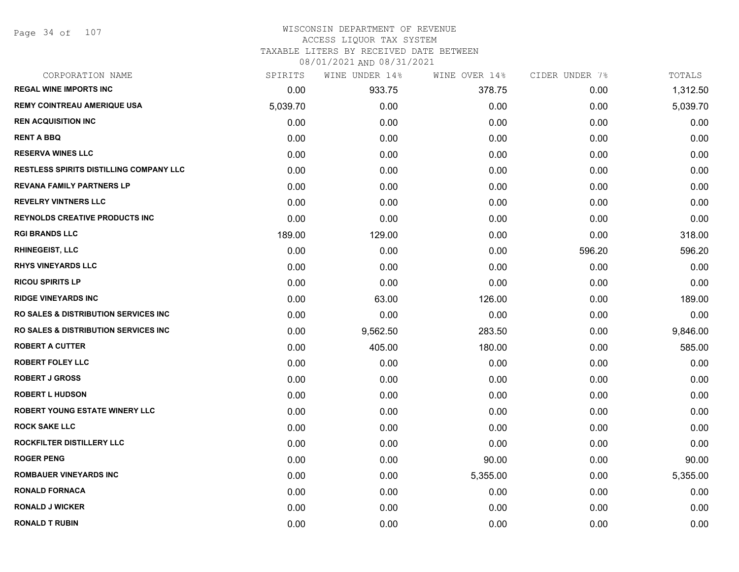# WISCONSIN DEPARTMENT OF REVENUE
ACCESS LIQUOR TAX SYSTEM
TAXABLE LITERS BY RECEIVED DATE BETWEEN
08/01/2021 AND 08/31/2021

| CORPORATION NAME | SPIRITS | WINE UNDER 14% | WINE OVER 14% | CIDER UNDER 7% | TOTALS |
|---|---|---|---|---|---|
| REGAL WINE IMPORTS INC | 0.00 | 933.75 | 378.75 | 0.00 | 1,312.50 |
| REMY COINTREAU AMERIQUE USA | 5,039.70 | 0.00 | 0.00 | 0.00 | 5,039.70 |
| REN ACQUISITION INC | 0.00 | 0.00 | 0.00 | 0.00 | 0.00 |
| RENT A BBQ | 0.00 | 0.00 | 0.00 | 0.00 | 0.00 |
| RESERVA WINES LLC | 0.00 | 0.00 | 0.00 | 0.00 | 0.00 |
| RESTLESS SPIRITS DISTILLING COMPANY LLC | 0.00 | 0.00 | 0.00 | 0.00 | 0.00 |
| REVANA FAMILY PARTNERS LP | 0.00 | 0.00 | 0.00 | 0.00 | 0.00 |
| REVELRY VINTNERS LLC | 0.00 | 0.00 | 0.00 | 0.00 | 0.00 |
| REYNOLDS CREATIVE PRODUCTS INC | 0.00 | 0.00 | 0.00 | 0.00 | 0.00 |
| RGI BRANDS LLC | 189.00 | 129.00 | 0.00 | 0.00 | 318.00 |
| RHINEGEIST, LLC | 0.00 | 0.00 | 0.00 | 596.20 | 596.20 |
| RHYS VINEYARDS LLC | 0.00 | 0.00 | 0.00 | 0.00 | 0.00 |
| RICOU SPIRITS LP | 0.00 | 0.00 | 0.00 | 0.00 | 0.00 |
| RIDGE VINEYARDS INC | 0.00 | 63.00 | 126.00 | 0.00 | 189.00 |
| RO SALES & DISTRIBUTION SERVICES INC | 0.00 | 0.00 | 0.00 | 0.00 | 0.00 |
| RO SALES & DISTRIBUTION SERVICES INC | 0.00 | 9,562.50 | 283.50 | 0.00 | 9,846.00 |
| ROBERT A CUTTER | 0.00 | 405.00 | 180.00 | 0.00 | 585.00 |
| ROBERT FOLEY LLC | 0.00 | 0.00 | 0.00 | 0.00 | 0.00 |
| ROBERT J GROSS | 0.00 | 0.00 | 0.00 | 0.00 | 0.00 |
| ROBERT L HUDSON | 0.00 | 0.00 | 0.00 | 0.00 | 0.00 |
| ROBERT YOUNG ESTATE WINERY LLC | 0.00 | 0.00 | 0.00 | 0.00 | 0.00 |
| ROCK SAKE LLC | 0.00 | 0.00 | 0.00 | 0.00 | 0.00 |
| ROCKFILTER DISTILLERY LLC | 0.00 | 0.00 | 0.00 | 0.00 | 0.00 |
| ROGER PENG | 0.00 | 0.00 | 90.00 | 0.00 | 90.00 |
| ROMBAUER VINEYARDS INC | 0.00 | 0.00 | 5,355.00 | 0.00 | 5,355.00 |
| RONALD FORNACA | 0.00 | 0.00 | 0.00 | 0.00 | 0.00 |
| RONALD J WICKER | 0.00 | 0.00 | 0.00 | 0.00 | 0.00 |
| RONALD T RUBIN | 0.00 | 0.00 | 0.00 | 0.00 | 0.00 |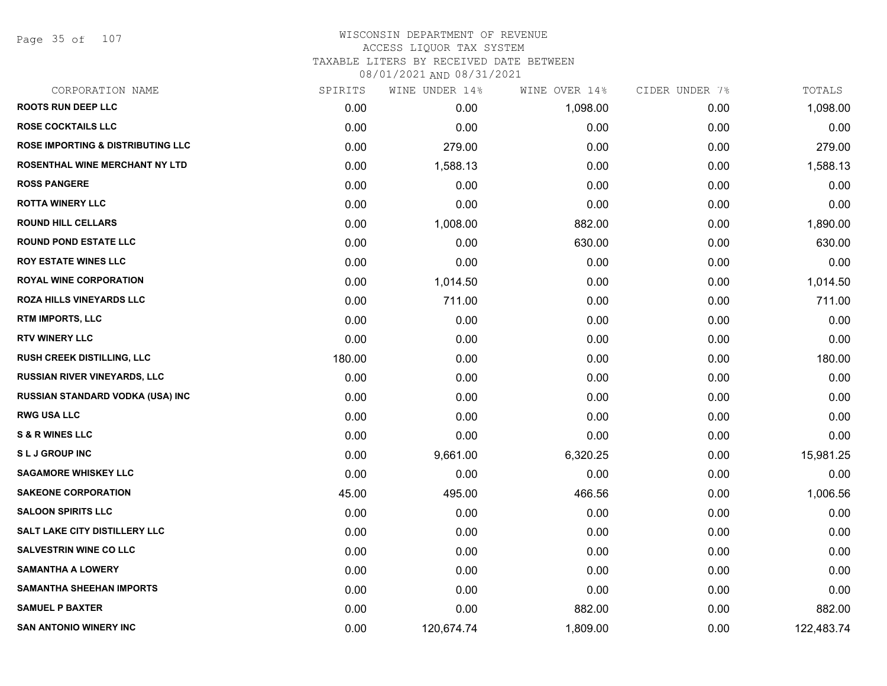WISCONSIN DEPARTMENT OF REVENUE
ACCESS LIQUOR TAX SYSTEM
TAXABLE LITERS BY RECEIVED DATE BETWEEN
08/01/2021 AND 08/31/2021

| CORPORATION NAME | SPIRITS | WINE UNDER 14% | WINE OVER 14% | CIDER UNDER 7% | TOTALS |
|---|---|---|---|---|---|
| ROOTS RUN DEEP LLC | 0.00 | 0.00 | 1,098.00 | 0.00 | 1,098.00 |
| ROSE COCKTAILS LLC | 0.00 | 0.00 | 0.00 | 0.00 | 0.00 |
| ROSE IMPORTING & DISTRIBUTING LLC | 0.00 | 279.00 | 0.00 | 0.00 | 279.00 |
| ROSENTHAL WINE MERCHANT NY LTD | 0.00 | 1,588.13 | 0.00 | 0.00 | 1,588.13 |
| ROSS PANGERE | 0.00 | 0.00 | 0.00 | 0.00 | 0.00 |
| ROTTA WINERY LLC | 0.00 | 0.00 | 0.00 | 0.00 | 0.00 |
| ROUND HILL CELLARS | 0.00 | 1,008.00 | 882.00 | 0.00 | 1,890.00 |
| ROUND POND ESTATE LLC | 0.00 | 0.00 | 630.00 | 0.00 | 630.00 |
| ROY ESTATE WINES LLC | 0.00 | 0.00 | 0.00 | 0.00 | 0.00 |
| ROYAL WINE CORPORATION | 0.00 | 1,014.50 | 0.00 | 0.00 | 1,014.50 |
| ROZA HILLS VINEYARDS LLC | 0.00 | 711.00 | 0.00 | 0.00 | 711.00 |
| RTM IMPORTS, LLC | 0.00 | 0.00 | 0.00 | 0.00 | 0.00 |
| RTV WINERY LLC | 0.00 | 0.00 | 0.00 | 0.00 | 0.00 |
| RUSH CREEK DISTILLING, LLC | 180.00 | 0.00 | 0.00 | 0.00 | 180.00 |
| RUSSIAN RIVER VINEYARDS, LLC | 0.00 | 0.00 | 0.00 | 0.00 | 0.00 |
| RUSSIAN STANDARD VODKA (USA) INC | 0.00 | 0.00 | 0.00 | 0.00 | 0.00 |
| RWG USA LLC | 0.00 | 0.00 | 0.00 | 0.00 | 0.00 |
| S & R WINES LLC | 0.00 | 0.00 | 0.00 | 0.00 | 0.00 |
| S L J GROUP INC | 0.00 | 9,661.00 | 6,320.25 | 0.00 | 15,981.25 |
| SAGAMORE WHISKEY LLC | 0.00 | 0.00 | 0.00 | 0.00 | 0.00 |
| SAKEONE CORPORATION | 45.00 | 495.00 | 466.56 | 0.00 | 1,006.56 |
| SALOON SPIRITS LLC | 0.00 | 0.00 | 0.00 | 0.00 | 0.00 |
| SALT LAKE CITY DISTILLERY LLC | 0.00 | 0.00 | 0.00 | 0.00 | 0.00 |
| SALVESTRIN WINE CO LLC | 0.00 | 0.00 | 0.00 | 0.00 | 0.00 |
| SAMANTHA A LOWERY | 0.00 | 0.00 | 0.00 | 0.00 | 0.00 |
| SAMANTHA SHEEHAN IMPORTS | 0.00 | 0.00 | 0.00 | 0.00 | 0.00 |
| SAMUEL P BAXTER | 0.00 | 0.00 | 882.00 | 0.00 | 882.00 |
| SAN ANTONIO WINERY INC | 0.00 | 120,674.74 | 1,809.00 | 0.00 | 122,483.74 |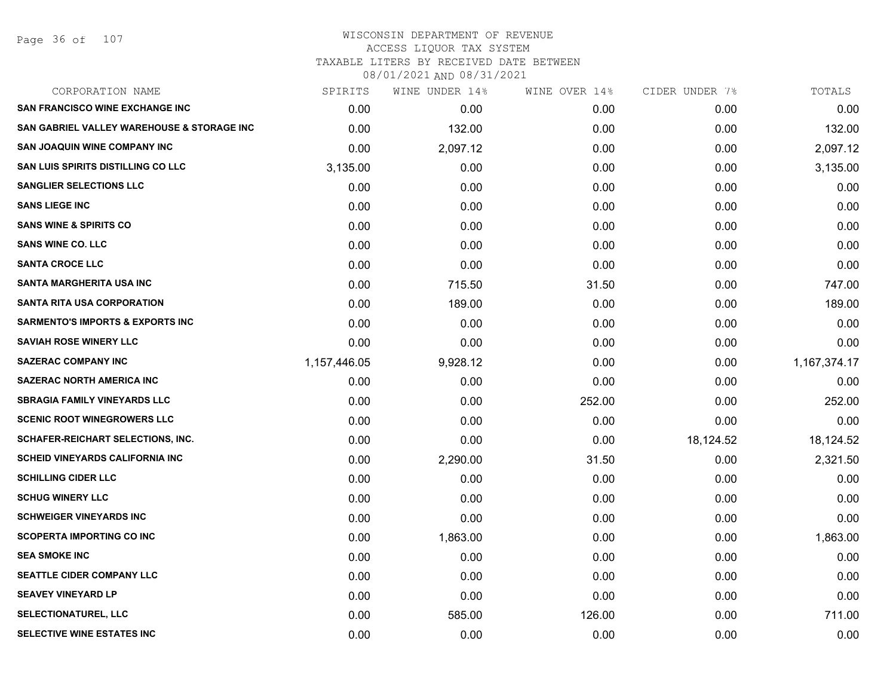WISCONSIN DEPARTMENT OF REVENUE
ACCESS LIQUOR TAX SYSTEM
TAXABLE LITERS BY RECEIVED DATE BETWEEN
08/01/2021 AND 08/31/2021

| CORPORATION NAME | SPIRITS | WINE UNDER 14% | WINE OVER 14% | CIDER UNDER 7% | TOTALS |
|---|---|---|---|---|---|
| SAN FRANCISCO WINE EXCHANGE INC | 0.00 | 0.00 | 0.00 | 0.00 | 0.00 |
| SAN GABRIEL VALLEY WAREHOUSE & STORAGE INC | 0.00 | 132.00 | 0.00 | 0.00 | 132.00 |
| SAN JOAQUIN WINE COMPANY INC | 0.00 | 2,097.12 | 0.00 | 0.00 | 2,097.12 |
| SAN LUIS SPIRITS DISTILLING CO LLC | 3,135.00 | 0.00 | 0.00 | 0.00 | 3,135.00 |
| SANGLIER SELECTIONS LLC | 0.00 | 0.00 | 0.00 | 0.00 | 0.00 |
| SANS LIEGE INC | 0.00 | 0.00 | 0.00 | 0.00 | 0.00 |
| SANS WINE & SPIRITS CO | 0.00 | 0.00 | 0.00 | 0.00 | 0.00 |
| SANS WINE CO. LLC | 0.00 | 0.00 | 0.00 | 0.00 | 0.00 |
| SANTA CROCE LLC | 0.00 | 0.00 | 0.00 | 0.00 | 0.00 |
| SANTA MARGHERITA USA INC | 0.00 | 715.50 | 31.50 | 0.00 | 747.00 |
| SANTA RITA USA CORPORATION | 0.00 | 189.00 | 0.00 | 0.00 | 189.00 |
| SARMENTO'S IMPORTS & EXPORTS INC | 0.00 | 0.00 | 0.00 | 0.00 | 0.00 |
| SAVIAH ROSE WINERY LLC | 0.00 | 0.00 | 0.00 | 0.00 | 0.00 |
| SAZERAC COMPANY INC | 1,157,446.05 | 9,928.12 | 0.00 | 0.00 | 1,167,374.17 |
| SAZERAC NORTH AMERICA INC | 0.00 | 0.00 | 0.00 | 0.00 | 0.00 |
| SBRAGIA FAMILY VINEYARDS LLC | 0.00 | 0.00 | 252.00 | 0.00 | 252.00 |
| SCENIC ROOT WINEGROWERS LLC | 0.00 | 0.00 | 0.00 | 0.00 | 0.00 |
| SCHAFER-REICHART SELECTIONS, INC. | 0.00 | 0.00 | 0.00 | 18,124.52 | 18,124.52 |
| SCHEID VINEYARDS CALIFORNIA INC | 0.00 | 2,290.00 | 31.50 | 0.00 | 2,321.50 |
| SCHILLING CIDER LLC | 0.00 | 0.00 | 0.00 | 0.00 | 0.00 |
| SCHUG WINERY LLC | 0.00 | 0.00 | 0.00 | 0.00 | 0.00 |
| SCHWEIGER VINEYARDS INC | 0.00 | 0.00 | 0.00 | 0.00 | 0.00 |
| SCOPERTA IMPORTING CO INC | 0.00 | 1,863.00 | 0.00 | 0.00 | 1,863.00 |
| SEA SMOKE INC | 0.00 | 0.00 | 0.00 | 0.00 | 0.00 |
| SEATTLE CIDER COMPANY LLC | 0.00 | 0.00 | 0.00 | 0.00 | 0.00 |
| SEAVEY VINEYARD LP | 0.00 | 0.00 | 0.00 | 0.00 | 0.00 |
| SELECTIONATUREL, LLC | 0.00 | 585.00 | 126.00 | 0.00 | 711.00 |
| SELECTIVE WINE ESTATES INC | 0.00 | 0.00 | 0.00 | 0.00 | 0.00 |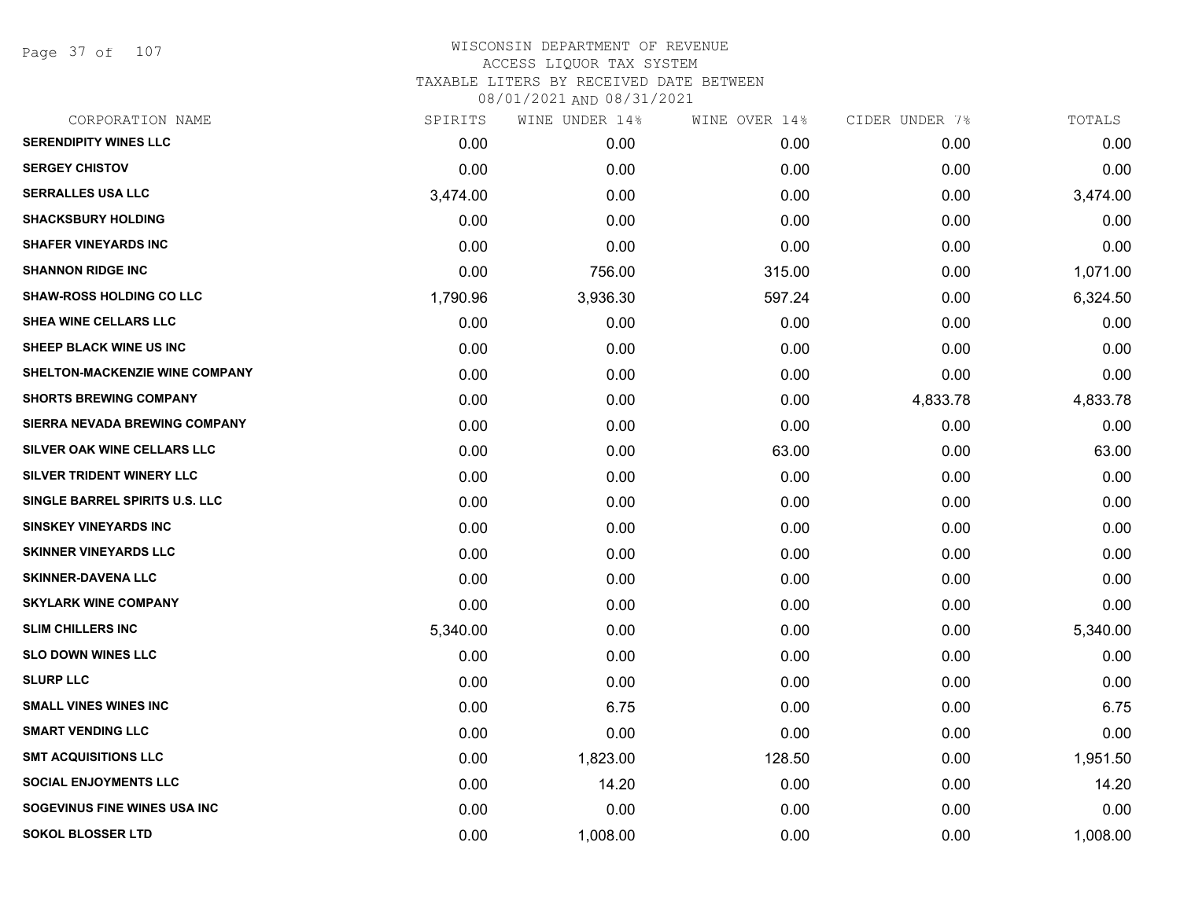# WISCONSIN DEPARTMENT OF REVENUE
## ACCESS LIQUOR TAX SYSTEM
### TAXABLE LITERS BY RECEIVED DATE BETWEEN 08/01/2021 AND 08/31/2021

| CORPORATION NAME | SPIRITS | WINE UNDER 14% | WINE OVER 14% | CIDER UNDER 7% | TOTALS |
|---|---|---|---|---|---|
| SERENDIPITY WINES LLC | 0.00 | 0.00 | 0.00 | 0.00 | 0.00 |
| SERGEY CHISTOV | 0.00 | 0.00 | 0.00 | 0.00 | 0.00 |
| SERRALLES USA LLC | 3,474.00 | 0.00 | 0.00 | 0.00 | 3,474.00 |
| SHACKSBURY HOLDING | 0.00 | 0.00 | 0.00 | 0.00 | 0.00 |
| SHAFER VINEYARDS INC | 0.00 | 0.00 | 0.00 | 0.00 | 0.00 |
| SHANNON RIDGE INC | 0.00 | 756.00 | 315.00 | 0.00 | 1,071.00 |
| SHAW-ROSS HOLDING CO LLC | 1,790.96 | 3,936.30 | 597.24 | 0.00 | 6,324.50 |
| SHEA WINE CELLARS LLC | 0.00 | 0.00 | 0.00 | 0.00 | 0.00 |
| SHEEP BLACK WINE US INC | 0.00 | 0.00 | 0.00 | 0.00 | 0.00 |
| SHELTON-MACKENZIE WINE COMPANY | 0.00 | 0.00 | 0.00 | 0.00 | 0.00 |
| SHORTS BREWING COMPANY | 0.00 | 0.00 | 0.00 | 4,833.78 | 4,833.78 |
| SIERRA NEVADA BREWING COMPANY | 0.00 | 0.00 | 0.00 | 0.00 | 0.00 |
| SILVER OAK WINE CELLARS LLC | 0.00 | 0.00 | 63.00 | 0.00 | 63.00 |
| SILVER TRIDENT WINERY LLC | 0.00 | 0.00 | 0.00 | 0.00 | 0.00 |
| SINGLE BARREL SPIRITS U.S. LLC | 0.00 | 0.00 | 0.00 | 0.00 | 0.00 |
| SINSKEY VINEYARDS INC | 0.00 | 0.00 | 0.00 | 0.00 | 0.00 |
| SKINNER VINEYARDS LLC | 0.00 | 0.00 | 0.00 | 0.00 | 0.00 |
| SKINNER-DAVENA LLC | 0.00 | 0.00 | 0.00 | 0.00 | 0.00 |
| SKYLARK WINE COMPANY | 0.00 | 0.00 | 0.00 | 0.00 | 0.00 |
| SLIM CHILLERS INC | 5,340.00 | 0.00 | 0.00 | 0.00 | 5,340.00 |
| SLO DOWN WINES LLC | 0.00 | 0.00 | 0.00 | 0.00 | 0.00 |
| SLURP LLC | 0.00 | 0.00 | 0.00 | 0.00 | 0.00 |
| SMALL VINES WINES INC | 0.00 | 6.75 | 0.00 | 0.00 | 6.75 |
| SMART VENDING LLC | 0.00 | 0.00 | 0.00 | 0.00 | 0.00 |
| SMT ACQUISITIONS LLC | 0.00 | 1,823.00 | 128.50 | 0.00 | 1,951.50 |
| SOCIAL ENJOYMENTS LLC | 0.00 | 14.20 | 0.00 | 0.00 | 14.20 |
| SOGEVINUS FINE WINES USA INC | 0.00 | 0.00 | 0.00 | 0.00 | 0.00 |
| SOKOL BLOSSER LTD | 0.00 | 1,008.00 | 0.00 | 0.00 | 1,008.00 |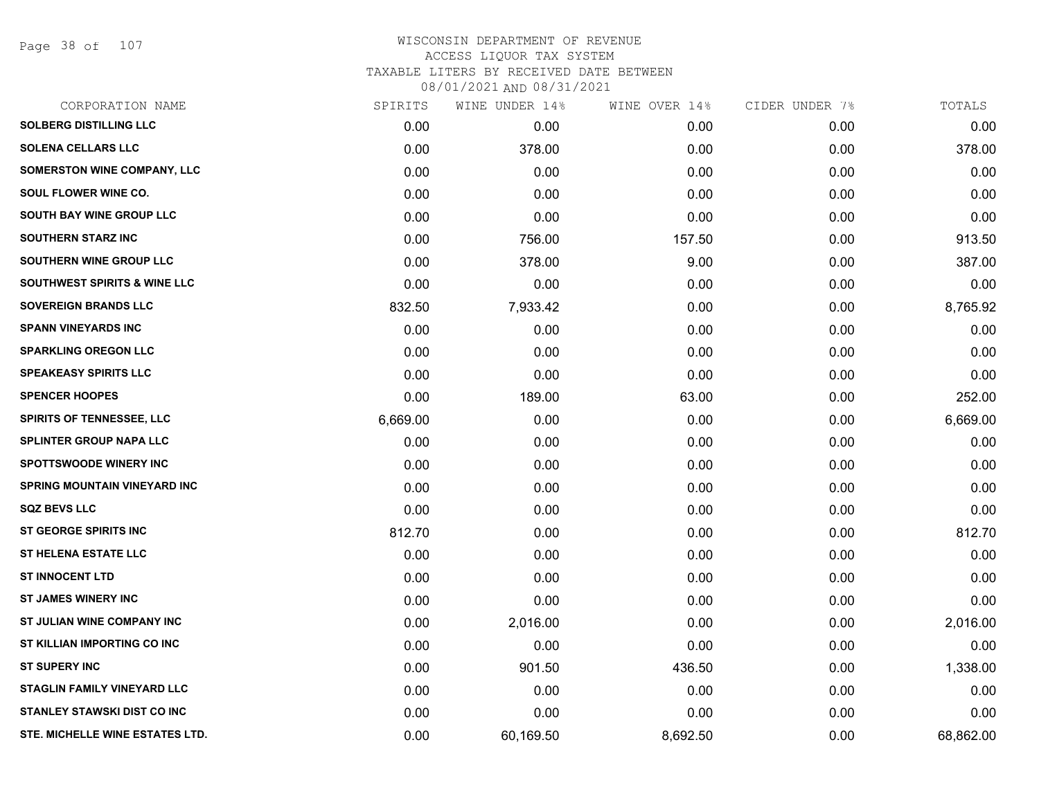# WISCONSIN DEPARTMENT OF REVENUE
## ACCESS LIQUOR TAX SYSTEM
### TAXABLE LITERS BY RECEIVED DATE BETWEEN 08/01/2021 AND 08/31/2021

| CORPORATION NAME | SPIRITS | WINE UNDER 14% | WINE OVER 14% | CIDER UNDER 7% | TOTALS |
|---|---|---|---|---|---|
| SOLBERG DISTILLING LLC | 0.00 | 0.00 | 0.00 | 0.00 | 0.00 |
| SOLENA CELLARS LLC | 0.00 | 378.00 | 0.00 | 0.00 | 378.00 |
| SOMERSTON WINE COMPANY, LLC | 0.00 | 0.00 | 0.00 | 0.00 | 0.00 |
| SOUL FLOWER WINE CO. | 0.00 | 0.00 | 0.00 | 0.00 | 0.00 |
| SOUTH BAY WINE GROUP LLC | 0.00 | 0.00 | 0.00 | 0.00 | 0.00 |
| SOUTHERN STARZ INC | 0.00 | 756.00 | 157.50 | 0.00 | 913.50 |
| SOUTHERN WINE GROUP LLC | 0.00 | 378.00 | 9.00 | 0.00 | 387.00 |
| SOUTHWEST SPIRITS & WINE LLC | 0.00 | 0.00 | 0.00 | 0.00 | 0.00 |
| SOVEREIGN BRANDS LLC | 832.50 | 7,933.42 | 0.00 | 0.00 | 8,765.92 |
| SPANN VINEYARDS INC | 0.00 | 0.00 | 0.00 | 0.00 | 0.00 |
| SPARKLING OREGON LLC | 0.00 | 0.00 | 0.00 | 0.00 | 0.00 |
| SPEAKEASY SPIRITS LLC | 0.00 | 0.00 | 0.00 | 0.00 | 0.00 |
| SPENCER HOOPES | 0.00 | 189.00 | 63.00 | 0.00 | 252.00 |
| SPIRITS OF TENNESSEE, LLC | 6,669.00 | 0.00 | 0.00 | 0.00 | 6,669.00 |
| SPLINTER GROUP NAPA LLC | 0.00 | 0.00 | 0.00 | 0.00 | 0.00 |
| SPOTTSWOODE WINERY INC | 0.00 | 0.00 | 0.00 | 0.00 | 0.00 |
| SPRING MOUNTAIN VINEYARD INC | 0.00 | 0.00 | 0.00 | 0.00 | 0.00 |
| SQZ BEVS LLC | 0.00 | 0.00 | 0.00 | 0.00 | 0.00 |
| ST GEORGE SPIRITS INC | 812.70 | 0.00 | 0.00 | 0.00 | 812.70 |
| ST HELENA ESTATE LLC | 0.00 | 0.00 | 0.00 | 0.00 | 0.00 |
| ST INNOCENT LTD | 0.00 | 0.00 | 0.00 | 0.00 | 0.00 |
| ST JAMES WINERY INC | 0.00 | 0.00 | 0.00 | 0.00 | 0.00 |
| ST JULIAN WINE COMPANY INC | 0.00 | 2,016.00 | 0.00 | 0.00 | 2,016.00 |
| ST KILLIAN IMPORTING CO INC | 0.00 | 0.00 | 0.00 | 0.00 | 0.00 |
| ST SUPERY INC | 0.00 | 901.50 | 436.50 | 0.00 | 1,338.00 |
| STAGLIN FAMILY VINEYARD LLC | 0.00 | 0.00 | 0.00 | 0.00 | 0.00 |
| STANLEY STAWSKI DIST CO INC | 0.00 | 0.00 | 0.00 | 0.00 | 0.00 |
| STE. MICHELLE WINE ESTATES LTD. | 0.00 | 60,169.50 | 8,692.50 | 0.00 | 68,862.00 |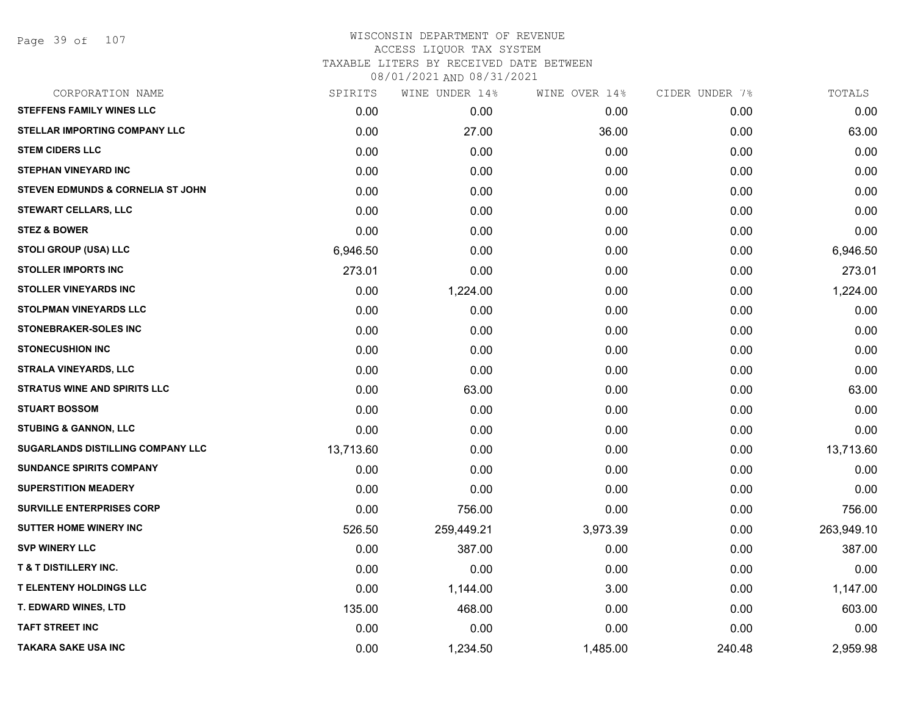# WISCONSIN DEPARTMENT OF REVENUE
ACCESS LIQUOR TAX SYSTEM
TAXABLE LITERS BY RECEIVED DATE BETWEEN
08/01/2021 AND 08/31/2021

| CORPORATION NAME | SPIRITS | WINE UNDER 14% | WINE OVER 14% | CIDER UNDER 7% | TOTALS |
|---|---|---|---|---|---|
| STEFFENS FAMILY WINES LLC | 0.00 | 0.00 | 0.00 | 0.00 | 0.00 |
| STELLAR IMPORTING COMPANY LLC | 0.00 | 27.00 | 36.00 | 0.00 | 63.00 |
| STEM CIDERS LLC | 0.00 | 0.00 | 0.00 | 0.00 | 0.00 |
| STEPHAN VINEYARD INC | 0.00 | 0.00 | 0.00 | 0.00 | 0.00 |
| STEVEN EDMUNDS & CORNELIA ST JOHN | 0.00 | 0.00 | 0.00 | 0.00 | 0.00 |
| STEWART CELLARS, LLC | 0.00 | 0.00 | 0.00 | 0.00 | 0.00 |
| STEZ & BOWER | 0.00 | 0.00 | 0.00 | 0.00 | 0.00 |
| STOLI GROUP (USA) LLC | 6,946.50 | 0.00 | 0.00 | 0.00 | 6,946.50 |
| STOLLER IMPORTS INC | 273.01 | 0.00 | 0.00 | 0.00 | 273.01 |
| STOLLER VINEYARDS INC | 0.00 | 1,224.00 | 0.00 | 0.00 | 1,224.00 |
| STOLPMAN VINEYARDS LLC | 0.00 | 0.00 | 0.00 | 0.00 | 0.00 |
| STONEBRAKER-SOLES INC | 0.00 | 0.00 | 0.00 | 0.00 | 0.00 |
| STONECUSHION INC | 0.00 | 0.00 | 0.00 | 0.00 | 0.00 |
| STRALA VINEYARDS, LLC | 0.00 | 0.00 | 0.00 | 0.00 | 0.00 |
| STRATUS WINE AND SPIRITS LLC | 0.00 | 63.00 | 0.00 | 0.00 | 63.00 |
| STUART BOSSOM | 0.00 | 0.00 | 0.00 | 0.00 | 0.00 |
| STUBING & GANNON, LLC | 0.00 | 0.00 | 0.00 | 0.00 | 0.00 |
| SUGARLANDS DISTILLING COMPANY LLC | 13,713.60 | 0.00 | 0.00 | 0.00 | 13,713.60 |
| SUNDANCE SPIRITS COMPANY | 0.00 | 0.00 | 0.00 | 0.00 | 0.00 |
| SUPERSTITION MEADERY | 0.00 | 0.00 | 0.00 | 0.00 | 0.00 |
| SURVILLE ENTERPRISES CORP | 0.00 | 756.00 | 0.00 | 0.00 | 756.00 |
| SUTTER HOME WINERY INC | 526.50 | 259,449.21 | 3,973.39 | 0.00 | 263,949.10 |
| SVP WINERY LLC | 0.00 | 387.00 | 0.00 | 0.00 | 387.00 |
| T & T DISTILLERY INC. | 0.00 | 0.00 | 0.00 | 0.00 | 0.00 |
| T ELENTENY HOLDINGS LLC | 0.00 | 1,144.00 | 3.00 | 0.00 | 1,147.00 |
| T. EDWARD WINES, LTD | 135.00 | 468.00 | 0.00 | 0.00 | 603.00 |
| TAFT STREET INC | 0.00 | 0.00 | 0.00 | 0.00 | 0.00 |
| TAKARA SAKE USA INC | 0.00 | 1,234.50 | 1,485.00 | 240.48 | 2,959.98 |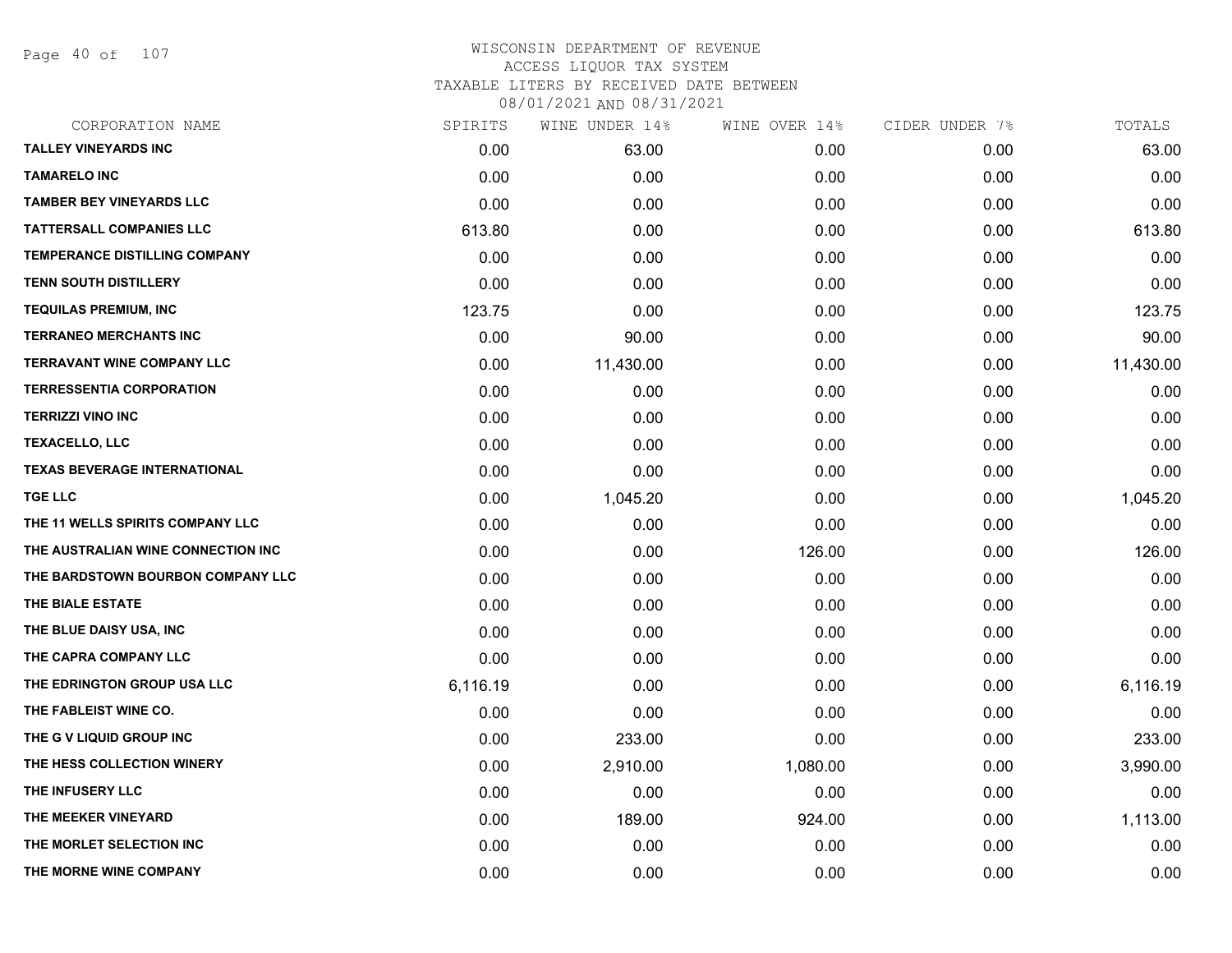# WISCONSIN DEPARTMENT OF REVENUE
ACCESS LIQUOR TAX SYSTEM
TAXABLE LITERS BY RECEIVED DATE BETWEEN
08/01/2021 AND 08/31/2021

| CORPORATION NAME | SPIRITS | WINE UNDER 14% | WINE OVER 14% | CIDER UNDER 7% | TOTALS |
|---|---|---|---|---|---|
| TALLEY VINEYARDS INC | 0.00 | 63.00 | 0.00 | 0.00 | 63.00 |
| TAMARELO INC | 0.00 | 0.00 | 0.00 | 0.00 | 0.00 |
| TAMBER BEY VINEYARDS LLC | 0.00 | 0.00 | 0.00 | 0.00 | 0.00 |
| TATTERSALL COMPANIES LLC | 613.80 | 0.00 | 0.00 | 0.00 | 613.80 |
| TEMPERANCE DISTILLING COMPANY | 0.00 | 0.00 | 0.00 | 0.00 | 0.00 |
| TENN SOUTH DISTILLERY | 0.00 | 0.00 | 0.00 | 0.00 | 0.00 |
| TEQUILAS PREMIUM, INC | 123.75 | 0.00 | 0.00 | 0.00 | 123.75 |
| TERRANEO MERCHANTS INC | 0.00 | 90.00 | 0.00 | 0.00 | 90.00 |
| TERRAVANT WINE COMPANY LLC | 0.00 | 11,430.00 | 0.00 | 0.00 | 11,430.00 |
| TERRESSENTIA CORPORATION | 0.00 | 0.00 | 0.00 | 0.00 | 0.00 |
| TERRIZZI VINO INC | 0.00 | 0.00 | 0.00 | 0.00 | 0.00 |
| TEXACELLO, LLC | 0.00 | 0.00 | 0.00 | 0.00 | 0.00 |
| TEXAS BEVERAGE INTERNATIONAL | 0.00 | 0.00 | 0.00 | 0.00 | 0.00 |
| TGE LLC | 0.00 | 1,045.20 | 0.00 | 0.00 | 1,045.20 |
| THE 11 WELLS SPIRITS COMPANY LLC | 0.00 | 0.00 | 0.00 | 0.00 | 0.00 |
| THE AUSTRALIAN WINE CONNECTION INC | 0.00 | 0.00 | 126.00 | 0.00 | 126.00 |
| THE BARDSTOWN BOURBON COMPANY LLC | 0.00 | 0.00 | 0.00 | 0.00 | 0.00 |
| THE BIALE ESTATE | 0.00 | 0.00 | 0.00 | 0.00 | 0.00 |
| THE BLUE DAISY USA, INC | 0.00 | 0.00 | 0.00 | 0.00 | 0.00 |
| THE CAPRA COMPANY LLC | 0.00 | 0.00 | 0.00 | 0.00 | 0.00 |
| THE EDRINGTON GROUP USA LLC | 6,116.19 | 0.00 | 0.00 | 0.00 | 6,116.19 |
| THE FABLEIST WINE CO. | 0.00 | 0.00 | 0.00 | 0.00 | 0.00 |
| THE G V LIQUID GROUP INC | 0.00 | 233.00 | 0.00 | 0.00 | 233.00 |
| THE HESS COLLECTION WINERY | 0.00 | 2,910.00 | 1,080.00 | 0.00 | 3,990.00 |
| THE INFUSERY LLC | 0.00 | 0.00 | 0.00 | 0.00 | 0.00 |
| THE MEEKER VINEYARD | 0.00 | 189.00 | 924.00 | 0.00 | 1,113.00 |
| THE MORLET SELECTION INC | 0.00 | 0.00 | 0.00 | 0.00 | 0.00 |
| THE MORNE WINE COMPANY | 0.00 | 0.00 | 0.00 | 0.00 | 0.00 |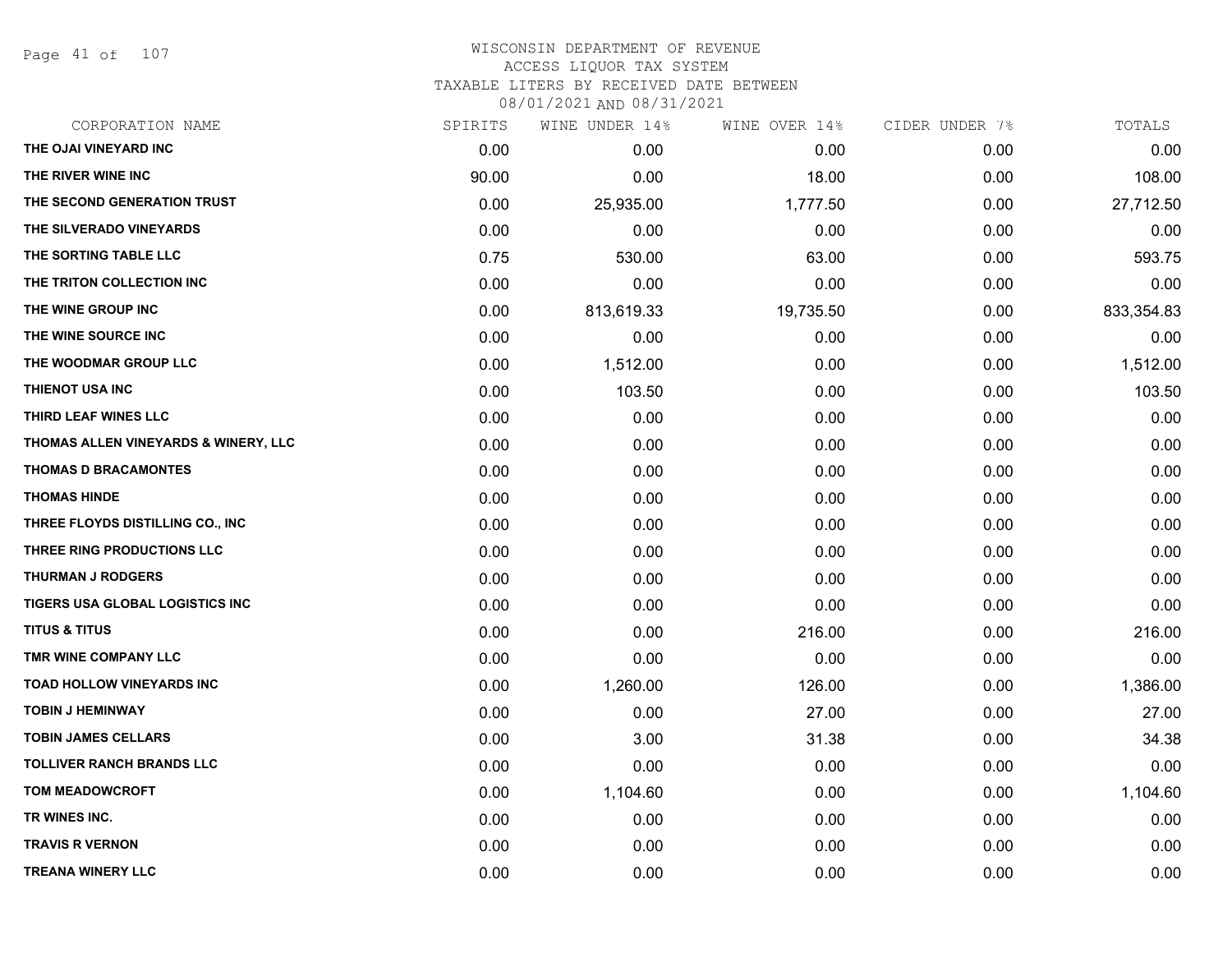WISCONSIN DEPARTMENT OF REVENUE
ACCESS LIQUOR TAX SYSTEM
TAXABLE LITERS BY RECEIVED DATE BETWEEN
08/01/2021 AND 08/31/2021

| CORPORATION NAME | SPIRITS | WINE UNDER 14% | WINE OVER 14% | CIDER UNDER 7% | TOTALS |
|---|---|---|---|---|---|
| THE OJAI VINEYARD INC | 0.00 | 0.00 | 0.00 | 0.00 | 0.00 |
| THE RIVER WINE INC | 90.00 | 0.00 | 18.00 | 0.00 | 108.00 |
| THE SECOND GENERATION TRUST | 0.00 | 25,935.00 | 1,777.50 | 0.00 | 27,712.50 |
| THE SILVERADO VINEYARDS | 0.00 | 0.00 | 0.00 | 0.00 | 0.00 |
| THE SORTING TABLE LLC | 0.75 | 530.00 | 63.00 | 0.00 | 593.75 |
| THE TRITON COLLECTION INC | 0.00 | 0.00 | 0.00 | 0.00 | 0.00 |
| THE WINE GROUP INC | 0.00 | 813,619.33 | 19,735.50 | 0.00 | 833,354.83 |
| THE WINE SOURCE INC | 0.00 | 0.00 | 0.00 | 0.00 | 0.00 |
| THE WOODMAR GROUP LLC | 0.00 | 1,512.00 | 0.00 | 0.00 | 1,512.00 |
| THIENOT USA INC | 0.00 | 103.50 | 0.00 | 0.00 | 103.50 |
| THIRD LEAF WINES LLC | 0.00 | 0.00 | 0.00 | 0.00 | 0.00 |
| THOMAS ALLEN VINEYARDS & WINERY, LLC | 0.00 | 0.00 | 0.00 | 0.00 | 0.00 |
| THOMAS D BRACAMONTES | 0.00 | 0.00 | 0.00 | 0.00 | 0.00 |
| THOMAS HINDE | 0.00 | 0.00 | 0.00 | 0.00 | 0.00 |
| THREE FLOYDS DISTILLING CO., INC | 0.00 | 0.00 | 0.00 | 0.00 | 0.00 |
| THREE RING PRODUCTIONS LLC | 0.00 | 0.00 | 0.00 | 0.00 | 0.00 |
| THURMAN J RODGERS | 0.00 | 0.00 | 0.00 | 0.00 | 0.00 |
| TIGERS USA GLOBAL LOGISTICS INC | 0.00 | 0.00 | 0.00 | 0.00 | 0.00 |
| TITUS & TITUS | 0.00 | 0.00 | 216.00 | 0.00 | 216.00 |
| TMR WINE COMPANY LLC | 0.00 | 0.00 | 0.00 | 0.00 | 0.00 |
| TOAD HOLLOW VINEYARDS INC | 0.00 | 1,260.00 | 126.00 | 0.00 | 1,386.00 |
| TOBIN J HEMINWAY | 0.00 | 0.00 | 27.00 | 0.00 | 27.00 |
| TOBIN JAMES CELLARS | 0.00 | 3.00 | 31.38 | 0.00 | 34.38 |
| TOLLIVER RANCH BRANDS LLC | 0.00 | 0.00 | 0.00 | 0.00 | 0.00 |
| TOM MEADOWCROFT | 0.00 | 1,104.60 | 0.00 | 0.00 | 1,104.60 |
| TR WINES INC. | 0.00 | 0.00 | 0.00 | 0.00 | 0.00 |
| TRAVIS R VERNON | 0.00 | 0.00 | 0.00 | 0.00 | 0.00 |
| TREANA WINERY LLC | 0.00 | 0.00 | 0.00 | 0.00 | 0.00 |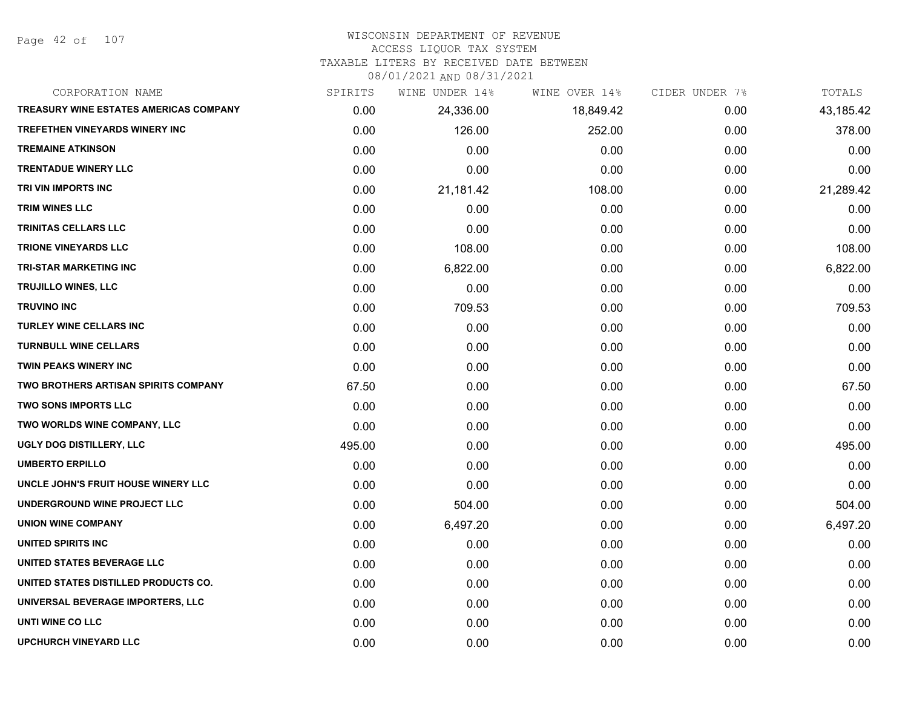WISCONSIN DEPARTMENT OF REVENUE
ACCESS LIQUOR TAX SYSTEM
TAXABLE LITERS BY RECEIVED DATE BETWEEN
08/01/2021 AND 08/31/2021

| CORPORATION NAME | SPIRITS | WINE UNDER 14% | WINE OVER 14% | CIDER UNDER 7% | TOTALS |
|---|---|---|---|---|---|
| TREASURY WINE ESTATES AMERICAS COMPANY | 0.00 | 24,336.00 | 18,849.42 | 0.00 | 43,185.42 |
| TREFETHEN VINEYARDS WINERY INC | 0.00 | 126.00 | 252.00 | 0.00 | 378.00 |
| TREMAINE ATKINSON | 0.00 | 0.00 | 0.00 | 0.00 | 0.00 |
| TRENTADUE WINERY LLC | 0.00 | 0.00 | 0.00 | 0.00 | 0.00 |
| TRI VIN IMPORTS INC | 0.00 | 21,181.42 | 108.00 | 0.00 | 21,289.42 |
| TRIM WINES LLC | 0.00 | 0.00 | 0.00 | 0.00 | 0.00 |
| TRINITAS CELLARS LLC | 0.00 | 0.00 | 0.00 | 0.00 | 0.00 |
| TRIONE VINEYARDS LLC | 0.00 | 108.00 | 0.00 | 0.00 | 108.00 |
| TRI-STAR MARKETING INC | 0.00 | 6,822.00 | 0.00 | 0.00 | 6,822.00 |
| TRUJILLO WINES, LLC | 0.00 | 0.00 | 0.00 | 0.00 | 0.00 |
| TRUVINO INC | 0.00 | 709.53 | 0.00 | 0.00 | 709.53 |
| TURLEY WINE CELLARS INC | 0.00 | 0.00 | 0.00 | 0.00 | 0.00 |
| TURNBULL WINE CELLARS | 0.00 | 0.00 | 0.00 | 0.00 | 0.00 |
| TWIN PEAKS WINERY INC | 0.00 | 0.00 | 0.00 | 0.00 | 0.00 |
| TWO BROTHERS ARTISAN SPIRITS COMPANY | 67.50 | 0.00 | 0.00 | 0.00 | 67.50 |
| TWO SONS IMPORTS LLC | 0.00 | 0.00 | 0.00 | 0.00 | 0.00 |
| TWO WORLDS WINE COMPANY, LLC | 0.00 | 0.00 | 0.00 | 0.00 | 0.00 |
| UGLY DOG DISTILLERY, LLC | 495.00 | 0.00 | 0.00 | 0.00 | 495.00 |
| UMBERTO ERPILLO | 0.00 | 0.00 | 0.00 | 0.00 | 0.00 |
| UNCLE JOHN'S FRUIT HOUSE WINERY LLC | 0.00 | 0.00 | 0.00 | 0.00 | 0.00 |
| UNDERGROUND WINE PROJECT LLC | 0.00 | 504.00 | 0.00 | 0.00 | 504.00 |
| UNION WINE COMPANY | 0.00 | 6,497.20 | 0.00 | 0.00 | 6,497.20 |
| UNITED SPIRITS INC | 0.00 | 0.00 | 0.00 | 0.00 | 0.00 |
| UNITED STATES BEVERAGE LLC | 0.00 | 0.00 | 0.00 | 0.00 | 0.00 |
| UNITED STATES DISTILLED PRODUCTS CO. | 0.00 | 0.00 | 0.00 | 0.00 | 0.00 |
| UNIVERSAL BEVERAGE IMPORTERS, LLC | 0.00 | 0.00 | 0.00 | 0.00 | 0.00 |
| UNTI WINE CO LLC | 0.00 | 0.00 | 0.00 | 0.00 | 0.00 |
| UPCHURCH VINEYARD LLC | 0.00 | 0.00 | 0.00 | 0.00 | 0.00 |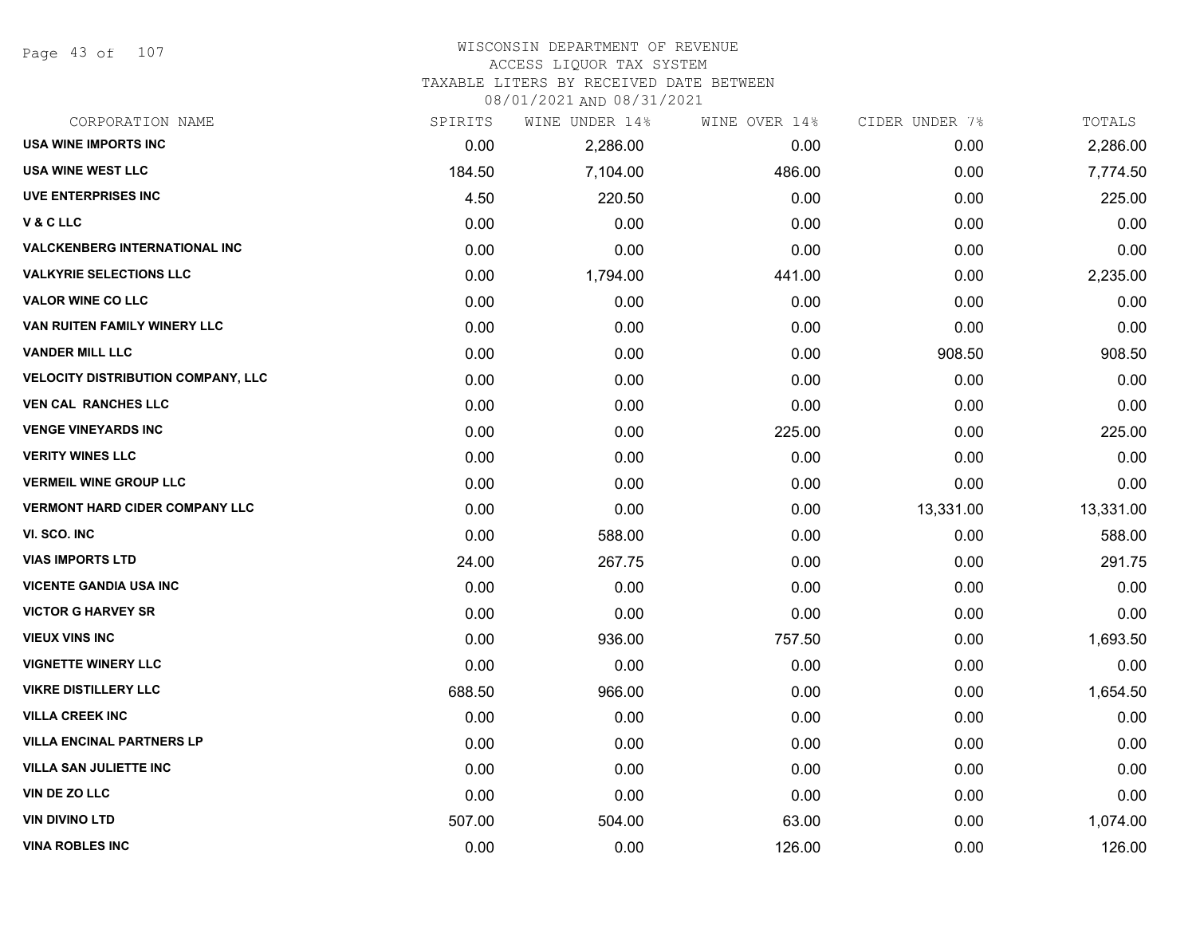WISCONSIN DEPARTMENT OF REVENUE
ACCESS LIQUOR TAX SYSTEM
TAXABLE LITERS BY RECEIVED DATE BETWEEN
08/01/2021 AND 08/31/2021

| CORPORATION NAME | SPIRITS | WINE UNDER 14% | WINE OVER 14% | CIDER UNDER 7% | TOTALS |
|---|---|---|---|---|---|
| USA WINE IMPORTS INC | 0.00 | 2,286.00 | 0.00 | 0.00 | 2,286.00 |
| USA WINE WEST LLC | 184.50 | 7,104.00 | 486.00 | 0.00 | 7,774.50 |
| UVE ENTERPRISES INC | 4.50 | 220.50 | 0.00 | 0.00 | 225.00 |
| V & C LLC | 0.00 | 0.00 | 0.00 | 0.00 | 0.00 |
| VALCKENBERG INTERNATIONAL INC | 0.00 | 0.00 | 0.00 | 0.00 | 0.00 |
| VALKYRIE SELECTIONS LLC | 0.00 | 1,794.00 | 441.00 | 0.00 | 2,235.00 |
| VALOR WINE CO LLC | 0.00 | 0.00 | 0.00 | 0.00 | 0.00 |
| VAN RUITEN FAMILY WINERY LLC | 0.00 | 0.00 | 0.00 | 0.00 | 0.00 |
| VANDER MILL LLC | 0.00 | 0.00 | 0.00 | 908.50 | 908.50 |
| VELOCITY DISTRIBUTION COMPANY, LLC | 0.00 | 0.00 | 0.00 | 0.00 | 0.00 |
| VEN CAL RANCHES LLC | 0.00 | 0.00 | 0.00 | 0.00 | 0.00 |
| VENGE VINEYARDS INC | 0.00 | 0.00 | 225.00 | 0.00 | 225.00 |
| VERITY WINES LLC | 0.00 | 0.00 | 0.00 | 0.00 | 0.00 |
| VERMEIL WINE GROUP LLC | 0.00 | 0.00 | 0.00 | 0.00 | 0.00 |
| VERMONT HARD CIDER COMPANY LLC | 0.00 | 0.00 | 0.00 | 13,331.00 | 13,331.00 |
| VI. SCO. INC | 0.00 | 588.00 | 0.00 | 0.00 | 588.00 |
| VIAS IMPORTS LTD | 24.00 | 267.75 | 0.00 | 0.00 | 291.75 |
| VICENTE GANDIA USA INC | 0.00 | 0.00 | 0.00 | 0.00 | 0.00 |
| VICTOR G HARVEY SR | 0.00 | 0.00 | 0.00 | 0.00 | 0.00 |
| VIEUX VINS INC | 0.00 | 936.00 | 757.50 | 0.00 | 1,693.50 |
| VIGNETTE WINERY LLC | 0.00 | 0.00 | 0.00 | 0.00 | 0.00 |
| VIKRE DISTILLERY LLC | 688.50 | 966.00 | 0.00 | 0.00 | 1,654.50 |
| VILLA CREEK INC | 0.00 | 0.00 | 0.00 | 0.00 | 0.00 |
| VILLA ENCINAL PARTNERS LP | 0.00 | 0.00 | 0.00 | 0.00 | 0.00 |
| VILLA SAN JULIETTE INC | 0.00 | 0.00 | 0.00 | 0.00 | 0.00 |
| VIN DE ZO LLC | 0.00 | 0.00 | 0.00 | 0.00 | 0.00 |
| VIN DIVINO LTD | 507.00 | 504.00 | 63.00 | 0.00 | 1,074.00 |
| VINA ROBLES INC | 0.00 | 0.00 | 126.00 | 0.00 | 126.00 |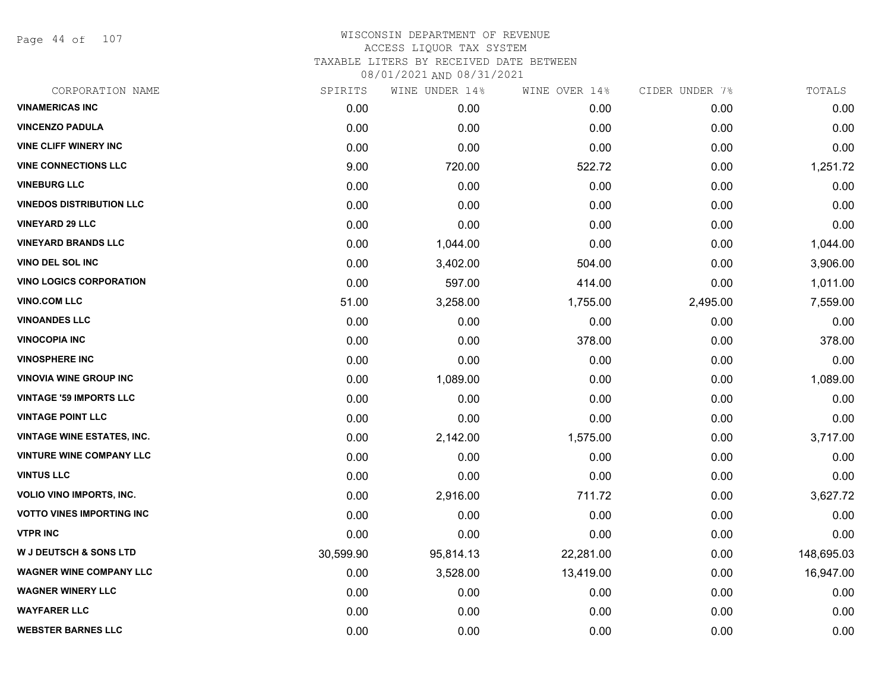WISCONSIN DEPARTMENT OF REVENUE
ACCESS LIQUOR TAX SYSTEM
TAXABLE LITERS BY RECEIVED DATE BETWEEN
08/01/2021 AND 08/31/2021

| CORPORATION NAME | SPIRITS | WINE UNDER 14% | WINE OVER 14% | CIDER UNDER 7% | TOTALS |
|---|---|---|---|---|---|
| **VINAMERICAS INC** | 0.00 | 0.00 | 0.00 | 0.00 | 0.00 |
| **VINCENZO PADULA** | 0.00 | 0.00 | 0.00 | 0.00 | 0.00 |
| **VINE CLIFF WINERY INC** | 0.00 | 0.00 | 0.00 | 0.00 | 0.00 |
| **VINE CONNECTIONS LLC** | 9.00 | 720.00 | 522.72 | 0.00 | 1,251.72 |
| **VINEBURG LLC** | 0.00 | 0.00 | 0.00 | 0.00 | 0.00 |
| **VINEDOS DISTRIBUTION LLC** | 0.00 | 0.00 | 0.00 | 0.00 | 0.00 |
| **VINEYARD 29 LLC** | 0.00 | 0.00 | 0.00 | 0.00 | 0.00 |
| **VINEYARD BRANDS LLC** | 0.00 | 1,044.00 | 0.00 | 0.00 | 1,044.00 |
| **VINO DEL SOL INC** | 0.00 | 3,402.00 | 504.00 | 0.00 | 3,906.00 |
| **VINO LOGICS CORPORATION** | 0.00 | 597.00 | 414.00 | 0.00 | 1,011.00 |
| **VINO.COM LLC** | 51.00 | 3,258.00 | 1,755.00 | 2,495.00 | 7,559.00 |
| **VINOANDES LLC** | 0.00 | 0.00 | 0.00 | 0.00 | 0.00 |
| **VINOCOPIA INC** | 0.00 | 0.00 | 378.00 | 0.00 | 378.00 |
| **VINOSPHERE INC** | 0.00 | 0.00 | 0.00 | 0.00 | 0.00 |
| **VINOVIA WINE GROUP INC** | 0.00 | 1,089.00 | 0.00 | 0.00 | 1,089.00 |
| **VINTAGE '59 IMPORTS LLC** | 0.00 | 0.00 | 0.00 | 0.00 | 0.00 |
| **VINTAGE POINT LLC** | 0.00 | 0.00 | 0.00 | 0.00 | 0.00 |
| **VINTAGE WINE ESTATES, INC.** | 0.00 | 2,142.00 | 1,575.00 | 0.00 | 3,717.00 |
| **VINTURE WINE COMPANY LLC** | 0.00 | 0.00 | 0.00 | 0.00 | 0.00 |
| **VINTUS LLC** | 0.00 | 0.00 | 0.00 | 0.00 | 0.00 |
| **VOLIO VINO IMPORTS, INC.** | 0.00 | 2,916.00 | 711.72 | 0.00 | 3,627.72 |
| **VOTTO VINES IMPORTING INC** | 0.00 | 0.00 | 0.00 | 0.00 | 0.00 |
| **VTPR INC** | 0.00 | 0.00 | 0.00 | 0.00 | 0.00 |
| **W J DEUTSCH & SONS LTD** | 30,599.90 | 95,814.13 | 22,281.00 | 0.00 | 148,695.03 |
| **WAGNER WINE COMPANY LLC** | 0.00 | 3,528.00 | 13,419.00 | 0.00 | 16,947.00 |
| **WAGNER WINERY LLC** | 0.00 | 0.00 | 0.00 | 0.00 | 0.00 |
| **WAYFARER LLC** | 0.00 | 0.00 | 0.00 | 0.00 | 0.00 |
| **WEBSTER BARNES LLC** | 0.00 | 0.00 | 0.00 | 0.00 | 0.00 |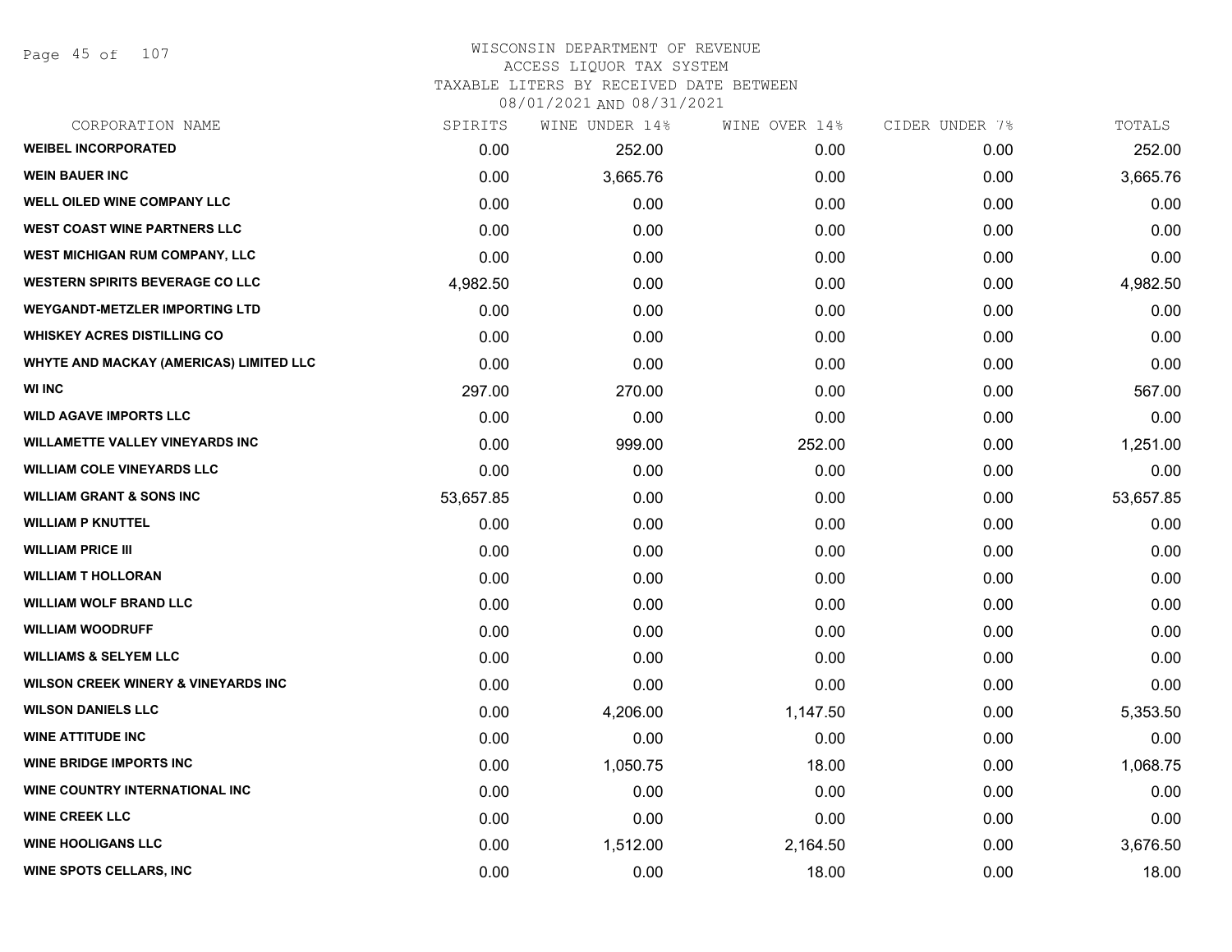# WISCONSIN DEPARTMENT OF REVENUE
## ACCESS LIQUOR TAX SYSTEM
### TAXABLE LITERS BY RECEIVED DATE BETWEEN 08/01/2021 AND 08/31/2021

| CORPORATION NAME | SPIRITS | WINE UNDER 14% | WINE OVER 14% | CIDER UNDER 7% | TOTALS |
|---|---|---|---|---|---|
| WEIBEL INCORPORATED | 0.00 | 252.00 | 0.00 | 0.00 | 252.00 |
| WEIN BAUER INC | 0.00 | 3,665.76 | 0.00 | 0.00 | 3,665.76 |
| WELL OILED WINE COMPANY LLC | 0.00 | 0.00 | 0.00 | 0.00 | 0.00 |
| WEST COAST WINE PARTNERS LLC | 0.00 | 0.00 | 0.00 | 0.00 | 0.00 |
| WEST MICHIGAN RUM COMPANY, LLC | 0.00 | 0.00 | 0.00 | 0.00 | 0.00 |
| WESTERN SPIRITS BEVERAGE CO LLC | 4,982.50 | 0.00 | 0.00 | 0.00 | 4,982.50 |
| WEYGANDT-METZLER IMPORTING LTD | 0.00 | 0.00 | 0.00 | 0.00 | 0.00 |
| WHISKEY ACRES DISTILLING CO | 0.00 | 0.00 | 0.00 | 0.00 | 0.00 |
| WHYTE AND MACKAY (AMERICAS) LIMITED LLC | 0.00 | 0.00 | 0.00 | 0.00 | 0.00 |
| WI INC | 297.00 | 270.00 | 0.00 | 0.00 | 567.00 |
| WILD AGAVE IMPORTS LLC | 0.00 | 0.00 | 0.00 | 0.00 | 0.00 |
| WILLAMETTE VALLEY VINEYARDS INC | 0.00 | 999.00 | 252.00 | 0.00 | 1,251.00 |
| WILLIAM COLE VINEYARDS LLC | 0.00 | 0.00 | 0.00 | 0.00 | 0.00 |
| WILLIAM GRANT & SONS INC | 53,657.85 | 0.00 | 0.00 | 0.00 | 53,657.85 |
| WILLIAM P KNUTTEL | 0.00 | 0.00 | 0.00 | 0.00 | 0.00 |
| WILLIAM PRICE III | 0.00 | 0.00 | 0.00 | 0.00 | 0.00 |
| WILLIAM T HOLLORAN | 0.00 | 0.00 | 0.00 | 0.00 | 0.00 |
| WILLIAM WOLF BRAND LLC | 0.00 | 0.00 | 0.00 | 0.00 | 0.00 |
| WILLIAM WOODRUFF | 0.00 | 0.00 | 0.00 | 0.00 | 0.00 |
| WILLIAMS & SELYEM LLC | 0.00 | 0.00 | 0.00 | 0.00 | 0.00 |
| WILSON CREEK WINERY & VINEYARDS INC | 0.00 | 0.00 | 0.00 | 0.00 | 0.00 |
| WILSON DANIELS LLC | 0.00 | 4,206.00 | 1,147.50 | 0.00 | 5,353.50 |
| WINE ATTITUDE INC | 0.00 | 0.00 | 0.00 | 0.00 | 0.00 |
| WINE BRIDGE IMPORTS INC | 0.00 | 1,050.75 | 18.00 | 0.00 | 1,068.75 |
| WINE COUNTRY INTERNATIONAL INC | 0.00 | 0.00 | 0.00 | 0.00 | 0.00 |
| WINE CREEK LLC | 0.00 | 0.00 | 0.00 | 0.00 | 0.00 |
| WINE HOOLIGANS LLC | 0.00 | 1,512.00 | 2,164.50 | 0.00 | 3,676.50 |
| WINE SPOTS CELLARS, INC | 0.00 | 0.00 | 18.00 | 0.00 | 18.00 |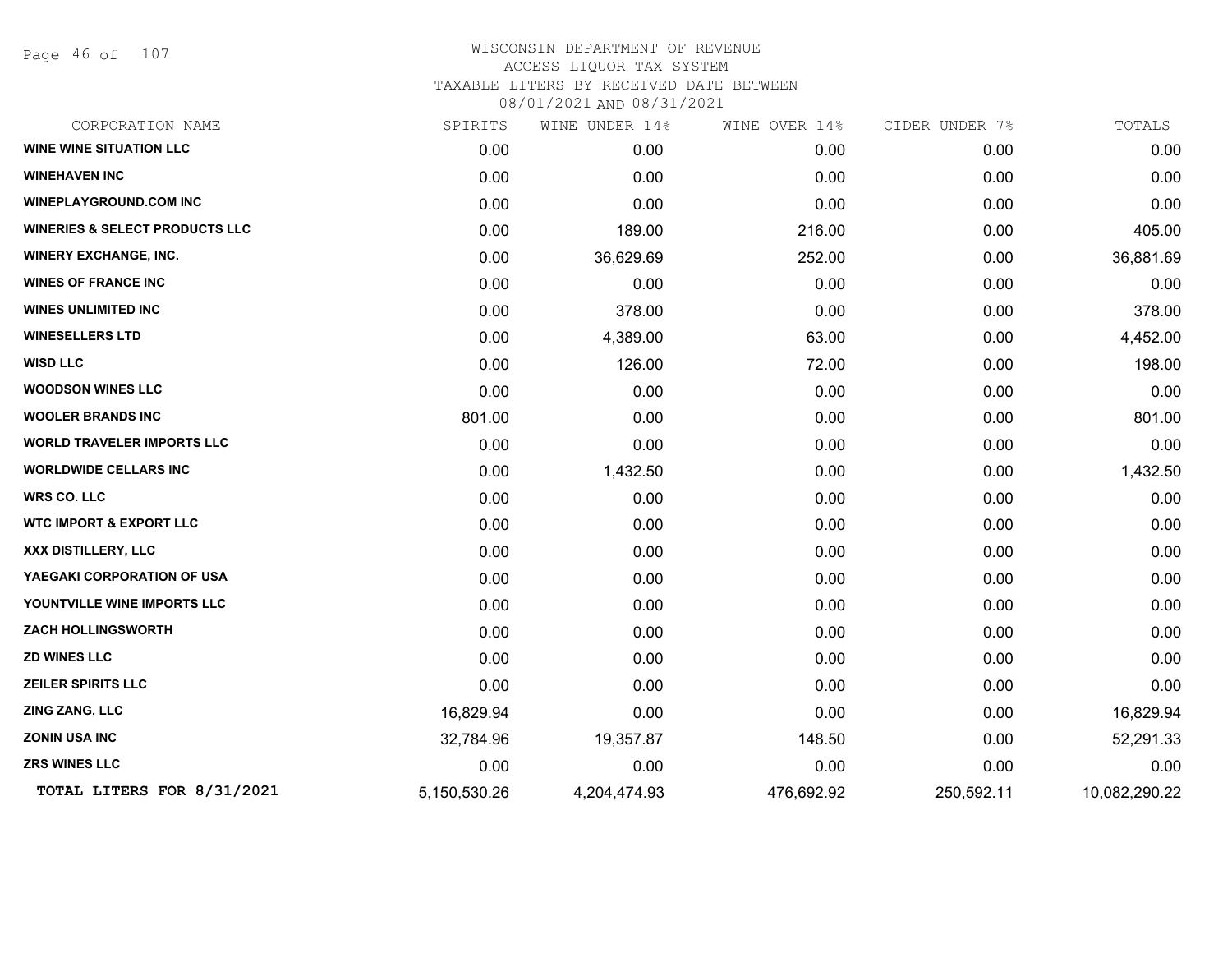# WISCONSIN DEPARTMENT OF REVENUE
## ACCESS LIQUOR TAX SYSTEM
### TAXABLE LITERS BY RECEIVED DATE BETWEEN 08/01/2021 AND 08/31/2021

| CORPORATION NAME | SPIRITS | WINE UNDER 14% | WINE OVER 14% | CIDER UNDER 7% | TOTALS |
|---|---|---|---|---|---|
| WINE WINE SITUATION LLC | 0.00 | 0.00 | 0.00 | 0.00 | 0.00 |
| WINEHAVEN INC | 0.00 | 0.00 | 0.00 | 0.00 | 0.00 |
| WINEPLAYGROUND.COM INC | 0.00 | 0.00 | 0.00 | 0.00 | 0.00 |
| WINERIES & SELECT PRODUCTS LLC | 0.00 | 189.00 | 216.00 | 0.00 | 405.00 |
| WINERY EXCHANGE, INC. | 0.00 | 36,629.69 | 252.00 | 0.00 | 36,881.69 |
| WINES OF FRANCE INC | 0.00 | 0.00 | 0.00 | 0.00 | 0.00 |
| WINES UNLIMITED INC | 0.00 | 378.00 | 0.00 | 0.00 | 378.00 |
| WINESELLERS LTD | 0.00 | 4,389.00 | 63.00 | 0.00 | 4,452.00 |
| WISD LLC | 0.00 | 126.00 | 72.00 | 0.00 | 198.00 |
| WOODSON WINES LLC | 0.00 | 0.00 | 0.00 | 0.00 | 0.00 |
| WOOLER BRANDS INC | 801.00 | 0.00 | 0.00 | 0.00 | 801.00 |
| WORLD TRAVELER IMPORTS LLC | 0.00 | 0.00 | 0.00 | 0.00 | 0.00 |
| WORLDWIDE CELLARS INC | 0.00 | 1,432.50 | 0.00 | 0.00 | 1,432.50 |
| WRS CO. LLC | 0.00 | 0.00 | 0.00 | 0.00 | 0.00 |
| WTC IMPORT & EXPORT LLC | 0.00 | 0.00 | 0.00 | 0.00 | 0.00 |
| XXX DISTILLERY, LLC | 0.00 | 0.00 | 0.00 | 0.00 | 0.00 |
| YAEGAKI CORPORATION OF USA | 0.00 | 0.00 | 0.00 | 0.00 | 0.00 |
| YOUNTVILLE WINE IMPORTS LLC | 0.00 | 0.00 | 0.00 | 0.00 | 0.00 |
| ZACH HOLLINGSWORTH | 0.00 | 0.00 | 0.00 | 0.00 | 0.00 |
| ZD WINES LLC | 0.00 | 0.00 | 0.00 | 0.00 | 0.00 |
| ZEILER SPIRITS LLC | 0.00 | 0.00 | 0.00 | 0.00 | 0.00 |
| ZING ZANG, LLC | 16,829.94 | 0.00 | 0.00 | 0.00 | 16,829.94 |
| ZONIN USA INC | 32,784.96 | 19,357.87 | 148.50 | 0.00 | 52,291.33 |
| ZRS WINES LLC | 0.00 | 0.00 | 0.00 | 0.00 | 0.00 |
| **TOTAL LITERS FOR 8/31/2021** | 5,150,530.26 | 4,204,474.93 | 476,692.92 | 250,592.11 | 10,082,290.22 |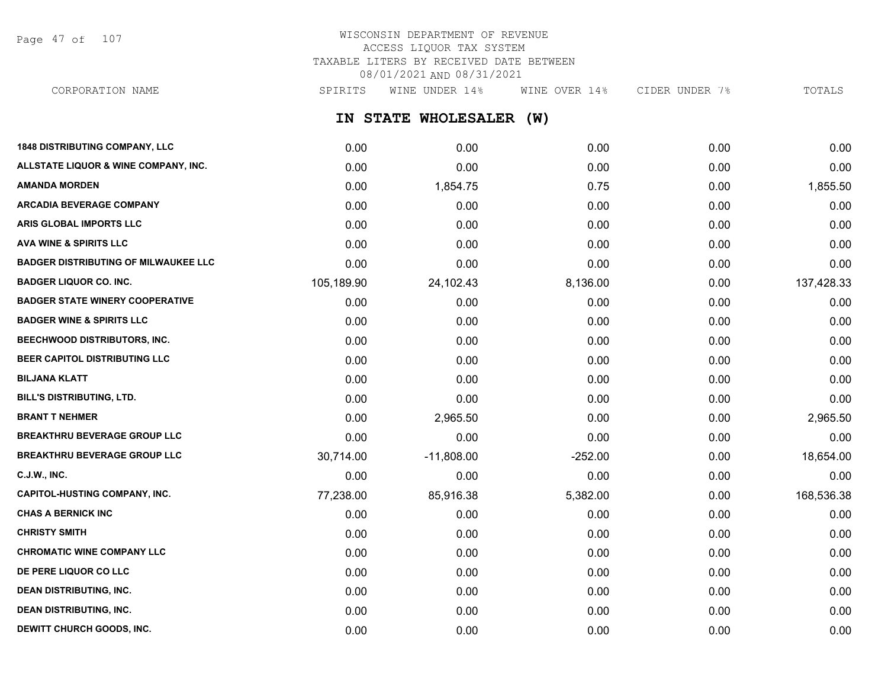WISCONSIN DEPARTMENT OF REVENUE
ACCESS LIQUOR TAX SYSTEM
TAXABLE LITERS BY RECEIVED DATE BETWEEN
08/01/2021 AND 08/31/2021

## IN STATE WHOLESALER (W)

| CORPORATION NAME | SPIRITS | WINE UNDER 14% | WINE OVER 14% | CIDER UNDER 7% | TOTALS |
|---|---|---|---|---|---|
| 1848 DISTRIBUTING COMPANY, LLC | 0.00 | 0.00 | 0.00 | 0.00 | 0.00 |
| ALLSTATE LIQUOR & WINE COMPANY, INC. | 0.00 | 0.00 | 0.00 | 0.00 | 0.00 |
| AMANDA MORDEN | 0.00 | 1,854.75 | 0.75 | 0.00 | 1,855.50 |
| ARCADIA BEVERAGE COMPANY | 0.00 | 0.00 | 0.00 | 0.00 | 0.00 |
| ARIS GLOBAL IMPORTS LLC | 0.00 | 0.00 | 0.00 | 0.00 | 0.00 |
| AVA WINE & SPIRITS LLC | 0.00 | 0.00 | 0.00 | 0.00 | 0.00 |
| BADGER DISTRIBUTING OF MILWAUKEE LLC | 0.00 | 0.00 | 0.00 | 0.00 | 0.00 |
| BADGER LIQUOR CO. INC. | 105,189.90 | 24,102.43 | 8,136.00 | 0.00 | 137,428.33 |
| BADGER STATE WINERY COOPERATIVE | 0.00 | 0.00 | 0.00 | 0.00 | 0.00 |
| BADGER WINE & SPIRITS LLC | 0.00 | 0.00 | 0.00 | 0.00 | 0.00 |
| BEECHWOOD DISTRIBUTORS, INC. | 0.00 | 0.00 | 0.00 | 0.00 | 0.00 |
| BEER CAPITOL DISTRIBUTING LLC | 0.00 | 0.00 | 0.00 | 0.00 | 0.00 |
| BILJANA KLATT | 0.00 | 0.00 | 0.00 | 0.00 | 0.00 |
| BILL'S DISTRIBUTING, LTD. | 0.00 | 0.00 | 0.00 | 0.00 | 0.00 |
| BRANT T NEHMER | 0.00 | 2,965.50 | 0.00 | 0.00 | 2,965.50 |
| BREAKTHRU BEVERAGE GROUP LLC | 0.00 | 0.00 | 0.00 | 0.00 | 0.00 |
| BREAKTHRU BEVERAGE GROUP LLC | 30,714.00 | -11,808.00 | -252.00 | 0.00 | 18,654.00 |
| C.J.W., INC. | 0.00 | 0.00 | 0.00 | 0.00 | 0.00 |
| CAPITOL-HUSTING COMPANY, INC. | 77,238.00 | 85,916.38 | 5,382.00 | 0.00 | 168,536.38 |
| CHAS A BERNICK INC | 0.00 | 0.00 | 0.00 | 0.00 | 0.00 |
| CHRISTY SMITH | 0.00 | 0.00 | 0.00 | 0.00 | 0.00 |
| CHROMATIC WINE COMPANY LLC | 0.00 | 0.00 | 0.00 | 0.00 | 0.00 |
| DE PERE LIQUOR CO LLC | 0.00 | 0.00 | 0.00 | 0.00 | 0.00 |
| DEAN DISTRIBUTING, INC. | 0.00 | 0.00 | 0.00 | 0.00 | 0.00 |
| DEAN DISTRIBUTING, INC. | 0.00 | 0.00 | 0.00 | 0.00 | 0.00 |
| DEWITT CHURCH GOODS, INC. | 0.00 | 0.00 | 0.00 | 0.00 | 0.00 |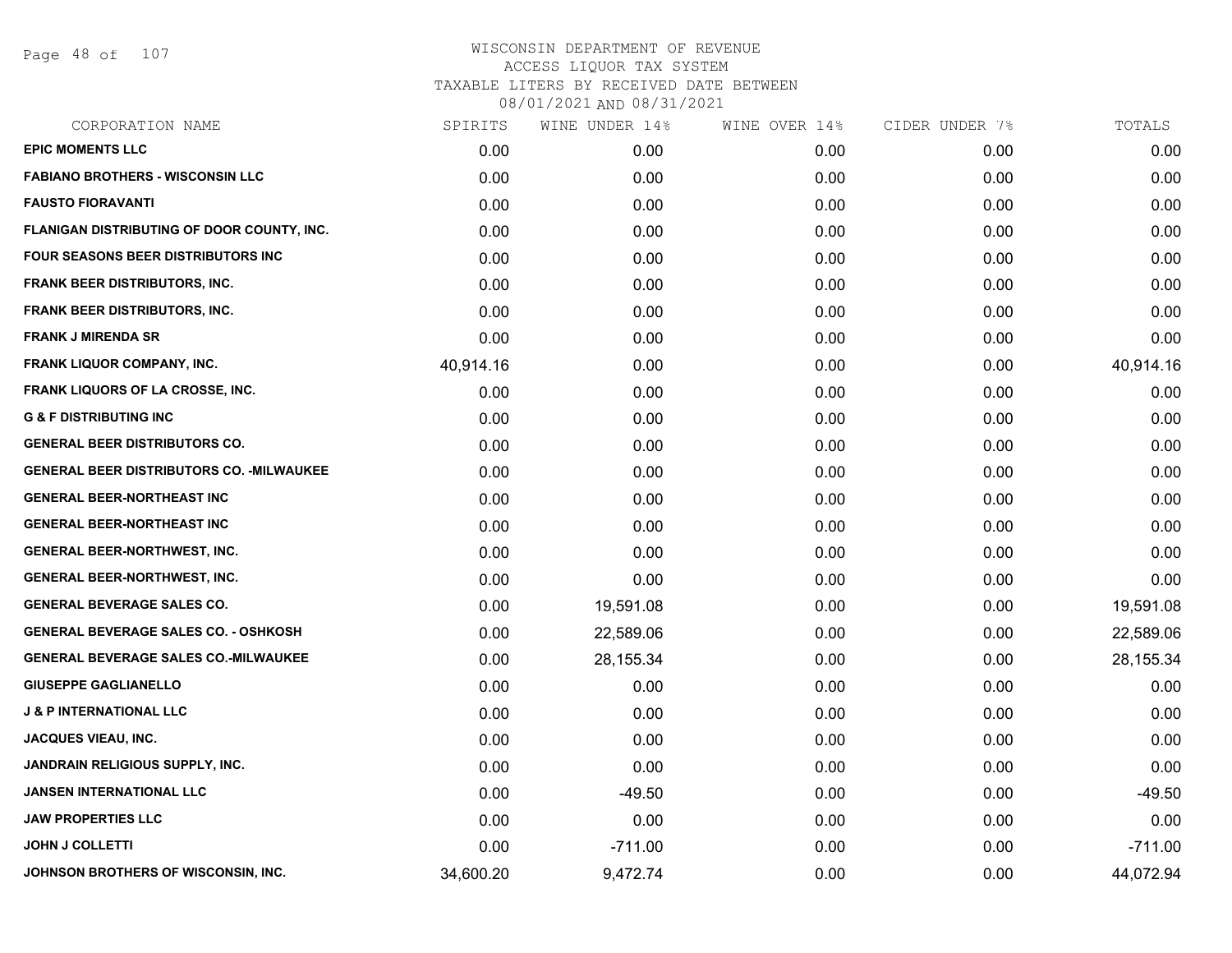# WISCONSIN DEPARTMENT OF REVENUE
## ACCESS LIQUOR TAX SYSTEM
### TAXABLE LITERS BY RECEIVED DATE BETWEEN 08/01/2021 AND 08/31/2021

| CORPORATION NAME | SPIRITS | WINE UNDER 14% | WINE OVER 14% | CIDER UNDER 7% | TOTALS |
|---|---|---|---|---|---|
| EPIC MOMENTS LLC | 0.00 | 0.00 | 0.00 | 0.00 | 0.00 |
| FABIANO BROTHERS - WISCONSIN LLC | 0.00 | 0.00 | 0.00 | 0.00 | 0.00 |
| FAUSTO FIORAVANTI | 0.00 | 0.00 | 0.00 | 0.00 | 0.00 |
| FLANIGAN DISTRIBUTING OF DOOR COUNTY, INC. | 0.00 | 0.00 | 0.00 | 0.00 | 0.00 |
| FOUR SEASONS BEER DISTRIBUTORS INC | 0.00 | 0.00 | 0.00 | 0.00 | 0.00 |
| FRANK BEER DISTRIBUTORS, INC. | 0.00 | 0.00 | 0.00 | 0.00 | 0.00 |
| FRANK BEER DISTRIBUTORS, INC. | 0.00 | 0.00 | 0.00 | 0.00 | 0.00 |
| FRANK J MIRENDA SR | 0.00 | 0.00 | 0.00 | 0.00 | 0.00 |
| FRANK LIQUOR COMPANY, INC. | 40,914.16 | 0.00 | 0.00 | 0.00 | 40,914.16 |
| FRANK LIQUORS OF LA CROSSE, INC. | 0.00 | 0.00 | 0.00 | 0.00 | 0.00 |
| G & F DISTRIBUTING INC | 0.00 | 0.00 | 0.00 | 0.00 | 0.00 |
| GENERAL BEER DISTRIBUTORS CO. | 0.00 | 0.00 | 0.00 | 0.00 | 0.00 |
| GENERAL BEER DISTRIBUTORS CO. -MILWAUKEE | 0.00 | 0.00 | 0.00 | 0.00 | 0.00 |
| GENERAL BEER-NORTHEAST INC | 0.00 | 0.00 | 0.00 | 0.00 | 0.00 |
| GENERAL BEER-NORTHEAST INC | 0.00 | 0.00 | 0.00 | 0.00 | 0.00 |
| GENERAL BEER-NORTHWEST, INC. | 0.00 | 0.00 | 0.00 | 0.00 | 0.00 |
| GENERAL BEER-NORTHWEST, INC. | 0.00 | 0.00 | 0.00 | 0.00 | 0.00 |
| GENERAL BEVERAGE SALES CO. | 0.00 | 19,591.08 | 0.00 | 0.00 | 19,591.08 |
| GENERAL BEVERAGE SALES CO. - OSHKOSH | 0.00 | 22,589.06 | 0.00 | 0.00 | 22,589.06 |
| GENERAL BEVERAGE SALES CO.-MILWAUKEE | 0.00 | 28,155.34 | 0.00 | 0.00 | 28,155.34 |
| GIUSEPPE GAGLIANELLO | 0.00 | 0.00 | 0.00 | 0.00 | 0.00 |
| J & P INTERNATIONAL LLC | 0.00 | 0.00 | 0.00 | 0.00 | 0.00 |
| JACQUES VIEAU, INC. | 0.00 | 0.00 | 0.00 | 0.00 | 0.00 |
| JANDRAIN RELIGIOUS SUPPLY, INC. | 0.00 | 0.00 | 0.00 | 0.00 | 0.00 |
| JANSEN INTERNATIONAL LLC | 0.00 | -49.50 | 0.00 | 0.00 | -49.50 |
| JAW PROPERTIES LLC | 0.00 | 0.00 | 0.00 | 0.00 | 0.00 |
| JOHN J COLLETTI | 0.00 | -711.00 | 0.00 | 0.00 | -711.00 |
| JOHNSON BROTHERS OF WISCONSIN, INC. | 34,600.20 | 9,472.74 | 0.00 | 0.00 | 44,072.94 |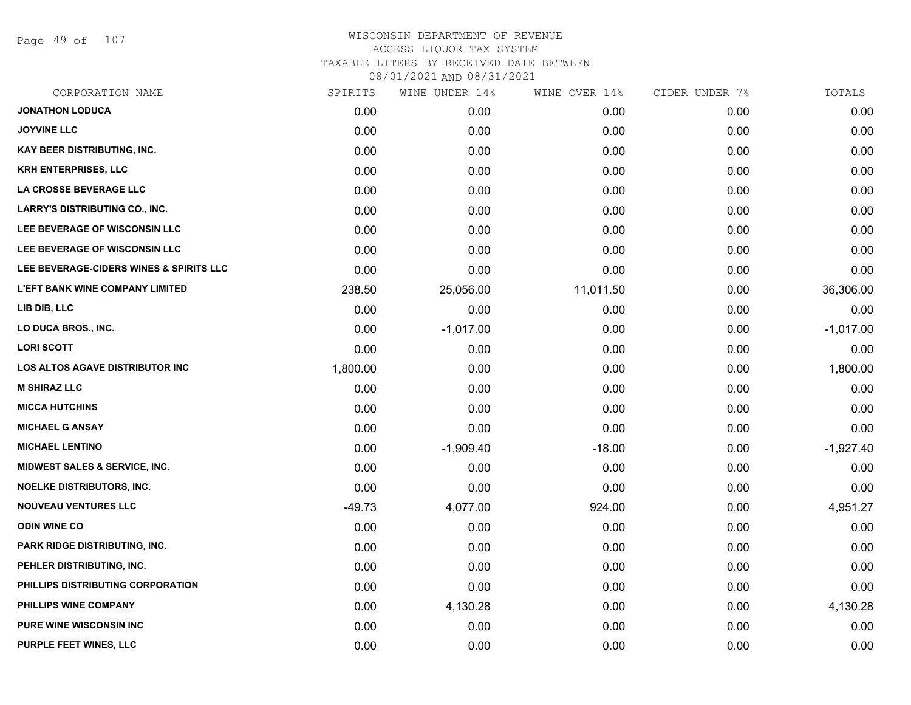# WISCONSIN DEPARTMENT OF REVENUE
## ACCESS LIQUOR TAX SYSTEM
### TAXABLE LITERS BY RECEIVED DATE BETWEEN 08/01/2021 AND 08/31/2021

| CORPORATION NAME | SPIRITS | WINE UNDER 14% | WINE OVER 14% | CIDER UNDER 7% | TOTALS |
|---|---|---|---|---|---|
| JONATHON LODUCA | 0.00 | 0.00 | 0.00 | 0.00 | 0.00 |
| JOYVINE LLC | 0.00 | 0.00 | 0.00 | 0.00 | 0.00 |
| KAY BEER DISTRIBUTING, INC. | 0.00 | 0.00 | 0.00 | 0.00 | 0.00 |
| KRH ENTERPRISES, LLC | 0.00 | 0.00 | 0.00 | 0.00 | 0.00 |
| LA CROSSE BEVERAGE LLC | 0.00 | 0.00 | 0.00 | 0.00 | 0.00 |
| LARRY'S DISTRIBUTING CO., INC. | 0.00 | 0.00 | 0.00 | 0.00 | 0.00 |
| LEE BEVERAGE OF WISCONSIN LLC | 0.00 | 0.00 | 0.00 | 0.00 | 0.00 |
| LEE BEVERAGE OF WISCONSIN LLC | 0.00 | 0.00 | 0.00 | 0.00 | 0.00 |
| LEE BEVERAGE-CIDERS WINES & SPIRITS LLC | 0.00 | 0.00 | 0.00 | 0.00 | 0.00 |
| L'EFT BANK WINE COMPANY LIMITED | 238.50 | 25,056.00 | 11,011.50 | 0.00 | 36,306.00 |
| LIB DIB, LLC | 0.00 | 0.00 | 0.00 | 0.00 | 0.00 |
| LO DUCA BROS., INC. | 0.00 | -1,017.00 | 0.00 | 0.00 | -1,017.00 |
| LORI SCOTT | 0.00 | 0.00 | 0.00 | 0.00 | 0.00 |
| LOS ALTOS AGAVE DISTRIBUTOR INC | 1,800.00 | 0.00 | 0.00 | 0.00 | 1,800.00 |
| M SHIRAZ LLC | 0.00 | 0.00 | 0.00 | 0.00 | 0.00 |
| MICCA HUTCHINS | 0.00 | 0.00 | 0.00 | 0.00 | 0.00 |
| MICHAEL G ANSAY | 0.00 | 0.00 | 0.00 | 0.00 | 0.00 |
| MICHAEL LENTINO | 0.00 | -1,909.40 | -18.00 | 0.00 | -1,927.40 |
| MIDWEST SALES & SERVICE, INC. | 0.00 | 0.00 | 0.00 | 0.00 | 0.00 |
| NOELKE DISTRIBUTORS, INC. | 0.00 | 0.00 | 0.00 | 0.00 | 0.00 |
| NOUVEAU VENTURES LLC | -49.73 | 4,077.00 | 924.00 | 0.00 | 4,951.27 |
| ODIN WINE CO | 0.00 | 0.00 | 0.00 | 0.00 | 0.00 |
| PARK RIDGE DISTRIBUTING, INC. | 0.00 | 0.00 | 0.00 | 0.00 | 0.00 |
| PEHLER DISTRIBUTING, INC. | 0.00 | 0.00 | 0.00 | 0.00 | 0.00 |
| PHILLIPS DISTRIBUTING CORPORATION | 0.00 | 0.00 | 0.00 | 0.00 | 0.00 |
| PHILLIPS WINE COMPANY | 0.00 | 4,130.28 | 0.00 | 0.00 | 4,130.28 |
| PURE WINE WISCONSIN INC | 0.00 | 0.00 | 0.00 | 0.00 | 0.00 |
| PURPLE FEET WINES, LLC | 0.00 | 0.00 | 0.00 | 0.00 | 0.00 |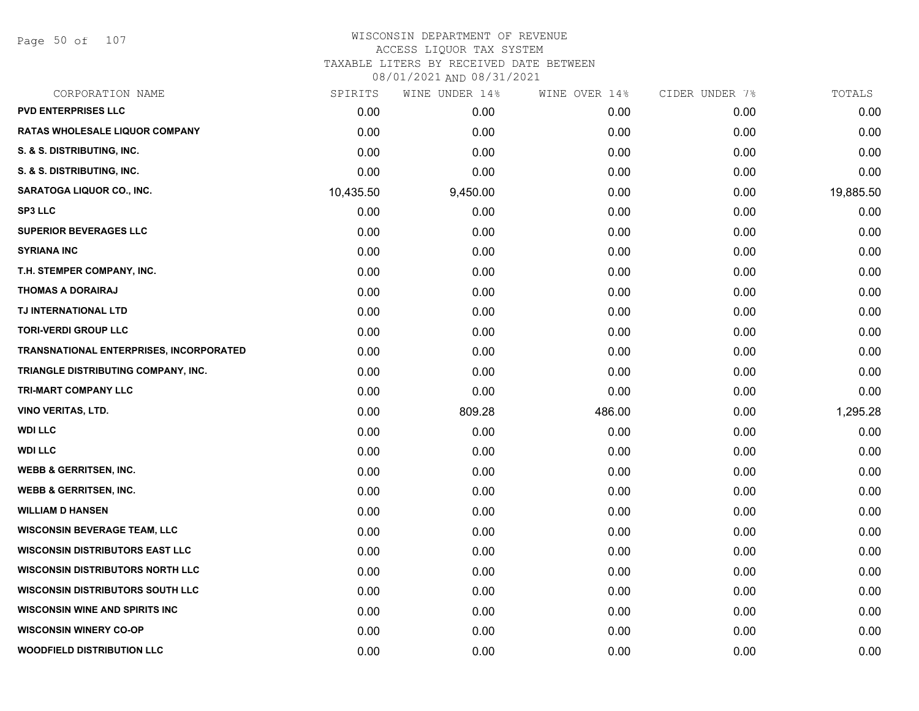# WISCONSIN DEPARTMENT OF REVENUE
## ACCESS LIQUOR TAX SYSTEM
### TAXABLE LITERS BY RECEIVED DATE BETWEEN 08/01/2021 AND 08/31/2021

| CORPORATION NAME | SPIRITS | WINE UNDER 14% | WINE OVER 14% | CIDER UNDER 7% | TOTALS |
|---|---|---|---|---|---|
| PVD ENTERPRISES LLC | 0.00 | 0.00 | 0.00 | 0.00 | 0.00 |
| RATAS WHOLESALE LIQUOR COMPANY | 0.00 | 0.00 | 0.00 | 0.00 | 0.00 |
| S. & S. DISTRIBUTING, INC. | 0.00 | 0.00 | 0.00 | 0.00 | 0.00 |
| S. & S. DISTRIBUTING, INC. | 0.00 | 0.00 | 0.00 | 0.00 | 0.00 |
| SARATOGA LIQUOR CO., INC. | 10,435.50 | 9,450.00 | 0.00 | 0.00 | 19,885.50 |
| SP3 LLC | 0.00 | 0.00 | 0.00 | 0.00 | 0.00 |
| SUPERIOR BEVERAGES LLC | 0.00 | 0.00 | 0.00 | 0.00 | 0.00 |
| SYRIANA INC | 0.00 | 0.00 | 0.00 | 0.00 | 0.00 |
| T.H. STEMPER COMPANY, INC. | 0.00 | 0.00 | 0.00 | 0.00 | 0.00 |
| THOMAS A DORAIRAJ | 0.00 | 0.00 | 0.00 | 0.00 | 0.00 |
| TJ INTERNATIONAL LTD | 0.00 | 0.00 | 0.00 | 0.00 | 0.00 |
| TORI-VERDI GROUP LLC | 0.00 | 0.00 | 0.00 | 0.00 | 0.00 |
| TRANSNATIONAL ENTERPRISES, INCORPORATED | 0.00 | 0.00 | 0.00 | 0.00 | 0.00 |
| TRIANGLE DISTRIBUTING COMPANY, INC. | 0.00 | 0.00 | 0.00 | 0.00 | 0.00 |
| TRI-MART COMPANY LLC | 0.00 | 0.00 | 0.00 | 0.00 | 0.00 |
| VINO VERITAS, LTD. | 0.00 | 809.28 | 486.00 | 0.00 | 1,295.28 |
| WDI LLC | 0.00 | 0.00 | 0.00 | 0.00 | 0.00 |
| WDI LLC | 0.00 | 0.00 | 0.00 | 0.00 | 0.00 |
| WEBB & GERRITSEN, INC. | 0.00 | 0.00 | 0.00 | 0.00 | 0.00 |
| WEBB & GERRITSEN, INC. | 0.00 | 0.00 | 0.00 | 0.00 | 0.00 |
| WILLIAM D HANSEN | 0.00 | 0.00 | 0.00 | 0.00 | 0.00 |
| WISCONSIN BEVERAGE TEAM, LLC | 0.00 | 0.00 | 0.00 | 0.00 | 0.00 |
| WISCONSIN DISTRIBUTORS EAST LLC | 0.00 | 0.00 | 0.00 | 0.00 | 0.00 |
| WISCONSIN DISTRIBUTORS NORTH LLC | 0.00 | 0.00 | 0.00 | 0.00 | 0.00 |
| WISCONSIN DISTRIBUTORS SOUTH LLC | 0.00 | 0.00 | 0.00 | 0.00 | 0.00 |
| WISCONSIN WINE AND SPIRITS INC | 0.00 | 0.00 | 0.00 | 0.00 | 0.00 |
| WISCONSIN WINERY CO-OP | 0.00 | 0.00 | 0.00 | 0.00 | 0.00 |
| WOODFIELD DISTRIBUTION LLC | 0.00 | 0.00 | 0.00 | 0.00 | 0.00 |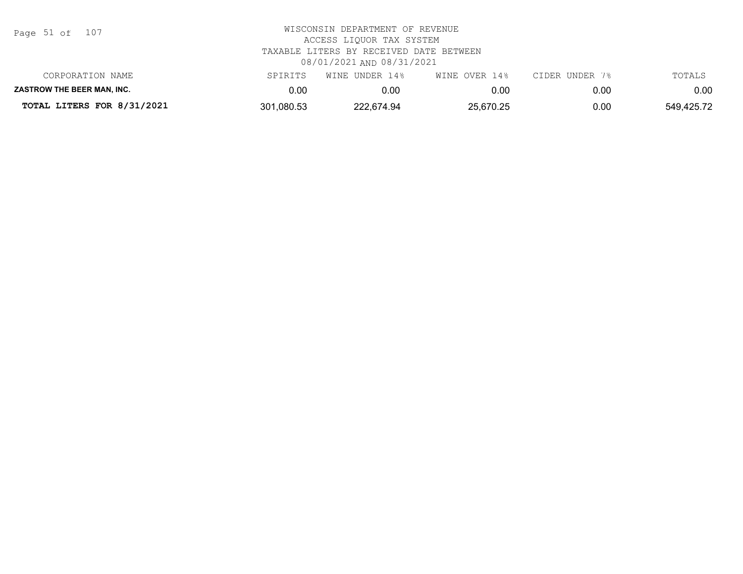WISCONSIN DEPARTMENT OF REVENUE
ACCESS LIQUOR TAX SYSTEM
TAXABLE LITERS BY RECEIVED DATE BETWEEN
08/01/2021 AND 08/31/2021

| CORPORATION NAME | SPIRITS | WINE UNDER 14% | WINE OVER 14% | CIDER UNDER 7% | TOTALS |
|---|---|---|---|---|---|
| **ZASTROW THE BEER MAN, INC.** | 0.00 | 0.00 | 0.00 | 0.00 | 0.00 |
| **TOTAL LITERS FOR 8/31/2021** | 301,080.53 | 222,674.94 | 25,670.25 | 0.00 | 549,425.72 |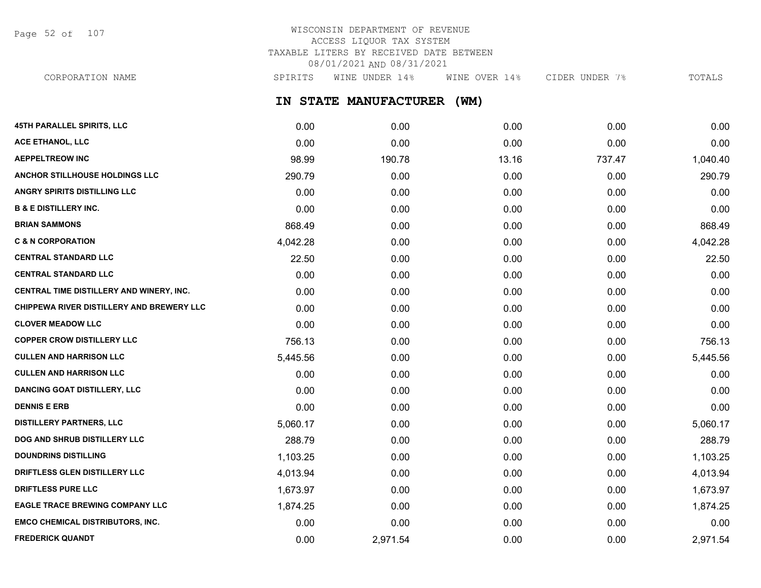WISCONSIN DEPARTMENT OF REVENUE
ACCESS LIQUOR TAX SYSTEM
TAXABLE LITERS BY RECEIVED DATE BETWEEN
08/01/2021 AND 08/31/2021

## IN STATE MANUFACTURER (WM)

| CORPORATION NAME | SPIRITS | WINE UNDER 14% | WINE OVER 14% | CIDER UNDER 7% | TOTALS |
|---|---|---|---|---|---|
| 45TH PARALLEL SPIRITS, LLC | 0.00 | 0.00 | 0.00 | 0.00 | 0.00 |
| ACE ETHANOL, LLC | 0.00 | 0.00 | 0.00 | 0.00 | 0.00 |
| AEPPELTREOW INC | 98.99 | 190.78 | 13.16 | 737.47 | 1,040.40 |
| ANCHOR STILLHOUSE HOLDINGS LLC | 290.79 | 0.00 | 0.00 | 0.00 | 290.79 |
| ANGRY SPIRITS DISTILLING LLC | 0.00 | 0.00 | 0.00 | 0.00 | 0.00 |
| B & E DISTILLERY INC. | 0.00 | 0.00 | 0.00 | 0.00 | 0.00 |
| BRIAN SAMMONS | 868.49 | 0.00 | 0.00 | 0.00 | 868.49 |
| C & N CORPORATION | 4,042.28 | 0.00 | 0.00 | 0.00 | 4,042.28 |
| CENTRAL STANDARD LLC | 22.50 | 0.00 | 0.00 | 0.00 | 22.50 |
| CENTRAL STANDARD LLC | 0.00 | 0.00 | 0.00 | 0.00 | 0.00 |
| CENTRAL TIME DISTILLERY AND WINERY, INC. | 0.00 | 0.00 | 0.00 | 0.00 | 0.00 |
| CHIPPEWA RIVER DISTILLERY AND BREWERY LLC | 0.00 | 0.00 | 0.00 | 0.00 | 0.00 |
| CLOVER MEADOW LLC | 0.00 | 0.00 | 0.00 | 0.00 | 0.00 |
| COPPER CROW DISTILLERY LLC | 756.13 | 0.00 | 0.00 | 0.00 | 756.13 |
| CULLEN AND HARRISON LLC | 5,445.56 | 0.00 | 0.00 | 0.00 | 5,445.56 |
| CULLEN AND HARRISON LLC | 0.00 | 0.00 | 0.00 | 0.00 | 0.00 |
| DANCING GOAT DISTILLERY, LLC | 0.00 | 0.00 | 0.00 | 0.00 | 0.00 |
| DENNIS E ERB | 0.00 | 0.00 | 0.00 | 0.00 | 0.00 |
| DISTILLERY PARTNERS, LLC | 5,060.17 | 0.00 | 0.00 | 0.00 | 5,060.17 |
| DOG AND SHRUB DISTILLERY LLC | 288.79 | 0.00 | 0.00 | 0.00 | 288.79 |
| DOUNDRINS DISTILLING | 1,103.25 | 0.00 | 0.00 | 0.00 | 1,103.25 |
| DRIFTLESS GLEN DISTILLERY LLC | 4,013.94 | 0.00 | 0.00 | 0.00 | 4,013.94 |
| DRIFTLESS PURE LLC | 1,673.97 | 0.00 | 0.00 | 0.00 | 1,673.97 |
| EAGLE TRACE BREWING COMPANY LLC | 1,874.25 | 0.00 | 0.00 | 0.00 | 1,874.25 |
| EMCO CHEMICAL DISTRIBUTORS, INC. | 0.00 | 0.00 | 0.00 | 0.00 | 0.00 |
| FREDERICK QUANDT | 0.00 | 2,971.54 | 0.00 | 0.00 | 2,971.54 |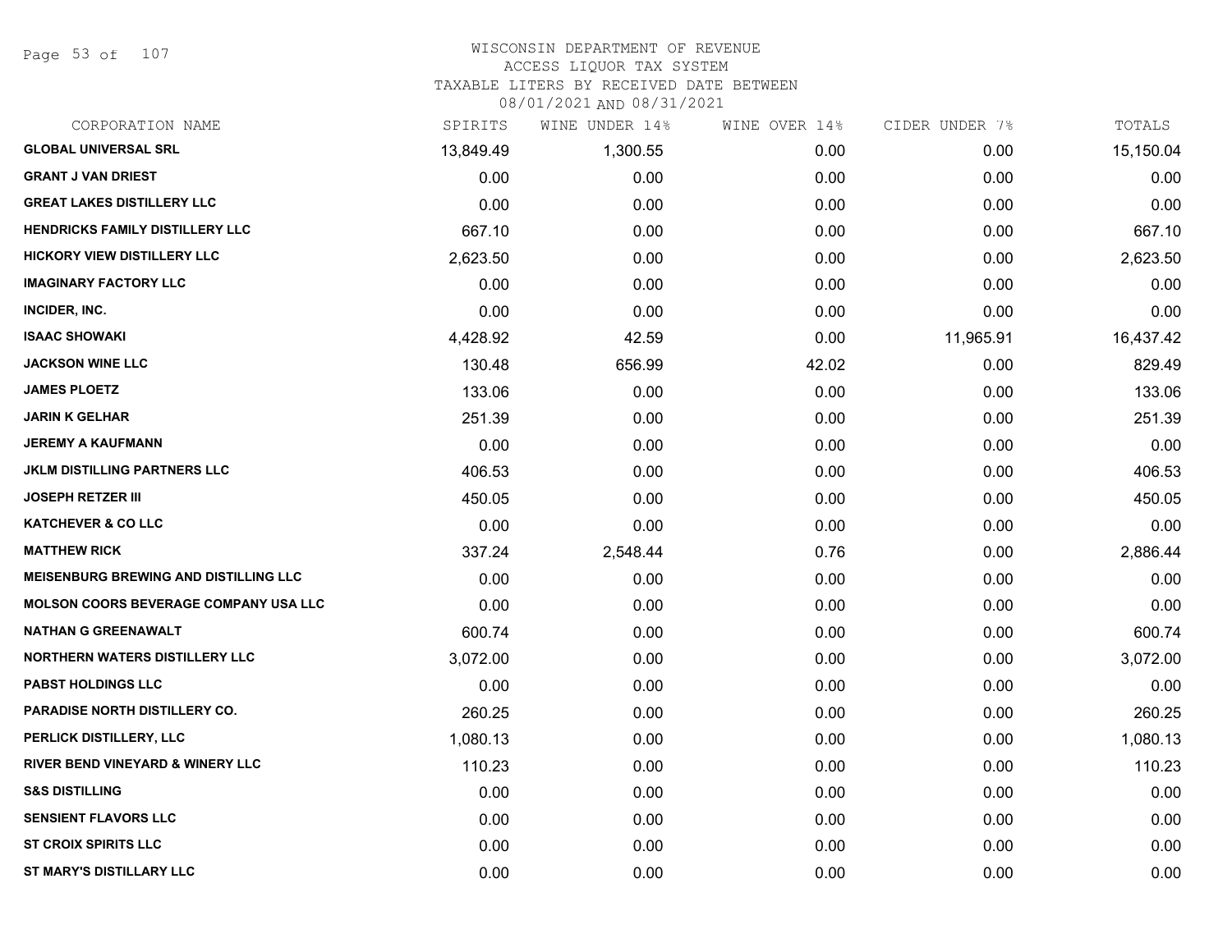# WISCONSIN DEPARTMENT OF REVENUE
## ACCESS LIQUOR TAX SYSTEM
### TAXABLE LITERS BY RECEIVED DATE BETWEEN 08/01/2021 AND 08/31/2021

| CORPORATION NAME | SPIRITS | WINE UNDER 14% | WINE OVER 14% | CIDER UNDER 7% | TOTALS |
|---|---|---|---|---|---|
| GLOBAL UNIVERSAL SRL | 13,849.49 | 1,300.55 | 0.00 | 0.00 | 15,150.04 |
| GRANT J VAN DRIEST | 0.00 | 0.00 | 0.00 | 0.00 | 0.00 |
| GREAT LAKES DISTILLERY LLC | 0.00 | 0.00 | 0.00 | 0.00 | 0.00 |
| HENDRICKS FAMILY DISTILLERY LLC | 667.10 | 0.00 | 0.00 | 0.00 | 667.10 |
| HICKORY VIEW DISTILLERY LLC | 2,623.50 | 0.00 | 0.00 | 0.00 | 2,623.50 |
| IMAGINARY FACTORY LLC | 0.00 | 0.00 | 0.00 | 0.00 | 0.00 |
| INCIDER, INC. | 0.00 | 0.00 | 0.00 | 0.00 | 0.00 |
| ISAAC SHOWAKI | 4,428.92 | 42.59 | 0.00 | 11,965.91 | 16,437.42 |
| JACKSON WINE LLC | 130.48 | 656.99 | 42.02 | 0.00 | 829.49 |
| JAMES PLOETZ | 133.06 | 0.00 | 0.00 | 0.00 | 133.06 |
| JARIN K GELHAR | 251.39 | 0.00 | 0.00 | 0.00 | 251.39 |
| JEREMY A KAUFMANN | 0.00 | 0.00 | 0.00 | 0.00 | 0.00 |
| JKLM DISTILLING PARTNERS LLC | 406.53 | 0.00 | 0.00 | 0.00 | 406.53 |
| JOSEPH RETZER III | 450.05 | 0.00 | 0.00 | 0.00 | 450.05 |
| KATCHEVER & CO LLC | 0.00 | 0.00 | 0.00 | 0.00 | 0.00 |
| MATTHEW RICK | 337.24 | 2,548.44 | 0.76 | 0.00 | 2,886.44 |
| MEISENBURG BREWING AND DISTILLING LLC | 0.00 | 0.00 | 0.00 | 0.00 | 0.00 |
| MOLSON COORS BEVERAGE COMPANY USA LLC | 0.00 | 0.00 | 0.00 | 0.00 | 0.00 |
| NATHAN G GREENAWALT | 600.74 | 0.00 | 0.00 | 0.00 | 600.74 |
| NORTHERN WATERS DISTILLERY LLC | 3,072.00 | 0.00 | 0.00 | 0.00 | 3,072.00 |
| PABST HOLDINGS LLC | 0.00 | 0.00 | 0.00 | 0.00 | 0.00 |
| PARADISE NORTH DISTILLERY CO. | 260.25 | 0.00 | 0.00 | 0.00 | 260.25 |
| PERLICK DISTILLERY, LLC | 1,080.13 | 0.00 | 0.00 | 0.00 | 1,080.13 |
| RIVER BEND VINEYARD & WINERY LLC | 110.23 | 0.00 | 0.00 | 0.00 | 110.23 |
| S&S DISTILLING | 0.00 | 0.00 | 0.00 | 0.00 | 0.00 |
| SENSIENT FLAVORS LLC | 0.00 | 0.00 | 0.00 | 0.00 | 0.00 |
| ST CROIX SPIRITS LLC | 0.00 | 0.00 | 0.00 | 0.00 | 0.00 |
| ST MARY'S DISTILLARY LLC | 0.00 | 0.00 | 0.00 | 0.00 | 0.00 |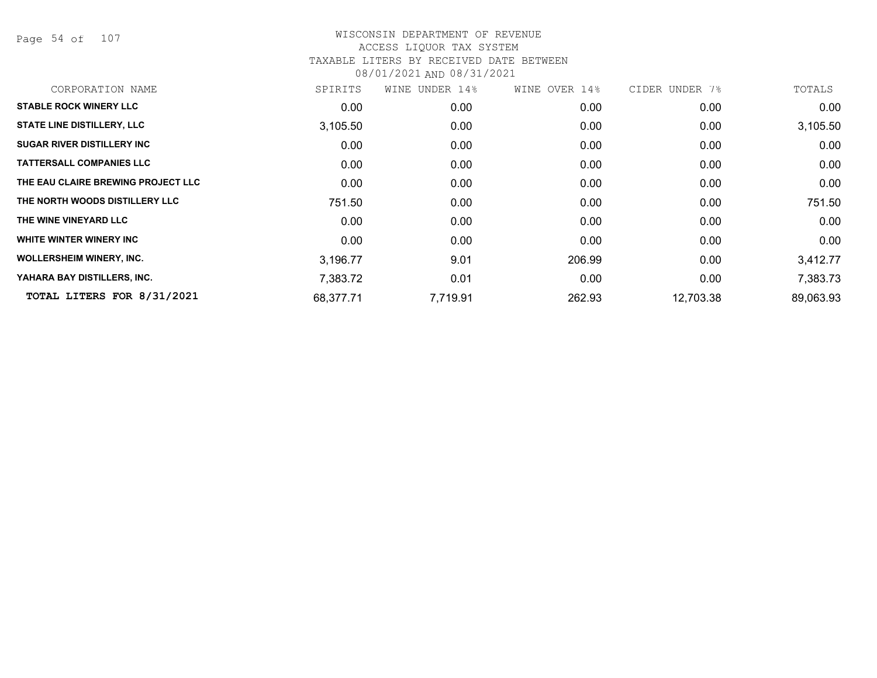# WISCONSIN DEPARTMENT OF REVENUE
## ACCESS LIQUOR TAX SYSTEM
### TAXABLE LITERS BY RECEIVED DATE BETWEEN 08/01/2021 AND 08/31/2021

| CORPORATION NAME | SPIRITS | WINE UNDER 14% | WINE OVER 14% | CIDER UNDER 7% | TOTALS |
|---|---|---|---|---|---|
| STABLE ROCK WINERY LLC | 0.00 | 0.00 | 0.00 | 0.00 | 0.00 |
| STATE LINE DISTILLERY, LLC | 3,105.50 | 0.00 | 0.00 | 0.00 | 3,105.50 |
| SUGAR RIVER DISTILLERY INC | 0.00 | 0.00 | 0.00 | 0.00 | 0.00 |
| TATTERSALL COMPANIES LLC | 0.00 | 0.00 | 0.00 | 0.00 | 0.00 |
| THE EAU CLAIRE BREWING PROJECT LLC | 0.00 | 0.00 | 0.00 | 0.00 | 0.00 |
| THE NORTH WOODS DISTILLERY LLC | 751.50 | 0.00 | 0.00 | 0.00 | 751.50 |
| THE WINE VINEYARD LLC | 0.00 | 0.00 | 0.00 | 0.00 | 0.00 |
| WHITE WINTER WINERY INC | 0.00 | 0.00 | 0.00 | 0.00 | 0.00 |
| WOLLERSHEIM WINERY, INC. | 3,196.77 | 9.01 | 206.99 | 0.00 | 3,412.77 |
| YAHARA BAY DISTILLERS, INC. | 7,383.72 | 0.01 | 0.00 | 0.00 | 7,383.73 |
| **TOTAL LITERS FOR 8/31/2021** | 68,377.71 | 7,719.91 | 262.93 | 12,703.38 | 89,063.93 |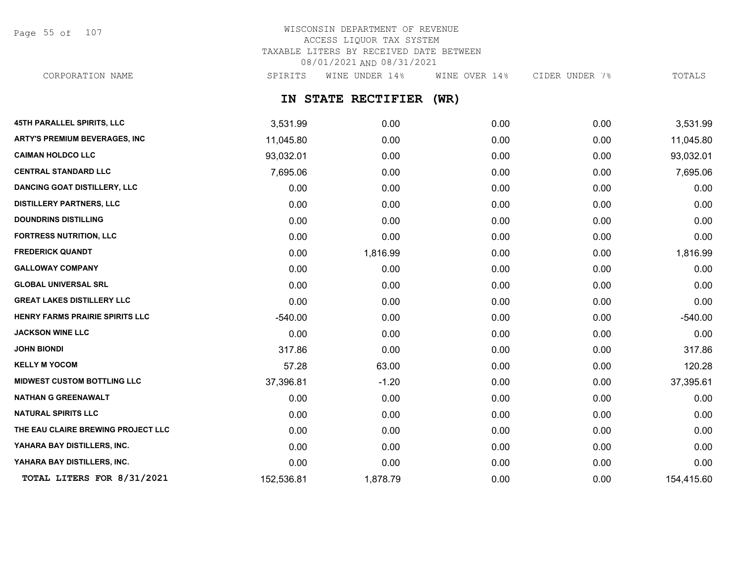WISCONSIN DEPARTMENT OF REVENUE
ACCESS LIQUOR TAX SYSTEM
TAXABLE LITERS BY RECEIVED DATE BETWEEN
08/01/2021 AND 08/31/2021

## IN STATE RECTIFIER (WR)

| CORPORATION NAME | SPIRITS | WINE UNDER 14% | WINE OVER 14% | CIDER UNDER 7% | TOTALS |
|---|---|---|---|---|---|
| 45TH PARALLEL SPIRITS, LLC | 3,531.99 | 0.00 | 0.00 | 0.00 | 3,531.99 |
| ARTY'S PREMIUM BEVERAGES, INC | 11,045.80 | 0.00 | 0.00 | 0.00 | 11,045.80 |
| CAIMAN HOLDCO LLC | 93,032.01 | 0.00 | 0.00 | 0.00 | 93,032.01 |
| CENTRAL STANDARD LLC | 7,695.06 | 0.00 | 0.00 | 0.00 | 7,695.06 |
| DANCING GOAT DISTILLERY, LLC | 0.00 | 0.00 | 0.00 | 0.00 | 0.00 |
| DISTILLERY PARTNERS, LLC | 0.00 | 0.00 | 0.00 | 0.00 | 0.00 |
| DOUNDRINS DISTILLING | 0.00 | 0.00 | 0.00 | 0.00 | 0.00 |
| FORTRESS NUTRITION, LLC | 0.00 | 0.00 | 0.00 | 0.00 | 0.00 |
| FREDERICK QUANDT | 0.00 | 1,816.99 | 0.00 | 0.00 | 1,816.99 |
| GALLOWAY COMPANY | 0.00 | 0.00 | 0.00 | 0.00 | 0.00 |
| GLOBAL UNIVERSAL SRL | 0.00 | 0.00 | 0.00 | 0.00 | 0.00 |
| GREAT LAKES DISTILLERY LLC | 0.00 | 0.00 | 0.00 | 0.00 | 0.00 |
| HENRY FARMS PRAIRIE SPIRITS LLC | -540.00 | 0.00 | 0.00 | 0.00 | -540.00 |
| JACKSON WINE LLC | 0.00 | 0.00 | 0.00 | 0.00 | 0.00 |
| JOHN BIONDI | 317.86 | 0.00 | 0.00 | 0.00 | 317.86 |
| KELLY M YOCOM | 57.28 | 63.00 | 0.00 | 0.00 | 120.28 |
| MIDWEST CUSTOM BOTTLING LLC | 37,396.81 | -1.20 | 0.00 | 0.00 | 37,395.61 |
| NATHAN G GREENAWALT | 0.00 | 0.00 | 0.00 | 0.00 | 0.00 |
| NATURAL SPIRITS LLC | 0.00 | 0.00 | 0.00 | 0.00 | 0.00 |
| THE EAU CLAIRE BREWING PROJECT LLC | 0.00 | 0.00 | 0.00 | 0.00 | 0.00 |
| YAHARA BAY DISTILLERS, INC. | 0.00 | 0.00 | 0.00 | 0.00 | 0.00 |
| YAHARA BAY DISTILLERS, INC. | 0.00 | 0.00 | 0.00 | 0.00 | 0.00 |
| **TOTAL LITERS FOR 8/31/2021** | 152,536.81 | 1,878.79 | 0.00 | 0.00 | 154,415.60 |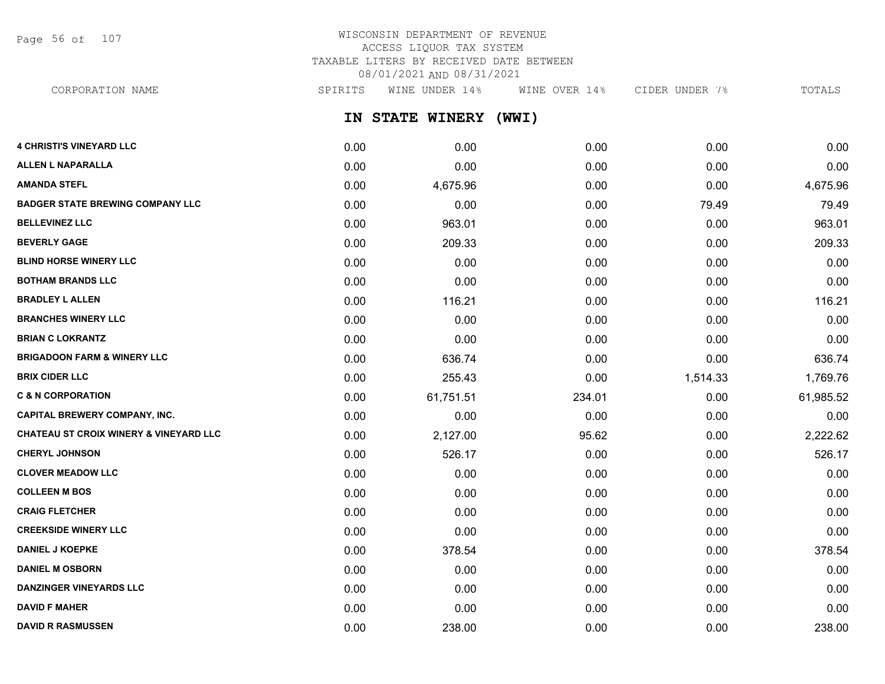WISCONSIN DEPARTMENT OF REVENUE
ACCESS LIQUOR TAX SYSTEM
TAXABLE LITERS BY RECEIVED DATE BETWEEN
08/01/2021 AND 08/31/2021

## IN STATE WINERY (WWI)

| CORPORATION NAME | SPIRITS | WINE UNDER 14% | WINE OVER 14% | CIDER UNDER 7% | TOTALS |
|---|---|---|---|---|---|
| 4 CHRISTI'S VINEYARD LLC | 0.00 | 0.00 | 0.00 | 0.00 | 0.00 |
| ALLEN L NAPARALLA | 0.00 | 0.00 | 0.00 | 0.00 | 0.00 |
| AMANDA STEFL | 0.00 | 4,675.96 | 0.00 | 0.00 | 4,675.96 |
| BADGER STATE BREWING COMPANY LLC | 0.00 | 0.00 | 0.00 | 79.49 | 79.49 |
| BELLEVINEZ LLC | 0.00 | 963.01 | 0.00 | 0.00 | 963.01 |
| BEVERLY GAGE | 0.00 | 209.33 | 0.00 | 0.00 | 209.33 |
| BLIND HORSE WINERY LLC | 0.00 | 0.00 | 0.00 | 0.00 | 0.00 |
| BOTHAM BRANDS LLC | 0.00 | 0.00 | 0.00 | 0.00 | 0.00 |
| BRADLEY L ALLEN | 0.00 | 116.21 | 0.00 | 0.00 | 116.21 |
| BRANCHES WINERY LLC | 0.00 | 0.00 | 0.00 | 0.00 | 0.00 |
| BRIAN C LOKRANTZ | 0.00 | 0.00 | 0.00 | 0.00 | 0.00 |
| BRIGADOON FARM & WINERY LLC | 0.00 | 636.74 | 0.00 | 0.00 | 636.74 |
| BRIX CIDER LLC | 0.00 | 255.43 | 0.00 | 1,514.33 | 1,769.76 |
| C & N CORPORATION | 0.00 | 61,751.51 | 234.01 | 0.00 | 61,985.52 |
| CAPITAL BREWERY COMPANY, INC. | 0.00 | 0.00 | 0.00 | 0.00 | 0.00 |
| CHATEAU ST CROIX WINERY & VINEYARD LLC | 0.00 | 2,127.00 | 95.62 | 0.00 | 2,222.62 |
| CHERYL JOHNSON | 0.00 | 526.17 | 0.00 | 0.00 | 526.17 |
| CLOVER MEADOW LLC | 0.00 | 0.00 | 0.00 | 0.00 | 0.00 |
| COLLEEN M BOS | 0.00 | 0.00 | 0.00 | 0.00 | 0.00 |
| CRAIG FLETCHER | 0.00 | 0.00 | 0.00 | 0.00 | 0.00 |
| CREEKSIDE WINERY LLC | 0.00 | 0.00 | 0.00 | 0.00 | 0.00 |
| DANIEL J KOEPKE | 0.00 | 378.54 | 0.00 | 0.00 | 378.54 |
| DANIEL M OSBORN | 0.00 | 0.00 | 0.00 | 0.00 | 0.00 |
| DANZINGER VINEYARDS LLC | 0.00 | 0.00 | 0.00 | 0.00 | 0.00 |
| DAVID F MAHER | 0.00 | 0.00 | 0.00 | 0.00 | 0.00 |
| DAVID R RASMUSSEN | 0.00 | 238.00 | 0.00 | 0.00 | 238.00 |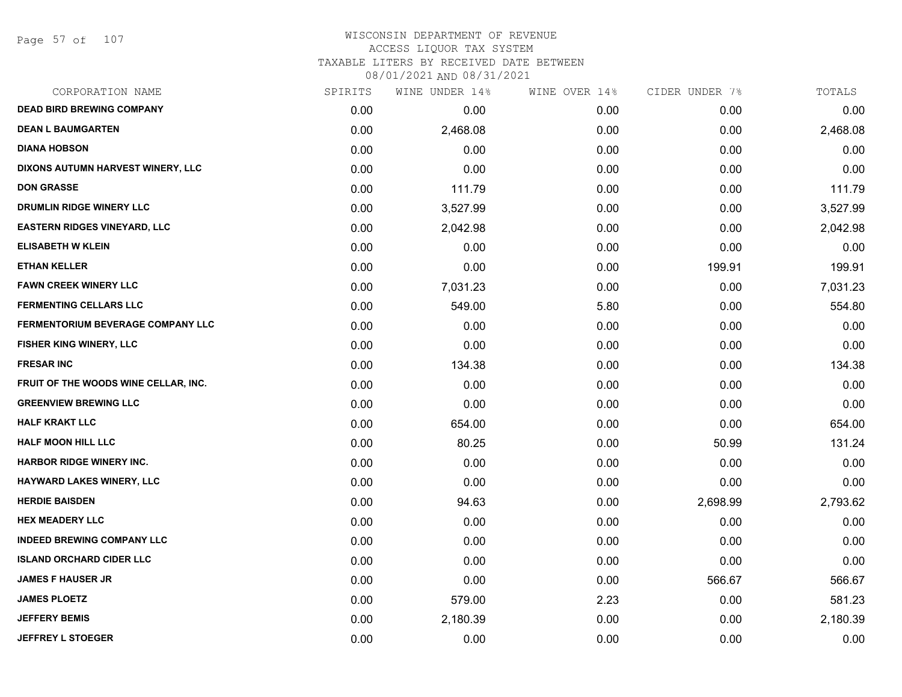WISCONSIN DEPARTMENT OF REVENUE
ACCESS LIQUOR TAX SYSTEM
TAXABLE LITERS BY RECEIVED DATE BETWEEN
08/01/2021 AND 08/31/2021

| CORPORATION NAME | SPIRITS | WINE UNDER 14% | WINE OVER 14% | CIDER UNDER 7% | TOTALS |
|---|---|---|---|---|---|
| DEAD BIRD BREWING COMPANY | 0.00 | 0.00 | 0.00 | 0.00 | 0.00 |
| DEAN L BAUMGARTEN | 0.00 | 2,468.08 | 0.00 | 0.00 | 2,468.08 |
| DIANA HOBSON | 0.00 | 0.00 | 0.00 | 0.00 | 0.00 |
| DIXONS AUTUMN HARVEST WINERY, LLC | 0.00 | 0.00 | 0.00 | 0.00 | 0.00 |
| DON GRASSE | 0.00 | 111.79 | 0.00 | 0.00 | 111.79 |
| DRUMLIN RIDGE WINERY LLC | 0.00 | 3,527.99 | 0.00 | 0.00 | 3,527.99 |
| EASTERN RIDGES VINEYARD, LLC | 0.00 | 2,042.98 | 0.00 | 0.00 | 2,042.98 |
| ELISABETH W KLEIN | 0.00 | 0.00 | 0.00 | 0.00 | 0.00 |
| ETHAN KELLER | 0.00 | 0.00 | 0.00 | 199.91 | 199.91 |
| FAWN CREEK WINERY LLC | 0.00 | 7,031.23 | 0.00 | 0.00 | 7,031.23 |
| FERMENTING CELLARS LLC | 0.00 | 549.00 | 5.80 | 0.00 | 554.80 |
| FERMENTORIUM BEVERAGE COMPANY LLC | 0.00 | 0.00 | 0.00 | 0.00 | 0.00 |
| FISHER KING WINERY, LLC | 0.00 | 0.00 | 0.00 | 0.00 | 0.00 |
| FRESAR INC | 0.00 | 134.38 | 0.00 | 0.00 | 134.38 |
| FRUIT OF THE WOODS WINE CELLAR, INC. | 0.00 | 0.00 | 0.00 | 0.00 | 0.00 |
| GREENVIEW BREWING LLC | 0.00 | 0.00 | 0.00 | 0.00 | 0.00 |
| HALF KRAKT LLC | 0.00 | 654.00 | 0.00 | 0.00 | 654.00 |
| HALF MOON HILL LLC | 0.00 | 80.25 | 0.00 | 50.99 | 131.24 |
| HARBOR RIDGE WINERY INC. | 0.00 | 0.00 | 0.00 | 0.00 | 0.00 |
| HAYWARD LAKES WINERY, LLC | 0.00 | 0.00 | 0.00 | 0.00 | 0.00 |
| HERDIE BAISDEN | 0.00 | 94.63 | 0.00 | 2,698.99 | 2,793.62 |
| HEX MEADERY LLC | 0.00 | 0.00 | 0.00 | 0.00 | 0.00 |
| INDEED BREWING COMPANY LLC | 0.00 | 0.00 | 0.00 | 0.00 | 0.00 |
| ISLAND ORCHARD CIDER LLC | 0.00 | 0.00 | 0.00 | 0.00 | 0.00 |
| JAMES F HAUSER JR | 0.00 | 0.00 | 0.00 | 566.67 | 566.67 |
| JAMES PLOETZ | 0.00 | 579.00 | 2.23 | 0.00 | 581.23 |
| JEFFERY BEMIS | 0.00 | 2,180.39 | 0.00 | 0.00 | 2,180.39 |
| JEFFREY L STOEGER | 0.00 | 0.00 | 0.00 | 0.00 | 0.00 |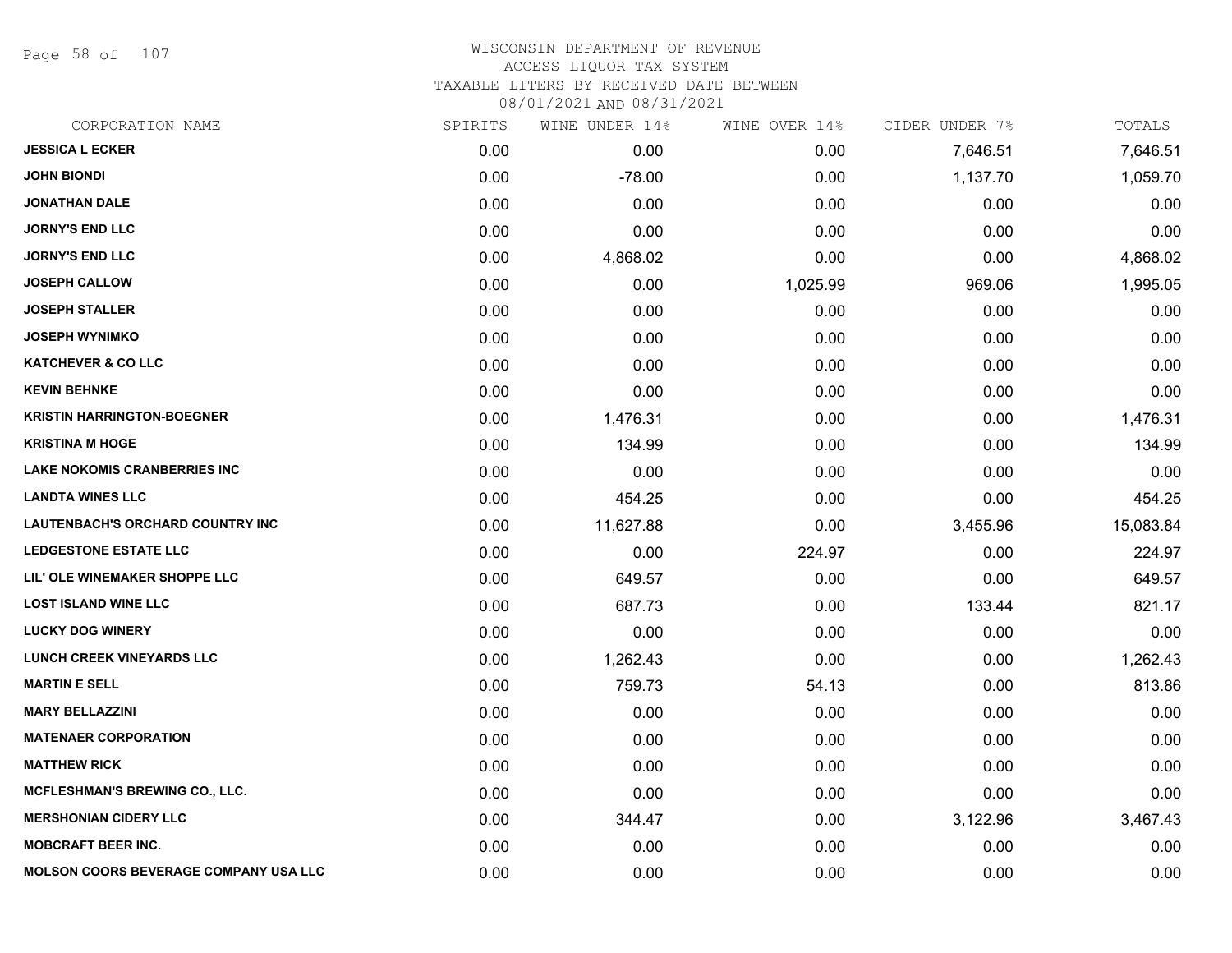# WISCONSIN DEPARTMENT OF REVENUE
ACCESS LIQUOR TAX SYSTEM
TAXABLE LITERS BY RECEIVED DATE BETWEEN
08/01/2021 AND 08/31/2021

| CORPORATION NAME | SPIRITS | WINE UNDER 14% | WINE OVER 14% | CIDER UNDER 7% | TOTALS |
|---|---|---|---|---|---|
| JESSICA L ECKER | 0.00 | 0.00 | 0.00 | 7,646.51 | 7,646.51 |
| JOHN BIONDI | 0.00 | -78.00 | 0.00 | 1,137.70 | 1,059.70 |
| JONATHAN DALE | 0.00 | 0.00 | 0.00 | 0.00 | 0.00 |
| JORNY'S END LLC | 0.00 | 0.00 | 0.00 | 0.00 | 0.00 |
| JORNY'S END LLC | 0.00 | 4,868.02 | 0.00 | 0.00 | 4,868.02 |
| JOSEPH CALLOW | 0.00 | 0.00 | 1,025.99 | 969.06 | 1,995.05 |
| JOSEPH STALLER | 0.00 | 0.00 | 0.00 | 0.00 | 0.00 |
| JOSEPH WYNIMKO | 0.00 | 0.00 | 0.00 | 0.00 | 0.00 |
| KATCHEVER & CO LLC | 0.00 | 0.00 | 0.00 | 0.00 | 0.00 |
| KEVIN BEHNKE | 0.00 | 0.00 | 0.00 | 0.00 | 0.00 |
| KRISTIN HARRINGTON-BOEGNER | 0.00 | 1,476.31 | 0.00 | 0.00 | 1,476.31 |
| KRISTINA M HOGE | 0.00 | 134.99 | 0.00 | 0.00 | 134.99 |
| LAKE NOKOMIS CRANBERRIES INC | 0.00 | 0.00 | 0.00 | 0.00 | 0.00 |
| LANDTA WINES LLC | 0.00 | 454.25 | 0.00 | 0.00 | 454.25 |
| LAUTENBACH'S ORCHARD COUNTRY INC | 0.00 | 11,627.88 | 0.00 | 3,455.96 | 15,083.84 |
| LEDGESTONE ESTATE LLC | 0.00 | 0.00 | 224.97 | 0.00 | 224.97 |
| LIL' OLE WINEMAKER SHOPPE LLC | 0.00 | 649.57 | 0.00 | 0.00 | 649.57 |
| LOST ISLAND WINE LLC | 0.00 | 687.73 | 0.00 | 133.44 | 821.17 |
| LUCKY DOG WINERY | 0.00 | 0.00 | 0.00 | 0.00 | 0.00 |
| LUNCH CREEK VINEYARDS LLC | 0.00 | 1,262.43 | 0.00 | 0.00 | 1,262.43 |
| MARTIN E SELL | 0.00 | 759.73 | 54.13 | 0.00 | 813.86 |
| MARY BELLAZZINI | 0.00 | 0.00 | 0.00 | 0.00 | 0.00 |
| MATENAER CORPORATION | 0.00 | 0.00 | 0.00 | 0.00 | 0.00 |
| MATTHEW RICK | 0.00 | 0.00 | 0.00 | 0.00 | 0.00 |
| MCFLESHMAN'S BREWING CO., LLC. | 0.00 | 0.00 | 0.00 | 0.00 | 0.00 |
| MERSHONIAN CIDERY LLC | 0.00 | 344.47 | 0.00 | 3,122.96 | 3,467.43 |
| MOBCRAFT BEER INC. | 0.00 | 0.00 | 0.00 | 0.00 | 0.00 |
| MOLSON COORS BEVERAGE COMPANY USA LLC | 0.00 | 0.00 | 0.00 | 0.00 | 0.00 |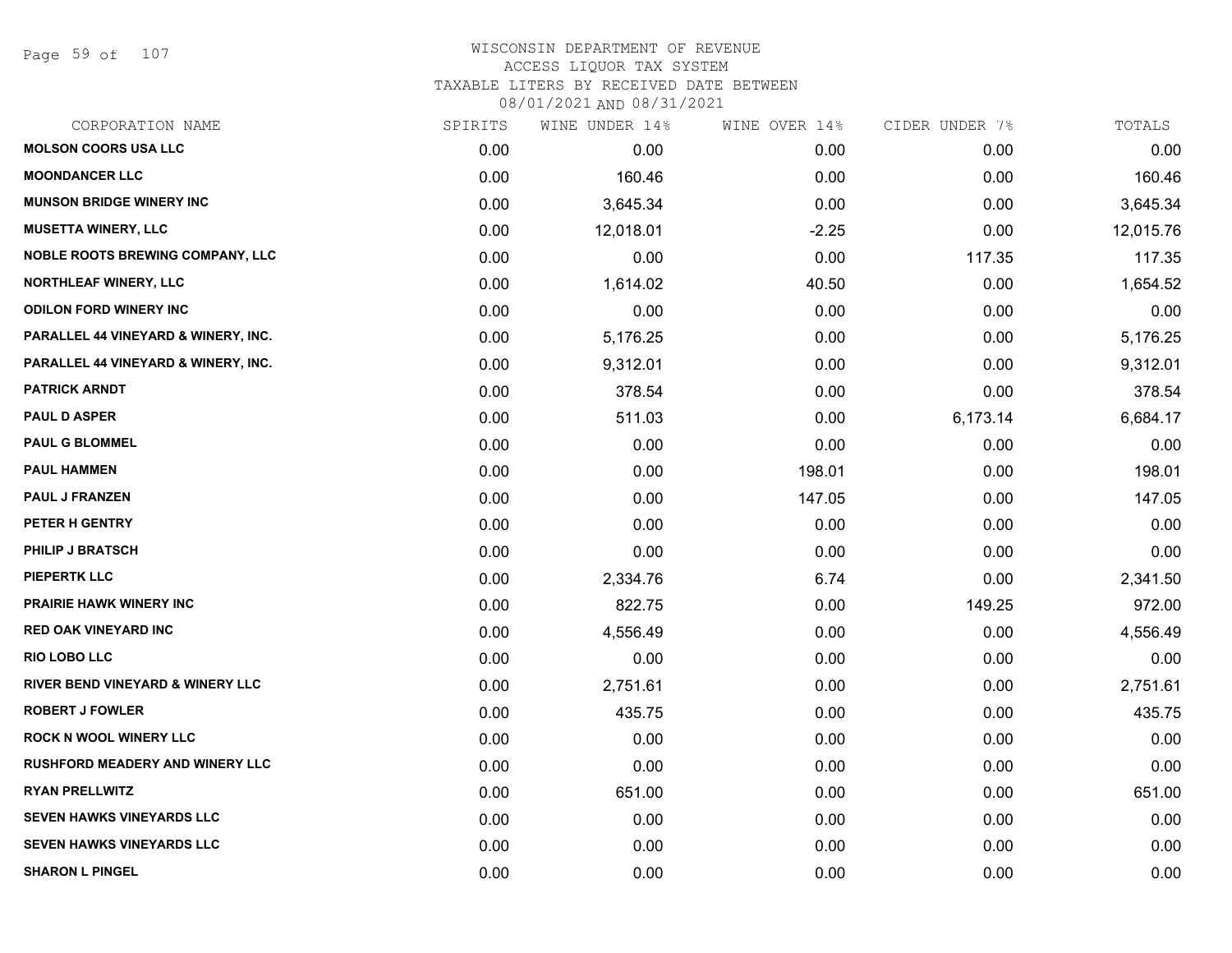# WISCONSIN DEPARTMENT OF REVENUE
## ACCESS LIQUOR TAX SYSTEM
## TAXABLE LITERS BY RECEIVED DATE BETWEEN 08/01/2021 AND 08/31/2021

| CORPORATION NAME | SPIRITS | WINE UNDER 14% | WINE OVER 14% | CIDER UNDER 7% | TOTALS |
|---|---|---|---|---|---|
| MOLSON COORS USA LLC | 0.00 | 0.00 | 0.00 | 0.00 | 0.00 |
| MOONDANCER LLC | 0.00 | 160.46 | 0.00 | 0.00 | 160.46 |
| MUNSON BRIDGE WINERY INC | 0.00 | 3,645.34 | 0.00 | 0.00 | 3,645.34 |
| MUSETTA WINERY, LLC | 0.00 | 12,018.01 | -2.25 | 0.00 | 12,015.76 |
| NOBLE ROOTS BREWING COMPANY, LLC | 0.00 | 0.00 | 0.00 | 117.35 | 117.35 |
| NORTHLEAF WINERY, LLC | 0.00 | 1,614.02 | 40.50 | 0.00 | 1,654.52 |
| ODILON FORD WINERY INC | 0.00 | 0.00 | 0.00 | 0.00 | 0.00 |
| PARALLEL 44 VINEYARD & WINERY, INC. | 0.00 | 5,176.25 | 0.00 | 0.00 | 5,176.25 |
| PARALLEL 44 VINEYARD & WINERY, INC. | 0.00 | 9,312.01 | 0.00 | 0.00 | 9,312.01 |
| PATRICK ARNDT | 0.00 | 378.54 | 0.00 | 0.00 | 378.54 |
| PAUL D ASPER | 0.00 | 511.03 | 0.00 | 6,173.14 | 6,684.17 |
| PAUL G BLOMMEL | 0.00 | 0.00 | 0.00 | 0.00 | 0.00 |
| PAUL HAMMEN | 0.00 | 0.00 | 198.01 | 0.00 | 198.01 |
| PAUL J FRANZEN | 0.00 | 0.00 | 147.05 | 0.00 | 147.05 |
| PETER H GENTRY | 0.00 | 0.00 | 0.00 | 0.00 | 0.00 |
| PHILIP J BRATSCH | 0.00 | 0.00 | 0.00 | 0.00 | 0.00 |
| PIEPERTK LLC | 0.00 | 2,334.76 | 6.74 | 0.00 | 2,341.50 |
| PRAIRIE HAWK WINERY INC | 0.00 | 822.75 | 0.00 | 149.25 | 972.00 |
| RED OAK VINEYARD INC | 0.00 | 4,556.49 | 0.00 | 0.00 | 4,556.49 |
| RIO LOBO LLC | 0.00 | 0.00 | 0.00 | 0.00 | 0.00 |
| RIVER BEND VINEYARD & WINERY LLC | 0.00 | 2,751.61 | 0.00 | 0.00 | 2,751.61 |
| ROBERT J FOWLER | 0.00 | 435.75 | 0.00 | 0.00 | 435.75 |
| ROCK N WOOL WINERY LLC | 0.00 | 0.00 | 0.00 | 0.00 | 0.00 |
| RUSHFORD MEADERY AND WINERY LLC | 0.00 | 0.00 | 0.00 | 0.00 | 0.00 |
| RYAN PRELLWITZ | 0.00 | 651.00 | 0.00 | 0.00 | 651.00 |
| SEVEN HAWKS VINEYARDS LLC | 0.00 | 0.00 | 0.00 | 0.00 | 0.00 |
| SEVEN HAWKS VINEYARDS LLC | 0.00 | 0.00 | 0.00 | 0.00 | 0.00 |
| SHARON L PINGEL | 0.00 | 0.00 | 0.00 | 0.00 | 0.00 |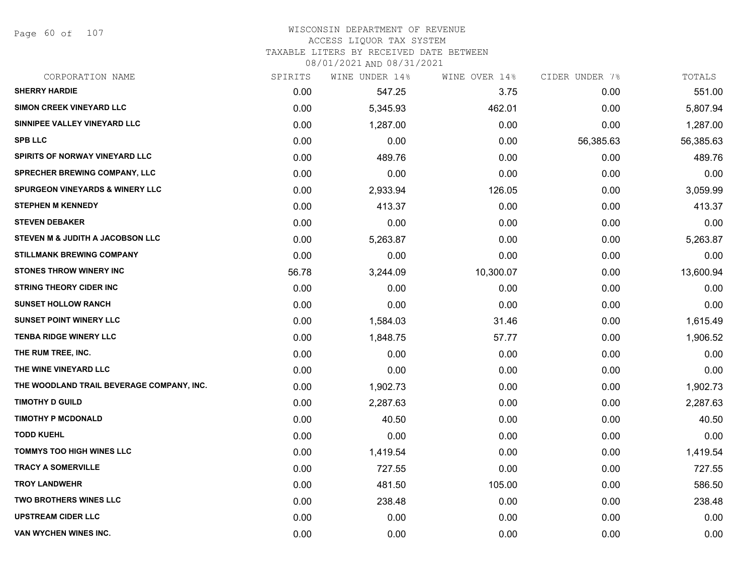WISCONSIN DEPARTMENT OF REVENUE
ACCESS LIQUOR TAX SYSTEM
TAXABLE LITERS BY RECEIVED DATE BETWEEN
08/01/2021 AND 08/31/2021

| CORPORATION NAME | SPIRITS | WINE UNDER 14% | WINE OVER 14% | CIDER UNDER 7% | TOTALS |
|---|---|---|---|---|---|
| SHERRY HARDIE | 0.00 | 547.25 | 3.75 | 0.00 | 551.00 |
| SIMON CREEK VINEYARD LLC | 0.00 | 5,345.93 | 462.01 | 0.00 | 5,807.94 |
| SINNIPEE VALLEY VINEYARD LLC | 0.00 | 1,287.00 | 0.00 | 0.00 | 1,287.00 |
| SPB LLC | 0.00 | 0.00 | 0.00 | 56,385.63 | 56,385.63 |
| SPIRITS OF NORWAY VINEYARD LLC | 0.00 | 489.76 | 0.00 | 0.00 | 489.76 |
| SPRECHER BREWING COMPANY, LLC | 0.00 | 0.00 | 0.00 | 0.00 | 0.00 |
| SPURGEON VINEYARDS & WINERY LLC | 0.00 | 2,933.94 | 126.05 | 0.00 | 3,059.99 |
| STEPHEN M KENNEDY | 0.00 | 413.37 | 0.00 | 0.00 | 413.37 |
| STEVEN DEBAKER | 0.00 | 0.00 | 0.00 | 0.00 | 0.00 |
| STEVEN M & JUDITH A JACOBSON LLC | 0.00 | 5,263.87 | 0.00 | 0.00 | 5,263.87 |
| STILLMANK BREWING COMPANY | 0.00 | 0.00 | 0.00 | 0.00 | 0.00 |
| STONES THROW WINERY INC | 56.78 | 3,244.09 | 10,300.07 | 0.00 | 13,600.94 |
| STRING THEORY CIDER INC | 0.00 | 0.00 | 0.00 | 0.00 | 0.00 |
| SUNSET HOLLOW RANCH | 0.00 | 0.00 | 0.00 | 0.00 | 0.00 |
| SUNSET POINT WINERY LLC | 0.00 | 1,584.03 | 31.46 | 0.00 | 1,615.49 |
| TENBA RIDGE WINERY LLC | 0.00 | 1,848.75 | 57.77 | 0.00 | 1,906.52 |
| THE RUM TREE, INC. | 0.00 | 0.00 | 0.00 | 0.00 | 0.00 |
| THE WINE VINEYARD LLC | 0.00 | 0.00 | 0.00 | 0.00 | 0.00 |
| THE WOODLAND TRAIL BEVERAGE COMPANY, INC. | 0.00 | 1,902.73 | 0.00 | 0.00 | 1,902.73 |
| TIMOTHY D GUILD | 0.00 | 2,287.63 | 0.00 | 0.00 | 2,287.63 |
| TIMOTHY P MCDONALD | 0.00 | 40.50 | 0.00 | 0.00 | 40.50 |
| TODD KUEHL | 0.00 | 0.00 | 0.00 | 0.00 | 0.00 |
| TOMMYS TOO HIGH WINES LLC | 0.00 | 1,419.54 | 0.00 | 0.00 | 1,419.54 |
| TRACY A SOMERVILLE | 0.00 | 727.55 | 0.00 | 0.00 | 727.55 |
| TROY LANDWEHR | 0.00 | 481.50 | 105.00 | 0.00 | 586.50 |
| TWO BROTHERS WINES LLC | 0.00 | 238.48 | 0.00 | 0.00 | 238.48 |
| UPSTREAM CIDER LLC | 0.00 | 0.00 | 0.00 | 0.00 | 0.00 |
| VAN WYCHEN WINES INC. | 0.00 | 0.00 | 0.00 | 0.00 | 0.00 |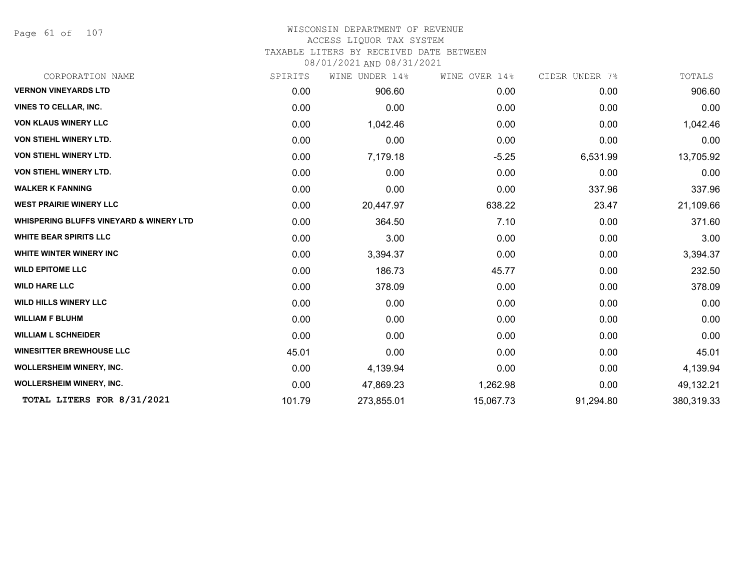WISCONSIN DEPARTMENT OF REVENUE
ACCESS LIQUOR TAX SYSTEM
TAXABLE LITERS BY RECEIVED DATE BETWEEN
08/01/2021 AND 08/31/2021

| CORPORATION NAME | SPIRITS | WINE UNDER 14% | WINE OVER 14% | CIDER UNDER 7% | TOTALS |
|---|---|---|---|---|---|
| **VERNON VINEYARDS LTD** | 0.00 | 906.60 | 0.00 | 0.00 | 906.60 |
| **VINES TO CELLAR, INC.** | 0.00 | 0.00 | 0.00 | 0.00 | 0.00 |
| **VON KLAUS WINERY LLC** | 0.00 | 1,042.46 | 0.00 | 0.00 | 1,042.46 |
| **VON STIEHL WINERY LTD.** | 0.00 | 0.00 | 0.00 | 0.00 | 0.00 |
| **VON STIEHL WINERY LTD.** | 0.00 | 7,179.18 | -5.25 | 6,531.99 | 13,705.92 |
| **VON STIEHL WINERY LTD.** | 0.00 | 0.00 | 0.00 | 0.00 | 0.00 |
| **WALKER K FANNING** | 0.00 | 0.00 | 0.00 | 337.96 | 337.96 |
| **WEST PRAIRIE WINERY LLC** | 0.00 | 20,447.97 | 638.22 | 23.47 | 21,109.66 |
| **WHISPERING BLUFFS VINEYARD & WINERY LTD** | 0.00 | 364.50 | 7.10 | 0.00 | 371.60 |
| **WHITE BEAR SPIRITS LLC** | 0.00 | 3.00 | 0.00 | 0.00 | 3.00 |
| **WHITE WINTER WINERY INC** | 0.00 | 3,394.37 | 0.00 | 0.00 | 3,394.37 |
| **WILD EPITOME LLC** | 0.00 | 186.73 | 45.77 | 0.00 | 232.50 |
| **WILD HARE LLC** | 0.00 | 378.09 | 0.00 | 0.00 | 378.09 |
| **WILD HILLS WINERY LLC** | 0.00 | 0.00 | 0.00 | 0.00 | 0.00 |
| **WILLIAM F BLUHM** | 0.00 | 0.00 | 0.00 | 0.00 | 0.00 |
| **WILLIAM L SCHNEIDER** | 0.00 | 0.00 | 0.00 | 0.00 | 0.00 |
| **WINESITTER BREWHOUSE LLC** | 45.01 | 0.00 | 0.00 | 0.00 | 45.01 |
| **WOLLERSHEIM WINERY, INC.** | 0.00 | 4,139.94 | 0.00 | 0.00 | 4,139.94 |
| **WOLLERSHEIM WINERY, INC.** | 0.00 | 47,869.23 | 1,262.98 | 0.00 | 49,132.21 |
| **TOTAL LITERS FOR 8/31/2021** | 101.79 | 273,855.01 | 15,067.73 | 91,294.80 | 380,319.33 |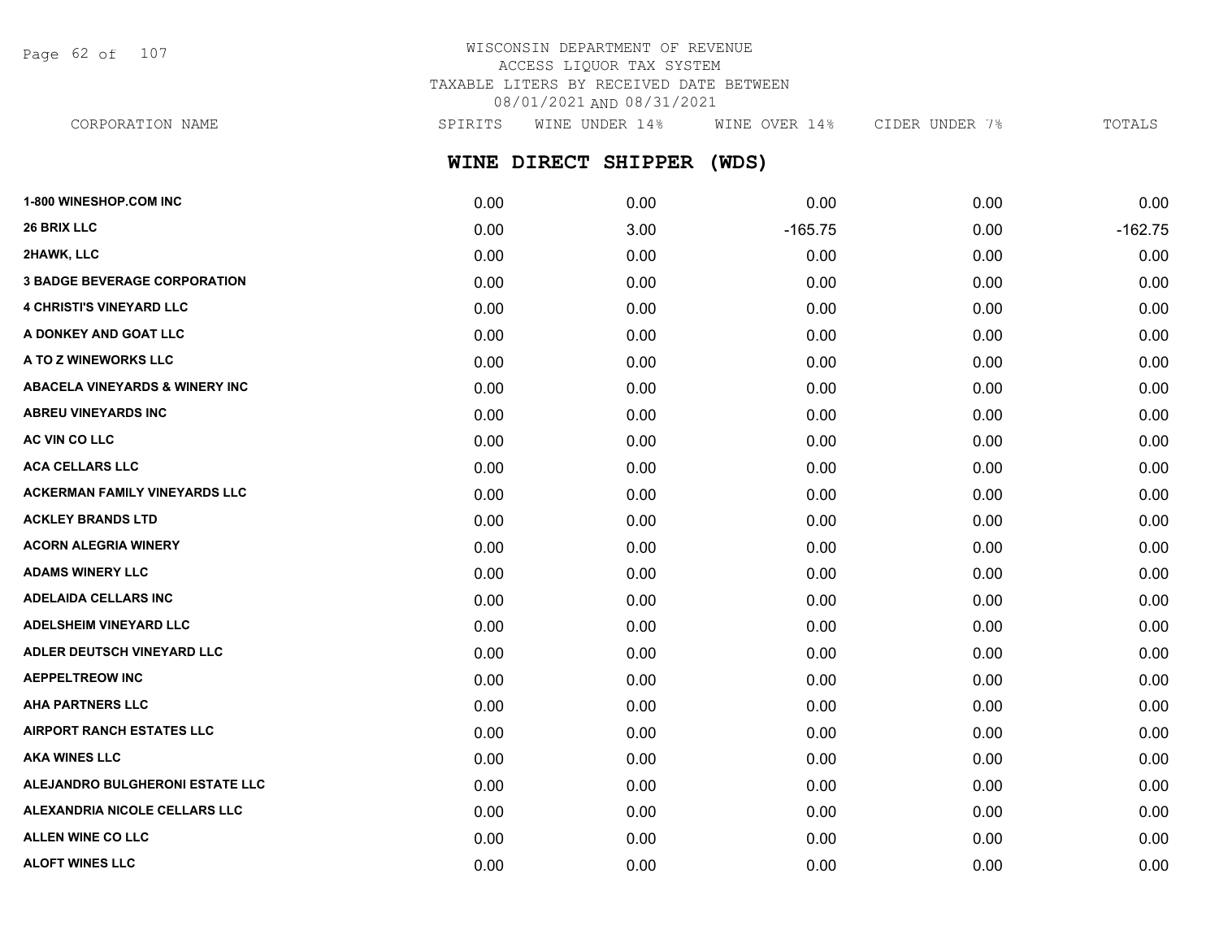WISCONSIN DEPARTMENT OF REVENUE
ACCESS LIQUOR TAX SYSTEM
TAXABLE LITERS BY RECEIVED DATE BETWEEN
08/01/2021 AND 08/31/2021

## WINE DIRECT SHIPPER (WDS)

| CORPORATION NAME | SPIRITS | WINE UNDER 14% | WINE OVER 14% | CIDER UNDER 7% | TOTALS |
|---|---|---|---|---|---|
| 1-800 WINESHOP.COM INC | 0.00 | 0.00 | 0.00 | 0.00 | 0.00 |
| 26 BRIX LLC | 0.00 | 3.00 | -165.75 | 0.00 | -162.75 |
| 2HAWK, LLC | 0.00 | 0.00 | 0.00 | 0.00 | 0.00 |
| 3 BADGE BEVERAGE CORPORATION | 0.00 | 0.00 | 0.00 | 0.00 | 0.00 |
| 4 CHRISTI'S VINEYARD LLC | 0.00 | 0.00 | 0.00 | 0.00 | 0.00 |
| A DONKEY AND GOAT LLC | 0.00 | 0.00 | 0.00 | 0.00 | 0.00 |
| A TO Z WINEWORKS LLC | 0.00 | 0.00 | 0.00 | 0.00 | 0.00 |
| ABACELA VINEYARDS & WINERY INC | 0.00 | 0.00 | 0.00 | 0.00 | 0.00 |
| ABREU VINEYARDS INC | 0.00 | 0.00 | 0.00 | 0.00 | 0.00 |
| AC VIN CO LLC | 0.00 | 0.00 | 0.00 | 0.00 | 0.00 |
| ACA CELLARS LLC | 0.00 | 0.00 | 0.00 | 0.00 | 0.00 |
| ACKERMAN FAMILY VINEYARDS LLC | 0.00 | 0.00 | 0.00 | 0.00 | 0.00 |
| ACKLEY BRANDS LTD | 0.00 | 0.00 | 0.00 | 0.00 | 0.00 |
| ACORN ALEGRIA WINERY | 0.00 | 0.00 | 0.00 | 0.00 | 0.00 |
| ADAMS WINERY LLC | 0.00 | 0.00 | 0.00 | 0.00 | 0.00 |
| ADELAIDA CELLARS INC | 0.00 | 0.00 | 0.00 | 0.00 | 0.00 |
| ADELSHEIM VINEYARD LLC | 0.00 | 0.00 | 0.00 | 0.00 | 0.00 |
| ADLER DEUTSCH VINEYARD LLC | 0.00 | 0.00 | 0.00 | 0.00 | 0.00 |
| AEPPELTREOW INC | 0.00 | 0.00 | 0.00 | 0.00 | 0.00 |
| AHA PARTNERS LLC | 0.00 | 0.00 | 0.00 | 0.00 | 0.00 |
| AIRPORT RANCH ESTATES LLC | 0.00 | 0.00 | 0.00 | 0.00 | 0.00 |
| AKA WINES LLC | 0.00 | 0.00 | 0.00 | 0.00 | 0.00 |
| ALEJANDRO BULGHERONI ESTATE LLC | 0.00 | 0.00 | 0.00 | 0.00 | 0.00 |
| ALEXANDRIA NICOLE CELLARS LLC | 0.00 | 0.00 | 0.00 | 0.00 | 0.00 |
| ALLEN WINE CO LLC | 0.00 | 0.00 | 0.00 | 0.00 | 0.00 |
| ALOFT WINES LLC | 0.00 | 0.00 | 0.00 | 0.00 | 0.00 |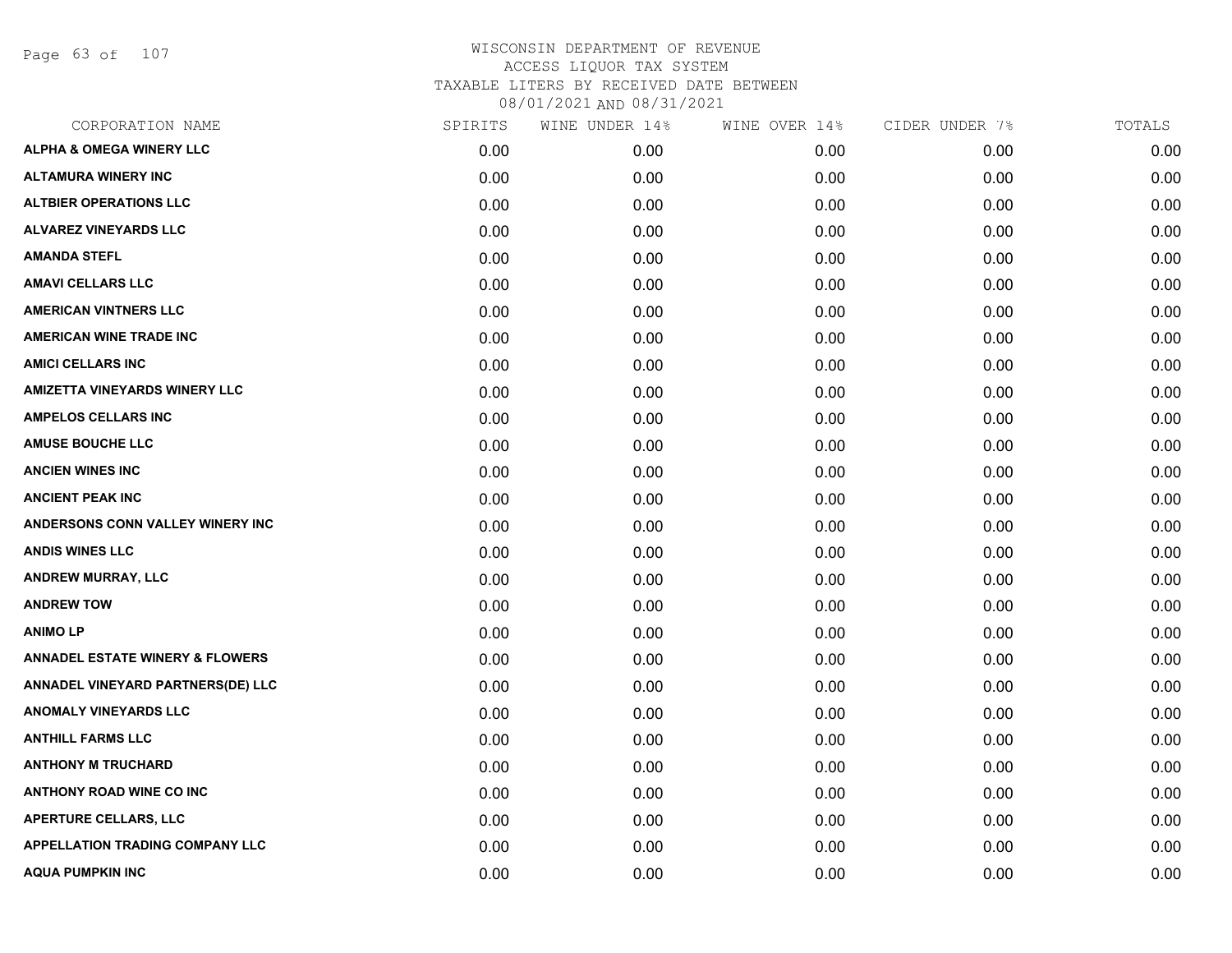# WISCONSIN DEPARTMENT OF REVENUE
## ACCESS LIQUOR TAX SYSTEM
### TAXABLE LITERS BY RECEIVED DATE BETWEEN 08/01/2021 AND 08/31/2021

| CORPORATION NAME | SPIRITS | WINE UNDER 14% | WINE OVER 14% | CIDER UNDER 7% | TOTALS |
|---|---|---|---|---|---|
| ALPHA & OMEGA WINERY LLC | 0.00 | 0.00 | 0.00 | 0.00 | 0.00 |
| ALTAMURA WINERY INC | 0.00 | 0.00 | 0.00 | 0.00 | 0.00 |
| ALTBIER OPERATIONS LLC | 0.00 | 0.00 | 0.00 | 0.00 | 0.00 |
| ALVAREZ VINEYARDS LLC | 0.00 | 0.00 | 0.00 | 0.00 | 0.00 |
| AMANDA STEFL | 0.00 | 0.00 | 0.00 | 0.00 | 0.00 |
| AMAVI CELLARS LLC | 0.00 | 0.00 | 0.00 | 0.00 | 0.00 |
| AMERICAN VINTNERS LLC | 0.00 | 0.00 | 0.00 | 0.00 | 0.00 |
| AMERICAN WINE TRADE INC | 0.00 | 0.00 | 0.00 | 0.00 | 0.00 |
| AMICI CELLARS INC | 0.00 | 0.00 | 0.00 | 0.00 | 0.00 |
| AMIZETTA VINEYARDS WINERY LLC | 0.00 | 0.00 | 0.00 | 0.00 | 0.00 |
| AMPELOS CELLARS INC | 0.00 | 0.00 | 0.00 | 0.00 | 0.00 |
| AMUSE BOUCHE LLC | 0.00 | 0.00 | 0.00 | 0.00 | 0.00 |
| ANCIEN WINES INC | 0.00 | 0.00 | 0.00 | 0.00 | 0.00 |
| ANCIENT PEAK INC | 0.00 | 0.00 | 0.00 | 0.00 | 0.00 |
| ANDERSONS CONN VALLEY WINERY INC | 0.00 | 0.00 | 0.00 | 0.00 | 0.00 |
| ANDIS WINES LLC | 0.00 | 0.00 | 0.00 | 0.00 | 0.00 |
| ANDREW MURRAY, LLC | 0.00 | 0.00 | 0.00 | 0.00 | 0.00 |
| ANDREW TOW | 0.00 | 0.00 | 0.00 | 0.00 | 0.00 |
| ANIMO LP | 0.00 | 0.00 | 0.00 | 0.00 | 0.00 |
| ANNADEL ESTATE WINERY & FLOWERS | 0.00 | 0.00 | 0.00 | 0.00 | 0.00 |
| ANNADEL VINEYARD PARTNERS(DE) LLC | 0.00 | 0.00 | 0.00 | 0.00 | 0.00 |
| ANOMALY VINEYARDS LLC | 0.00 | 0.00 | 0.00 | 0.00 | 0.00 |
| ANTHILL FARMS LLC | 0.00 | 0.00 | 0.00 | 0.00 | 0.00 |
| ANTHONY M TRUCHARD | 0.00 | 0.00 | 0.00 | 0.00 | 0.00 |
| ANTHONY ROAD WINE CO INC | 0.00 | 0.00 | 0.00 | 0.00 | 0.00 |
| APERTURE CELLARS, LLC | 0.00 | 0.00 | 0.00 | 0.00 | 0.00 |
| APPELLATION TRADING COMPANY LLC | 0.00 | 0.00 | 0.00 | 0.00 | 0.00 |
| AQUA PUMPKIN INC | 0.00 | 0.00 | 0.00 | 0.00 | 0.00 |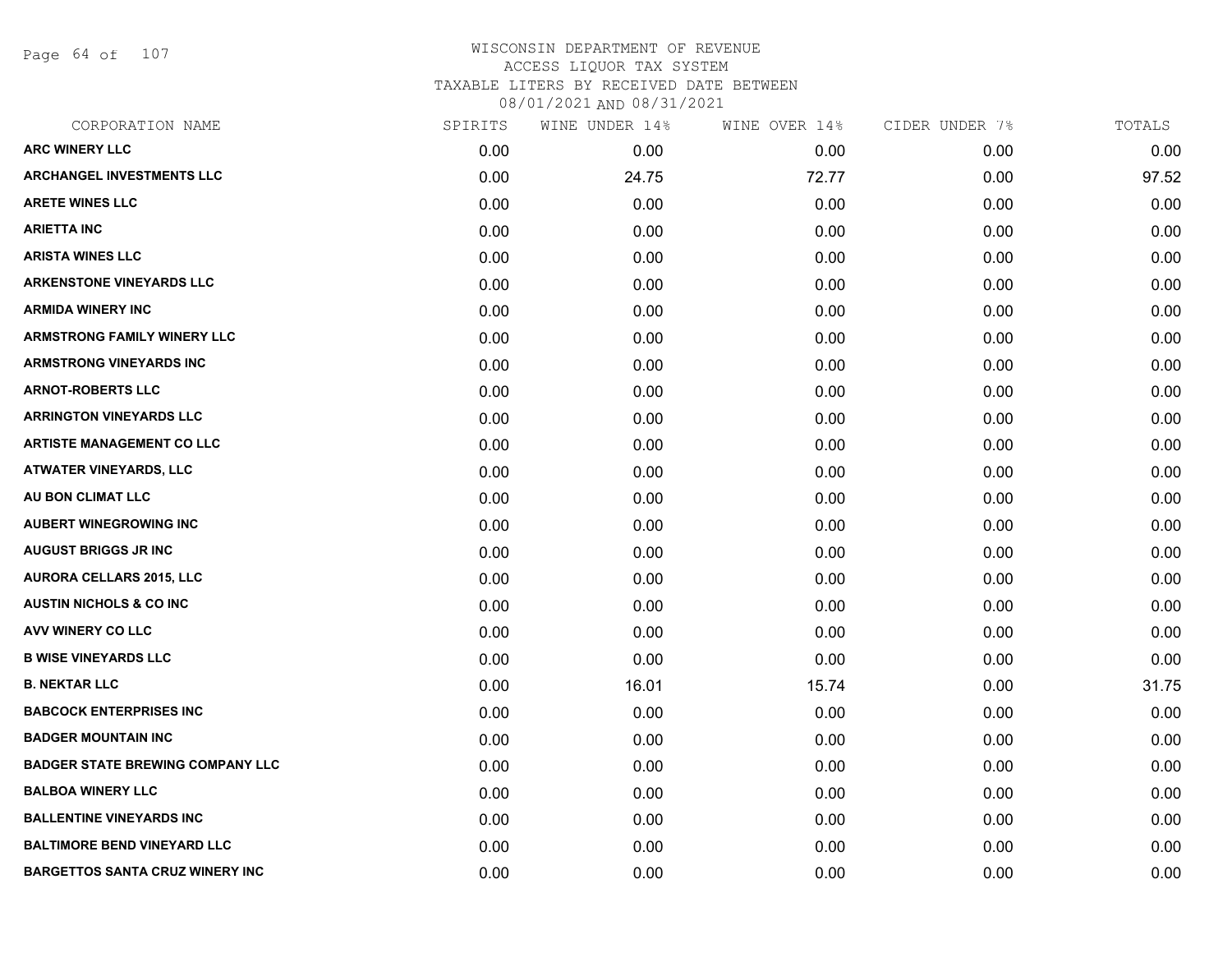# WISCONSIN DEPARTMENT OF REVENUE
## ACCESS LIQUOR TAX SYSTEM
### TAXABLE LITERS BY RECEIVED DATE BETWEEN 08/01/2021 AND 08/31/2021

| CORPORATION NAME | SPIRITS | WINE UNDER 14% | WINE OVER 14% | CIDER UNDER 7% | TOTALS |
|---|---|---|---|---|---|
| ARC WINERY LLC | 0.00 | 0.00 | 0.00 | 0.00 | 0.00 |
| ARCHANGEL INVESTMENTS LLC | 0.00 | 24.75 | 72.77 | 0.00 | 97.52 |
| ARETE WINES LLC | 0.00 | 0.00 | 0.00 | 0.00 | 0.00 |
| ARIETTA INC | 0.00 | 0.00 | 0.00 | 0.00 | 0.00 |
| ARISTA WINES LLC | 0.00 | 0.00 | 0.00 | 0.00 | 0.00 |
| ARKENSTONE VINEYARDS LLC | 0.00 | 0.00 | 0.00 | 0.00 | 0.00 |
| ARMIDA WINERY INC | 0.00 | 0.00 | 0.00 | 0.00 | 0.00 |
| ARMSTRONG FAMILY WINERY LLC | 0.00 | 0.00 | 0.00 | 0.00 | 0.00 |
| ARMSTRONG VINEYARDS INC | 0.00 | 0.00 | 0.00 | 0.00 | 0.00 |
| ARNOT-ROBERTS LLC | 0.00 | 0.00 | 0.00 | 0.00 | 0.00 |
| ARRINGTON VINEYARDS LLC | 0.00 | 0.00 | 0.00 | 0.00 | 0.00 |
| ARTISTE MANAGEMENT CO LLC | 0.00 | 0.00 | 0.00 | 0.00 | 0.00 |
| ATWATER VINEYARDS, LLC | 0.00 | 0.00 | 0.00 | 0.00 | 0.00 |
| AU BON CLIMAT LLC | 0.00 | 0.00 | 0.00 | 0.00 | 0.00 |
| AUBERT WINEGROWING INC | 0.00 | 0.00 | 0.00 | 0.00 | 0.00 |
| AUGUST BRIGGS JR INC | 0.00 | 0.00 | 0.00 | 0.00 | 0.00 |
| AURORA CELLARS 2015, LLC | 0.00 | 0.00 | 0.00 | 0.00 | 0.00 |
| AUSTIN NICHOLS & CO INC | 0.00 | 0.00 | 0.00 | 0.00 | 0.00 |
| AVV WINERY CO LLC | 0.00 | 0.00 | 0.00 | 0.00 | 0.00 |
| B WISE VINEYARDS LLC | 0.00 | 0.00 | 0.00 | 0.00 | 0.00 |
| B. NEKTAR LLC | 0.00 | 16.01 | 15.74 | 0.00 | 31.75 |
| BABCOCK ENTERPRISES INC | 0.00 | 0.00 | 0.00 | 0.00 | 0.00 |
| BADGER MOUNTAIN INC | 0.00 | 0.00 | 0.00 | 0.00 | 0.00 |
| BADGER STATE BREWING COMPANY LLC | 0.00 | 0.00 | 0.00 | 0.00 | 0.00 |
| BALBOA WINERY LLC | 0.00 | 0.00 | 0.00 | 0.00 | 0.00 |
| BALLENTINE VINEYARDS INC | 0.00 | 0.00 | 0.00 | 0.00 | 0.00 |
| BALTIMORE BEND VINEYARD LLC | 0.00 | 0.00 | 0.00 | 0.00 | 0.00 |
| BARGETTOS SANTA CRUZ WINERY INC | 0.00 | 0.00 | 0.00 | 0.00 | 0.00 |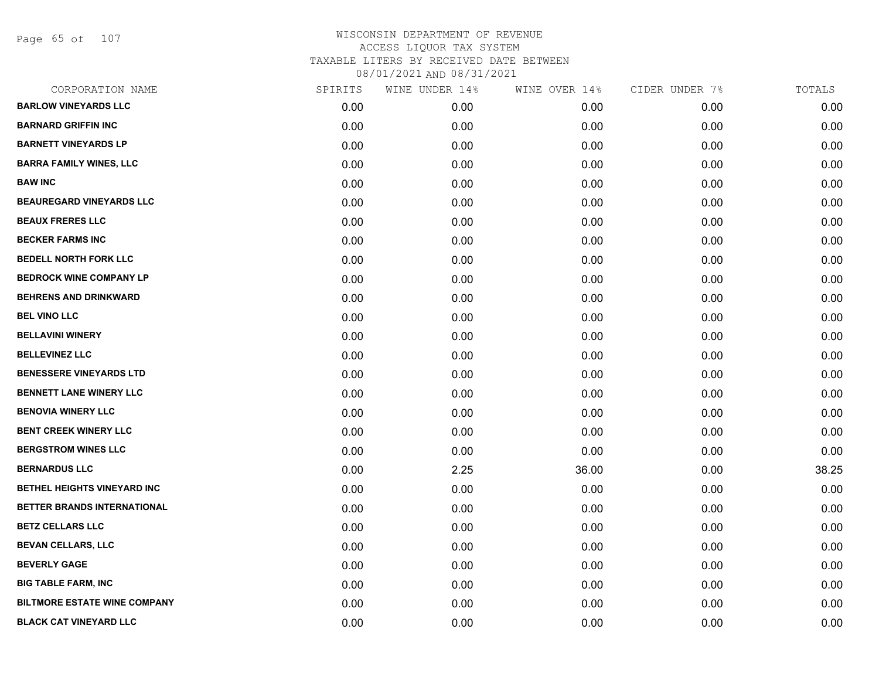# WISCONSIN DEPARTMENT OF REVENUE
## ACCESS LIQUOR TAX SYSTEM
### TAXABLE LITERS BY RECEIVED DATE BETWEEN 08/01/2021 AND 08/31/2021

| CORPORATION NAME | SPIRITS | WINE UNDER 14% | WINE OVER 14% | CIDER UNDER 7% | TOTALS |
|---|---|---|---|---|---|
| BARLOW VINEYARDS LLC | 0.00 | 0.00 | 0.00 | 0.00 | 0.00 |
| BARNARD GRIFFIN INC | 0.00 | 0.00 | 0.00 | 0.00 | 0.00 |
| BARNETT VINEYARDS LP | 0.00 | 0.00 | 0.00 | 0.00 | 0.00 |
| BARRA FAMILY WINES, LLC | 0.00 | 0.00 | 0.00 | 0.00 | 0.00 |
| BAW INC | 0.00 | 0.00 | 0.00 | 0.00 | 0.00 |
| BEAUREGARD VINEYARDS LLC | 0.00 | 0.00 | 0.00 | 0.00 | 0.00 |
| BEAUX FRERES LLC | 0.00 | 0.00 | 0.00 | 0.00 | 0.00 |
| BECKER FARMS INC | 0.00 | 0.00 | 0.00 | 0.00 | 0.00 |
| BEDELL NORTH FORK LLC | 0.00 | 0.00 | 0.00 | 0.00 | 0.00 |
| BEDROCK WINE COMPANY LP | 0.00 | 0.00 | 0.00 | 0.00 | 0.00 |
| BEHRENS AND DRINKWARD | 0.00 | 0.00 | 0.00 | 0.00 | 0.00 |
| BEL VINO LLC | 0.00 | 0.00 | 0.00 | 0.00 | 0.00 |
| BELLAVINI WINERY | 0.00 | 0.00 | 0.00 | 0.00 | 0.00 |
| BELLEVINEZ LLC | 0.00 | 0.00 | 0.00 | 0.00 | 0.00 |
| BENESSERE VINEYARDS LTD | 0.00 | 0.00 | 0.00 | 0.00 | 0.00 |
| BENNETT LANE WINERY LLC | 0.00 | 0.00 | 0.00 | 0.00 | 0.00 |
| BENOVIA WINERY LLC | 0.00 | 0.00 | 0.00 | 0.00 | 0.00 |
| BENT CREEK WINERY LLC | 0.00 | 0.00 | 0.00 | 0.00 | 0.00 |
| BERGSTROM WINES LLC | 0.00 | 0.00 | 0.00 | 0.00 | 0.00 |
| BERNARDUS LLC | 0.00 | 2.25 | 36.00 | 0.00 | 38.25 |
| BETHEL HEIGHTS VINEYARD INC | 0.00 | 0.00 | 0.00 | 0.00 | 0.00 |
| BETTER BRANDS INTERNATIONAL | 0.00 | 0.00 | 0.00 | 0.00 | 0.00 |
| BETZ CELLARS LLC | 0.00 | 0.00 | 0.00 | 0.00 | 0.00 |
| BEVAN CELLARS, LLC | 0.00 | 0.00 | 0.00 | 0.00 | 0.00 |
| BEVERLY GAGE | 0.00 | 0.00 | 0.00 | 0.00 | 0.00 |
| BIG TABLE FARM, INC | 0.00 | 0.00 | 0.00 | 0.00 | 0.00 |
| BILTMORE ESTATE WINE COMPANY | 0.00 | 0.00 | 0.00 | 0.00 | 0.00 |
| BLACK CAT VINEYARD LLC | 0.00 | 0.00 | 0.00 | 0.00 | 0.00 |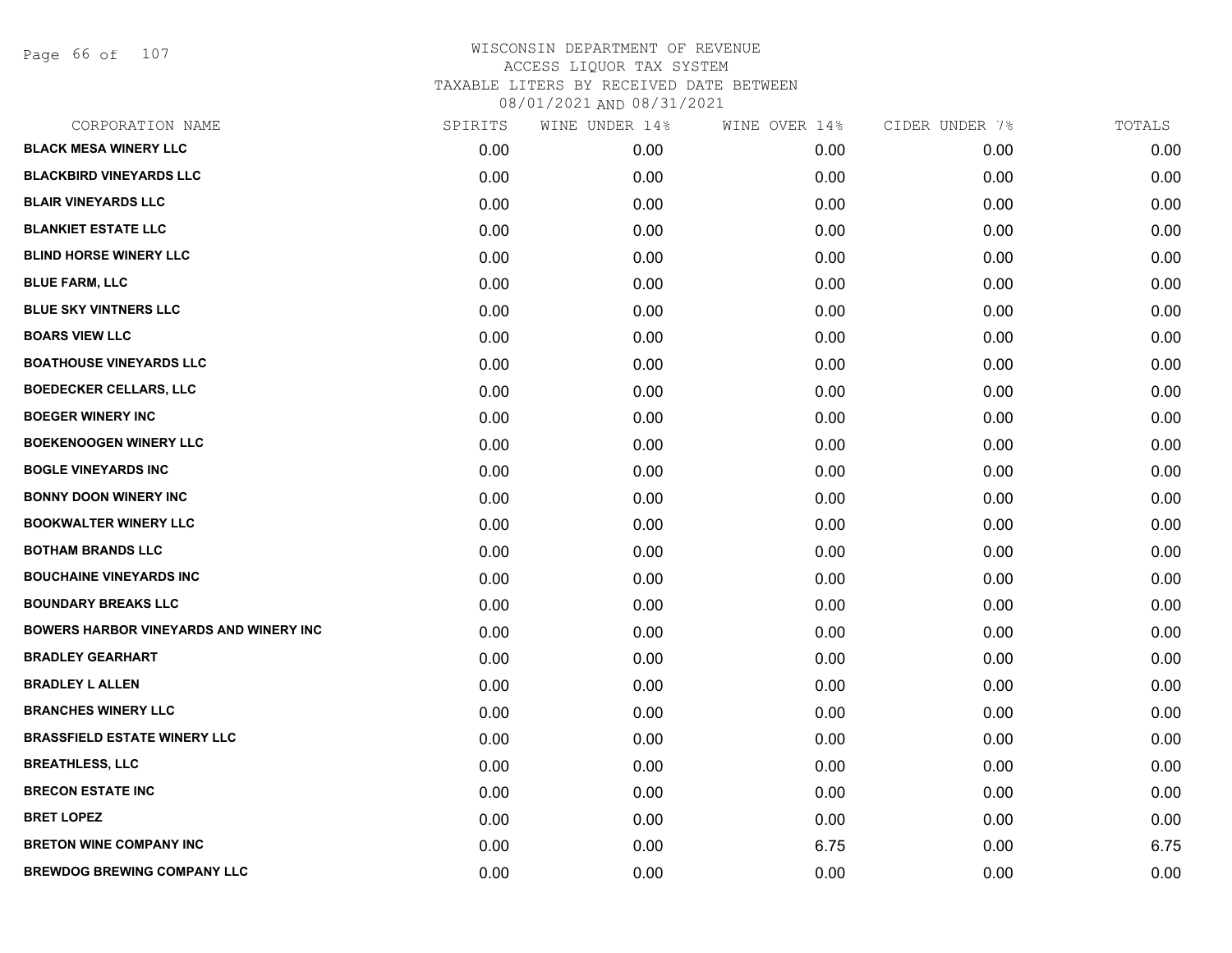WISCONSIN DEPARTMENT OF REVENUE
ACCESS LIQUOR TAX SYSTEM
TAXABLE LITERS BY RECEIVED DATE BETWEEN
08/01/2021 AND 08/31/2021

| CORPORATION NAME | SPIRITS | WINE UNDER 14% | WINE OVER 14% | CIDER UNDER 7% | TOTALS |
|---|---|---|---|---|---|
| BLACK MESA WINERY LLC | 0.00 | 0.00 | 0.00 | 0.00 | 0.00 |
| BLACKBIRD VINEYARDS LLC | 0.00 | 0.00 | 0.00 | 0.00 | 0.00 |
| BLAIR VINEYARDS LLC | 0.00 | 0.00 | 0.00 | 0.00 | 0.00 |
| BLANKIET ESTATE LLC | 0.00 | 0.00 | 0.00 | 0.00 | 0.00 |
| BLIND HORSE WINERY LLC | 0.00 | 0.00 | 0.00 | 0.00 | 0.00 |
| BLUE FARM, LLC | 0.00 | 0.00 | 0.00 | 0.00 | 0.00 |
| BLUE SKY VINTNERS LLC | 0.00 | 0.00 | 0.00 | 0.00 | 0.00 |
| BOARS VIEW LLC | 0.00 | 0.00 | 0.00 | 0.00 | 0.00 |
| BOATHOUSE VINEYARDS LLC | 0.00 | 0.00 | 0.00 | 0.00 | 0.00 |
| BOEDECKER CELLARS, LLC | 0.00 | 0.00 | 0.00 | 0.00 | 0.00 |
| BOEGER WINERY INC | 0.00 | 0.00 | 0.00 | 0.00 | 0.00 |
| BOEKENOOGEN WINERY LLC | 0.00 | 0.00 | 0.00 | 0.00 | 0.00 |
| BOGLE VINEYARDS INC | 0.00 | 0.00 | 0.00 | 0.00 | 0.00 |
| BONNY DOON WINERY INC | 0.00 | 0.00 | 0.00 | 0.00 | 0.00 |
| BOOKWALTER WINERY LLC | 0.00 | 0.00 | 0.00 | 0.00 | 0.00 |
| BOTHAM BRANDS LLC | 0.00 | 0.00 | 0.00 | 0.00 | 0.00 |
| BOUCHAINE VINEYARDS INC | 0.00 | 0.00 | 0.00 | 0.00 | 0.00 |
| BOUNDARY BREAKS LLC | 0.00 | 0.00 | 0.00 | 0.00 | 0.00 |
| BOWERS HARBOR VINEYARDS AND WINERY INC | 0.00 | 0.00 | 0.00 | 0.00 | 0.00 |
| BRADLEY GEARHART | 0.00 | 0.00 | 0.00 | 0.00 | 0.00 |
| BRADLEY L ALLEN | 0.00 | 0.00 | 0.00 | 0.00 | 0.00 |
| BRANCHES WINERY LLC | 0.00 | 0.00 | 0.00 | 0.00 | 0.00 |
| BRASSFIELD ESTATE WINERY LLC | 0.00 | 0.00 | 0.00 | 0.00 | 0.00 |
| BREATHLESS, LLC | 0.00 | 0.00 | 0.00 | 0.00 | 0.00 |
| BRECON ESTATE INC | 0.00 | 0.00 | 0.00 | 0.00 | 0.00 |
| BRET LOPEZ | 0.00 | 0.00 | 0.00 | 0.00 | 0.00 |
| BRETON WINE COMPANY INC | 0.00 | 0.00 | 6.75 | 0.00 | 6.75 |
| BREWDOG BREWING COMPANY LLC | 0.00 | 0.00 | 0.00 | 0.00 | 0.00 |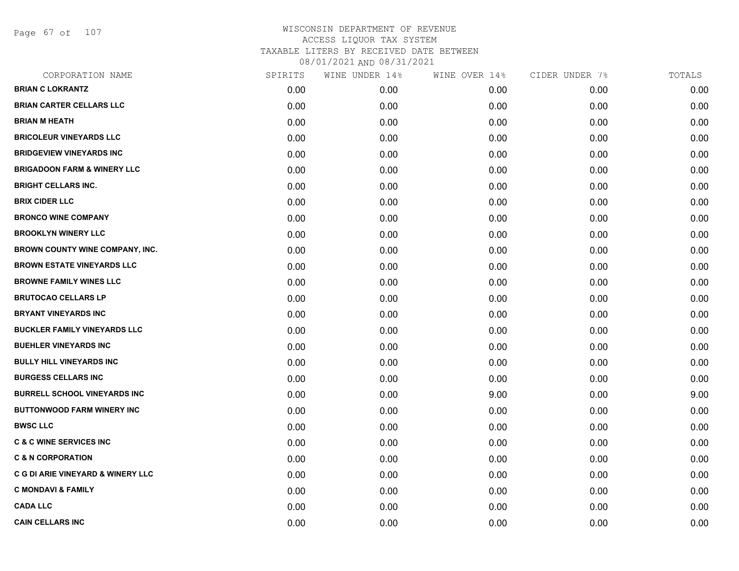# WISCONSIN DEPARTMENT OF REVENUE
## ACCESS LIQUOR TAX SYSTEM
### TAXABLE LITERS BY RECEIVED DATE BETWEEN 08/01/2021 AND 08/31/2021

| CORPORATION NAME | SPIRITS | WINE UNDER 14% | WINE OVER 14% | CIDER UNDER 7% | TOTALS |
|---|---|---|---|---|---|
| BRIAN C LOKRANTZ | 0.00 | 0.00 | 0.00 | 0.00 | 0.00 |
| BRIAN CARTER CELLARS LLC | 0.00 | 0.00 | 0.00 | 0.00 | 0.00 |
| BRIAN M HEATH | 0.00 | 0.00 | 0.00 | 0.00 | 0.00 |
| BRICOLEUR VINEYARDS LLC | 0.00 | 0.00 | 0.00 | 0.00 | 0.00 |
| BRIDGEVIEW VINEYARDS INC | 0.00 | 0.00 | 0.00 | 0.00 | 0.00 |
| BRIGADOON FARM & WINERY LLC | 0.00 | 0.00 | 0.00 | 0.00 | 0.00 |
| BRIGHT CELLARS INC. | 0.00 | 0.00 | 0.00 | 0.00 | 0.00 |
| BRIX CIDER LLC | 0.00 | 0.00 | 0.00 | 0.00 | 0.00 |
| BRONCO WINE COMPANY | 0.00 | 0.00 | 0.00 | 0.00 | 0.00 |
| BROOKLYN WINERY LLC | 0.00 | 0.00 | 0.00 | 0.00 | 0.00 |
| BROWN COUNTY WINE COMPANY, INC. | 0.00 | 0.00 | 0.00 | 0.00 | 0.00 |
| BROWN ESTATE VINEYARDS LLC | 0.00 | 0.00 | 0.00 | 0.00 | 0.00 |
| BROWNE FAMILY WINES LLC | 0.00 | 0.00 | 0.00 | 0.00 | 0.00 |
| BRUTOCAO CELLARS LP | 0.00 | 0.00 | 0.00 | 0.00 | 0.00 |
| BRYANT VINEYARDS INC | 0.00 | 0.00 | 0.00 | 0.00 | 0.00 |
| BUCKLER FAMILY VINEYARDS LLC | 0.00 | 0.00 | 0.00 | 0.00 | 0.00 |
| BUEHLER VINEYARDS INC | 0.00 | 0.00 | 0.00 | 0.00 | 0.00 |
| BULLY HILL VINEYARDS INC | 0.00 | 0.00 | 0.00 | 0.00 | 0.00 |
| BURGESS CELLARS INC | 0.00 | 0.00 | 0.00 | 0.00 | 0.00 |
| BURRELL SCHOOL VINEYARDS INC | 0.00 | 0.00 | 9.00 | 0.00 | 9.00 |
| BUTTONWOOD FARM WINERY INC | 0.00 | 0.00 | 0.00 | 0.00 | 0.00 |
| BWSC LLC | 0.00 | 0.00 | 0.00 | 0.00 | 0.00 |
| C & C WINE SERVICES INC | 0.00 | 0.00 | 0.00 | 0.00 | 0.00 |
| C & N CORPORATION | 0.00 | 0.00 | 0.00 | 0.00 | 0.00 |
| C G DI ARIE VINEYARD & WINERY LLC | 0.00 | 0.00 | 0.00 | 0.00 | 0.00 |
| C MONDAVI & FAMILY | 0.00 | 0.00 | 0.00 | 0.00 | 0.00 |
| CADA LLC | 0.00 | 0.00 | 0.00 | 0.00 | 0.00 |
| CAIN CELLARS INC | 0.00 | 0.00 | 0.00 | 0.00 | 0.00 |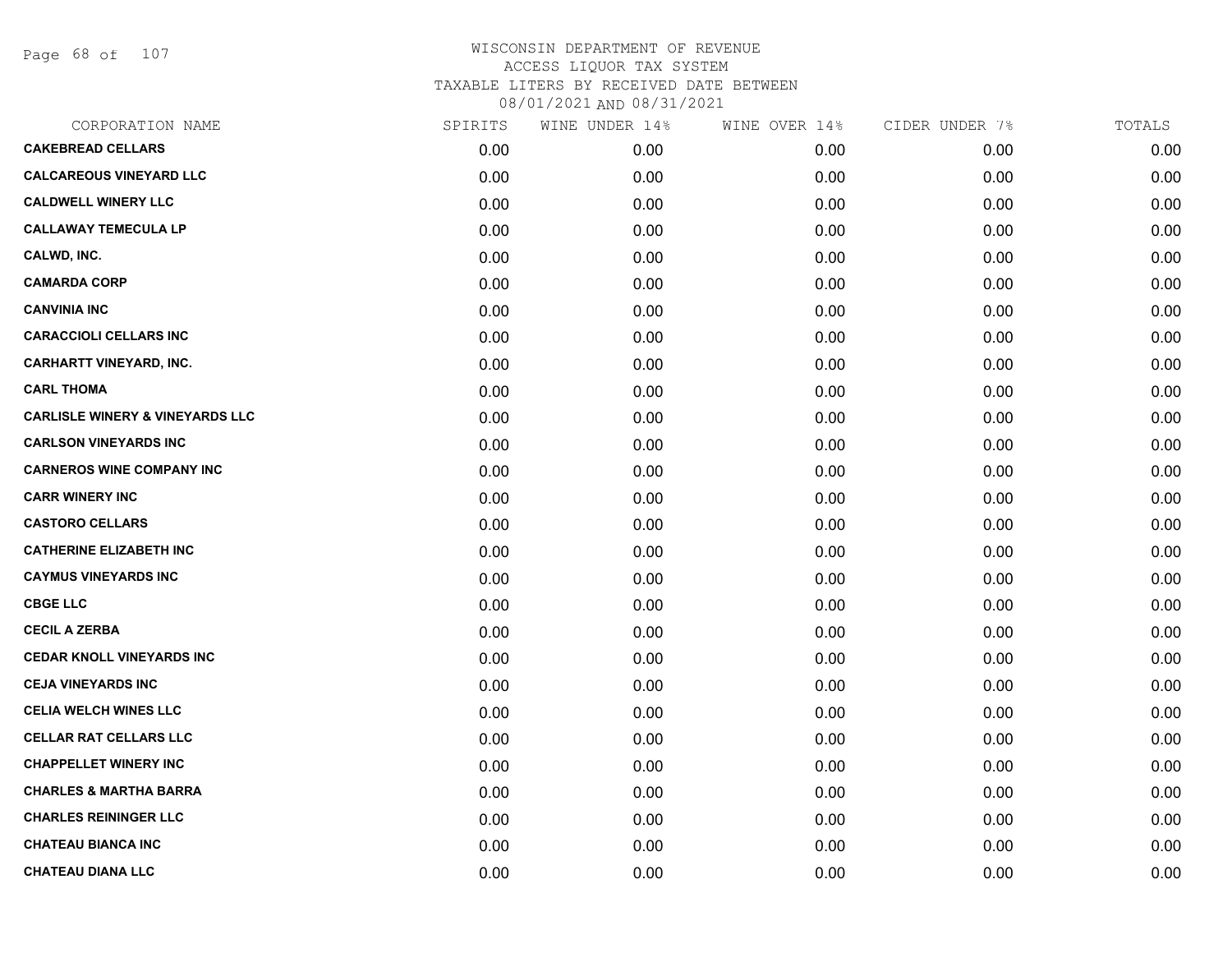# WISCONSIN DEPARTMENT OF REVENUE
## ACCESS LIQUOR TAX SYSTEM
### TAXABLE LITERS BY RECEIVED DATE BETWEEN 08/01/2021 AND 08/31/2021

| CORPORATION NAME | SPIRITS | WINE UNDER 14% | WINE OVER 14% | CIDER UNDER 7% | TOTALS |
|---|---|---|---|---|---|
| CAKEBREAD CELLARS | 0.00 | 0.00 | 0.00 | 0.00 | 0.00 |
| CALCAREOUS VINEYARD LLC | 0.00 | 0.00 | 0.00 | 0.00 | 0.00 |
| CALDWELL WINERY LLC | 0.00 | 0.00 | 0.00 | 0.00 | 0.00 |
| CALLAWAY TEMECULA LP | 0.00 | 0.00 | 0.00 | 0.00 | 0.00 |
| CALWD, INC. | 0.00 | 0.00 | 0.00 | 0.00 | 0.00 |
| CAMARDA CORP | 0.00 | 0.00 | 0.00 | 0.00 | 0.00 |
| CANVINIA INC | 0.00 | 0.00 | 0.00 | 0.00 | 0.00 |
| CARACCIOLI CELLARS INC | 0.00 | 0.00 | 0.00 | 0.00 | 0.00 |
| CARHARTT VINEYARD, INC. | 0.00 | 0.00 | 0.00 | 0.00 | 0.00 |
| CARL THOMA | 0.00 | 0.00 | 0.00 | 0.00 | 0.00 |
| CARLISLE WINERY & VINEYARDS LLC | 0.00 | 0.00 | 0.00 | 0.00 | 0.00 |
| CARLSON VINEYARDS INC | 0.00 | 0.00 | 0.00 | 0.00 | 0.00 |
| CARNEROS WINE COMPANY INC | 0.00 | 0.00 | 0.00 | 0.00 | 0.00 |
| CARR WINERY INC | 0.00 | 0.00 | 0.00 | 0.00 | 0.00 |
| CASTORO CELLARS | 0.00 | 0.00 | 0.00 | 0.00 | 0.00 |
| CATHERINE ELIZABETH INC | 0.00 | 0.00 | 0.00 | 0.00 | 0.00 |
| CAYMUS VINEYARDS INC | 0.00 | 0.00 | 0.00 | 0.00 | 0.00 |
| CBGE LLC | 0.00 | 0.00 | 0.00 | 0.00 | 0.00 |
| CECIL A ZERBA | 0.00 | 0.00 | 0.00 | 0.00 | 0.00 |
| CEDAR KNOLL VINEYARDS INC | 0.00 | 0.00 | 0.00 | 0.00 | 0.00 |
| CEJA VINEYARDS INC | 0.00 | 0.00 | 0.00 | 0.00 | 0.00 |
| CELIA WELCH WINES LLC | 0.00 | 0.00 | 0.00 | 0.00 | 0.00 |
| CELLAR RAT CELLARS LLC | 0.00 | 0.00 | 0.00 | 0.00 | 0.00 |
| CHAPPELLET WINERY INC | 0.00 | 0.00 | 0.00 | 0.00 | 0.00 |
| CHARLES & MARTHA BARRA | 0.00 | 0.00 | 0.00 | 0.00 | 0.00 |
| CHARLES REININGER LLC | 0.00 | 0.00 | 0.00 | 0.00 | 0.00 |
| CHATEAU BIANCA INC | 0.00 | 0.00 | 0.00 | 0.00 | 0.00 |
| CHATEAU DIANA LLC | 0.00 | 0.00 | 0.00 | 0.00 | 0.00 |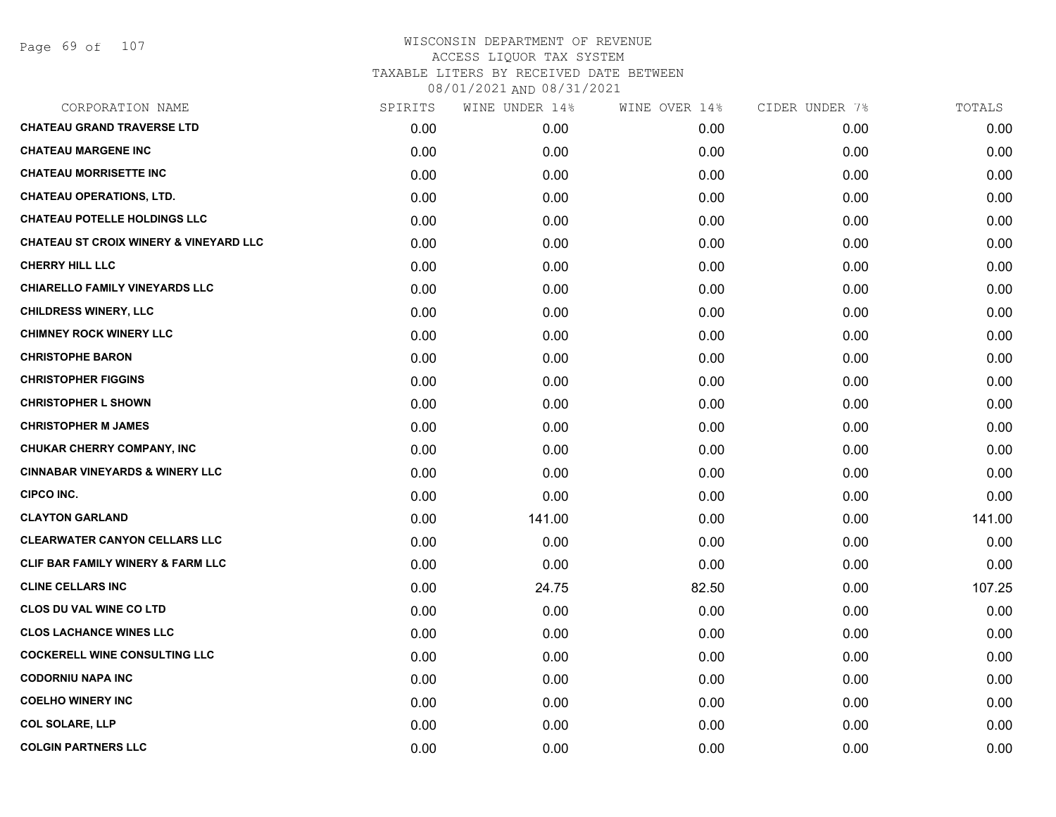WISCONSIN DEPARTMENT OF REVENUE
ACCESS LIQUOR TAX SYSTEM
TAXABLE LITERS BY RECEIVED DATE BETWEEN
08/01/2021 AND 08/31/2021

| CORPORATION NAME | SPIRITS | WINE UNDER 14% | WINE OVER 14% | CIDER UNDER 7% | TOTALS |
|---|---|---|---|---|---|
| CHATEAU GRAND TRAVERSE LTD | 0.00 | 0.00 | 0.00 | 0.00 | 0.00 |
| CHATEAU MARGENE INC | 0.00 | 0.00 | 0.00 | 0.00 | 0.00 |
| CHATEAU MORRISETTE INC | 0.00 | 0.00 | 0.00 | 0.00 | 0.00 |
| CHATEAU OPERATIONS, LTD. | 0.00 | 0.00 | 0.00 | 0.00 | 0.00 |
| CHATEAU POTELLE HOLDINGS LLC | 0.00 | 0.00 | 0.00 | 0.00 | 0.00 |
| CHATEAU ST CROIX WINERY & VINEYARD LLC | 0.00 | 0.00 | 0.00 | 0.00 | 0.00 |
| CHERRY HILL LLC | 0.00 | 0.00 | 0.00 | 0.00 | 0.00 |
| CHIARELLO FAMILY VINEYARDS LLC | 0.00 | 0.00 | 0.00 | 0.00 | 0.00 |
| CHILDRESS WINERY, LLC | 0.00 | 0.00 | 0.00 | 0.00 | 0.00 |
| CHIMNEY ROCK WINERY LLC | 0.00 | 0.00 | 0.00 | 0.00 | 0.00 |
| CHRISTOPHE BARON | 0.00 | 0.00 | 0.00 | 0.00 | 0.00 |
| CHRISTOPHER FIGGINS | 0.00 | 0.00 | 0.00 | 0.00 | 0.00 |
| CHRISTOPHER L SHOWN | 0.00 | 0.00 | 0.00 | 0.00 | 0.00 |
| CHRISTOPHER M JAMES | 0.00 | 0.00 | 0.00 | 0.00 | 0.00 |
| CHUKAR CHERRY COMPANY, INC | 0.00 | 0.00 | 0.00 | 0.00 | 0.00 |
| CINNABAR VINEYARDS & WINERY LLC | 0.00 | 0.00 | 0.00 | 0.00 | 0.00 |
| CIPCO INC. | 0.00 | 0.00 | 0.00 | 0.00 | 0.00 |
| CLAYTON GARLAND | 0.00 | 141.00 | 0.00 | 0.00 | 141.00 |
| CLEARWATER CANYON CELLARS LLC | 0.00 | 0.00 | 0.00 | 0.00 | 0.00 |
| CLIF BAR FAMILY WINERY & FARM LLC | 0.00 | 0.00 | 0.00 | 0.00 | 0.00 |
| CLINE CELLARS INC | 0.00 | 24.75 | 82.50 | 0.00 | 107.25 |
| CLOS DU VAL WINE CO LTD | 0.00 | 0.00 | 0.00 | 0.00 | 0.00 |
| CLOS LACHANCE WINES LLC | 0.00 | 0.00 | 0.00 | 0.00 | 0.00 |
| COCKERELL WINE CONSULTING LLC | 0.00 | 0.00 | 0.00 | 0.00 | 0.00 |
| CODORNIU NAPA INC | 0.00 | 0.00 | 0.00 | 0.00 | 0.00 |
| COELHO WINERY INC | 0.00 | 0.00 | 0.00 | 0.00 | 0.00 |
| COL SOLARE, LLP | 0.00 | 0.00 | 0.00 | 0.00 | 0.00 |
| COLGIN PARTNERS LLC | 0.00 | 0.00 | 0.00 | 0.00 | 0.00 |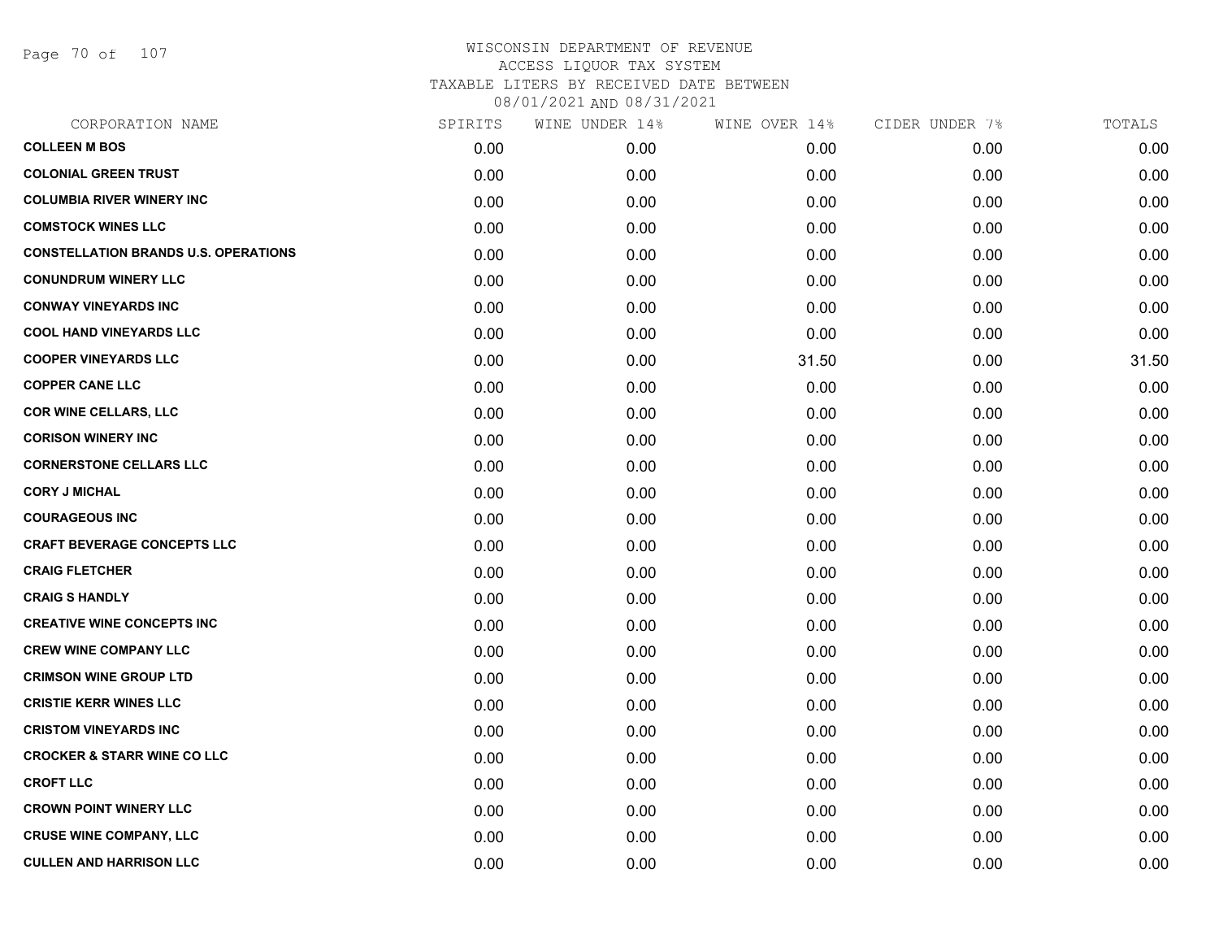# WISCONSIN DEPARTMENT OF REVENUE
## ACCESS LIQUOR TAX SYSTEM
### TAXABLE LITERS BY RECEIVED DATE BETWEEN 08/01/2021 AND 08/31/2021

| CORPORATION NAME | SPIRITS | WINE UNDER 14% | WINE OVER 14% | CIDER UNDER 7% | TOTALS |
|---|---|---|---|---|---|
| COLLEEN M BOS | 0.00 | 0.00 | 0.00 | 0.00 | 0.00 |
| COLONIAL GREEN TRUST | 0.00 | 0.00 | 0.00 | 0.00 | 0.00 |
| COLUMBIA RIVER WINERY INC | 0.00 | 0.00 | 0.00 | 0.00 | 0.00 |
| COMSTOCK WINES LLC | 0.00 | 0.00 | 0.00 | 0.00 | 0.00 |
| CONSTELLATION BRANDS U.S. OPERATIONS | 0.00 | 0.00 | 0.00 | 0.00 | 0.00 |
| CONUNDRUM WINERY LLC | 0.00 | 0.00 | 0.00 | 0.00 | 0.00 |
| CONWAY VINEYARDS INC | 0.00 | 0.00 | 0.00 | 0.00 | 0.00 |
| COOL HAND VINEYARDS LLC | 0.00 | 0.00 | 0.00 | 0.00 | 0.00 |
| COOPER VINEYARDS LLC | 0.00 | 0.00 | 31.50 | 0.00 | 31.50 |
| COPPER CANE LLC | 0.00 | 0.00 | 0.00 | 0.00 | 0.00 |
| COR WINE CELLARS, LLC | 0.00 | 0.00 | 0.00 | 0.00 | 0.00 |
| CORISON WINERY INC | 0.00 | 0.00 | 0.00 | 0.00 | 0.00 |
| CORNERSTONE CELLARS LLC | 0.00 | 0.00 | 0.00 | 0.00 | 0.00 |
| CORY J MICHAL | 0.00 | 0.00 | 0.00 | 0.00 | 0.00 |
| COURAGEOUS INC | 0.00 | 0.00 | 0.00 | 0.00 | 0.00 |
| CRAFT BEVERAGE CONCEPTS LLC | 0.00 | 0.00 | 0.00 | 0.00 | 0.00 |
| CRAIG FLETCHER | 0.00 | 0.00 | 0.00 | 0.00 | 0.00 |
| CRAIG S HANDLY | 0.00 | 0.00 | 0.00 | 0.00 | 0.00 |
| CREATIVE WINE CONCEPTS INC | 0.00 | 0.00 | 0.00 | 0.00 | 0.00 |
| CREW WINE COMPANY LLC | 0.00 | 0.00 | 0.00 | 0.00 | 0.00 |
| CRIMSON WINE GROUP LTD | 0.00 | 0.00 | 0.00 | 0.00 | 0.00 |
| CRISTIE KERR WINES LLC | 0.00 | 0.00 | 0.00 | 0.00 | 0.00 |
| CRISTOM VINEYARDS INC | 0.00 | 0.00 | 0.00 | 0.00 | 0.00 |
| CROCKER & STARR WINE CO LLC | 0.00 | 0.00 | 0.00 | 0.00 | 0.00 |
| CROFT LLC | 0.00 | 0.00 | 0.00 | 0.00 | 0.00 |
| CROWN POINT WINERY LLC | 0.00 | 0.00 | 0.00 | 0.00 | 0.00 |
| CRUSE WINE COMPANY, LLC | 0.00 | 0.00 | 0.00 | 0.00 | 0.00 |
| CULLEN AND HARRISON LLC | 0.00 | 0.00 | 0.00 | 0.00 | 0.00 |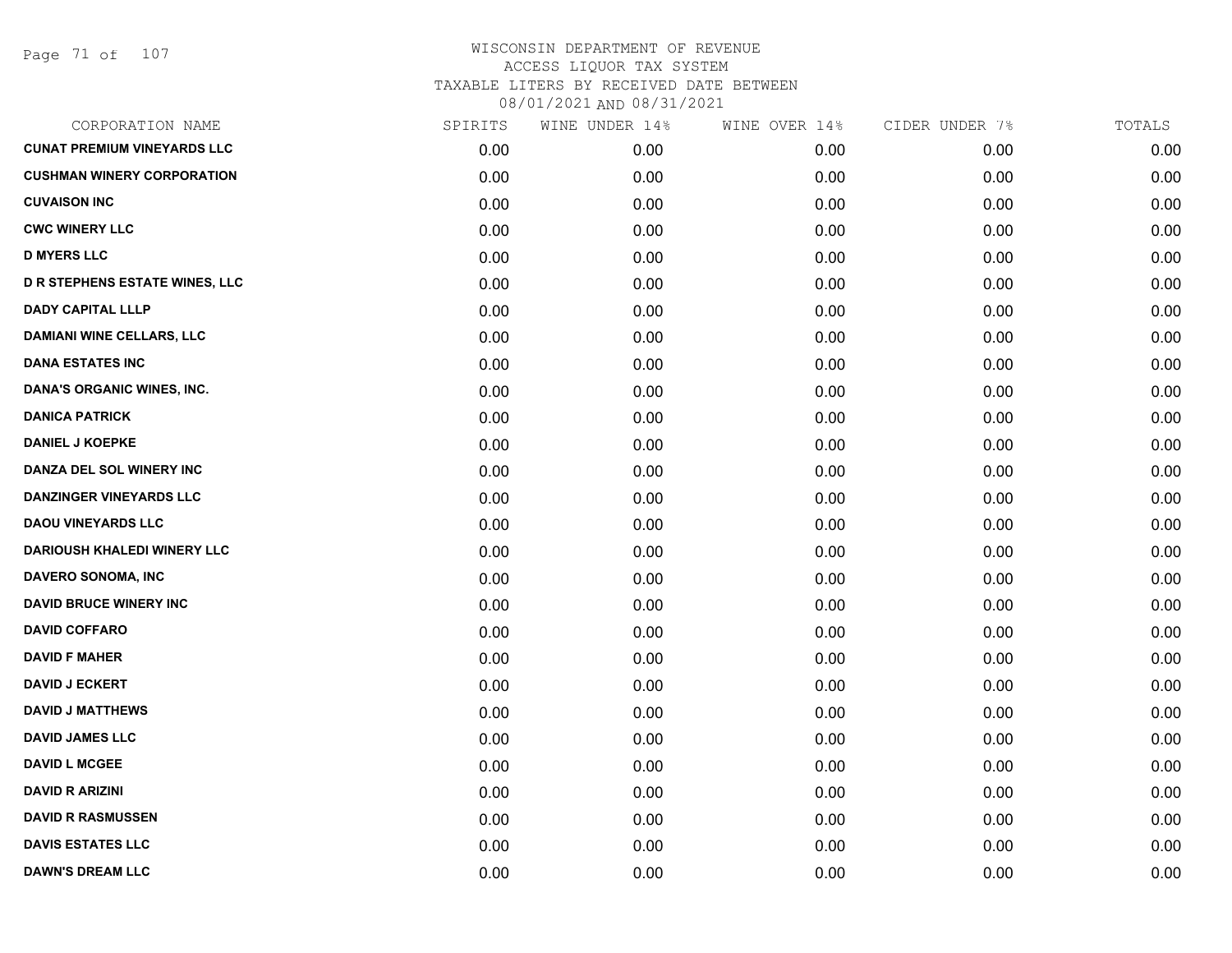# WISCONSIN DEPARTMENT OF REVENUE
## ACCESS LIQUOR TAX SYSTEM
### TAXABLE LITERS BY RECEIVED DATE BETWEEN 08/01/2021 AND 08/31/2021

| CORPORATION NAME | SPIRITS | WINE UNDER 14% | WINE OVER 14% | CIDER UNDER 7% | TOTALS |
|---|---|---|---|---|---|
| CUNAT PREMIUM VINEYARDS LLC | 0.00 | 0.00 | 0.00 | 0.00 | 0.00 |
| CUSHMAN WINERY CORPORATION | 0.00 | 0.00 | 0.00 | 0.00 | 0.00 |
| CUVAISON INC | 0.00 | 0.00 | 0.00 | 0.00 | 0.00 |
| CWC WINERY LLC | 0.00 | 0.00 | 0.00 | 0.00 | 0.00 |
| D MYERS LLC | 0.00 | 0.00 | 0.00 | 0.00 | 0.00 |
| D R STEPHENS ESTATE WINES, LLC | 0.00 | 0.00 | 0.00 | 0.00 | 0.00 |
| DADY CAPITAL LLLP | 0.00 | 0.00 | 0.00 | 0.00 | 0.00 |
| DAMIANI WINE CELLARS, LLC | 0.00 | 0.00 | 0.00 | 0.00 | 0.00 |
| DANA ESTATES INC | 0.00 | 0.00 | 0.00 | 0.00 | 0.00 |
| DANA'S ORGANIC WINES, INC. | 0.00 | 0.00 | 0.00 | 0.00 | 0.00 |
| DANICA PATRICK | 0.00 | 0.00 | 0.00 | 0.00 | 0.00 |
| DANIEL J KOEPKE | 0.00 | 0.00 | 0.00 | 0.00 | 0.00 |
| DANZA DEL SOL WINERY INC | 0.00 | 0.00 | 0.00 | 0.00 | 0.00 |
| DANZINGER VINEYARDS LLC | 0.00 | 0.00 | 0.00 | 0.00 | 0.00 |
| DAOU VINEYARDS LLC | 0.00 | 0.00 | 0.00 | 0.00 | 0.00 |
| DARIOUSH KHALEDI WINERY LLC | 0.00 | 0.00 | 0.00 | 0.00 | 0.00 |
| DAVERO SONOMA, INC | 0.00 | 0.00 | 0.00 | 0.00 | 0.00 |
| DAVID BRUCE WINERY INC | 0.00 | 0.00 | 0.00 | 0.00 | 0.00 |
| DAVID COFFARO | 0.00 | 0.00 | 0.00 | 0.00 | 0.00 |
| DAVID F MAHER | 0.00 | 0.00 | 0.00 | 0.00 | 0.00 |
| DAVID J ECKERT | 0.00 | 0.00 | 0.00 | 0.00 | 0.00 |
| DAVID J MATTHEWS | 0.00 | 0.00 | 0.00 | 0.00 | 0.00 |
| DAVID JAMES LLC | 0.00 | 0.00 | 0.00 | 0.00 | 0.00 |
| DAVID L MCGEE | 0.00 | 0.00 | 0.00 | 0.00 | 0.00 |
| DAVID R ARIZINI | 0.00 | 0.00 | 0.00 | 0.00 | 0.00 |
| DAVID R RASMUSSEN | 0.00 | 0.00 | 0.00 | 0.00 | 0.00 |
| DAVIS ESTATES LLC | 0.00 | 0.00 | 0.00 | 0.00 | 0.00 |
| DAWN'S DREAM LLC | 0.00 | 0.00 | 0.00 | 0.00 | 0.00 |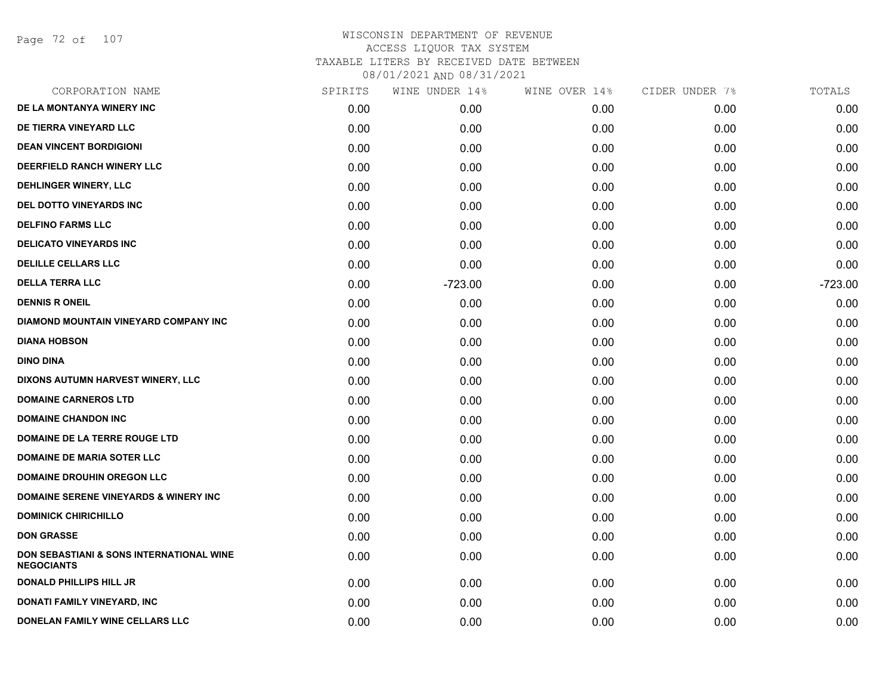# WISCONSIN DEPARTMENT OF REVENUE
## ACCESS LIQUOR TAX SYSTEM
## TAXABLE LITERS BY RECEIVED DATE BETWEEN
## 08/01/2021 AND 08/31/2021

| CORPORATION NAME | SPIRITS | WINE UNDER 14% | WINE OVER 14% | CIDER UNDER 7% | TOTALS |
|---|---|---|---|---|---|
| DE LA MONTANYA WINERY INC | 0.00 | 0.00 | 0.00 | 0.00 | 0.00 |
| DE TIERRA VINEYARD LLC | 0.00 | 0.00 | 0.00 | 0.00 | 0.00 |
| DEAN VINCENT BORDIGIONI | 0.00 | 0.00 | 0.00 | 0.00 | 0.00 |
| DEERFIELD RANCH WINERY LLC | 0.00 | 0.00 | 0.00 | 0.00 | 0.00 |
| DEHLINGER WINERY, LLC | 0.00 | 0.00 | 0.00 | 0.00 | 0.00 |
| DEL DOTTO VINEYARDS INC | 0.00 | 0.00 | 0.00 | 0.00 | 0.00 |
| DELFINO FARMS LLC | 0.00 | 0.00 | 0.00 | 0.00 | 0.00 |
| DELICATO VINEYARDS INC | 0.00 | 0.00 | 0.00 | 0.00 | 0.00 |
| DELILLE CELLARS LLC | 0.00 | 0.00 | 0.00 | 0.00 | 0.00 |
| DELLA TERRA LLC | 0.00 | -723.00 | 0.00 | 0.00 | -723.00 |
| DENNIS R ONEIL | 0.00 | 0.00 | 0.00 | 0.00 | 0.00 |
| DIAMOND MOUNTAIN VINEYARD COMPANY INC | 0.00 | 0.00 | 0.00 | 0.00 | 0.00 |
| DIANA HOBSON | 0.00 | 0.00 | 0.00 | 0.00 | 0.00 |
| DINO DINA | 0.00 | 0.00 | 0.00 | 0.00 | 0.00 |
| DIXONS AUTUMN HARVEST WINERY, LLC | 0.00 | 0.00 | 0.00 | 0.00 | 0.00 |
| DOMAINE CARNEROS LTD | 0.00 | 0.00 | 0.00 | 0.00 | 0.00 |
| DOMAINE CHANDON INC | 0.00 | 0.00 | 0.00 | 0.00 | 0.00 |
| DOMAINE DE LA TERRE ROUGE LTD | 0.00 | 0.00 | 0.00 | 0.00 | 0.00 |
| DOMAINE DE MARIA SOTER LLC | 0.00 | 0.00 | 0.00 | 0.00 | 0.00 |
| DOMAINE DROUHIN OREGON LLC | 0.00 | 0.00 | 0.00 | 0.00 | 0.00 |
| DOMAINE SERENE VINEYARDS & WINERY INC | 0.00 | 0.00 | 0.00 | 0.00 | 0.00 |
| DOMINICK CHIRICHILLO | 0.00 | 0.00 | 0.00 | 0.00 | 0.00 |
| DON GRASSE | 0.00 | 0.00 | 0.00 | 0.00 | 0.00 |
| DON SEBASTIANI & SONS INTERNATIONAL WINE NEGOCIANTS | 0.00 | 0.00 | 0.00 | 0.00 | 0.00 |
| DONALD PHILLIPS HILL JR | 0.00 | 0.00 | 0.00 | 0.00 | 0.00 |
| DONATI FAMILY VINEYARD, INC | 0.00 | 0.00 | 0.00 | 0.00 | 0.00 |
| DONELAN FAMILY WINE CELLARS LLC | 0.00 | 0.00 | 0.00 | 0.00 | 0.00 |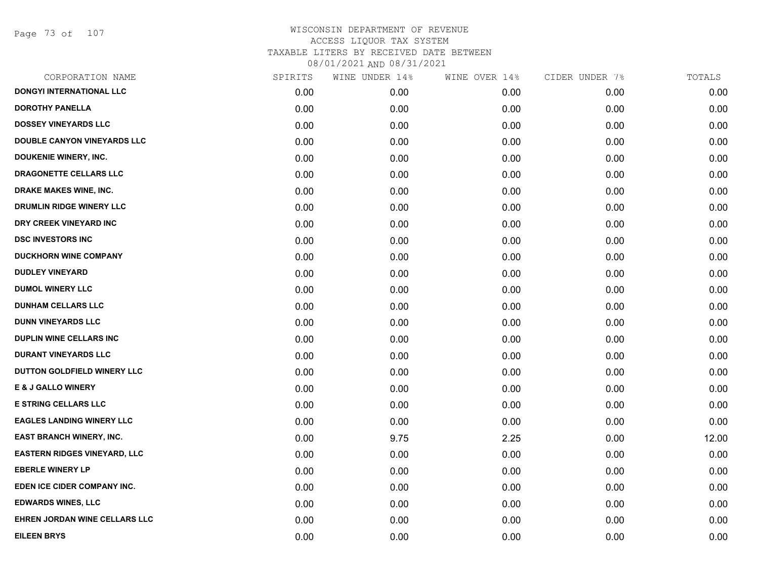# WISCONSIN DEPARTMENT OF REVENUE
## ACCESS LIQUOR TAX SYSTEM
### TAXABLE LITERS BY RECEIVED DATE BETWEEN 08/01/2021 AND 08/31/2021

| CORPORATION NAME | SPIRITS | WINE UNDER 14% | WINE OVER 14% | CIDER UNDER 7% | TOTALS |
|---|---|---|---|---|---|
| DONGYI INTERNATIONAL LLC | 0.00 | 0.00 | 0.00 | 0.00 | 0.00 |
| DOROTHY PANELLA | 0.00 | 0.00 | 0.00 | 0.00 | 0.00 |
| DOSSEY VINEYARDS LLC | 0.00 | 0.00 | 0.00 | 0.00 | 0.00 |
| DOUBLE CANYON VINEYARDS LLC | 0.00 | 0.00 | 0.00 | 0.00 | 0.00 |
| DOUKENIE WINERY, INC. | 0.00 | 0.00 | 0.00 | 0.00 | 0.00 |
| DRAGONETTE CELLARS LLC | 0.00 | 0.00 | 0.00 | 0.00 | 0.00 |
| DRAKE MAKES WINE, INC. | 0.00 | 0.00 | 0.00 | 0.00 | 0.00 |
| DRUMLIN RIDGE WINERY LLC | 0.00 | 0.00 | 0.00 | 0.00 | 0.00 |
| DRY CREEK VINEYARD INC | 0.00 | 0.00 | 0.00 | 0.00 | 0.00 |
| DSC INVESTORS INC | 0.00 | 0.00 | 0.00 | 0.00 | 0.00 |
| DUCKHORN WINE COMPANY | 0.00 | 0.00 | 0.00 | 0.00 | 0.00 |
| DUDLEY VINEYARD | 0.00 | 0.00 | 0.00 | 0.00 | 0.00 |
| DUMOL WINERY LLC | 0.00 | 0.00 | 0.00 | 0.00 | 0.00 |
| DUNHAM CELLARS LLC | 0.00 | 0.00 | 0.00 | 0.00 | 0.00 |
| DUNN VINEYARDS LLC | 0.00 | 0.00 | 0.00 | 0.00 | 0.00 |
| DUPLIN WINE CELLARS INC | 0.00 | 0.00 | 0.00 | 0.00 | 0.00 |
| DURANT VINEYARDS LLC | 0.00 | 0.00 | 0.00 | 0.00 | 0.00 |
| DUTTON GOLDFIELD WINERY LLC | 0.00 | 0.00 | 0.00 | 0.00 | 0.00 |
| E & J GALLO WINERY | 0.00 | 0.00 | 0.00 | 0.00 | 0.00 |
| E STRING CELLARS LLC | 0.00 | 0.00 | 0.00 | 0.00 | 0.00 |
| EAGLES LANDING WINERY LLC | 0.00 | 0.00 | 0.00 | 0.00 | 0.00 |
| EAST BRANCH WINERY, INC. | 0.00 | 9.75 | 2.25 | 0.00 | 12.00 |
| EASTERN RIDGES VINEYARD, LLC | 0.00 | 0.00 | 0.00 | 0.00 | 0.00 |
| EBERLE WINERY LP | 0.00 | 0.00 | 0.00 | 0.00 | 0.00 |
| EDEN ICE CIDER COMPANY INC. | 0.00 | 0.00 | 0.00 | 0.00 | 0.00 |
| EDWARDS WINES, LLC | 0.00 | 0.00 | 0.00 | 0.00 | 0.00 |
| EHREN JORDAN WINE CELLARS LLC | 0.00 | 0.00 | 0.00 | 0.00 | 0.00 |
| EILEEN BRYS | 0.00 | 0.00 | 0.00 | 0.00 | 0.00 |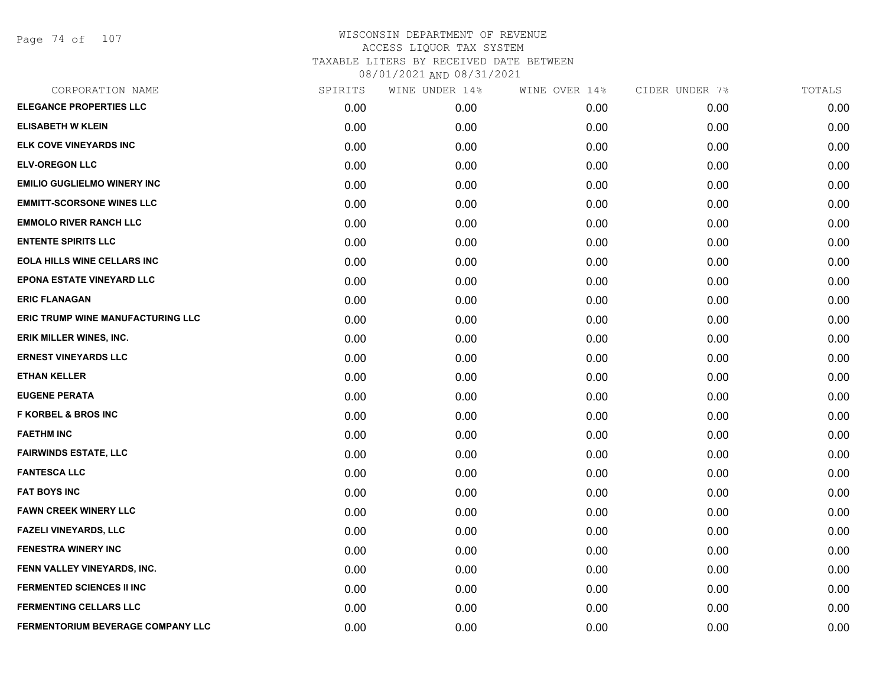WISCONSIN DEPARTMENT OF REVENUE
ACCESS LIQUOR TAX SYSTEM
TAXABLE LITERS BY RECEIVED DATE BETWEEN
08/01/2021 AND 08/31/2021

| CORPORATION NAME | SPIRITS | WINE UNDER 14% | WINE OVER 14% | CIDER UNDER 7% | TOTALS |
|---|---|---|---|---|---|
| ELEGANCE PROPERTIES LLC | 0.00 | 0.00 | 0.00 | 0.00 | 0.00 |
| ELISABETH W KLEIN | 0.00 | 0.00 | 0.00 | 0.00 | 0.00 |
| ELK COVE VINEYARDS INC | 0.00 | 0.00 | 0.00 | 0.00 | 0.00 |
| ELV-OREGON LLC | 0.00 | 0.00 | 0.00 | 0.00 | 0.00 |
| EMILIO GUGLIELMO WINERY INC | 0.00 | 0.00 | 0.00 | 0.00 | 0.00 |
| EMMITT-SCORSONE WINES LLC | 0.00 | 0.00 | 0.00 | 0.00 | 0.00 |
| EMMOLO RIVER RANCH LLC | 0.00 | 0.00 | 0.00 | 0.00 | 0.00 |
| ENTENTE SPIRITS LLC | 0.00 | 0.00 | 0.00 | 0.00 | 0.00 |
| EOLA HILLS WINE CELLARS INC | 0.00 | 0.00 | 0.00 | 0.00 | 0.00 |
| EPONA ESTATE VINEYARD LLC | 0.00 | 0.00 | 0.00 | 0.00 | 0.00 |
| ERIC FLANAGAN | 0.00 | 0.00 | 0.00 | 0.00 | 0.00 |
| ERIC TRUMP WINE MANUFACTURING LLC | 0.00 | 0.00 | 0.00 | 0.00 | 0.00 |
| ERIK MILLER WINES, INC. | 0.00 | 0.00 | 0.00 | 0.00 | 0.00 |
| ERNEST VINEYARDS LLC | 0.00 | 0.00 | 0.00 | 0.00 | 0.00 |
| ETHAN KELLER | 0.00 | 0.00 | 0.00 | 0.00 | 0.00 |
| EUGENE PERATA | 0.00 | 0.00 | 0.00 | 0.00 | 0.00 |
| F KORBEL & BROS INC | 0.00 | 0.00 | 0.00 | 0.00 | 0.00 |
| FAETHM INC | 0.00 | 0.00 | 0.00 | 0.00 | 0.00 |
| FAIRWINDS ESTATE, LLC | 0.00 | 0.00 | 0.00 | 0.00 | 0.00 |
| FANTESCA LLC | 0.00 | 0.00 | 0.00 | 0.00 | 0.00 |
| FAT BOYS INC | 0.00 | 0.00 | 0.00 | 0.00 | 0.00 |
| FAWN CREEK WINERY LLC | 0.00 | 0.00 | 0.00 | 0.00 | 0.00 |
| FAZELI VINEYARDS, LLC | 0.00 | 0.00 | 0.00 | 0.00 | 0.00 |
| FENESTRA WINERY INC | 0.00 | 0.00 | 0.00 | 0.00 | 0.00 |
| FENN VALLEY VINEYARDS, INC. | 0.00 | 0.00 | 0.00 | 0.00 | 0.00 |
| FERMENTED SCIENCES II INC | 0.00 | 0.00 | 0.00 | 0.00 | 0.00 |
| FERMENTING CELLARS LLC | 0.00 | 0.00 | 0.00 | 0.00 | 0.00 |
| FERMENTORIUM BEVERAGE COMPANY LLC | 0.00 | 0.00 | 0.00 | 0.00 | 0.00 |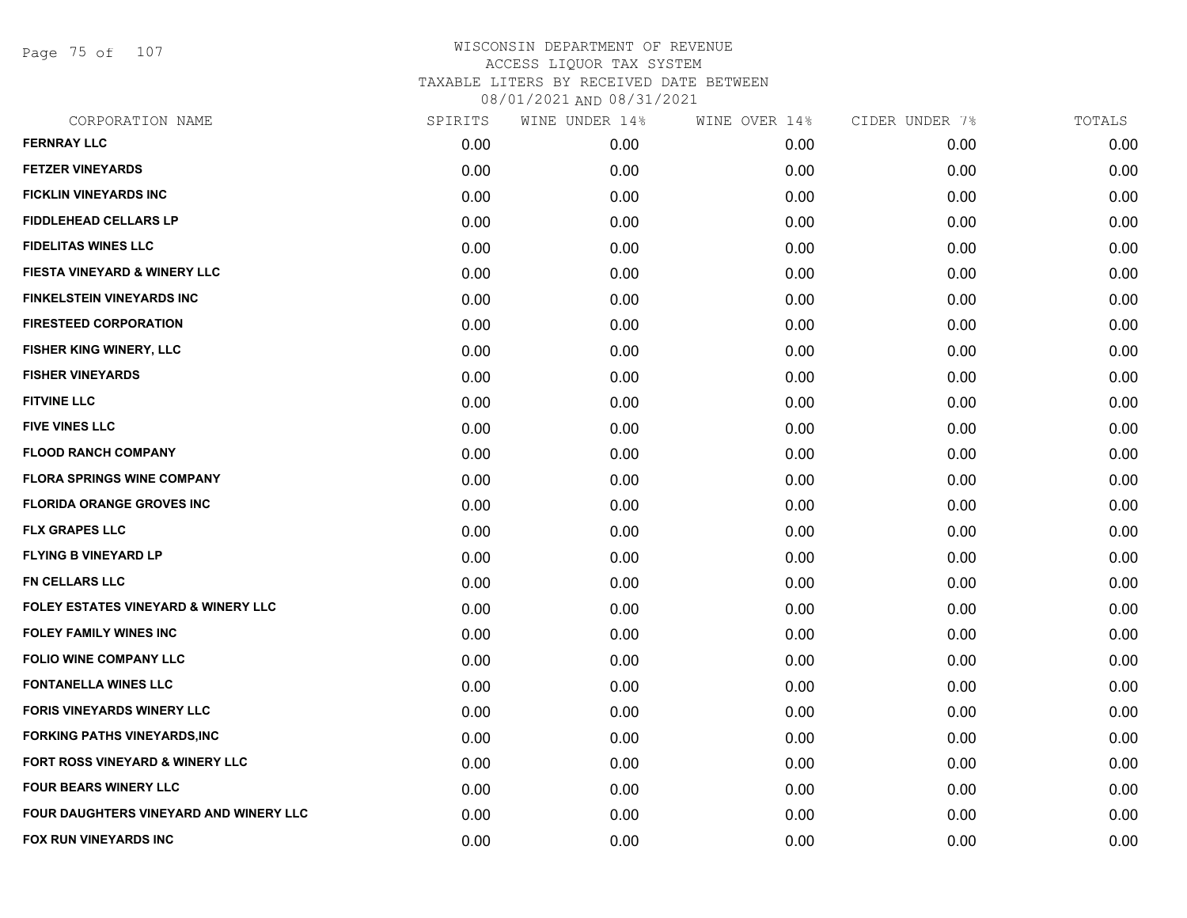# WISCONSIN DEPARTMENT OF REVENUE
ACCESS LIQUOR TAX SYSTEM
TAXABLE LITERS BY RECEIVED DATE BETWEEN
08/01/2021 AND 08/31/2021

| CORPORATION NAME | SPIRITS | WINE UNDER 14% | WINE OVER 14% | CIDER UNDER 7% | TOTALS |
|---|---|---|---|---|---|
| FERNRAY LLC | 0.00 | 0.00 | 0.00 | 0.00 | 0.00 |
| FETZER VINEYARDS | 0.00 | 0.00 | 0.00 | 0.00 | 0.00 |
| FICKLIN VINEYARDS INC | 0.00 | 0.00 | 0.00 | 0.00 | 0.00 |
| FIDDLEHEAD CELLARS LP | 0.00 | 0.00 | 0.00 | 0.00 | 0.00 |
| FIDELITAS WINES LLC | 0.00 | 0.00 | 0.00 | 0.00 | 0.00 |
| FIESTA VINEYARD & WINERY LLC | 0.00 | 0.00 | 0.00 | 0.00 | 0.00 |
| FINKELSTEIN VINEYARDS INC | 0.00 | 0.00 | 0.00 | 0.00 | 0.00 |
| FIRESTEED CORPORATION | 0.00 | 0.00 | 0.00 | 0.00 | 0.00 |
| FISHER KING WINERY, LLC | 0.00 | 0.00 | 0.00 | 0.00 | 0.00 |
| FISHER VINEYARDS | 0.00 | 0.00 | 0.00 | 0.00 | 0.00 |
| FITVINE LLC | 0.00 | 0.00 | 0.00 | 0.00 | 0.00 |
| FIVE VINES LLC | 0.00 | 0.00 | 0.00 | 0.00 | 0.00 |
| FLOOD RANCH COMPANY | 0.00 | 0.00 | 0.00 | 0.00 | 0.00 |
| FLORA SPRINGS WINE COMPANY | 0.00 | 0.00 | 0.00 | 0.00 | 0.00 |
| FLORIDA ORANGE GROVES INC | 0.00 | 0.00 | 0.00 | 0.00 | 0.00 |
| FLX GRAPES LLC | 0.00 | 0.00 | 0.00 | 0.00 | 0.00 |
| FLYING B VINEYARD LP | 0.00 | 0.00 | 0.00 | 0.00 | 0.00 |
| FN CELLARS LLC | 0.00 | 0.00 | 0.00 | 0.00 | 0.00 |
| FOLEY ESTATES VINEYARD & WINERY LLC | 0.00 | 0.00 | 0.00 | 0.00 | 0.00 |
| FOLEY FAMILY WINES INC | 0.00 | 0.00 | 0.00 | 0.00 | 0.00 |
| FOLIO WINE COMPANY LLC | 0.00 | 0.00 | 0.00 | 0.00 | 0.00 |
| FONTANELLA WINES LLC | 0.00 | 0.00 | 0.00 | 0.00 | 0.00 |
| FORIS VINEYARDS WINERY LLC | 0.00 | 0.00 | 0.00 | 0.00 | 0.00 |
| FORKING PATHS VINEYARDS,INC | 0.00 | 0.00 | 0.00 | 0.00 | 0.00 |
| FORT ROSS VINEYARD & WINERY LLC | 0.00 | 0.00 | 0.00 | 0.00 | 0.00 |
| FOUR BEARS WINERY LLC | 0.00 | 0.00 | 0.00 | 0.00 | 0.00 |
| FOUR DAUGHTERS VINEYARD AND WINERY LLC | 0.00 | 0.00 | 0.00 | 0.00 | 0.00 |
| FOX RUN VINEYARDS INC | 0.00 | 0.00 | 0.00 | 0.00 | 0.00 |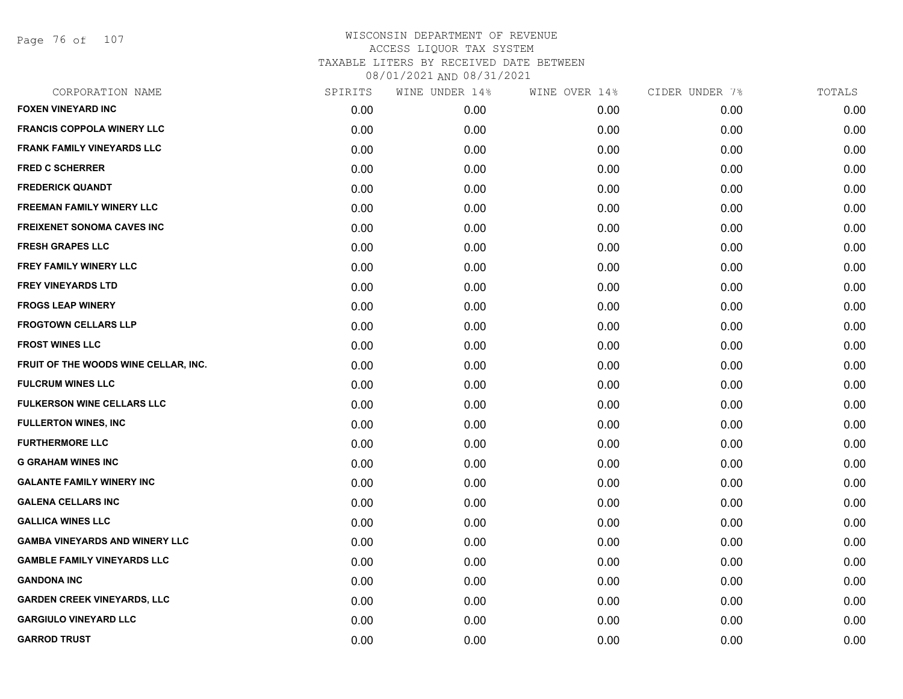WISCONSIN DEPARTMENT OF REVENUE
ACCESS LIQUOR TAX SYSTEM
TAXABLE LITERS BY RECEIVED DATE BETWEEN
08/01/2021 AND 08/31/2021

| CORPORATION NAME | SPIRITS | WINE UNDER 14% | WINE OVER 14% | CIDER UNDER 7% | TOTALS |
|---|---|---|---|---|---|
| FOXEN VINEYARD INC | 0.00 | 0.00 | 0.00 | 0.00 | 0.00 |
| FRANCIS COPPOLA WINERY LLC | 0.00 | 0.00 | 0.00 | 0.00 | 0.00 |
| FRANK FAMILY VINEYARDS LLC | 0.00 | 0.00 | 0.00 | 0.00 | 0.00 |
| FRED C SCHERRER | 0.00 | 0.00 | 0.00 | 0.00 | 0.00 |
| FREDERICK QUANDT | 0.00 | 0.00 | 0.00 | 0.00 | 0.00 |
| FREEMAN FAMILY WINERY LLC | 0.00 | 0.00 | 0.00 | 0.00 | 0.00 |
| FREIXENET SONOMA CAVES INC | 0.00 | 0.00 | 0.00 | 0.00 | 0.00 |
| FRESH GRAPES LLC | 0.00 | 0.00 | 0.00 | 0.00 | 0.00 |
| FREY FAMILY WINERY LLC | 0.00 | 0.00 | 0.00 | 0.00 | 0.00 |
| FREY VINEYARDS LTD | 0.00 | 0.00 | 0.00 | 0.00 | 0.00 |
| FROGS LEAP WINERY | 0.00 | 0.00 | 0.00 | 0.00 | 0.00 |
| FROGTOWN CELLARS LLP | 0.00 | 0.00 | 0.00 | 0.00 | 0.00 |
| FROST WINES LLC | 0.00 | 0.00 | 0.00 | 0.00 | 0.00 |
| FRUIT OF THE WOODS WINE CELLAR, INC. | 0.00 | 0.00 | 0.00 | 0.00 | 0.00 |
| FULCRUM WINES LLC | 0.00 | 0.00 | 0.00 | 0.00 | 0.00 |
| FULKERSON WINE CELLARS LLC | 0.00 | 0.00 | 0.00 | 0.00 | 0.00 |
| FULLERTON WINES, INC | 0.00 | 0.00 | 0.00 | 0.00 | 0.00 |
| FURTHERMORE LLC | 0.00 | 0.00 | 0.00 | 0.00 | 0.00 |
| G GRAHAM WINES INC | 0.00 | 0.00 | 0.00 | 0.00 | 0.00 |
| GALANTE FAMILY WINERY INC | 0.00 | 0.00 | 0.00 | 0.00 | 0.00 |
| GALENA CELLARS INC | 0.00 | 0.00 | 0.00 | 0.00 | 0.00 |
| GALLICA WINES LLC | 0.00 | 0.00 | 0.00 | 0.00 | 0.00 |
| GAMBA VINEYARDS AND WINERY LLC | 0.00 | 0.00 | 0.00 | 0.00 | 0.00 |
| GAMBLE FAMILY VINEYARDS LLC | 0.00 | 0.00 | 0.00 | 0.00 | 0.00 |
| GANDONA INC | 0.00 | 0.00 | 0.00 | 0.00 | 0.00 |
| GARDEN CREEK VINEYARDS, LLC | 0.00 | 0.00 | 0.00 | 0.00 | 0.00 |
| GARGIULO VINEYARD LLC | 0.00 | 0.00 | 0.00 | 0.00 | 0.00 |
| GARROD TRUST | 0.00 | 0.00 | 0.00 | 0.00 | 0.00 |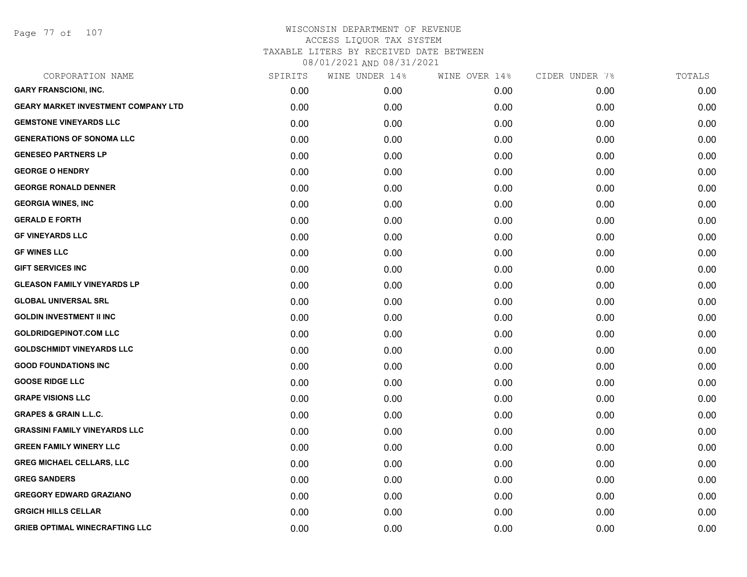# WISCONSIN DEPARTMENT OF REVENUE
## ACCESS LIQUOR TAX SYSTEM
### TAXABLE LITERS BY RECEIVED DATE BETWEEN 08/01/2021 AND 08/31/2021

| CORPORATION NAME | SPIRITS | WINE UNDER 14% | WINE OVER 14% | CIDER UNDER 7% | TOTALS |
|---|---|---|---|---|---|
| GARY FRANSCIONI, INC. | 0.00 | 0.00 | 0.00 | 0.00 | 0.00 |
| GEARY MARKET INVESTMENT COMPANY LTD | 0.00 | 0.00 | 0.00 | 0.00 | 0.00 |
| GEMSTONE VINEYARDS LLC | 0.00 | 0.00 | 0.00 | 0.00 | 0.00 |
| GENERATIONS OF SONOMA LLC | 0.00 | 0.00 | 0.00 | 0.00 | 0.00 |
| GENESEO PARTNERS LP | 0.00 | 0.00 | 0.00 | 0.00 | 0.00 |
| GEORGE O HENDRY | 0.00 | 0.00 | 0.00 | 0.00 | 0.00 |
| GEORGE RONALD DENNER | 0.00 | 0.00 | 0.00 | 0.00 | 0.00 |
| GEORGIA WINES, INC | 0.00 | 0.00 | 0.00 | 0.00 | 0.00 |
| GERALD E FORTH | 0.00 | 0.00 | 0.00 | 0.00 | 0.00 |
| GF VINEYARDS LLC | 0.00 | 0.00 | 0.00 | 0.00 | 0.00 |
| GF WINES LLC | 0.00 | 0.00 | 0.00 | 0.00 | 0.00 |
| GIFT SERVICES INC | 0.00 | 0.00 | 0.00 | 0.00 | 0.00 |
| GLEASON FAMILY VINEYARDS LP | 0.00 | 0.00 | 0.00 | 0.00 | 0.00 |
| GLOBAL UNIVERSAL SRL | 0.00 | 0.00 | 0.00 | 0.00 | 0.00 |
| GOLDIN INVESTMENT II INC | 0.00 | 0.00 | 0.00 | 0.00 | 0.00 |
| GOLDRIDGEPINOT.COM LLC | 0.00 | 0.00 | 0.00 | 0.00 | 0.00 |
| GOLDSCHMIDT VINEYARDS LLC | 0.00 | 0.00 | 0.00 | 0.00 | 0.00 |
| GOOD FOUNDATIONS INC | 0.00 | 0.00 | 0.00 | 0.00 | 0.00 |
| GOOSE RIDGE LLC | 0.00 | 0.00 | 0.00 | 0.00 | 0.00 |
| GRAPE VISIONS LLC | 0.00 | 0.00 | 0.00 | 0.00 | 0.00 |
| GRAPES & GRAIN L.L.C. | 0.00 | 0.00 | 0.00 | 0.00 | 0.00 |
| GRASSINI FAMILY VINEYARDS LLC | 0.00 | 0.00 | 0.00 | 0.00 | 0.00 |
| GREEN FAMILY WINERY LLC | 0.00 | 0.00 | 0.00 | 0.00 | 0.00 |
| GREG MICHAEL CELLARS, LLC | 0.00 | 0.00 | 0.00 | 0.00 | 0.00 |
| GREG SANDERS | 0.00 | 0.00 | 0.00 | 0.00 | 0.00 |
| GREGORY EDWARD GRAZIANO | 0.00 | 0.00 | 0.00 | 0.00 | 0.00 |
| GRGICH HILLS CELLAR | 0.00 | 0.00 | 0.00 | 0.00 | 0.00 |
| GRIEB OPTIMAL WINECRAFTING LLC | 0.00 | 0.00 | 0.00 | 0.00 | 0.00 |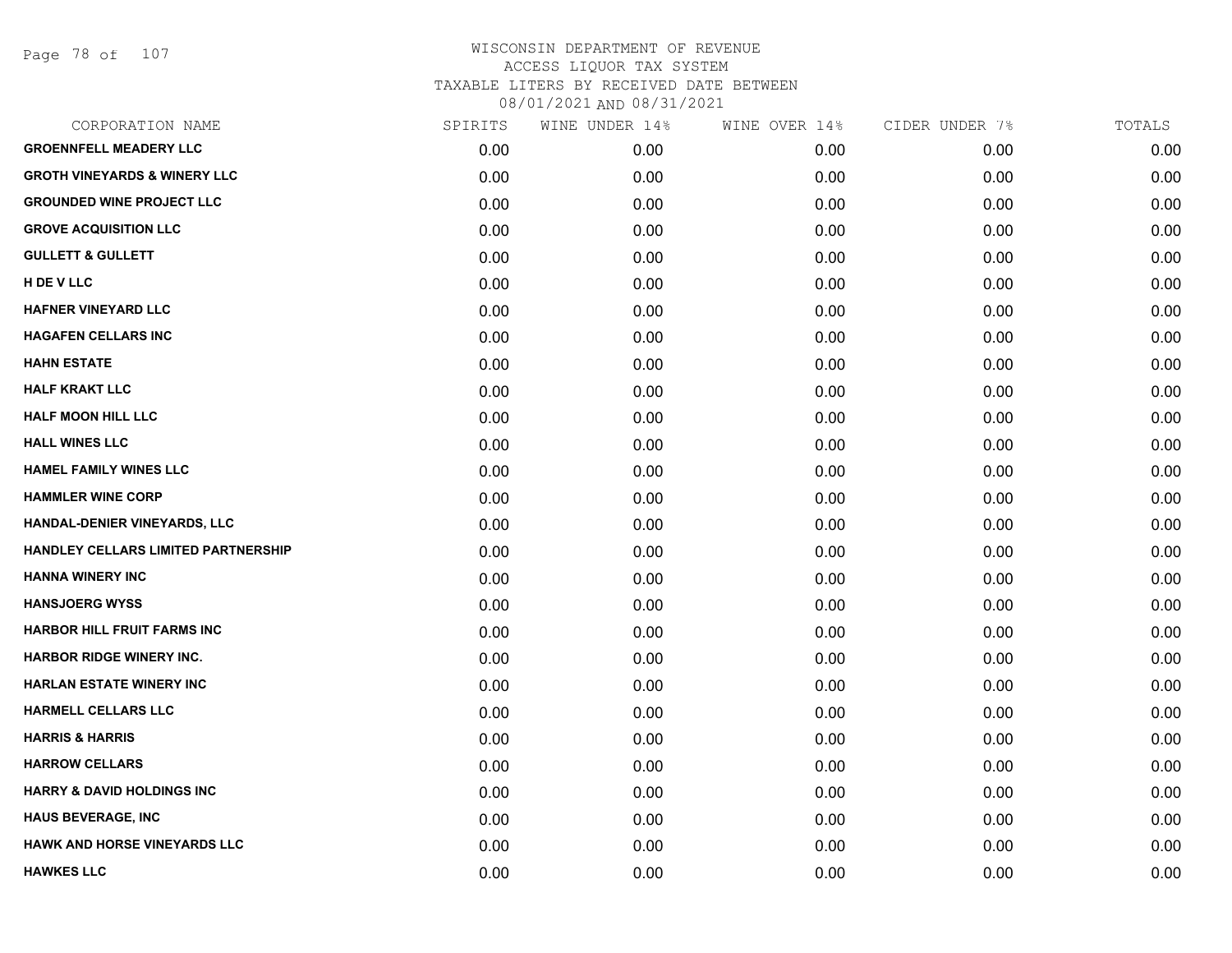# WISCONSIN DEPARTMENT OF REVENUE
## ACCESS LIQUOR TAX SYSTEM
### TAXABLE LITERS BY RECEIVED DATE BETWEEN 08/01/2021 AND 08/31/2021

| CORPORATION NAME | SPIRITS | WINE UNDER 14% | WINE OVER 14% | CIDER UNDER 7% | TOTALS |
|---|---|---|---|---|---|
| **GROENNFELL MEADERY LLC** | 0.00 | 0.00 | 0.00 | 0.00 | 0.00 |
| **GROTH VINEYARDS & WINERY LLC** | 0.00 | 0.00 | 0.00 | 0.00 | 0.00 |
| **GROUNDED WINE PROJECT LLC** | 0.00 | 0.00 | 0.00 | 0.00 | 0.00 |
| **GROVE ACQUISITION LLC** | 0.00 | 0.00 | 0.00 | 0.00 | 0.00 |
| **GULLETT & GULLETT** | 0.00 | 0.00 | 0.00 | 0.00 | 0.00 |
| **H DE V LLC** | 0.00 | 0.00 | 0.00 | 0.00 | 0.00 |
| **HAFNER VINEYARD LLC** | 0.00 | 0.00 | 0.00 | 0.00 | 0.00 |
| **HAGAFEN CELLARS INC** | 0.00 | 0.00 | 0.00 | 0.00 | 0.00 |
| **HAHN ESTATE** | 0.00 | 0.00 | 0.00 | 0.00 | 0.00 |
| **HALF KRAKT LLC** | 0.00 | 0.00 | 0.00 | 0.00 | 0.00 |
| **HALF MOON HILL LLC** | 0.00 | 0.00 | 0.00 | 0.00 | 0.00 |
| **HALL WINES LLC** | 0.00 | 0.00 | 0.00 | 0.00 | 0.00 |
| **HAMEL FAMILY WINES LLC** | 0.00 | 0.00 | 0.00 | 0.00 | 0.00 |
| **HAMMLER WINE CORP** | 0.00 | 0.00 | 0.00 | 0.00 | 0.00 |
| **HANDAL-DENIER VINEYARDS, LLC** | 0.00 | 0.00 | 0.00 | 0.00 | 0.00 |
| **HANDLEY CELLARS LIMITED PARTNERSHIP** | 0.00 | 0.00 | 0.00 | 0.00 | 0.00 |
| **HANNA WINERY INC** | 0.00 | 0.00 | 0.00 | 0.00 | 0.00 |
| **HANSJOERG WYSS** | 0.00 | 0.00 | 0.00 | 0.00 | 0.00 |
| **HARBOR HILL FRUIT FARMS INC** | 0.00 | 0.00 | 0.00 | 0.00 | 0.00 |
| **HARBOR RIDGE WINERY INC.** | 0.00 | 0.00 | 0.00 | 0.00 | 0.00 |
| **HARLAN ESTATE WINERY INC** | 0.00 | 0.00 | 0.00 | 0.00 | 0.00 |
| **HARMELL CELLARS LLC** | 0.00 | 0.00 | 0.00 | 0.00 | 0.00 |
| **HARRIS & HARRIS** | 0.00 | 0.00 | 0.00 | 0.00 | 0.00 |
| **HARROW CELLARS** | 0.00 | 0.00 | 0.00 | 0.00 | 0.00 |
| **HARRY & DAVID HOLDINGS INC** | 0.00 | 0.00 | 0.00 | 0.00 | 0.00 |
| **HAUS BEVERAGE, INC** | 0.00 | 0.00 | 0.00 | 0.00 | 0.00 |
| **HAWK AND HORSE VINEYARDS LLC** | 0.00 | 0.00 | 0.00 | 0.00 | 0.00 |
| **HAWKES LLC** | 0.00 | 0.00 | 0.00 | 0.00 | 0.00 |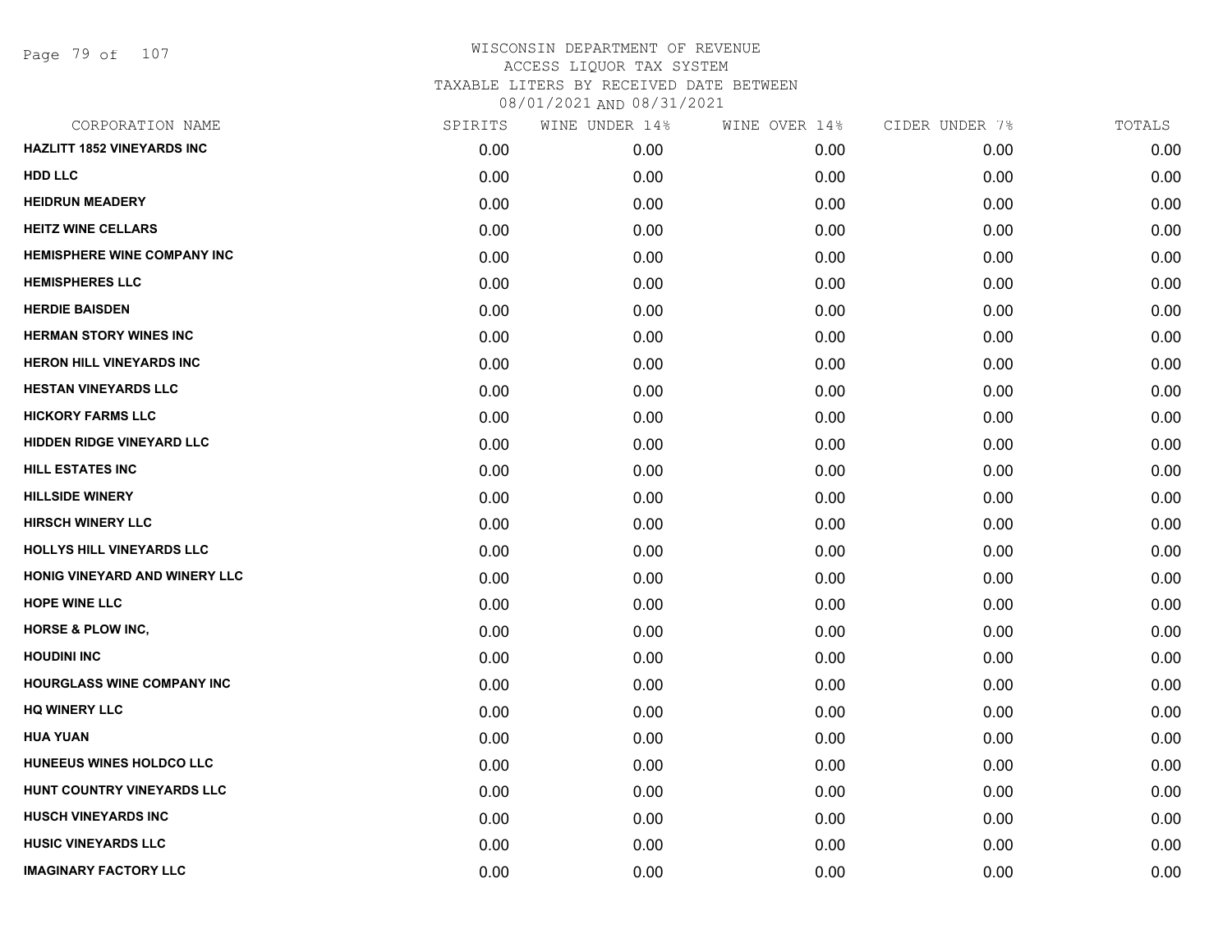# WISCONSIN DEPARTMENT OF REVENUE
## ACCESS LIQUOR TAX SYSTEM
### TAXABLE LITERS BY RECEIVED DATE BETWEEN 08/01/2021 AND 08/31/2021

| CORPORATION NAME | SPIRITS | WINE UNDER 14% | WINE OVER 14% | CIDER UNDER 7% | TOTALS |
|---|---|---|---|---|---|
| HAZLITT 1852 VINEYARDS INC | 0.00 | 0.00 | 0.00 | 0.00 | 0.00 |
| HDD LLC | 0.00 | 0.00 | 0.00 | 0.00 | 0.00 |
| HEIDRUN MEADERY | 0.00 | 0.00 | 0.00 | 0.00 | 0.00 |
| HEITZ WINE CELLARS | 0.00 | 0.00 | 0.00 | 0.00 | 0.00 |
| HEMISPHERE WINE COMPANY INC | 0.00 | 0.00 | 0.00 | 0.00 | 0.00 |
| HEMISPHERES LLC | 0.00 | 0.00 | 0.00 | 0.00 | 0.00 |
| HERDIE BAISDEN | 0.00 | 0.00 | 0.00 | 0.00 | 0.00 |
| HERMAN STORY WINES INC | 0.00 | 0.00 | 0.00 | 0.00 | 0.00 |
| HERON HILL VINEYARDS INC | 0.00 | 0.00 | 0.00 | 0.00 | 0.00 |
| HESTAN VINEYARDS LLC | 0.00 | 0.00 | 0.00 | 0.00 | 0.00 |
| HICKORY FARMS LLC | 0.00 | 0.00 | 0.00 | 0.00 | 0.00 |
| HIDDEN RIDGE VINEYARD LLC | 0.00 | 0.00 | 0.00 | 0.00 | 0.00 |
| HILL ESTATES INC | 0.00 | 0.00 | 0.00 | 0.00 | 0.00 |
| HILLSIDE WINERY | 0.00 | 0.00 | 0.00 | 0.00 | 0.00 |
| HIRSCH WINERY LLC | 0.00 | 0.00 | 0.00 | 0.00 | 0.00 |
| HOLLYS HILL VINEYARDS LLC | 0.00 | 0.00 | 0.00 | 0.00 | 0.00 |
| HONIG VINEYARD AND WINERY LLC | 0.00 | 0.00 | 0.00 | 0.00 | 0.00 |
| HOPE WINE LLC | 0.00 | 0.00 | 0.00 | 0.00 | 0.00 |
| HORSE & PLOW INC, | 0.00 | 0.00 | 0.00 | 0.00 | 0.00 |
| HOUDINI INC | 0.00 | 0.00 | 0.00 | 0.00 | 0.00 |
| HOURGLASS WINE COMPANY INC | 0.00 | 0.00 | 0.00 | 0.00 | 0.00 |
| HQ WINERY LLC | 0.00 | 0.00 | 0.00 | 0.00 | 0.00 |
| HUA YUAN | 0.00 | 0.00 | 0.00 | 0.00 | 0.00 |
| HUNEEUS WINES HOLDCO LLC | 0.00 | 0.00 | 0.00 | 0.00 | 0.00 |
| HUNT COUNTRY VINEYARDS LLC | 0.00 | 0.00 | 0.00 | 0.00 | 0.00 |
| HUSCH VINEYARDS INC | 0.00 | 0.00 | 0.00 | 0.00 | 0.00 |
| HUSIC VINEYARDS LLC | 0.00 | 0.00 | 0.00 | 0.00 | 0.00 |
| IMAGINARY FACTORY LLC | 0.00 | 0.00 | 0.00 | 0.00 | 0.00 |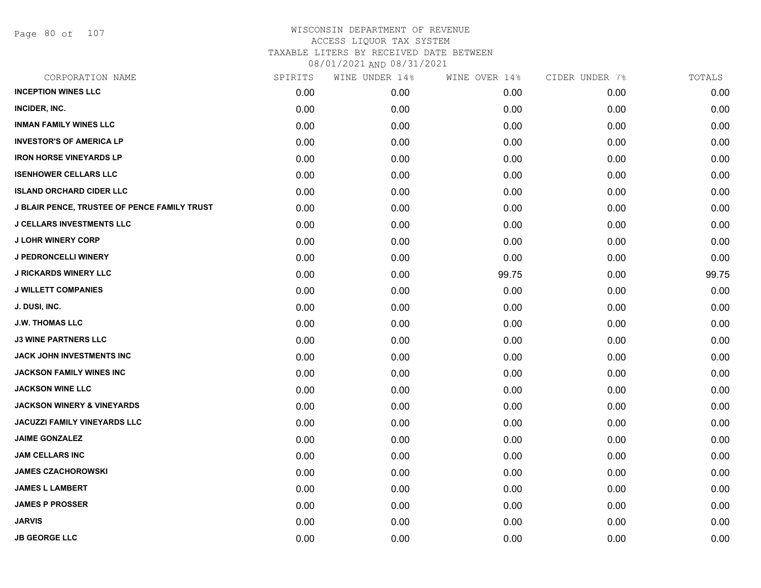# WISCONSIN DEPARTMENT OF REVENUE
## ACCESS LIQUOR TAX SYSTEM
### TAXABLE LITERS BY RECEIVED DATE BETWEEN 08/01/2021 AND 08/31/2021

| CORPORATION NAME | SPIRITS | WINE UNDER 14% | WINE OVER 14% | CIDER UNDER 7% | TOTALS |
|---|---|---|---|---|---|
| INCEPTION WINES LLC | 0.00 | 0.00 | 0.00 | 0.00 | 0.00 |
| INCIDER, INC. | 0.00 | 0.00 | 0.00 | 0.00 | 0.00 |
| INMAN FAMILY WINES LLC | 0.00 | 0.00 | 0.00 | 0.00 | 0.00 |
| INVESTOR'S OF AMERICA LP | 0.00 | 0.00 | 0.00 | 0.00 | 0.00 |
| IRON HORSE VINEYARDS LP | 0.00 | 0.00 | 0.00 | 0.00 | 0.00 |
| ISENHOWER CELLARS LLC | 0.00 | 0.00 | 0.00 | 0.00 | 0.00 |
| ISLAND ORCHARD CIDER LLC | 0.00 | 0.00 | 0.00 | 0.00 | 0.00 |
| J BLAIR PENCE, TRUSTEE OF PENCE FAMILY TRUST | 0.00 | 0.00 | 0.00 | 0.00 | 0.00 |
| J CELLARS INVESTMENTS LLC | 0.00 | 0.00 | 0.00 | 0.00 | 0.00 |
| J LOHR WINERY CORP | 0.00 | 0.00 | 0.00 | 0.00 | 0.00 |
| J PEDRONCELLI WINERY | 0.00 | 0.00 | 0.00 | 0.00 | 0.00 |
| J RICKARDS WINERY LLC | 0.00 | 0.00 | 99.75 | 0.00 | 99.75 |
| J WILLETT COMPANIES | 0.00 | 0.00 | 0.00 | 0.00 | 0.00 |
| J. DUSI, INC. | 0.00 | 0.00 | 0.00 | 0.00 | 0.00 |
| J.W. THOMAS LLC | 0.00 | 0.00 | 0.00 | 0.00 | 0.00 |
| J3 WINE PARTNERS LLC | 0.00 | 0.00 | 0.00 | 0.00 | 0.00 |
| JACK JOHN INVESTMENTS INC | 0.00 | 0.00 | 0.00 | 0.00 | 0.00 |
| JACKSON FAMILY WINES INC | 0.00 | 0.00 | 0.00 | 0.00 | 0.00 |
| JACKSON WINE LLC | 0.00 | 0.00 | 0.00 | 0.00 | 0.00 |
| JACKSON WINERY & VINEYARDS | 0.00 | 0.00 | 0.00 | 0.00 | 0.00 |
| JACUZZI FAMILY VINEYARDS LLC | 0.00 | 0.00 | 0.00 | 0.00 | 0.00 |
| JAIME GONZALEZ | 0.00 | 0.00 | 0.00 | 0.00 | 0.00 |
| JAM CELLARS INC | 0.00 | 0.00 | 0.00 | 0.00 | 0.00 |
| JAMES CZACHOROWSKI | 0.00 | 0.00 | 0.00 | 0.00 | 0.00 |
| JAMES L LAMBERT | 0.00 | 0.00 | 0.00 | 0.00 | 0.00 |
| JAMES P PROSSER | 0.00 | 0.00 | 0.00 | 0.00 | 0.00 |
| JARVIS | 0.00 | 0.00 | 0.00 | 0.00 | 0.00 |
| JB GEORGE LLC | 0.00 | 0.00 | 0.00 | 0.00 | 0.00 |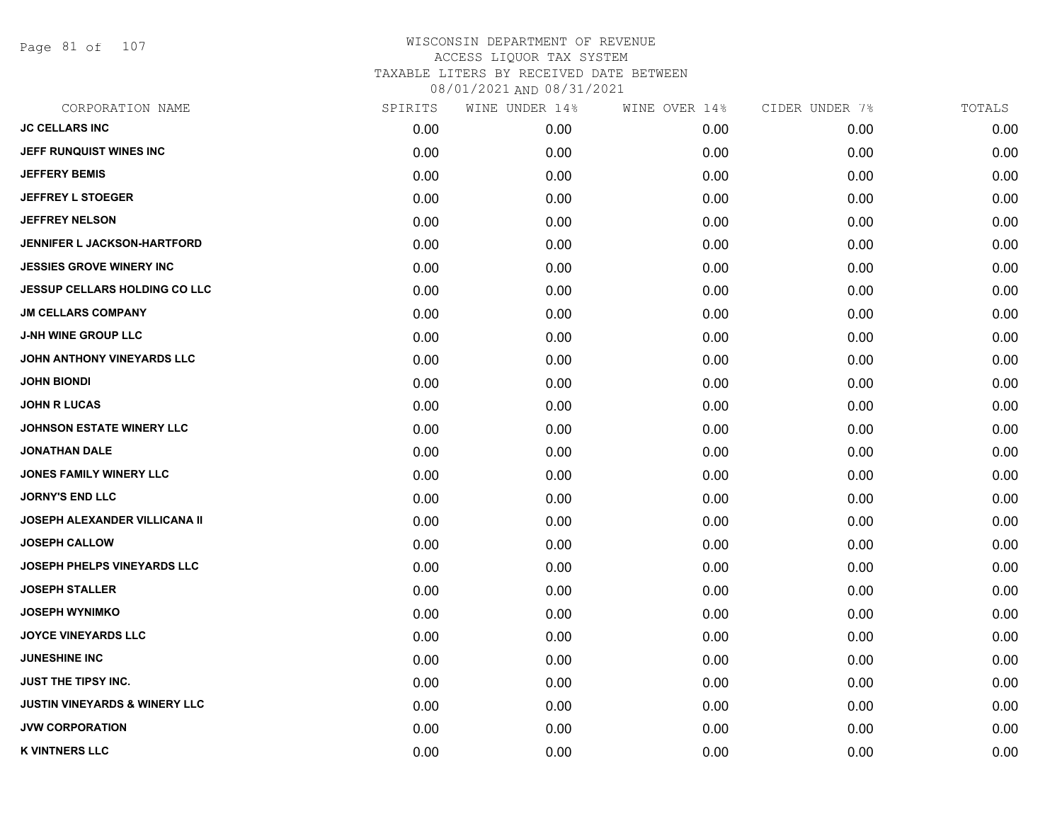# WISCONSIN DEPARTMENT OF REVENUE
## ACCESS LIQUOR TAX SYSTEM
### TAXABLE LITERS BY RECEIVED DATE BETWEEN 08/01/2021 AND 08/31/2021

| CORPORATION NAME | SPIRITS | WINE UNDER 14% | WINE OVER 14% | CIDER UNDER 7% | TOTALS |
|---|---|---|---|---|---|
| JC CELLARS INC | 0.00 | 0.00 | 0.00 | 0.00 | 0.00 |
| JEFF RUNQUIST WINES INC | 0.00 | 0.00 | 0.00 | 0.00 | 0.00 |
| JEFFERY BEMIS | 0.00 | 0.00 | 0.00 | 0.00 | 0.00 |
| JEFFREY L STOEGER | 0.00 | 0.00 | 0.00 | 0.00 | 0.00 |
| JEFFREY NELSON | 0.00 | 0.00 | 0.00 | 0.00 | 0.00 |
| JENNIFER L JACKSON-HARTFORD | 0.00 | 0.00 | 0.00 | 0.00 | 0.00 |
| JESSIES GROVE WINERY INC | 0.00 | 0.00 | 0.00 | 0.00 | 0.00 |
| JESSUP CELLARS HOLDING CO LLC | 0.00 | 0.00 | 0.00 | 0.00 | 0.00 |
| JM CELLARS COMPANY | 0.00 | 0.00 | 0.00 | 0.00 | 0.00 |
| J-NH WINE GROUP LLC | 0.00 | 0.00 | 0.00 | 0.00 | 0.00 |
| JOHN ANTHONY VINEYARDS LLC | 0.00 | 0.00 | 0.00 | 0.00 | 0.00 |
| JOHN BIONDI | 0.00 | 0.00 | 0.00 | 0.00 | 0.00 |
| JOHN R LUCAS | 0.00 | 0.00 | 0.00 | 0.00 | 0.00 |
| JOHNSON ESTATE WINERY LLC | 0.00 | 0.00 | 0.00 | 0.00 | 0.00 |
| JONATHAN DALE | 0.00 | 0.00 | 0.00 | 0.00 | 0.00 |
| JONES FAMILY WINERY LLC | 0.00 | 0.00 | 0.00 | 0.00 | 0.00 |
| JORNY'S END LLC | 0.00 | 0.00 | 0.00 | 0.00 | 0.00 |
| JOSEPH ALEXANDER VILLICANA II | 0.00 | 0.00 | 0.00 | 0.00 | 0.00 |
| JOSEPH CALLOW | 0.00 | 0.00 | 0.00 | 0.00 | 0.00 |
| JOSEPH PHELPS VINEYARDS LLC | 0.00 | 0.00 | 0.00 | 0.00 | 0.00 |
| JOSEPH STALLER | 0.00 | 0.00 | 0.00 | 0.00 | 0.00 |
| JOSEPH WYNIMKO | 0.00 | 0.00 | 0.00 | 0.00 | 0.00 |
| JOYCE VINEYARDS LLC | 0.00 | 0.00 | 0.00 | 0.00 | 0.00 |
| JUNESHINE INC | 0.00 | 0.00 | 0.00 | 0.00 | 0.00 |
| JUST THE TIPSY INC. | 0.00 | 0.00 | 0.00 | 0.00 | 0.00 |
| JUSTIN VINEYARDS & WINERY LLC | 0.00 | 0.00 | 0.00 | 0.00 | 0.00 |
| JVW CORPORATION | 0.00 | 0.00 | 0.00 | 0.00 | 0.00 |
| K VINTNERS LLC | 0.00 | 0.00 | 0.00 | 0.00 | 0.00 |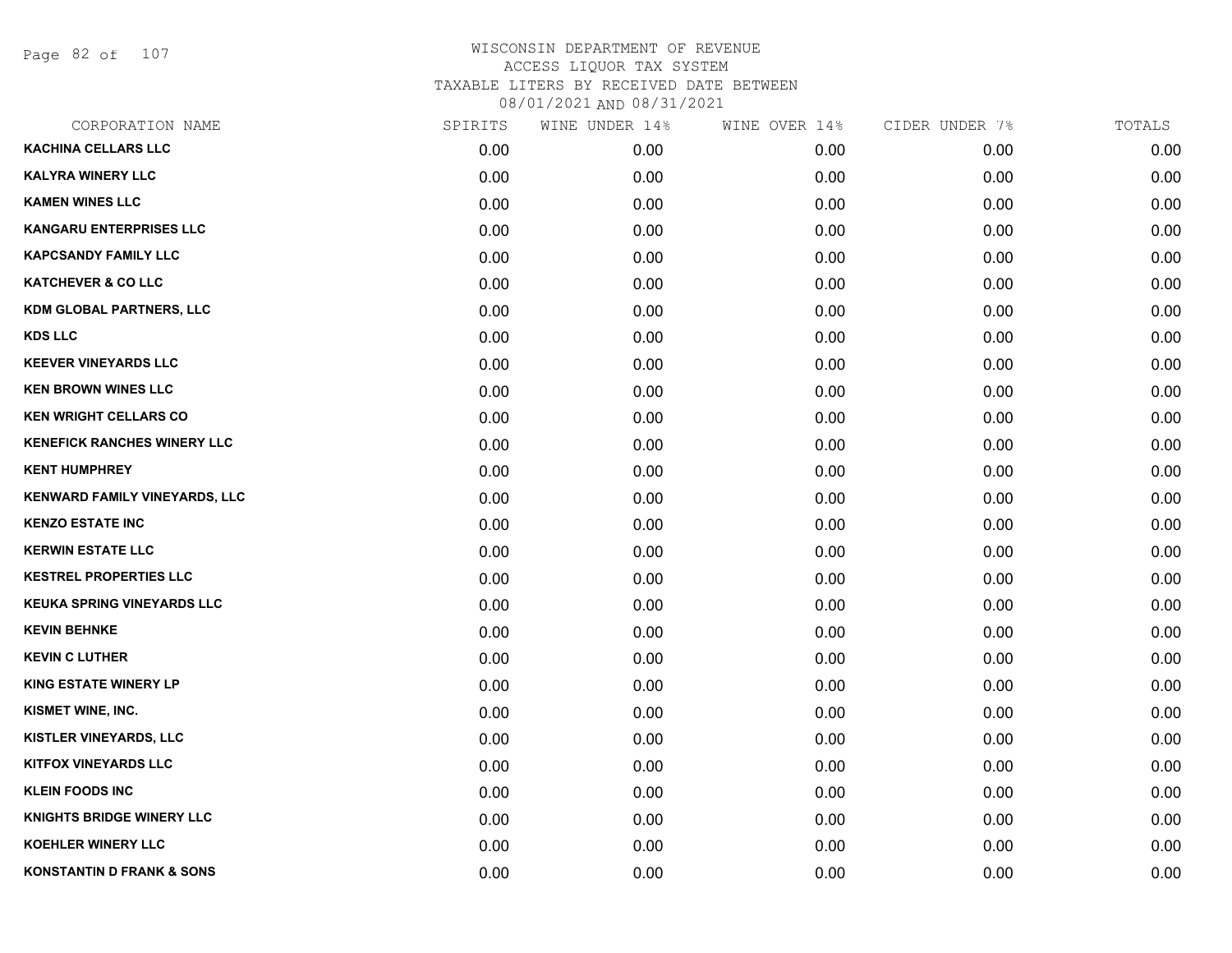# WISCONSIN DEPARTMENT OF REVENUE
## ACCESS LIQUOR TAX SYSTEM
## TAXABLE LITERS BY RECEIVED DATE BETWEEN
## 08/01/2021 AND 08/31/2021

| CORPORATION NAME | SPIRITS | WINE UNDER 14% | WINE OVER 14% | CIDER UNDER 7% | TOTALS |
|---|---|---|---|---|---|
| KACHINA CELLARS LLC | 0.00 | 0.00 | 0.00 | 0.00 | 0.00 |
| KALYRA WINERY LLC | 0.00 | 0.00 | 0.00 | 0.00 | 0.00 |
| KAMEN WINES LLC | 0.00 | 0.00 | 0.00 | 0.00 | 0.00 |
| KANGARU ENTERPRISES LLC | 0.00 | 0.00 | 0.00 | 0.00 | 0.00 |
| KAPCSANDY FAMILY LLC | 0.00 | 0.00 | 0.00 | 0.00 | 0.00 |
| KATCHEVER & CO LLC | 0.00 | 0.00 | 0.00 | 0.00 | 0.00 |
| KDM GLOBAL PARTNERS, LLC | 0.00 | 0.00 | 0.00 | 0.00 | 0.00 |
| KDS LLC | 0.00 | 0.00 | 0.00 | 0.00 | 0.00 |
| KEEVER VINEYARDS LLC | 0.00 | 0.00 | 0.00 | 0.00 | 0.00 |
| KEN BROWN WINES LLC | 0.00 | 0.00 | 0.00 | 0.00 | 0.00 |
| KEN WRIGHT CELLARS CO | 0.00 | 0.00 | 0.00 | 0.00 | 0.00 |
| KENEFICK RANCHES WINERY LLC | 0.00 | 0.00 | 0.00 | 0.00 | 0.00 |
| KENT HUMPHREY | 0.00 | 0.00 | 0.00 | 0.00 | 0.00 |
| KENWARD FAMILY VINEYARDS, LLC | 0.00 | 0.00 | 0.00 | 0.00 | 0.00 |
| KENZO ESTATE INC | 0.00 | 0.00 | 0.00 | 0.00 | 0.00 |
| KERWIN ESTATE LLC | 0.00 | 0.00 | 0.00 | 0.00 | 0.00 |
| KESTREL PROPERTIES LLC | 0.00 | 0.00 | 0.00 | 0.00 | 0.00 |
| KEUKA SPRING VINEYARDS LLC | 0.00 | 0.00 | 0.00 | 0.00 | 0.00 |
| KEVIN BEHNKE | 0.00 | 0.00 | 0.00 | 0.00 | 0.00 |
| KEVIN C LUTHER | 0.00 | 0.00 | 0.00 | 0.00 | 0.00 |
| KING ESTATE WINERY LP | 0.00 | 0.00 | 0.00 | 0.00 | 0.00 |
| KISMET WINE, INC. | 0.00 | 0.00 | 0.00 | 0.00 | 0.00 |
| KISTLER VINEYARDS, LLC | 0.00 | 0.00 | 0.00 | 0.00 | 0.00 |
| KITFOX VINEYARDS LLC | 0.00 | 0.00 | 0.00 | 0.00 | 0.00 |
| KLEIN FOODS INC | 0.00 | 0.00 | 0.00 | 0.00 | 0.00 |
| KNIGHTS BRIDGE WINERY LLC | 0.00 | 0.00 | 0.00 | 0.00 | 0.00 |
| KOEHLER WINERY LLC | 0.00 | 0.00 | 0.00 | 0.00 | 0.00 |
| KONSTANTIN D FRANK & SONS | 0.00 | 0.00 | 0.00 | 0.00 | 0.00 |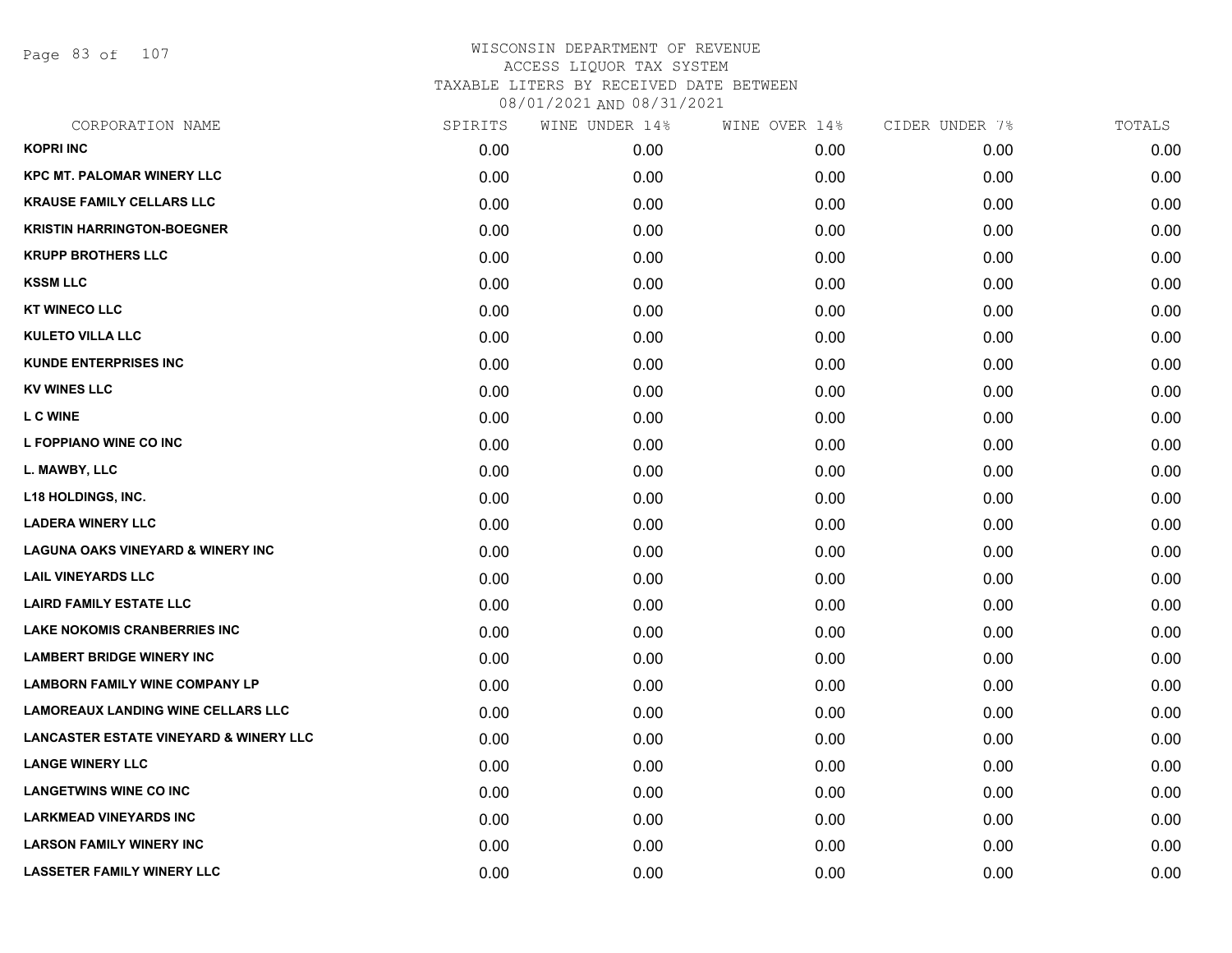# WISCONSIN DEPARTMENT OF REVENUE
## ACCESS LIQUOR TAX SYSTEM
### TAXABLE LITERS BY RECEIVED DATE BETWEEN 08/01/2021 AND 08/31/2021

| CORPORATION NAME | SPIRITS | WINE UNDER 14% | WINE OVER 14% | CIDER UNDER 7% | TOTALS |
|---|---|---|---|---|---|
| KOPRI INC | 0.00 | 0.00 | 0.00 | 0.00 | 0.00 |
| KPC MT. PALOMAR WINERY LLC | 0.00 | 0.00 | 0.00 | 0.00 | 0.00 |
| KRAUSE FAMILY CELLARS LLC | 0.00 | 0.00 | 0.00 | 0.00 | 0.00 |
| KRISTIN HARRINGTON-BOEGNER | 0.00 | 0.00 | 0.00 | 0.00 | 0.00 |
| KRUPP BROTHERS LLC | 0.00 | 0.00 | 0.00 | 0.00 | 0.00 |
| KSSM LLC | 0.00 | 0.00 | 0.00 | 0.00 | 0.00 |
| KT WINECO LLC | 0.00 | 0.00 | 0.00 | 0.00 | 0.00 |
| KULETO VILLA LLC | 0.00 | 0.00 | 0.00 | 0.00 | 0.00 |
| KUNDE ENTERPRISES INC | 0.00 | 0.00 | 0.00 | 0.00 | 0.00 |
| KV WINES LLC | 0.00 | 0.00 | 0.00 | 0.00 | 0.00 |
| L C WINE | 0.00 | 0.00 | 0.00 | 0.00 | 0.00 |
| L FOPPIANO WINE CO INC | 0.00 | 0.00 | 0.00 | 0.00 | 0.00 |
| L. MAWBY, LLC | 0.00 | 0.00 | 0.00 | 0.00 | 0.00 |
| L18 HOLDINGS, INC. | 0.00 | 0.00 | 0.00 | 0.00 | 0.00 |
| LADERA WINERY LLC | 0.00 | 0.00 | 0.00 | 0.00 | 0.00 |
| LAGUNA OAKS VINEYARD & WINERY INC | 0.00 | 0.00 | 0.00 | 0.00 | 0.00 |
| LAIL VINEYARDS LLC | 0.00 | 0.00 | 0.00 | 0.00 | 0.00 |
| LAIRD FAMILY ESTATE LLC | 0.00 | 0.00 | 0.00 | 0.00 | 0.00 |
| LAKE NOKOMIS CRANBERRIES INC | 0.00 | 0.00 | 0.00 | 0.00 | 0.00 |
| LAMBERT BRIDGE WINERY INC | 0.00 | 0.00 | 0.00 | 0.00 | 0.00 |
| LAMBORN FAMILY WINE COMPANY LP | 0.00 | 0.00 | 0.00 | 0.00 | 0.00 |
| LAMOREAUX LANDING WINE CELLARS LLC | 0.00 | 0.00 | 0.00 | 0.00 | 0.00 |
| LANCASTER ESTATE VINEYARD & WINERY LLC | 0.00 | 0.00 | 0.00 | 0.00 | 0.00 |
| LANGE WINERY LLC | 0.00 | 0.00 | 0.00 | 0.00 | 0.00 |
| LANGETWINS WINE CO INC | 0.00 | 0.00 | 0.00 | 0.00 | 0.00 |
| LARKMEAD VINEYARDS INC | 0.00 | 0.00 | 0.00 | 0.00 | 0.00 |
| LARSON FAMILY WINERY INC | 0.00 | 0.00 | 0.00 | 0.00 | 0.00 |
| LASSETER FAMILY WINERY LLC | 0.00 | 0.00 | 0.00 | 0.00 | 0.00 |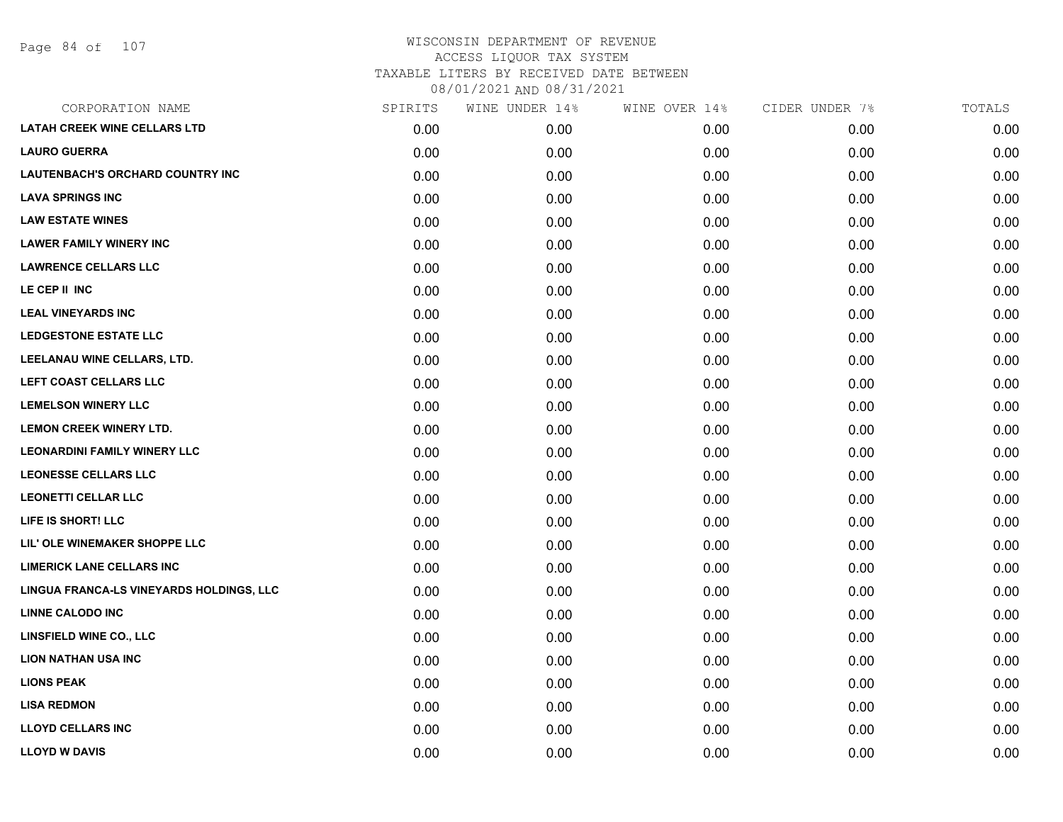# WISCONSIN DEPARTMENT OF REVENUE
ACCESS LIQUOR TAX SYSTEM
TAXABLE LITERS BY RECEIVED DATE BETWEEN
08/01/2021 AND 08/31/2021

| CORPORATION NAME | SPIRITS | WINE UNDER 14% | WINE OVER 14% | CIDER UNDER 7% | TOTALS |
|---|---|---|---|---|---|
| LATAH CREEK WINE CELLARS LTD | 0.00 | 0.00 | 0.00 | 0.00 | 0.00 |
| LAURO GUERRA | 0.00 | 0.00 | 0.00 | 0.00 | 0.00 |
| LAUTENBACH'S ORCHARD COUNTRY INC | 0.00 | 0.00 | 0.00 | 0.00 | 0.00 |
| LAVA SPRINGS INC | 0.00 | 0.00 | 0.00 | 0.00 | 0.00 |
| LAW ESTATE WINES | 0.00 | 0.00 | 0.00 | 0.00 | 0.00 |
| LAWER FAMILY WINERY INC | 0.00 | 0.00 | 0.00 | 0.00 | 0.00 |
| LAWRENCE CELLARS LLC | 0.00 | 0.00 | 0.00 | 0.00 | 0.00 |
| LE CEP II INC | 0.00 | 0.00 | 0.00 | 0.00 | 0.00 |
| LEAL VINEYARDS INC | 0.00 | 0.00 | 0.00 | 0.00 | 0.00 |
| LEDGESTONE ESTATE LLC | 0.00 | 0.00 | 0.00 | 0.00 | 0.00 |
| LEELANAU WINE CELLARS, LTD. | 0.00 | 0.00 | 0.00 | 0.00 | 0.00 |
| LEFT COAST CELLARS LLC | 0.00 | 0.00 | 0.00 | 0.00 | 0.00 |
| LEMELSON WINERY LLC | 0.00 | 0.00 | 0.00 | 0.00 | 0.00 |
| LEMON CREEK WINERY LTD. | 0.00 | 0.00 | 0.00 | 0.00 | 0.00 |
| LEONARDINI FAMILY WINERY LLC | 0.00 | 0.00 | 0.00 | 0.00 | 0.00 |
| LEONESSE CELLARS LLC | 0.00 | 0.00 | 0.00 | 0.00 | 0.00 |
| LEONETTI CELLAR LLC | 0.00 | 0.00 | 0.00 | 0.00 | 0.00 |
| LIFE IS SHORT! LLC | 0.00 | 0.00 | 0.00 | 0.00 | 0.00 |
| LIL' OLE WINEMAKER SHOPPE LLC | 0.00 | 0.00 | 0.00 | 0.00 | 0.00 |
| LIMERICK LANE CELLARS INC | 0.00 | 0.00 | 0.00 | 0.00 | 0.00 |
| LINGUA FRANCA-LS VINEYARDS HOLDINGS, LLC | 0.00 | 0.00 | 0.00 | 0.00 | 0.00 |
| LINNE CALODO INC | 0.00 | 0.00 | 0.00 | 0.00 | 0.00 |
| LINSFIELD WINE CO., LLC | 0.00 | 0.00 | 0.00 | 0.00 | 0.00 |
| LION NATHAN USA INC | 0.00 | 0.00 | 0.00 | 0.00 | 0.00 |
| LIONS PEAK | 0.00 | 0.00 | 0.00 | 0.00 | 0.00 |
| LISA REDMON | 0.00 | 0.00 | 0.00 | 0.00 | 0.00 |
| LLOYD CELLARS INC | 0.00 | 0.00 | 0.00 | 0.00 | 0.00 |
| LLOYD W DAVIS | 0.00 | 0.00 | 0.00 | 0.00 | 0.00 |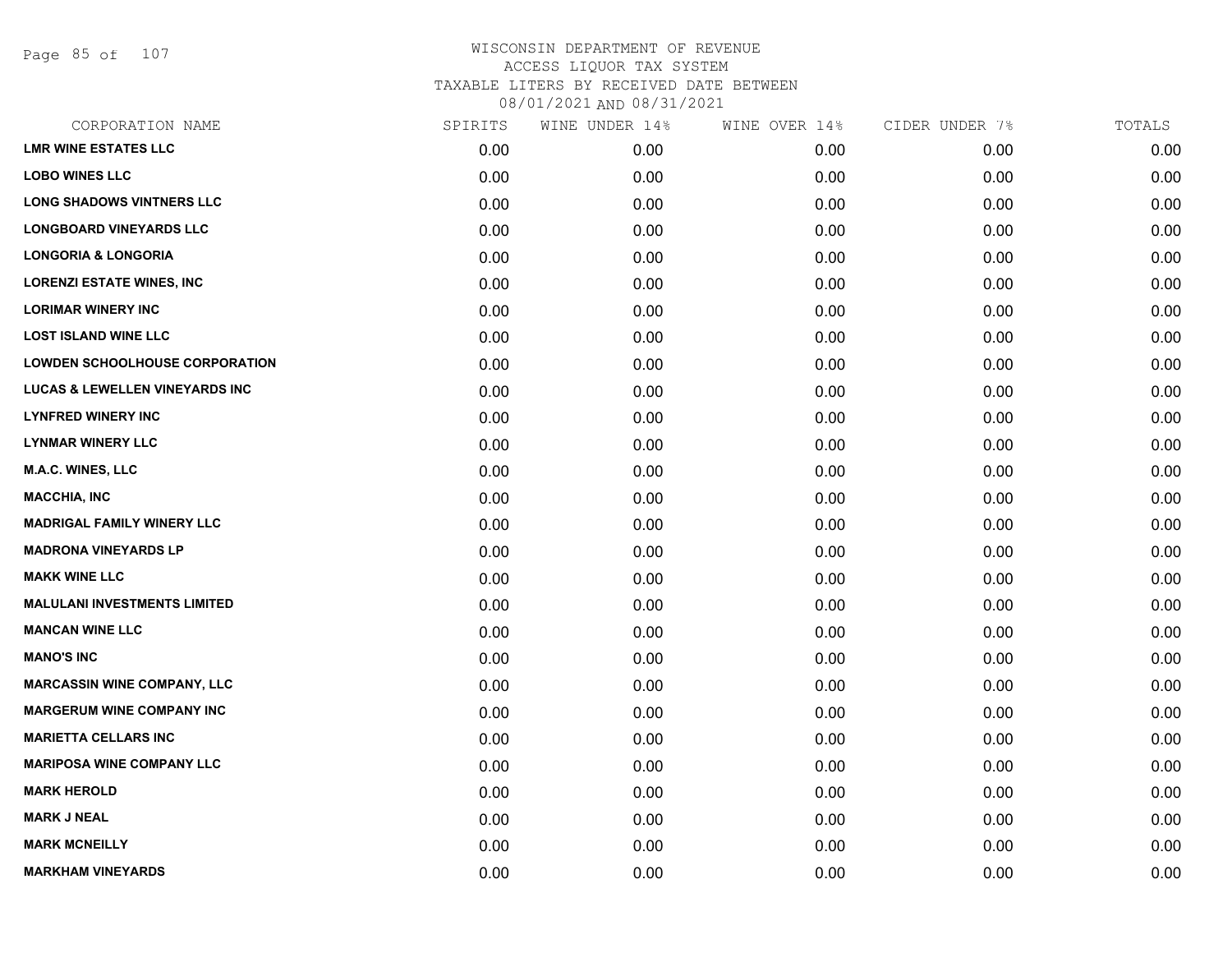# WISCONSIN DEPARTMENT OF REVENUE
ACCESS LIQUOR TAX SYSTEM
TAXABLE LITERS BY RECEIVED DATE BETWEEN
08/01/2021 AND 08/31/2021

| CORPORATION NAME | SPIRITS | WINE UNDER 14% | WINE OVER 14% | CIDER UNDER 7% | TOTALS |
|---|---|---|---|---|---|
| LMR WINE ESTATES LLC | 0.00 | 0.00 | 0.00 | 0.00 | 0.00 |
| LOBO WINES LLC | 0.00 | 0.00 | 0.00 | 0.00 | 0.00 |
| LONG SHADOWS VINTNERS LLC | 0.00 | 0.00 | 0.00 | 0.00 | 0.00 |
| LONGBOARD VINEYARDS LLC | 0.00 | 0.00 | 0.00 | 0.00 | 0.00 |
| LONGORIA & LONGORIA | 0.00 | 0.00 | 0.00 | 0.00 | 0.00 |
| LORENZI ESTATE WINES, INC | 0.00 | 0.00 | 0.00 | 0.00 | 0.00 |
| LORIMAR WINERY INC | 0.00 | 0.00 | 0.00 | 0.00 | 0.00 |
| LOST ISLAND WINE LLC | 0.00 | 0.00 | 0.00 | 0.00 | 0.00 |
| LOWDEN SCHOOLHOUSE CORPORATION | 0.00 | 0.00 | 0.00 | 0.00 | 0.00 |
| LUCAS & LEWELLEN VINEYARDS INC | 0.00 | 0.00 | 0.00 | 0.00 | 0.00 |
| LYNFRED WINERY INC | 0.00 | 0.00 | 0.00 | 0.00 | 0.00 |
| LYNMAR WINERY LLC | 0.00 | 0.00 | 0.00 | 0.00 | 0.00 |
| M.A.C. WINES, LLC | 0.00 | 0.00 | 0.00 | 0.00 | 0.00 |
| MACCHIA, INC | 0.00 | 0.00 | 0.00 | 0.00 | 0.00 |
| MADRIGAL FAMILY WINERY LLC | 0.00 | 0.00 | 0.00 | 0.00 | 0.00 |
| MADRONA VINEYARDS LP | 0.00 | 0.00 | 0.00 | 0.00 | 0.00 |
| MAKK WINE LLC | 0.00 | 0.00 | 0.00 | 0.00 | 0.00 |
| MALULANI INVESTMENTS LIMITED | 0.00 | 0.00 | 0.00 | 0.00 | 0.00 |
| MANCAN WINE LLC | 0.00 | 0.00 | 0.00 | 0.00 | 0.00 |
| MANO'S INC | 0.00 | 0.00 | 0.00 | 0.00 | 0.00 |
| MARCASSIN WINE COMPANY, LLC | 0.00 | 0.00 | 0.00 | 0.00 | 0.00 |
| MARGERUM WINE COMPANY INC | 0.00 | 0.00 | 0.00 | 0.00 | 0.00 |
| MARIETTA CELLARS INC | 0.00 | 0.00 | 0.00 | 0.00 | 0.00 |
| MARIPOSA WINE COMPANY LLC | 0.00 | 0.00 | 0.00 | 0.00 | 0.00 |
| MARK HEROLD | 0.00 | 0.00 | 0.00 | 0.00 | 0.00 |
| MARK J NEAL | 0.00 | 0.00 | 0.00 | 0.00 | 0.00 |
| MARK MCNEILLY | 0.00 | 0.00 | 0.00 | 0.00 | 0.00 |
| MARKHAM VINEYARDS | 0.00 | 0.00 | 0.00 | 0.00 | 0.00 |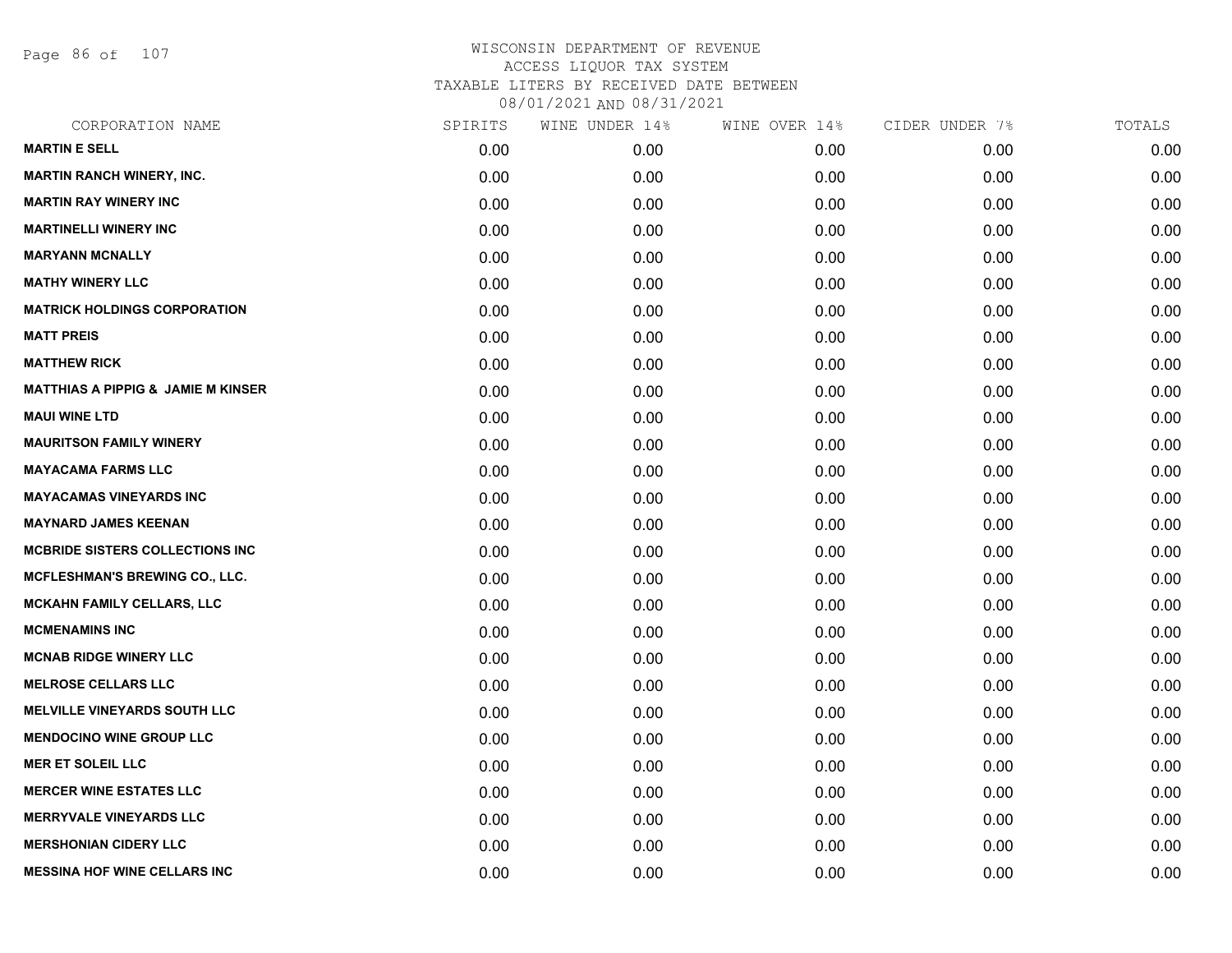# WISCONSIN DEPARTMENT OF REVENUE
## ACCESS LIQUOR TAX SYSTEM
### TAXABLE LITERS BY RECEIVED DATE BETWEEN 08/01/2021 AND 08/31/2021

| CORPORATION NAME | SPIRITS | WINE UNDER 14% | WINE OVER 14% | CIDER UNDER 7% | TOTALS |
|---|---|---|---|---|---|
| **MARTIN E SELL** | 0.00 | 0.00 | 0.00 | 0.00 | 0.00 |
| **MARTIN RANCH WINERY, INC.** | 0.00 | 0.00 | 0.00 | 0.00 | 0.00 |
| **MARTIN RAY WINERY INC** | 0.00 | 0.00 | 0.00 | 0.00 | 0.00 |
| **MARTINELLI WINERY INC** | 0.00 | 0.00 | 0.00 | 0.00 | 0.00 |
| **MARYANN MCNALLY** | 0.00 | 0.00 | 0.00 | 0.00 | 0.00 |
| **MATHY WINERY LLC** | 0.00 | 0.00 | 0.00 | 0.00 | 0.00 |
| **MATRICK HOLDINGS CORPORATION** | 0.00 | 0.00 | 0.00 | 0.00 | 0.00 |
| **MATT PREIS** | 0.00 | 0.00 | 0.00 | 0.00 | 0.00 |
| **MATTHEW RICK** | 0.00 | 0.00 | 0.00 | 0.00 | 0.00 |
| **MATTHIAS A PIPPIG & JAMIE M KINSER** | 0.00 | 0.00 | 0.00 | 0.00 | 0.00 |
| **MAUI WINE LTD** | 0.00 | 0.00 | 0.00 | 0.00 | 0.00 |
| **MAURITSON FAMILY WINERY** | 0.00 | 0.00 | 0.00 | 0.00 | 0.00 |
| **MAYACAMA FARMS LLC** | 0.00 | 0.00 | 0.00 | 0.00 | 0.00 |
| **MAYACAMAS VINEYARDS INC** | 0.00 | 0.00 | 0.00 | 0.00 | 0.00 |
| **MAYNARD JAMES KEENAN** | 0.00 | 0.00 | 0.00 | 0.00 | 0.00 |
| **MCBRIDE SISTERS COLLECTIONS INC** | 0.00 | 0.00 | 0.00 | 0.00 | 0.00 |
| **MCFLESHMAN'S BREWING CO., LLC.** | 0.00 | 0.00 | 0.00 | 0.00 | 0.00 |
| **MCKAHN FAMILY CELLARS, LLC** | 0.00 | 0.00 | 0.00 | 0.00 | 0.00 |
| **MCMENAMINS INC** | 0.00 | 0.00 | 0.00 | 0.00 | 0.00 |
| **MCNAB RIDGE WINERY LLC** | 0.00 | 0.00 | 0.00 | 0.00 | 0.00 |
| **MELROSE CELLARS LLC** | 0.00 | 0.00 | 0.00 | 0.00 | 0.00 |
| **MELVILLE VINEYARDS SOUTH LLC** | 0.00 | 0.00 | 0.00 | 0.00 | 0.00 |
| **MENDOCINO WINE GROUP LLC** | 0.00 | 0.00 | 0.00 | 0.00 | 0.00 |
| **MER ET SOLEIL LLC** | 0.00 | 0.00 | 0.00 | 0.00 | 0.00 |
| **MERCER WINE ESTATES LLC** | 0.00 | 0.00 | 0.00 | 0.00 | 0.00 |
| **MERRYVALE VINEYARDS LLC** | 0.00 | 0.00 | 0.00 | 0.00 | 0.00 |
| **MERSHONIAN CIDERY LLC** | 0.00 | 0.00 | 0.00 | 0.00 | 0.00 |
| **MESSINA HOF WINE CELLARS INC** | 0.00 | 0.00 | 0.00 | 0.00 | 0.00 |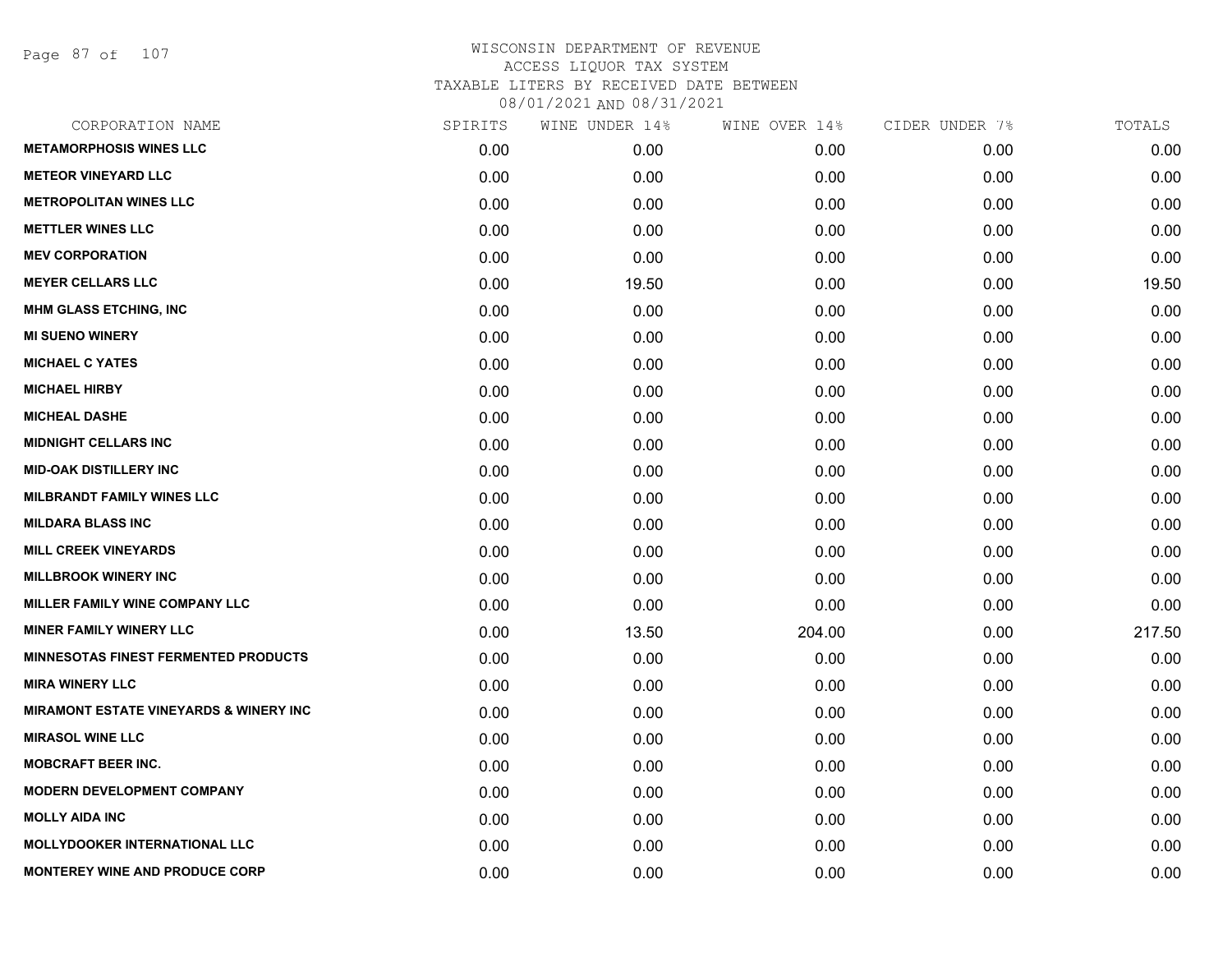# WISCONSIN DEPARTMENT OF REVENUE
## ACCESS LIQUOR TAX SYSTEM
### TAXABLE LITERS BY RECEIVED DATE BETWEEN 08/01/2021 AND 08/31/2021

| CORPORATION NAME | SPIRITS | WINE UNDER 14% | WINE OVER 14% | CIDER UNDER 7% | TOTALS |
|---|---|---|---|---|---|
| **METAMORPHOSIS WINES LLC** | 0.00 | 0.00 | 0.00 | 0.00 | 0.00 |
| **METEOR VINEYARD LLC** | 0.00 | 0.00 | 0.00 | 0.00 | 0.00 |
| **METROPOLITAN WINES LLC** | 0.00 | 0.00 | 0.00 | 0.00 | 0.00 |
| **METTLER WINES LLC** | 0.00 | 0.00 | 0.00 | 0.00 | 0.00 |
| **MEV CORPORATION** | 0.00 | 0.00 | 0.00 | 0.00 | 0.00 |
| **MEYER CELLARS LLC** | 0.00 | 19.50 | 0.00 | 0.00 | 19.50 |
| **MHM GLASS ETCHING, INC** | 0.00 | 0.00 | 0.00 | 0.00 | 0.00 |
| **MI SUENO WINERY** | 0.00 | 0.00 | 0.00 | 0.00 | 0.00 |
| **MICHAEL C YATES** | 0.00 | 0.00 | 0.00 | 0.00 | 0.00 |
| **MICHAEL HIRBY** | 0.00 | 0.00 | 0.00 | 0.00 | 0.00 |
| **MICHEAL DASHE** | 0.00 | 0.00 | 0.00 | 0.00 | 0.00 |
| **MIDNIGHT CELLARS INC** | 0.00 | 0.00 | 0.00 | 0.00 | 0.00 |
| **MID-OAK DISTILLERY INC** | 0.00 | 0.00 | 0.00 | 0.00 | 0.00 |
| **MILBRANDT FAMILY WINES LLC** | 0.00 | 0.00 | 0.00 | 0.00 | 0.00 |
| **MILDARA BLASS INC** | 0.00 | 0.00 | 0.00 | 0.00 | 0.00 |
| **MILL CREEK VINEYARDS** | 0.00 | 0.00 | 0.00 | 0.00 | 0.00 |
| **MILLBROOK WINERY INC** | 0.00 | 0.00 | 0.00 | 0.00 | 0.00 |
| **MILLER FAMILY WINE COMPANY LLC** | 0.00 | 0.00 | 0.00 | 0.00 | 0.00 |
| **MINER FAMILY WINERY LLC** | 0.00 | 13.50 | 204.00 | 0.00 | 217.50 |
| **MINNESOTAS FINEST FERMENTED PRODUCTS** | 0.00 | 0.00 | 0.00 | 0.00 | 0.00 |
| **MIRA WINERY LLC** | 0.00 | 0.00 | 0.00 | 0.00 | 0.00 |
| **MIRAMONT ESTATE VINEYARDS & WINERY INC** | 0.00 | 0.00 | 0.00 | 0.00 | 0.00 |
| **MIRASOL WINE LLC** | 0.00 | 0.00 | 0.00 | 0.00 | 0.00 |
| **MOBCRAFT BEER INC.** | 0.00 | 0.00 | 0.00 | 0.00 | 0.00 |
| **MODERN DEVELOPMENT COMPANY** | 0.00 | 0.00 | 0.00 | 0.00 | 0.00 |
| **MOLLY AIDA INC** | 0.00 | 0.00 | 0.00 | 0.00 | 0.00 |
| **MOLLYDOOKER INTERNATIONAL LLC** | 0.00 | 0.00 | 0.00 | 0.00 | 0.00 |
| **MONTEREY WINE AND PRODUCE CORP** | 0.00 | 0.00 | 0.00 | 0.00 | 0.00 |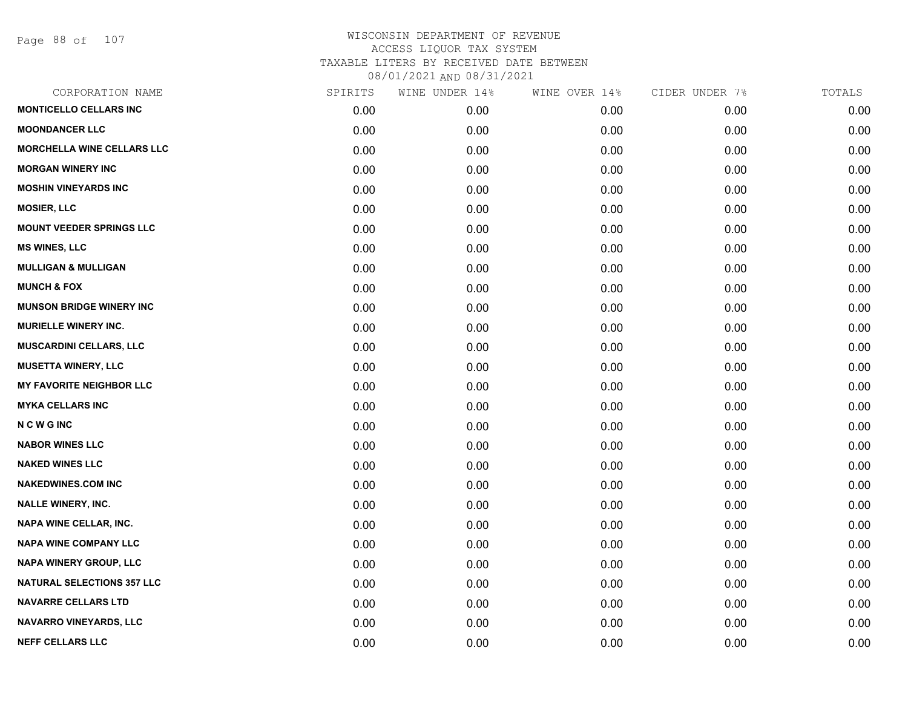# WISCONSIN DEPARTMENT OF REVENUE
## ACCESS LIQUOR TAX SYSTEM
## TAXABLE LITERS BY RECEIVED DATE BETWEEN 08/01/2021 AND 08/31/2021

| CORPORATION NAME | SPIRITS | WINE UNDER 14% | WINE OVER 14% | CIDER UNDER 7% | TOTALS |
|---|---|---|---|---|---|
| MONTICELLO CELLARS INC | 0.00 | 0.00 | 0.00 | 0.00 | 0.00 |
| MOONDANCER LLC | 0.00 | 0.00 | 0.00 | 0.00 | 0.00 |
| MORCHELLA WINE CELLARS LLC | 0.00 | 0.00 | 0.00 | 0.00 | 0.00 |
| MORGAN WINERY INC | 0.00 | 0.00 | 0.00 | 0.00 | 0.00 |
| MOSHIN VINEYARDS INC | 0.00 | 0.00 | 0.00 | 0.00 | 0.00 |
| MOSIER, LLC | 0.00 | 0.00 | 0.00 | 0.00 | 0.00 |
| MOUNT VEEDER SPRINGS LLC | 0.00 | 0.00 | 0.00 | 0.00 | 0.00 |
| MS WINES, LLC | 0.00 | 0.00 | 0.00 | 0.00 | 0.00 |
| MULLIGAN & MULLIGAN | 0.00 | 0.00 | 0.00 | 0.00 | 0.00 |
| MUNCH & FOX | 0.00 | 0.00 | 0.00 | 0.00 | 0.00 |
| MUNSON BRIDGE WINERY INC | 0.00 | 0.00 | 0.00 | 0.00 | 0.00 |
| MURIELLE WINERY INC. | 0.00 | 0.00 | 0.00 | 0.00 | 0.00 |
| MUSCARDINI CELLARS, LLC | 0.00 | 0.00 | 0.00 | 0.00 | 0.00 |
| MUSETTA WINERY, LLC | 0.00 | 0.00 | 0.00 | 0.00 | 0.00 |
| MY FAVORITE NEIGHBOR LLC | 0.00 | 0.00 | 0.00 | 0.00 | 0.00 |
| MYKA CELLARS INC | 0.00 | 0.00 | 0.00 | 0.00 | 0.00 |
| N C W G INC | 0.00 | 0.00 | 0.00 | 0.00 | 0.00 |
| NABOR WINES LLC | 0.00 | 0.00 | 0.00 | 0.00 | 0.00 |
| NAKED WINES LLC | 0.00 | 0.00 | 0.00 | 0.00 | 0.00 |
| NAKEDWINES.COM INC | 0.00 | 0.00 | 0.00 | 0.00 | 0.00 |
| NALLE WINERY, INC. | 0.00 | 0.00 | 0.00 | 0.00 | 0.00 |
| NAPA WINE CELLAR, INC. | 0.00 | 0.00 | 0.00 | 0.00 | 0.00 |
| NAPA WINE COMPANY LLC | 0.00 | 0.00 | 0.00 | 0.00 | 0.00 |
| NAPA WINERY GROUP, LLC | 0.00 | 0.00 | 0.00 | 0.00 | 0.00 |
| NATURAL SELECTIONS 357 LLC | 0.00 | 0.00 | 0.00 | 0.00 | 0.00 |
| NAVARRE CELLARS LTD | 0.00 | 0.00 | 0.00 | 0.00 | 0.00 |
| NAVARRO VINEYARDS, LLC | 0.00 | 0.00 | 0.00 | 0.00 | 0.00 |
| NEFF CELLARS LLC | 0.00 | 0.00 | 0.00 | 0.00 | 0.00 |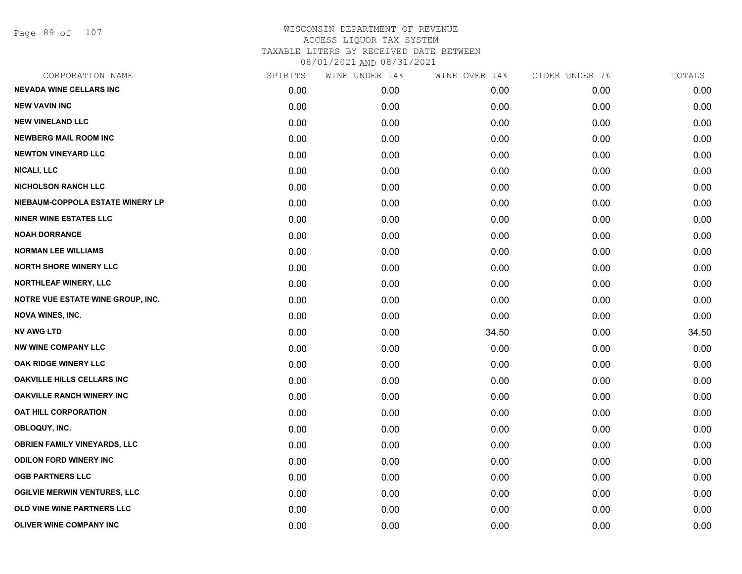# WISCONSIN DEPARTMENT OF REVENUE
## ACCESS LIQUOR TAX SYSTEM
## TAXABLE LITERS BY RECEIVED DATE BETWEEN 08/01/2021 AND 08/31/2021

| CORPORATION NAME | SPIRITS | WINE UNDER 14% | WINE OVER 14% | CIDER UNDER 7% | TOTALS |
|---|---|---|---|---|---|
| NEVADA WINE CELLARS INC | 0.00 | 0.00 | 0.00 | 0.00 | 0.00 |
| NEW VAVIN INC | 0.00 | 0.00 | 0.00 | 0.00 | 0.00 |
| NEW VINELAND LLC | 0.00 | 0.00 | 0.00 | 0.00 | 0.00 |
| NEWBERG MAIL ROOM INC | 0.00 | 0.00 | 0.00 | 0.00 | 0.00 |
| NEWTON VINEYARD LLC | 0.00 | 0.00 | 0.00 | 0.00 | 0.00 |
| NICALI, LLC | 0.00 | 0.00 | 0.00 | 0.00 | 0.00 |
| NICHOLSON RANCH LLC | 0.00 | 0.00 | 0.00 | 0.00 | 0.00 |
| NIEBAUM-COPPOLA ESTATE WINERY LP | 0.00 | 0.00 | 0.00 | 0.00 | 0.00 |
| NINER WINE ESTATES LLC | 0.00 | 0.00 | 0.00 | 0.00 | 0.00 |
| NOAH DORRANCE | 0.00 | 0.00 | 0.00 | 0.00 | 0.00 |
| NORMAN LEE WILLIAMS | 0.00 | 0.00 | 0.00 | 0.00 | 0.00 |
| NORTH SHORE WINERY LLC | 0.00 | 0.00 | 0.00 | 0.00 | 0.00 |
| NORTHLEAF WINERY, LLC | 0.00 | 0.00 | 0.00 | 0.00 | 0.00 |
| NOTRE VUE ESTATE WINE GROUP, INC. | 0.00 | 0.00 | 0.00 | 0.00 | 0.00 |
| NOVA WINES, INC. | 0.00 | 0.00 | 0.00 | 0.00 | 0.00 |
| NV AWG LTD | 0.00 | 0.00 | 34.50 | 0.00 | 34.50 |
| NW WINE COMPANY LLC | 0.00 | 0.00 | 0.00 | 0.00 | 0.00 |
| OAK RIDGE WINERY LLC | 0.00 | 0.00 | 0.00 | 0.00 | 0.00 |
| OAKVILLE HILLS CELLARS INC | 0.00 | 0.00 | 0.00 | 0.00 | 0.00 |
| OAKVILLE RANCH WINERY INC | 0.00 | 0.00 | 0.00 | 0.00 | 0.00 |
| OAT HILL CORPORATION | 0.00 | 0.00 | 0.00 | 0.00 | 0.00 |
| OBLOQUY, INC. | 0.00 | 0.00 | 0.00 | 0.00 | 0.00 |
| OBRIEN FAMILY VINEYARDS, LLC | 0.00 | 0.00 | 0.00 | 0.00 | 0.00 |
| ODILON FORD WINERY INC | 0.00 | 0.00 | 0.00 | 0.00 | 0.00 |
| OGB PARTNERS LLC | 0.00 | 0.00 | 0.00 | 0.00 | 0.00 |
| OGILVIE MERWIN VENTURES, LLC | 0.00 | 0.00 | 0.00 | 0.00 | 0.00 |
| OLD VINE WINE PARTNERS LLC | 0.00 | 0.00 | 0.00 | 0.00 | 0.00 |
| OLIVER WINE COMPANY INC | 0.00 | 0.00 | 0.00 | 0.00 | 0.00 |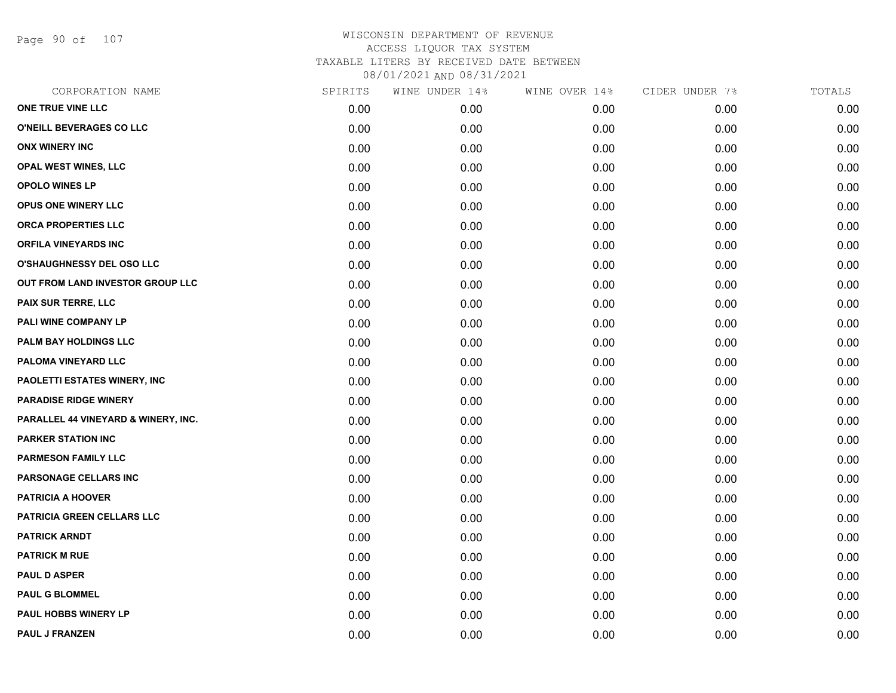# WISCONSIN DEPARTMENT OF REVENUE
## ACCESS LIQUOR TAX SYSTEM
## TAXABLE LITERS BY RECEIVED DATE BETWEEN 08/01/2021 AND 08/31/2021

| CORPORATION NAME | SPIRITS | WINE UNDER 14% | WINE OVER 14% | CIDER UNDER 7% | TOTALS |
|---|---|---|---|---|---|
| ONE TRUE VINE LLC | 0.00 | 0.00 | 0.00 | 0.00 | 0.00 |
| O'NEILL BEVERAGES CO LLC | 0.00 | 0.00 | 0.00 | 0.00 | 0.00 |
| ONX WINERY INC | 0.00 | 0.00 | 0.00 | 0.00 | 0.00 |
| OPAL WEST WINES, LLC | 0.00 | 0.00 | 0.00 | 0.00 | 0.00 |
| OPOLO WINES LP | 0.00 | 0.00 | 0.00 | 0.00 | 0.00 |
| OPUS ONE WINERY LLC | 0.00 | 0.00 | 0.00 | 0.00 | 0.00 |
| ORCA PROPERTIES LLC | 0.00 | 0.00 | 0.00 | 0.00 | 0.00 |
| ORFILA VINEYARDS INC | 0.00 | 0.00 | 0.00 | 0.00 | 0.00 |
| O'SHAUGHNESSY DEL OSO LLC | 0.00 | 0.00 | 0.00 | 0.00 | 0.00 |
| OUT FROM LAND INVESTOR GROUP LLC | 0.00 | 0.00 | 0.00 | 0.00 | 0.00 |
| PAIX SUR TERRE, LLC | 0.00 | 0.00 | 0.00 | 0.00 | 0.00 |
| PALI WINE COMPANY LP | 0.00 | 0.00 | 0.00 | 0.00 | 0.00 |
| PALM BAY HOLDINGS LLC | 0.00 | 0.00 | 0.00 | 0.00 | 0.00 |
| PALOMA VINEYARD LLC | 0.00 | 0.00 | 0.00 | 0.00 | 0.00 |
| PAOLETTI ESTATES WINERY, INC | 0.00 | 0.00 | 0.00 | 0.00 | 0.00 |
| PARADISE RIDGE WINERY | 0.00 | 0.00 | 0.00 | 0.00 | 0.00 |
| PARALLEL 44 VINEYARD & WINERY, INC. | 0.00 | 0.00 | 0.00 | 0.00 | 0.00 |
| PARKER STATION INC | 0.00 | 0.00 | 0.00 | 0.00 | 0.00 |
| PARMESON FAMILY LLC | 0.00 | 0.00 | 0.00 | 0.00 | 0.00 |
| PARSONAGE CELLARS INC | 0.00 | 0.00 | 0.00 | 0.00 | 0.00 |
| PATRICIA A HOOVER | 0.00 | 0.00 | 0.00 | 0.00 | 0.00 |
| PATRICIA GREEN CELLARS LLC | 0.00 | 0.00 | 0.00 | 0.00 | 0.00 |
| PATRICK ARNDT | 0.00 | 0.00 | 0.00 | 0.00 | 0.00 |
| PATRICK M RUE | 0.00 | 0.00 | 0.00 | 0.00 | 0.00 |
| PAUL D ASPER | 0.00 | 0.00 | 0.00 | 0.00 | 0.00 |
| PAUL G BLOMMEL | 0.00 | 0.00 | 0.00 | 0.00 | 0.00 |
| PAUL HOBBS WINERY LP | 0.00 | 0.00 | 0.00 | 0.00 | 0.00 |
| PAUL J FRANZEN | 0.00 | 0.00 | 0.00 | 0.00 | 0.00 |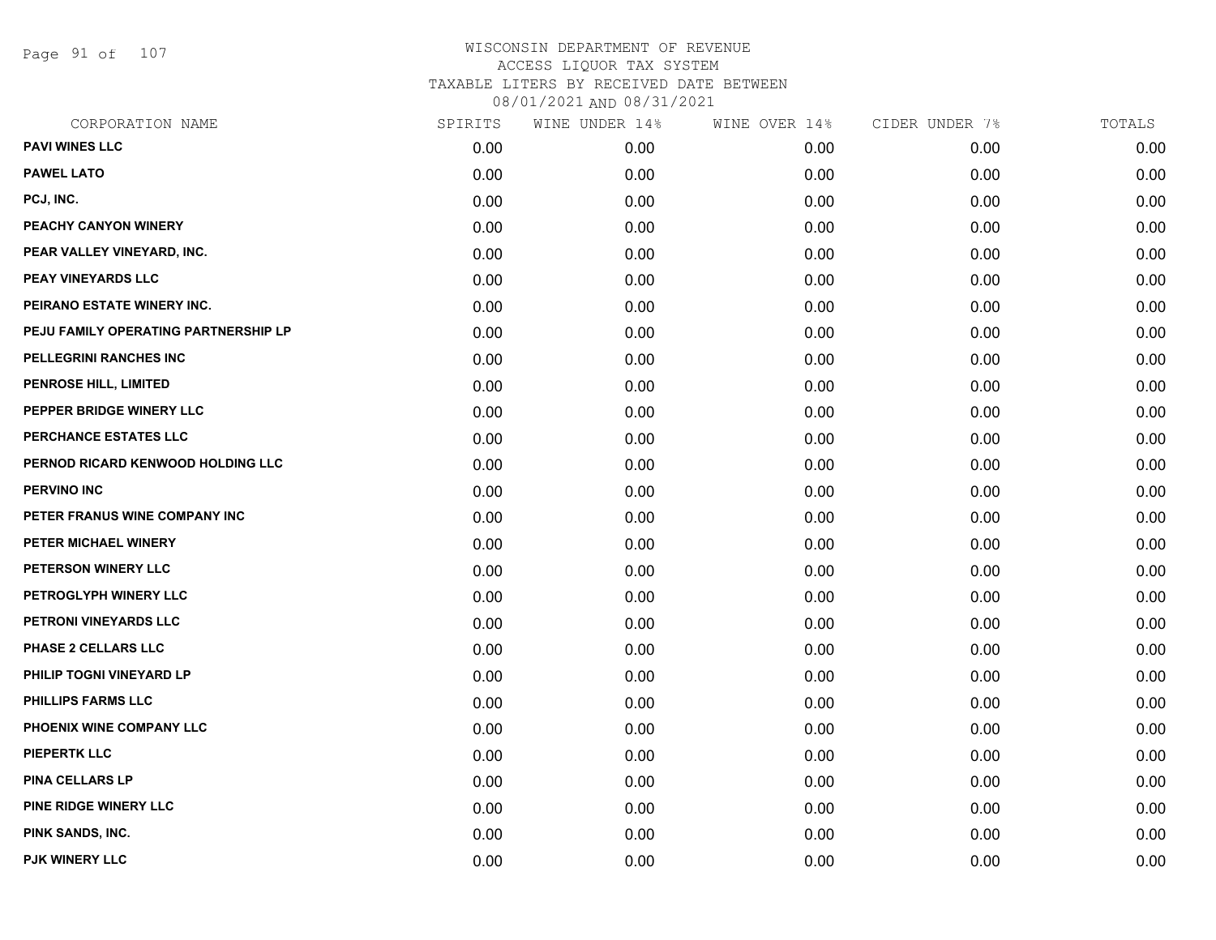# WISCONSIN DEPARTMENT OF REVENUE
## ACCESS LIQUOR TAX SYSTEM
### TAXABLE LITERS BY RECEIVED DATE BETWEEN 08/01/2021 AND 08/31/2021

| CORPORATION NAME | SPIRITS | WINE UNDER 14% | WINE OVER 14% | CIDER UNDER 7% | TOTALS |
|---|---|---|---|---|---|
| PAVI WINES LLC | 0.00 | 0.00 | 0.00 | 0.00 | 0.00 |
| PAWEL LATO | 0.00 | 0.00 | 0.00 | 0.00 | 0.00 |
| PCJ, INC. | 0.00 | 0.00 | 0.00 | 0.00 | 0.00 |
| PEACHY CANYON WINERY | 0.00 | 0.00 | 0.00 | 0.00 | 0.00 |
| PEAR VALLEY VINEYARD, INC. | 0.00 | 0.00 | 0.00 | 0.00 | 0.00 |
| PEAY VINEYARDS LLC | 0.00 | 0.00 | 0.00 | 0.00 | 0.00 |
| PEIRANO ESTATE WINERY INC. | 0.00 | 0.00 | 0.00 | 0.00 | 0.00 |
| PEJU FAMILY OPERATING PARTNERSHIP LP | 0.00 | 0.00 | 0.00 | 0.00 | 0.00 |
| PELLEGRINI RANCHES INC | 0.00 | 0.00 | 0.00 | 0.00 | 0.00 |
| PENROSE HILL, LIMITED | 0.00 | 0.00 | 0.00 | 0.00 | 0.00 |
| PEPPER BRIDGE WINERY LLC | 0.00 | 0.00 | 0.00 | 0.00 | 0.00 |
| PERCHANCE ESTATES LLC | 0.00 | 0.00 | 0.00 | 0.00 | 0.00 |
| PERNOD RICARD KENWOOD HOLDING LLC | 0.00 | 0.00 | 0.00 | 0.00 | 0.00 |
| PERVINO INC | 0.00 | 0.00 | 0.00 | 0.00 | 0.00 |
| PETER FRANUS WINE COMPANY INC | 0.00 | 0.00 | 0.00 | 0.00 | 0.00 |
| PETER MICHAEL WINERY | 0.00 | 0.00 | 0.00 | 0.00 | 0.00 |
| PETERSON WINERY LLC | 0.00 | 0.00 | 0.00 | 0.00 | 0.00 |
| PETROGLYPH WINERY LLC | 0.00 | 0.00 | 0.00 | 0.00 | 0.00 |
| PETRONI VINEYARDS LLC | 0.00 | 0.00 | 0.00 | 0.00 | 0.00 |
| PHASE 2 CELLARS LLC | 0.00 | 0.00 | 0.00 | 0.00 | 0.00 |
| PHILIP TOGNI VINEYARD LP | 0.00 | 0.00 | 0.00 | 0.00 | 0.00 |
| PHILLIPS FARMS LLC | 0.00 | 0.00 | 0.00 | 0.00 | 0.00 |
| PHOENIX WINE COMPANY LLC | 0.00 | 0.00 | 0.00 | 0.00 | 0.00 |
| PIEPERTK LLC | 0.00 | 0.00 | 0.00 | 0.00 | 0.00 |
| PINA CELLARS LP | 0.00 | 0.00 | 0.00 | 0.00 | 0.00 |
| PINE RIDGE WINERY LLC | 0.00 | 0.00 | 0.00 | 0.00 | 0.00 |
| PINK SANDS, INC. | 0.00 | 0.00 | 0.00 | 0.00 | 0.00 |
| PJK WINERY LLC | 0.00 | 0.00 | 0.00 | 0.00 | 0.00 |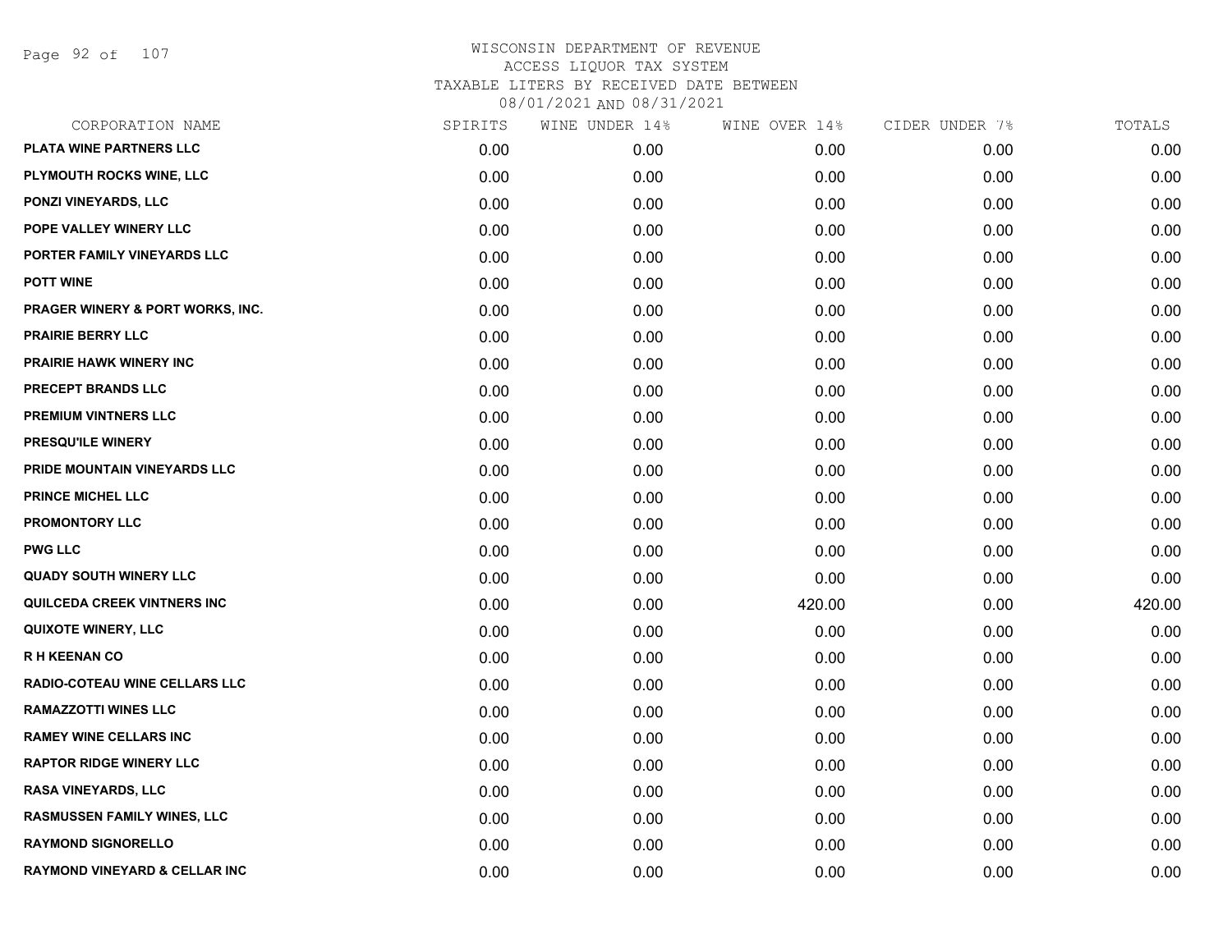# WISCONSIN DEPARTMENT OF REVENUE
## ACCESS LIQUOR TAX SYSTEM
## TAXABLE LITERS BY RECEIVED DATE BETWEEN
## 08/01/2021 AND 08/31/2021

| CORPORATION NAME | SPIRITS | WINE UNDER 14% | WINE OVER 14% | CIDER UNDER 7% | TOTALS |
|---|---|---|---|---|---|
| PLATA WINE PARTNERS LLC | 0.00 | 0.00 | 0.00 | 0.00 | 0.00 |
| PLYMOUTH ROCKS WINE, LLC | 0.00 | 0.00 | 0.00 | 0.00 | 0.00 |
| PONZI VINEYARDS, LLC | 0.00 | 0.00 | 0.00 | 0.00 | 0.00 |
| POPE VALLEY WINERY LLC | 0.00 | 0.00 | 0.00 | 0.00 | 0.00 |
| PORTER FAMILY VINEYARDS LLC | 0.00 | 0.00 | 0.00 | 0.00 | 0.00 |
| POTT WINE | 0.00 | 0.00 | 0.00 | 0.00 | 0.00 |
| PRAGER WINERY & PORT WORKS, INC. | 0.00 | 0.00 | 0.00 | 0.00 | 0.00 |
| PRAIRIE BERRY LLC | 0.00 | 0.00 | 0.00 | 0.00 | 0.00 |
| PRAIRIE HAWK WINERY INC | 0.00 | 0.00 | 0.00 | 0.00 | 0.00 |
| PRECEPT BRANDS LLC | 0.00 | 0.00 | 0.00 | 0.00 | 0.00 |
| PREMIUM VINTNERS LLC | 0.00 | 0.00 | 0.00 | 0.00 | 0.00 |
| PRESQU'ILE WINERY | 0.00 | 0.00 | 0.00 | 0.00 | 0.00 |
| PRIDE MOUNTAIN VINEYARDS LLC | 0.00 | 0.00 | 0.00 | 0.00 | 0.00 |
| PRINCE MICHEL LLC | 0.00 | 0.00 | 0.00 | 0.00 | 0.00 |
| PROMONTORY LLC | 0.00 | 0.00 | 0.00 | 0.00 | 0.00 |
| PWG LLC | 0.00 | 0.00 | 0.00 | 0.00 | 0.00 |
| QUADY SOUTH WINERY LLC | 0.00 | 0.00 | 0.00 | 0.00 | 0.00 |
| QUILCEDA CREEK VINTNERS INC | 0.00 | 0.00 | 420.00 | 0.00 | 420.00 |
| QUIXOTE WINERY, LLC | 0.00 | 0.00 | 0.00 | 0.00 | 0.00 |
| R H KEENAN CO | 0.00 | 0.00 | 0.00 | 0.00 | 0.00 |
| RADIO-COTEAU WINE CELLARS LLC | 0.00 | 0.00 | 0.00 | 0.00 | 0.00 |
| RAMAZZOTTI WINES LLC | 0.00 | 0.00 | 0.00 | 0.00 | 0.00 |
| RAMEY WINE CELLARS INC | 0.00 | 0.00 | 0.00 | 0.00 | 0.00 |
| RAPTOR RIDGE WINERY LLC | 0.00 | 0.00 | 0.00 | 0.00 | 0.00 |
| RASA VINEYARDS, LLC | 0.00 | 0.00 | 0.00 | 0.00 | 0.00 |
| RASMUSSEN FAMILY WINES, LLC | 0.00 | 0.00 | 0.00 | 0.00 | 0.00 |
| RAYMOND SIGNORELLO | 0.00 | 0.00 | 0.00 | 0.00 | 0.00 |
| RAYMOND VINEYARD & CELLAR INC | 0.00 | 0.00 | 0.00 | 0.00 | 0.00 |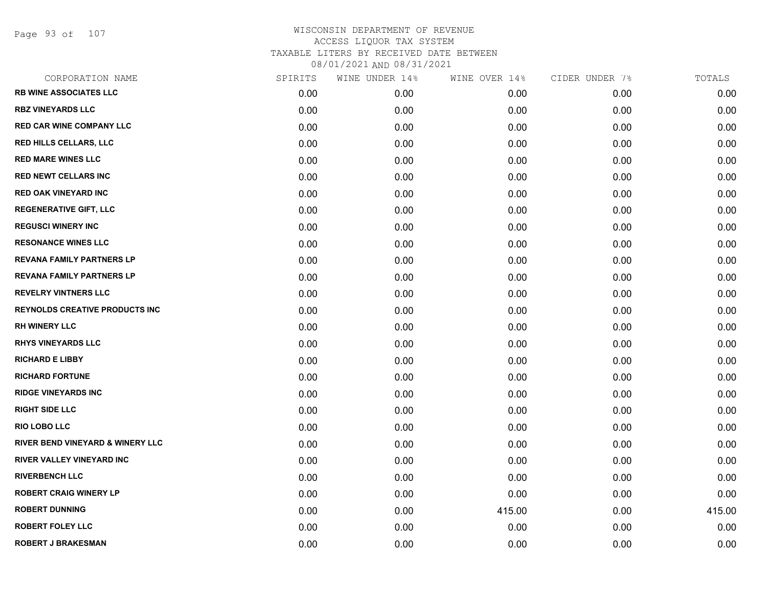WISCONSIN DEPARTMENT OF REVENUE
ACCESS LIQUOR TAX SYSTEM
TAXABLE LITERS BY RECEIVED DATE BETWEEN
08/01/2021 AND 08/31/2021

| CORPORATION NAME | SPIRITS | WINE UNDER 14% | WINE OVER 14% | CIDER UNDER 7% | TOTALS |
|---|---|---|---|---|---|
| RB WINE ASSOCIATES LLC | 0.00 | 0.00 | 0.00 | 0.00 | 0.00 |
| RBZ VINEYARDS LLC | 0.00 | 0.00 | 0.00 | 0.00 | 0.00 |
| RED CAR WINE COMPANY LLC | 0.00 | 0.00 | 0.00 | 0.00 | 0.00 |
| RED HILLS CELLARS, LLC | 0.00 | 0.00 | 0.00 | 0.00 | 0.00 |
| RED MARE WINES LLC | 0.00 | 0.00 | 0.00 | 0.00 | 0.00 |
| RED NEWT CELLARS INC | 0.00 | 0.00 | 0.00 | 0.00 | 0.00 |
| RED OAK VINEYARD INC | 0.00 | 0.00 | 0.00 | 0.00 | 0.00 |
| REGENERATIVE GIFT, LLC | 0.00 | 0.00 | 0.00 | 0.00 | 0.00 |
| REGUSCI WINERY INC | 0.00 | 0.00 | 0.00 | 0.00 | 0.00 |
| RESONANCE WINES LLC | 0.00 | 0.00 | 0.00 | 0.00 | 0.00 |
| REVANA FAMILY PARTNERS LP | 0.00 | 0.00 | 0.00 | 0.00 | 0.00 |
| REVANA FAMILY PARTNERS LP | 0.00 | 0.00 | 0.00 | 0.00 | 0.00 |
| REVELRY VINTNERS LLC | 0.00 | 0.00 | 0.00 | 0.00 | 0.00 |
| REYNOLDS CREATIVE PRODUCTS INC | 0.00 | 0.00 | 0.00 | 0.00 | 0.00 |
| RH WINERY LLC | 0.00 | 0.00 | 0.00 | 0.00 | 0.00 |
| RHYS VINEYARDS LLC | 0.00 | 0.00 | 0.00 | 0.00 | 0.00 |
| RICHARD E LIBBY | 0.00 | 0.00 | 0.00 | 0.00 | 0.00 |
| RICHARD FORTUNE | 0.00 | 0.00 | 0.00 | 0.00 | 0.00 |
| RIDGE VINEYARDS INC | 0.00 | 0.00 | 0.00 | 0.00 | 0.00 |
| RIGHT SIDE LLC | 0.00 | 0.00 | 0.00 | 0.00 | 0.00 |
| RIO LOBO LLC | 0.00 | 0.00 | 0.00 | 0.00 | 0.00 |
| RIVER BEND VINEYARD & WINERY LLC | 0.00 | 0.00 | 0.00 | 0.00 | 0.00 |
| RIVER VALLEY VINEYARD INC | 0.00 | 0.00 | 0.00 | 0.00 | 0.00 |
| RIVERBENCH LLC | 0.00 | 0.00 | 0.00 | 0.00 | 0.00 |
| ROBERT CRAIG WINERY LP | 0.00 | 0.00 | 0.00 | 0.00 | 0.00 |
| ROBERT DUNNING | 0.00 | 0.00 | 415.00 | 0.00 | 415.00 |
| ROBERT FOLEY LLC | 0.00 | 0.00 | 0.00 | 0.00 | 0.00 |
| ROBERT J BRAKESMAN | 0.00 | 0.00 | 0.00 | 0.00 | 0.00 |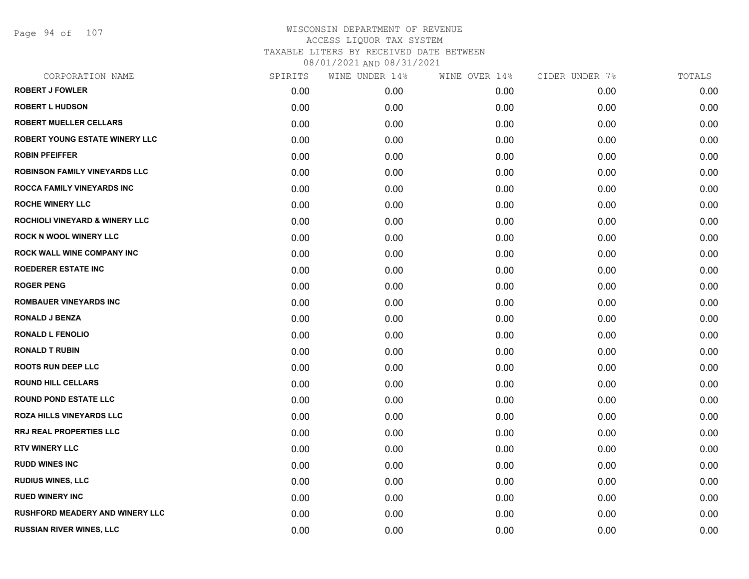# WISCONSIN DEPARTMENT OF REVENUE
ACCESS LIQUOR TAX SYSTEM
TAXABLE LITERS BY RECEIVED DATE BETWEEN
08/01/2021 AND 08/31/2021

| CORPORATION NAME | SPIRITS | WINE UNDER 14% | WINE OVER 14% | CIDER UNDER 7% | TOTALS |
|---|---|---|---|---|---|
| ROBERT J FOWLER | 0.00 | 0.00 | 0.00 | 0.00 | 0.00 |
| ROBERT L HUDSON | 0.00 | 0.00 | 0.00 | 0.00 | 0.00 |
| ROBERT MUELLER CELLARS | 0.00 | 0.00 | 0.00 | 0.00 | 0.00 |
| ROBERT YOUNG ESTATE WINERY LLC | 0.00 | 0.00 | 0.00 | 0.00 | 0.00 |
| ROBIN PFEIFFER | 0.00 | 0.00 | 0.00 | 0.00 | 0.00 |
| ROBINSON FAMILY VINEYARDS LLC | 0.00 | 0.00 | 0.00 | 0.00 | 0.00 |
| ROCCA FAMILY VINEYARDS INC | 0.00 | 0.00 | 0.00 | 0.00 | 0.00 |
| ROCHE WINERY LLC | 0.00 | 0.00 | 0.00 | 0.00 | 0.00 |
| ROCHIOLI VINEYARD & WINERY LLC | 0.00 | 0.00 | 0.00 | 0.00 | 0.00 |
| ROCK N WOOL WINERY LLC | 0.00 | 0.00 | 0.00 | 0.00 | 0.00 |
| ROCK WALL WINE COMPANY INC | 0.00 | 0.00 | 0.00 | 0.00 | 0.00 |
| ROEDERER ESTATE INC | 0.00 | 0.00 | 0.00 | 0.00 | 0.00 |
| ROGER PENG | 0.00 | 0.00 | 0.00 | 0.00 | 0.00 |
| ROMBAUER VINEYARDS INC | 0.00 | 0.00 | 0.00 | 0.00 | 0.00 |
| RONALD J BENZA | 0.00 | 0.00 | 0.00 | 0.00 | 0.00 |
| RONALD L FENOLIO | 0.00 | 0.00 | 0.00 | 0.00 | 0.00 |
| RONALD T RUBIN | 0.00 | 0.00 | 0.00 | 0.00 | 0.00 |
| ROOTS RUN DEEP LLC | 0.00 | 0.00 | 0.00 | 0.00 | 0.00 |
| ROUND HILL CELLARS | 0.00 | 0.00 | 0.00 | 0.00 | 0.00 |
| ROUND POND ESTATE LLC | 0.00 | 0.00 | 0.00 | 0.00 | 0.00 |
| ROZA HILLS VINEYARDS LLC | 0.00 | 0.00 | 0.00 | 0.00 | 0.00 |
| RRJ REAL PROPERTIES LLC | 0.00 | 0.00 | 0.00 | 0.00 | 0.00 |
| RTV WINERY LLC | 0.00 | 0.00 | 0.00 | 0.00 | 0.00 |
| RUDD WINES INC | 0.00 | 0.00 | 0.00 | 0.00 | 0.00 |
| RUDIUS WINES, LLC | 0.00 | 0.00 | 0.00 | 0.00 | 0.00 |
| RUED WINERY INC | 0.00 | 0.00 | 0.00 | 0.00 | 0.00 |
| RUSHFORD MEADERY AND WINERY LLC | 0.00 | 0.00 | 0.00 | 0.00 | 0.00 |
| RUSSIAN RIVER WINES, LLC | 0.00 | 0.00 | 0.00 | 0.00 | 0.00 |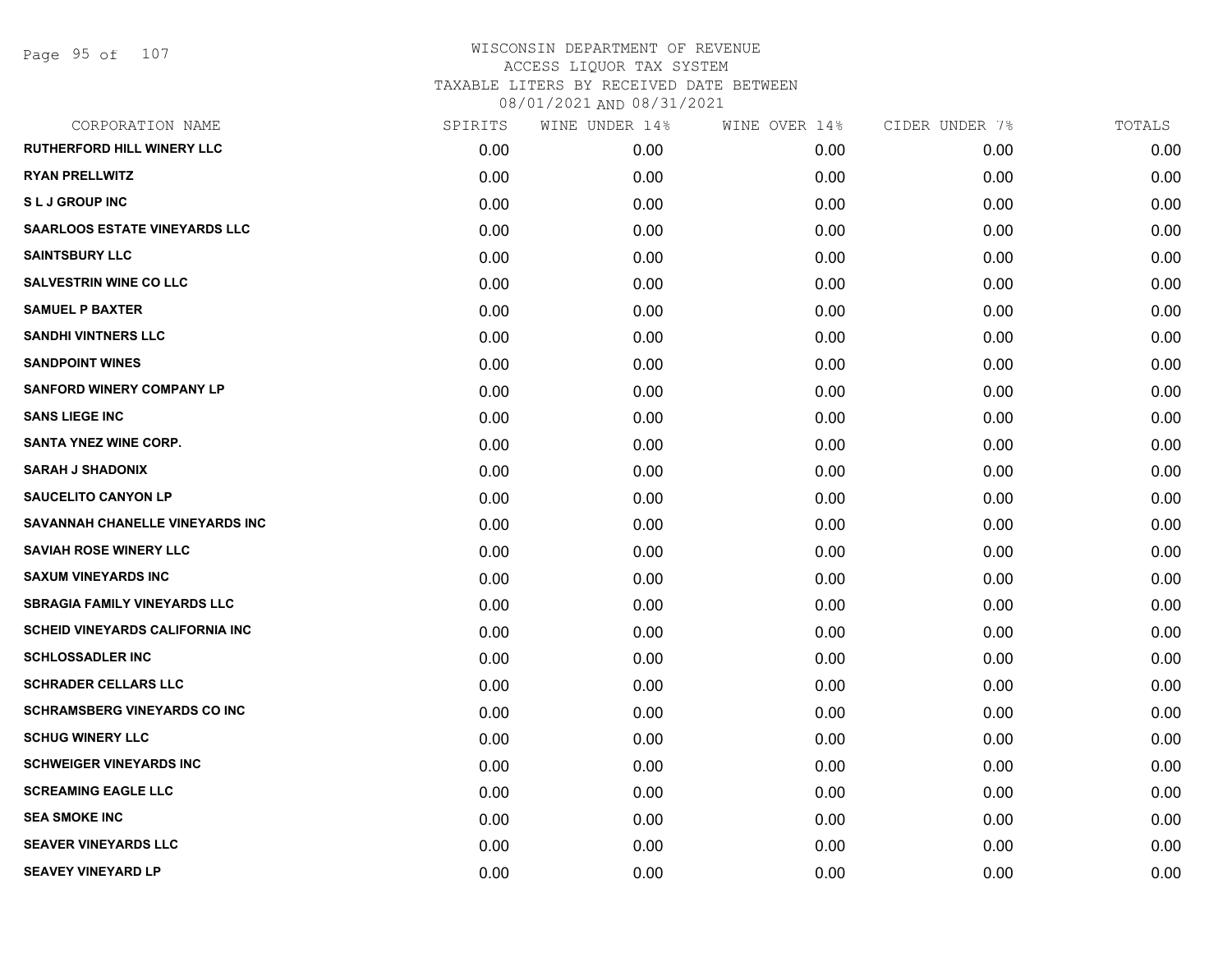# WISCONSIN DEPARTMENT OF REVENUE
## ACCESS LIQUOR TAX SYSTEM
### TAXABLE LITERS BY RECEIVED DATE BETWEEN 08/01/2021 AND 08/31/2021

| CORPORATION NAME | SPIRITS | WINE UNDER 14% | WINE OVER 14% | CIDER UNDER 7% | TOTALS |
|---|---|---|---|---|---|
| RUTHERFORD HILL WINERY LLC | 0.00 | 0.00 | 0.00 | 0.00 | 0.00 |
| RYAN PRELLWITZ | 0.00 | 0.00 | 0.00 | 0.00 | 0.00 |
| S L J GROUP INC | 0.00 | 0.00 | 0.00 | 0.00 | 0.00 |
| SAARLOOS ESTATE VINEYARDS LLC | 0.00 | 0.00 | 0.00 | 0.00 | 0.00 |
| SAINTSBURY LLC | 0.00 | 0.00 | 0.00 | 0.00 | 0.00 |
| SALVESTRIN WINE CO LLC | 0.00 | 0.00 | 0.00 | 0.00 | 0.00 |
| SAMUEL P BAXTER | 0.00 | 0.00 | 0.00 | 0.00 | 0.00 |
| SANDHI VINTNERS LLC | 0.00 | 0.00 | 0.00 | 0.00 | 0.00 |
| SANDPOINT WINES | 0.00 | 0.00 | 0.00 | 0.00 | 0.00 |
| SANFORD WINERY COMPANY LP | 0.00 | 0.00 | 0.00 | 0.00 | 0.00 |
| SANS LIEGE INC | 0.00 | 0.00 | 0.00 | 0.00 | 0.00 |
| SANTA YNEZ WINE CORP. | 0.00 | 0.00 | 0.00 | 0.00 | 0.00 |
| SARAH J SHADONIX | 0.00 | 0.00 | 0.00 | 0.00 | 0.00 |
| SAUCELITO CANYON LP | 0.00 | 0.00 | 0.00 | 0.00 | 0.00 |
| SAVANNAH CHANELLE VINEYARDS INC | 0.00 | 0.00 | 0.00 | 0.00 | 0.00 |
| SAVIAH ROSE WINERY LLC | 0.00 | 0.00 | 0.00 | 0.00 | 0.00 |
| SAXUM VINEYARDS INC | 0.00 | 0.00 | 0.00 | 0.00 | 0.00 |
| SBRAGIA FAMILY VINEYARDS LLC | 0.00 | 0.00 | 0.00 | 0.00 | 0.00 |
| SCHEID VINEYARDS CALIFORNIA INC | 0.00 | 0.00 | 0.00 | 0.00 | 0.00 |
| SCHLOSSADLER INC | 0.00 | 0.00 | 0.00 | 0.00 | 0.00 |
| SCHRADER CELLARS LLC | 0.00 | 0.00 | 0.00 | 0.00 | 0.00 |
| SCHRAMSBERG VINEYARDS CO INC | 0.00 | 0.00 | 0.00 | 0.00 | 0.00 |
| SCHUG WINERY LLC | 0.00 | 0.00 | 0.00 | 0.00 | 0.00 |
| SCHWEIGER VINEYARDS INC | 0.00 | 0.00 | 0.00 | 0.00 | 0.00 |
| SCREAMING EAGLE LLC | 0.00 | 0.00 | 0.00 | 0.00 | 0.00 |
| SEA SMOKE INC | 0.00 | 0.00 | 0.00 | 0.00 | 0.00 |
| SEAVER VINEYARDS LLC | 0.00 | 0.00 | 0.00 | 0.00 | 0.00 |
| SEAVEY VINEYARD LP | 0.00 | 0.00 | 0.00 | 0.00 | 0.00 |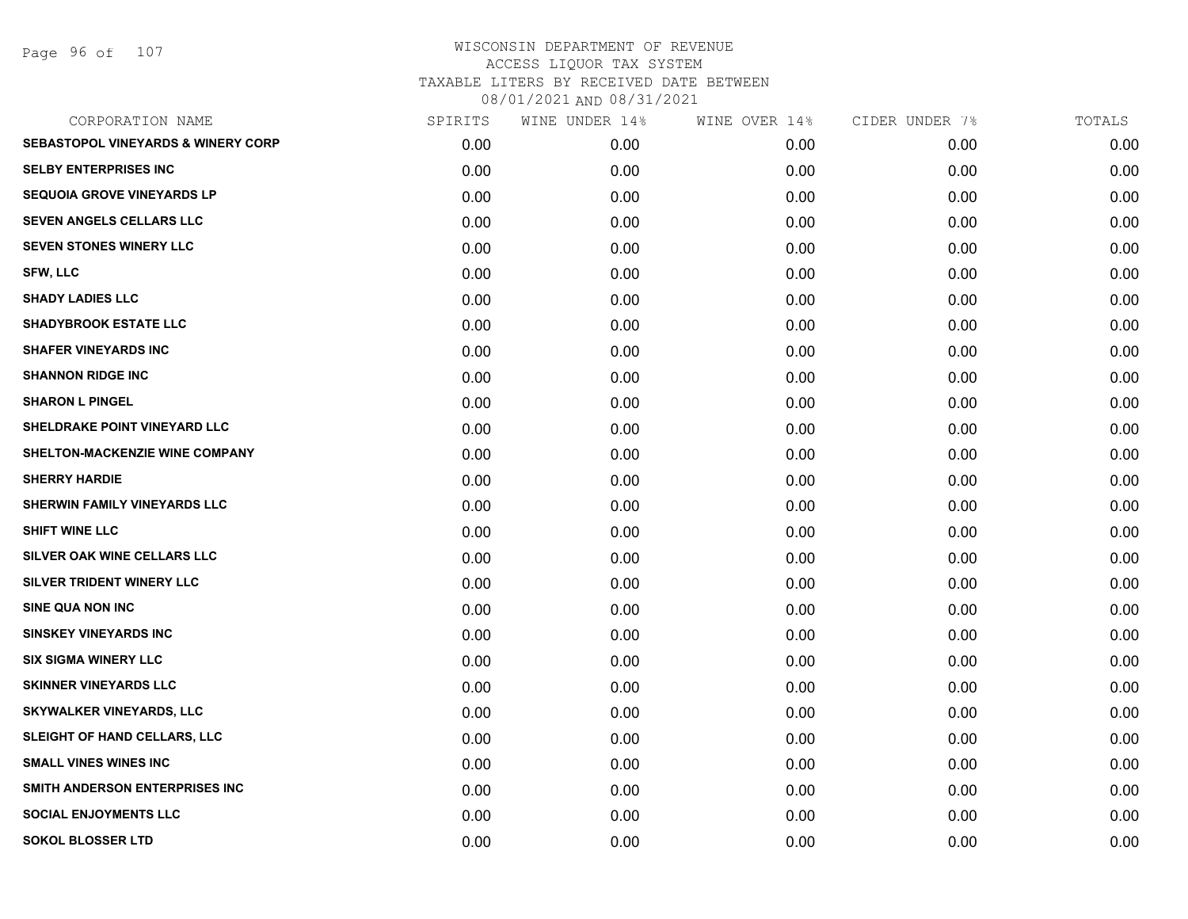# WISCONSIN DEPARTMENT OF REVENUE
## ACCESS LIQUOR TAX SYSTEM
### TAXABLE LITERS BY RECEIVED DATE BETWEEN 08/01/2021 AND 08/31/2021

| CORPORATION NAME | SPIRITS | WINE UNDER 14% | WINE OVER 14% | CIDER UNDER 7% | TOTALS |
|---|---|---|---|---|---|
| SEBASTOPOL VINEYARDS & WINERY CORP | 0.00 | 0.00 | 0.00 | 0.00 | 0.00 |
| SELBY ENTERPRISES INC | 0.00 | 0.00 | 0.00 | 0.00 | 0.00 |
| SEQUOIA GROVE VINEYARDS LP | 0.00 | 0.00 | 0.00 | 0.00 | 0.00 |
| SEVEN ANGELS CELLARS LLC | 0.00 | 0.00 | 0.00 | 0.00 | 0.00 |
| SEVEN STONES WINERY LLC | 0.00 | 0.00 | 0.00 | 0.00 | 0.00 |
| SFW, LLC | 0.00 | 0.00 | 0.00 | 0.00 | 0.00 |
| SHADY LADIES LLC | 0.00 | 0.00 | 0.00 | 0.00 | 0.00 |
| SHADYBROOK ESTATE LLC | 0.00 | 0.00 | 0.00 | 0.00 | 0.00 |
| SHAFER VINEYARDS INC | 0.00 | 0.00 | 0.00 | 0.00 | 0.00 |
| SHANNON RIDGE INC | 0.00 | 0.00 | 0.00 | 0.00 | 0.00 |
| SHARON L PINGEL | 0.00 | 0.00 | 0.00 | 0.00 | 0.00 |
| SHELDRAKE POINT VINEYARD LLC | 0.00 | 0.00 | 0.00 | 0.00 | 0.00 |
| SHELTON-MACKENZIE WINE COMPANY | 0.00 | 0.00 | 0.00 | 0.00 | 0.00 |
| SHERRY HARDIE | 0.00 | 0.00 | 0.00 | 0.00 | 0.00 |
| SHERWIN FAMILY VINEYARDS LLC | 0.00 | 0.00 | 0.00 | 0.00 | 0.00 |
| SHIFT WINE LLC | 0.00 | 0.00 | 0.00 | 0.00 | 0.00 |
| SILVER OAK WINE CELLARS LLC | 0.00 | 0.00 | 0.00 | 0.00 | 0.00 |
| SILVER TRIDENT WINERY LLC | 0.00 | 0.00 | 0.00 | 0.00 | 0.00 |
| SINE QUA NON INC | 0.00 | 0.00 | 0.00 | 0.00 | 0.00 |
| SINSKEY VINEYARDS INC | 0.00 | 0.00 | 0.00 | 0.00 | 0.00 |
| SIX SIGMA WINERY LLC | 0.00 | 0.00 | 0.00 | 0.00 | 0.00 |
| SKINNER VINEYARDS LLC | 0.00 | 0.00 | 0.00 | 0.00 | 0.00 |
| SKYWALKER VINEYARDS, LLC | 0.00 | 0.00 | 0.00 | 0.00 | 0.00 |
| SLEIGHT OF HAND CELLARS, LLC | 0.00 | 0.00 | 0.00 | 0.00 | 0.00 |
| SMALL VINES WINES INC | 0.00 | 0.00 | 0.00 | 0.00 | 0.00 |
| SMITH ANDERSON ENTERPRISES INC | 0.00 | 0.00 | 0.00 | 0.00 | 0.00 |
| SOCIAL ENJOYMENTS LLC | 0.00 | 0.00 | 0.00 | 0.00 | 0.00 |
| SOKOL BLOSSER LTD | 0.00 | 0.00 | 0.00 | 0.00 | 0.00 |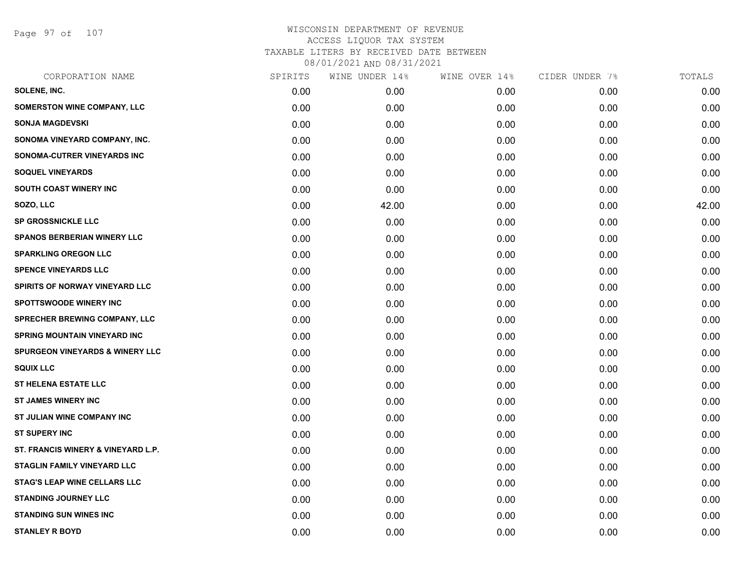# WISCONSIN DEPARTMENT OF REVENUE
## ACCESS LIQUOR TAX SYSTEM
### TAXABLE LITERS BY RECEIVED DATE BETWEEN 08/01/2021 AND 08/31/2021

| CORPORATION NAME | SPIRITS | WINE UNDER 14% | WINE OVER 14% | CIDER UNDER 7% | TOTALS |
|---|---|---|---|---|---|
| SOLENE, INC. | 0.00 | 0.00 | 0.00 | 0.00 | 0.00 |
| SOMERSTON WINE COMPANY, LLC | 0.00 | 0.00 | 0.00 | 0.00 | 0.00 |
| SONJA MAGDEVSKI | 0.00 | 0.00 | 0.00 | 0.00 | 0.00 |
| SONOMA VINEYARD COMPANY, INC. | 0.00 | 0.00 | 0.00 | 0.00 | 0.00 |
| SONOMA-CUTRER VINEYARDS INC | 0.00 | 0.00 | 0.00 | 0.00 | 0.00 |
| SOQUEL VINEYARDS | 0.00 | 0.00 | 0.00 | 0.00 | 0.00 |
| SOUTH COAST WINERY INC | 0.00 | 0.00 | 0.00 | 0.00 | 0.00 |
| SOZO, LLC | 0.00 | 42.00 | 0.00 | 0.00 | 42.00 |
| SP GROSSNICKLE LLC | 0.00 | 0.00 | 0.00 | 0.00 | 0.00 |
| SPANOS BERBERIAN WINERY LLC | 0.00 | 0.00 | 0.00 | 0.00 | 0.00 |
| SPARKLING OREGON LLC | 0.00 | 0.00 | 0.00 | 0.00 | 0.00 |
| SPENCE VINEYARDS LLC | 0.00 | 0.00 | 0.00 | 0.00 | 0.00 |
| SPIRITS OF NORWAY VINEYARD LLC | 0.00 | 0.00 | 0.00 | 0.00 | 0.00 |
| SPOTTSWOODE WINERY INC | 0.00 | 0.00 | 0.00 | 0.00 | 0.00 |
| SPRECHER BREWING COMPANY, LLC | 0.00 | 0.00 | 0.00 | 0.00 | 0.00 |
| SPRING MOUNTAIN VINEYARD INC | 0.00 | 0.00 | 0.00 | 0.00 | 0.00 |
| SPURGEON VINEYARDS & WINERY LLC | 0.00 | 0.00 | 0.00 | 0.00 | 0.00 |
| SQUIX LLC | 0.00 | 0.00 | 0.00 | 0.00 | 0.00 |
| ST HELENA ESTATE LLC | 0.00 | 0.00 | 0.00 | 0.00 | 0.00 |
| ST JAMES WINERY INC | 0.00 | 0.00 | 0.00 | 0.00 | 0.00 |
| ST JULIAN WINE COMPANY INC | 0.00 | 0.00 | 0.00 | 0.00 | 0.00 |
| ST SUPERY INC | 0.00 | 0.00 | 0.00 | 0.00 | 0.00 |
| ST. FRANCIS WINERY & VINEYARD L.P. | 0.00 | 0.00 | 0.00 | 0.00 | 0.00 |
| STAGLIN FAMILY VINEYARD LLC | 0.00 | 0.00 | 0.00 | 0.00 | 0.00 |
| STAG'S LEAP WINE CELLARS LLC | 0.00 | 0.00 | 0.00 | 0.00 | 0.00 |
| STANDING JOURNEY LLC | 0.00 | 0.00 | 0.00 | 0.00 | 0.00 |
| STANDING SUN WINES INC | 0.00 | 0.00 | 0.00 | 0.00 | 0.00 |
| STANLEY R BOYD | 0.00 | 0.00 | 0.00 | 0.00 | 0.00 |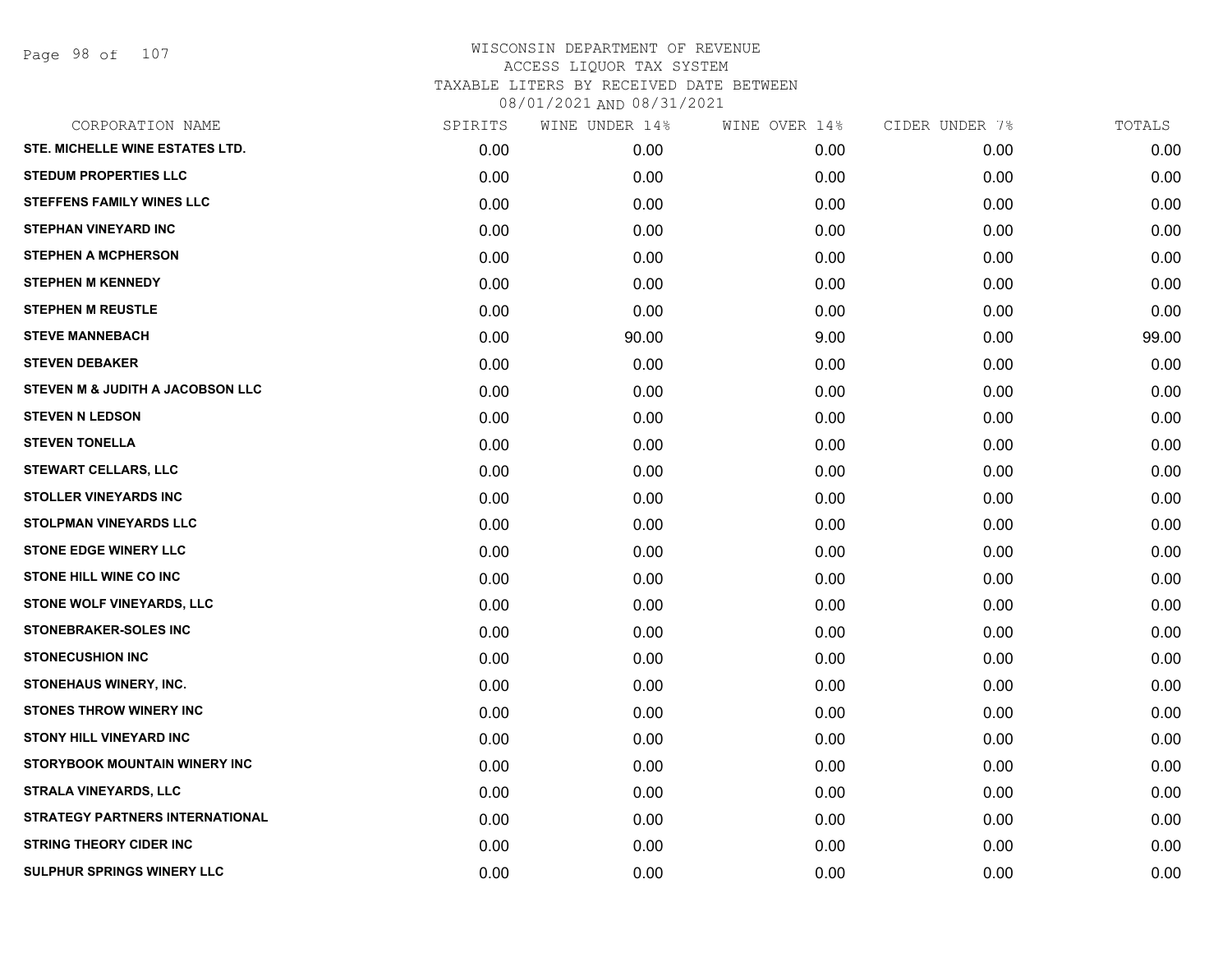WISCONSIN DEPARTMENT OF REVENUE
ACCESS LIQUOR TAX SYSTEM
TAXABLE LITERS BY RECEIVED DATE BETWEEN
08/01/2021 AND 08/31/2021

| CORPORATION NAME | SPIRITS | WINE UNDER 14% | WINE OVER 14% | CIDER UNDER 7% | TOTALS |
|---|---|---|---|---|---|
| STE. MICHELLE WINE ESTATES LTD. | 0.00 | 0.00 | 0.00 | 0.00 | 0.00 |
| STEDUM PROPERTIES LLC | 0.00 | 0.00 | 0.00 | 0.00 | 0.00 |
| STEFFENS FAMILY WINES LLC | 0.00 | 0.00 | 0.00 | 0.00 | 0.00 |
| STEPHAN VINEYARD INC | 0.00 | 0.00 | 0.00 | 0.00 | 0.00 |
| STEPHEN A MCPHERSON | 0.00 | 0.00 | 0.00 | 0.00 | 0.00 |
| STEPHEN M KENNEDY | 0.00 | 0.00 | 0.00 | 0.00 | 0.00 |
| STEPHEN M REUSTLE | 0.00 | 0.00 | 0.00 | 0.00 | 0.00 |
| STEVE MANNEBACH | 0.00 | 90.00 | 9.00 | 0.00 | 99.00 |
| STEVEN DEBAKER | 0.00 | 0.00 | 0.00 | 0.00 | 0.00 |
| STEVEN M & JUDITH A JACOBSON LLC | 0.00 | 0.00 | 0.00 | 0.00 | 0.00 |
| STEVEN N LEDSON | 0.00 | 0.00 | 0.00 | 0.00 | 0.00 |
| STEVEN TONELLA | 0.00 | 0.00 | 0.00 | 0.00 | 0.00 |
| STEWART CELLARS, LLC | 0.00 | 0.00 | 0.00 | 0.00 | 0.00 |
| STOLLER VINEYARDS INC | 0.00 | 0.00 | 0.00 | 0.00 | 0.00 |
| STOLPMAN VINEYARDS LLC | 0.00 | 0.00 | 0.00 | 0.00 | 0.00 |
| STONE EDGE WINERY LLC | 0.00 | 0.00 | 0.00 | 0.00 | 0.00 |
| STONE HILL WINE CO INC | 0.00 | 0.00 | 0.00 | 0.00 | 0.00 |
| STONE WOLF VINEYARDS, LLC | 0.00 | 0.00 | 0.00 | 0.00 | 0.00 |
| STONEBRAKER-SOLES INC | 0.00 | 0.00 | 0.00 | 0.00 | 0.00 |
| STONECUSHION INC | 0.00 | 0.00 | 0.00 | 0.00 | 0.00 |
| STONEHAUS WINERY, INC. | 0.00 | 0.00 | 0.00 | 0.00 | 0.00 |
| STONES THROW WINERY INC | 0.00 | 0.00 | 0.00 | 0.00 | 0.00 |
| STONY HILL VINEYARD INC | 0.00 | 0.00 | 0.00 | 0.00 | 0.00 |
| STORYBOOK MOUNTAIN WINERY INC | 0.00 | 0.00 | 0.00 | 0.00 | 0.00 |
| STRALA VINEYARDS, LLC | 0.00 | 0.00 | 0.00 | 0.00 | 0.00 |
| STRATEGY PARTNERS INTERNATIONAL | 0.00 | 0.00 | 0.00 | 0.00 | 0.00 |
| STRING THEORY CIDER INC | 0.00 | 0.00 | 0.00 | 0.00 | 0.00 |
| SULPHUR SPRINGS WINERY LLC | 0.00 | 0.00 | 0.00 | 0.00 | 0.00 |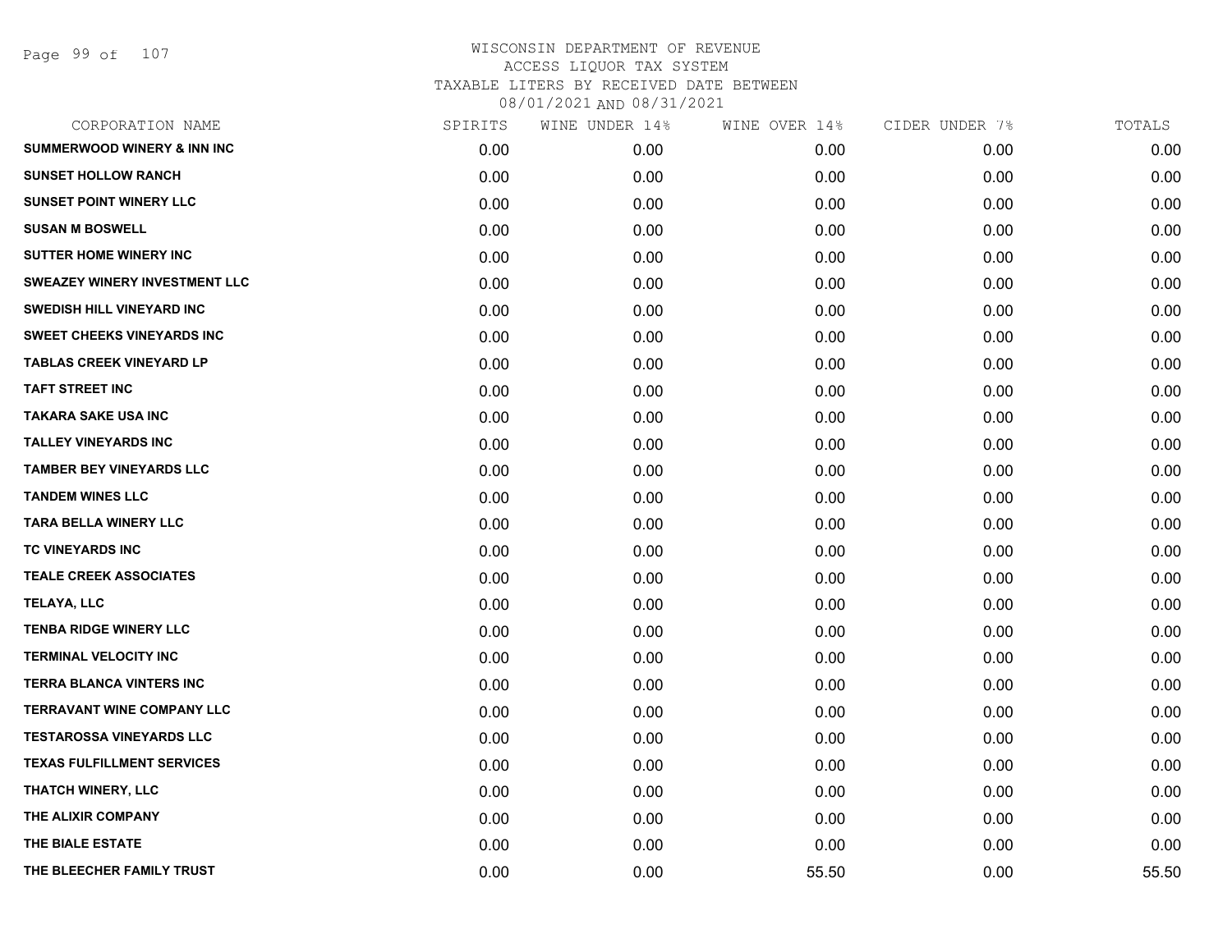# WISCONSIN DEPARTMENT OF REVENUE
## ACCESS LIQUOR TAX SYSTEM
### TAXABLE LITERS BY RECEIVED DATE BETWEEN 08/01/2021 AND 08/31/2021

| CORPORATION NAME | SPIRITS | WINE UNDER 14% | WINE OVER 14% | CIDER UNDER 7% | TOTALS |
|---|---|---|---|---|---|
| SUMMERWOOD WINERY & INN INC | 0.00 | 0.00 | 0.00 | 0.00 | 0.00 |
| SUNSET HOLLOW RANCH | 0.00 | 0.00 | 0.00 | 0.00 | 0.00 |
| SUNSET POINT WINERY LLC | 0.00 | 0.00 | 0.00 | 0.00 | 0.00 |
| SUSAN M BOSWELL | 0.00 | 0.00 | 0.00 | 0.00 | 0.00 |
| SUTTER HOME WINERY INC | 0.00 | 0.00 | 0.00 | 0.00 | 0.00 |
| SWEAZEY WINERY INVESTMENT LLC | 0.00 | 0.00 | 0.00 | 0.00 | 0.00 |
| SWEDISH HILL VINEYARD INC | 0.00 | 0.00 | 0.00 | 0.00 | 0.00 |
| SWEET CHEEKS VINEYARDS INC | 0.00 | 0.00 | 0.00 | 0.00 | 0.00 |
| TABLAS CREEK VINEYARD LP | 0.00 | 0.00 | 0.00 | 0.00 | 0.00 |
| TAFT STREET INC | 0.00 | 0.00 | 0.00 | 0.00 | 0.00 |
| TAKARA SAKE USA INC | 0.00 | 0.00 | 0.00 | 0.00 | 0.00 |
| TALLEY VINEYARDS INC | 0.00 | 0.00 | 0.00 | 0.00 | 0.00 |
| TAMBER BEY VINEYARDS LLC | 0.00 | 0.00 | 0.00 | 0.00 | 0.00 |
| TANDEM WINES LLC | 0.00 | 0.00 | 0.00 | 0.00 | 0.00 |
| TARA BELLA WINERY LLC | 0.00 | 0.00 | 0.00 | 0.00 | 0.00 |
| TC VINEYARDS INC | 0.00 | 0.00 | 0.00 | 0.00 | 0.00 |
| TEALE CREEK ASSOCIATES | 0.00 | 0.00 | 0.00 | 0.00 | 0.00 |
| TELAYA, LLC | 0.00 | 0.00 | 0.00 | 0.00 | 0.00 |
| TENBA RIDGE WINERY LLC | 0.00 | 0.00 | 0.00 | 0.00 | 0.00 |
| TERMINAL VELOCITY INC | 0.00 | 0.00 | 0.00 | 0.00 | 0.00 |
| TERRA BLANCA VINTERS INC | 0.00 | 0.00 | 0.00 | 0.00 | 0.00 |
| TERRAVANT WINE COMPANY LLC | 0.00 | 0.00 | 0.00 | 0.00 | 0.00 |
| TESTAROSSA VINEYARDS LLC | 0.00 | 0.00 | 0.00 | 0.00 | 0.00 |
| TEXAS FULFILLMENT SERVICES | 0.00 | 0.00 | 0.00 | 0.00 | 0.00 |
| THATCH WINERY, LLC | 0.00 | 0.00 | 0.00 | 0.00 | 0.00 |
| THE ALIXIR COMPANY | 0.00 | 0.00 | 0.00 | 0.00 | 0.00 |
| THE BIALE ESTATE | 0.00 | 0.00 | 0.00 | 0.00 | 0.00 |
| THE BLEECHER FAMILY TRUST | 0.00 | 0.00 | 55.50 | 0.00 | 55.50 |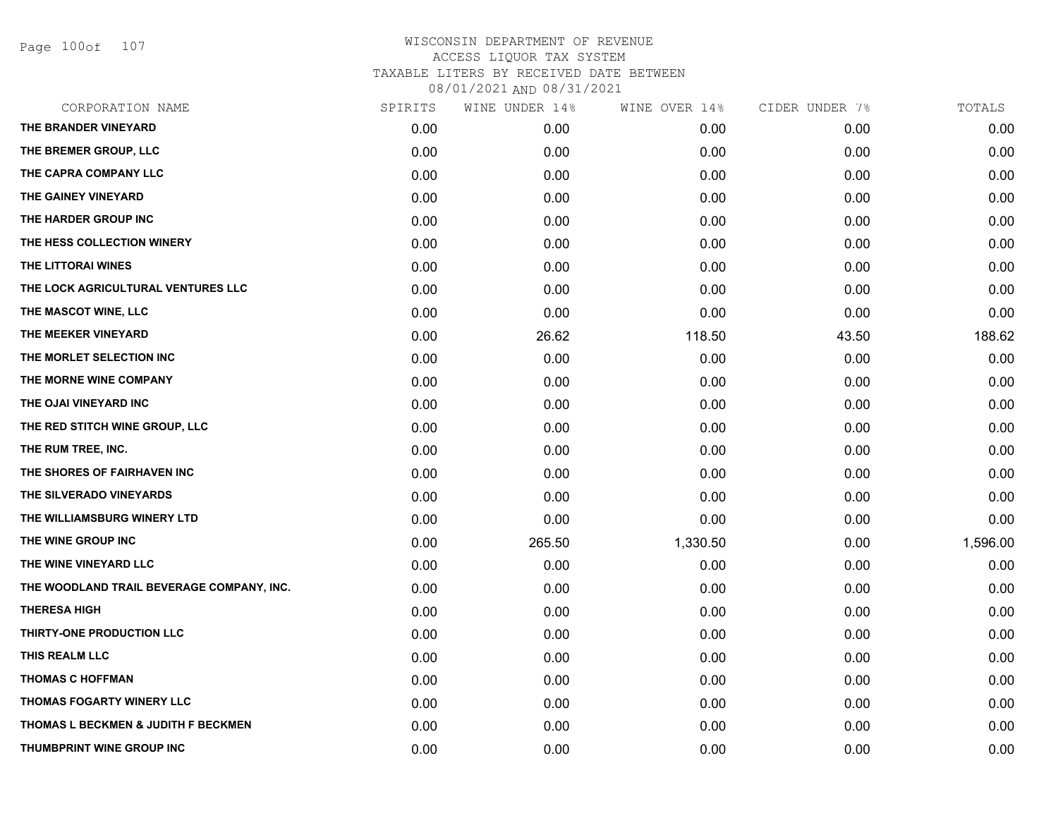# WISCONSIN DEPARTMENT OF REVENUE
ACCESS LIQUOR TAX SYSTEM
TAXABLE LITERS BY RECEIVED DATE BETWEEN
08/01/2021 AND 08/31/2021

| CORPORATION NAME | SPIRITS | WINE UNDER 14% | WINE OVER 14% | CIDER UNDER 7% | TOTALS |
|---|---|---|---|---|---|
| THE BRANDER VINEYARD | 0.00 | 0.00 | 0.00 | 0.00 | 0.00 |
| THE BREMER GROUP, LLC | 0.00 | 0.00 | 0.00 | 0.00 | 0.00 |
| THE CAPRA COMPANY LLC | 0.00 | 0.00 | 0.00 | 0.00 | 0.00 |
| THE GAINEY VINEYARD | 0.00 | 0.00 | 0.00 | 0.00 | 0.00 |
| THE HARDER GROUP INC | 0.00 | 0.00 | 0.00 | 0.00 | 0.00 |
| THE HESS COLLECTION WINERY | 0.00 | 0.00 | 0.00 | 0.00 | 0.00 |
| THE LITTORAI WINES | 0.00 | 0.00 | 0.00 | 0.00 | 0.00 |
| THE LOCK AGRICULTURAL VENTURES LLC | 0.00 | 0.00 | 0.00 | 0.00 | 0.00 |
| THE MASCOT WINE, LLC | 0.00 | 0.00 | 0.00 | 0.00 | 0.00 |
| THE MEEKER VINEYARD | 0.00 | 26.62 | 118.50 | 43.50 | 188.62 |
| THE MORLET SELECTION INC | 0.00 | 0.00 | 0.00 | 0.00 | 0.00 |
| THE MORNE WINE COMPANY | 0.00 | 0.00 | 0.00 | 0.00 | 0.00 |
| THE OJAI VINEYARD INC | 0.00 | 0.00 | 0.00 | 0.00 | 0.00 |
| THE RED STITCH WINE GROUP, LLC | 0.00 | 0.00 | 0.00 | 0.00 | 0.00 |
| THE RUM TREE, INC. | 0.00 | 0.00 | 0.00 | 0.00 | 0.00 |
| THE SHORES OF FAIRHAVEN INC | 0.00 | 0.00 | 0.00 | 0.00 | 0.00 |
| THE SILVERADO VINEYARDS | 0.00 | 0.00 | 0.00 | 0.00 | 0.00 |
| THE WILLIAMSBURG WINERY LTD | 0.00 | 0.00 | 0.00 | 0.00 | 0.00 |
| THE WINE GROUP INC | 0.00 | 265.50 | 1,330.50 | 0.00 | 1,596.00 |
| THE WINE VINEYARD LLC | 0.00 | 0.00 | 0.00 | 0.00 | 0.00 |
| THE WOODLAND TRAIL BEVERAGE COMPANY, INC. | 0.00 | 0.00 | 0.00 | 0.00 | 0.00 |
| THERESA HIGH | 0.00 | 0.00 | 0.00 | 0.00 | 0.00 |
| THIRTY-ONE PRODUCTION LLC | 0.00 | 0.00 | 0.00 | 0.00 | 0.00 |
| THIS REALM LLC | 0.00 | 0.00 | 0.00 | 0.00 | 0.00 |
| THOMAS C HOFFMAN | 0.00 | 0.00 | 0.00 | 0.00 | 0.00 |
| THOMAS FOGARTY WINERY LLC | 0.00 | 0.00 | 0.00 | 0.00 | 0.00 |
| THOMAS L BECKMEN & JUDITH F BECKMEN | 0.00 | 0.00 | 0.00 | 0.00 | 0.00 |
| THUMBPRINT WINE GROUP INC | 0.00 | 0.00 | 0.00 | 0.00 | 0.00 |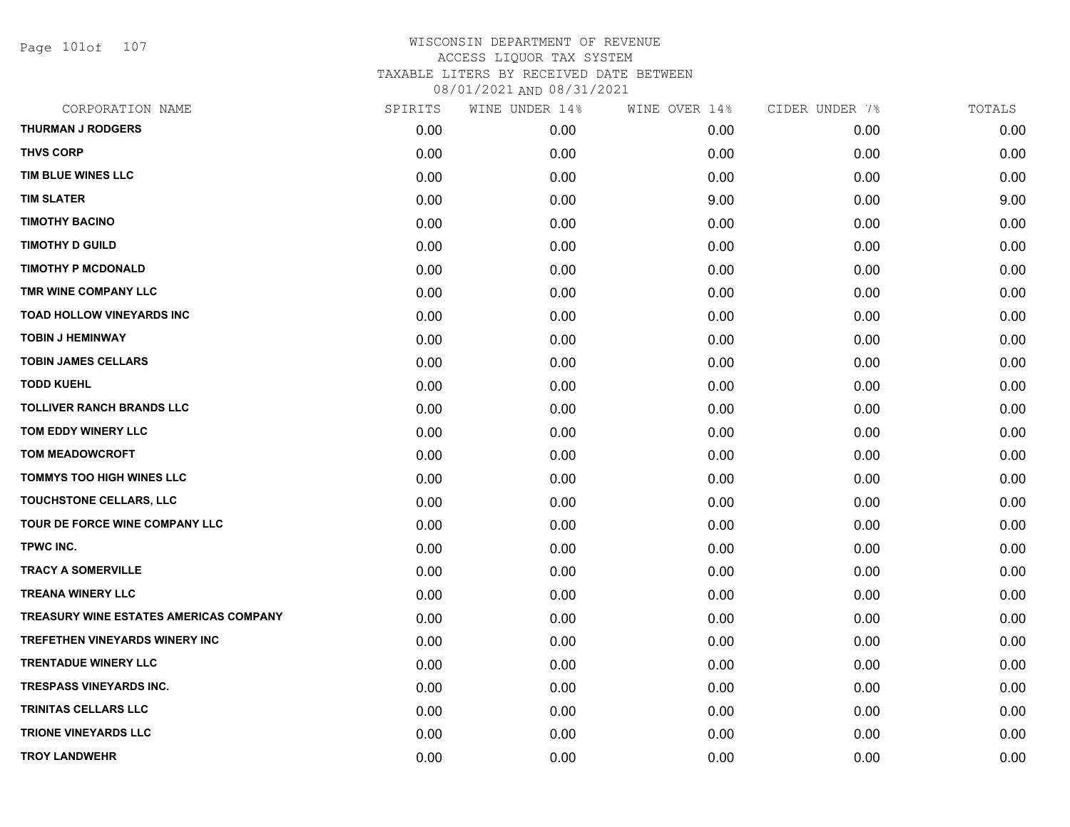# WISCONSIN DEPARTMENT OF REVENUE
ACCESS LIQUOR TAX SYSTEM
TAXABLE LITERS BY RECEIVED DATE BETWEEN
08/01/2021 AND 08/31/2021

| CORPORATION NAME | SPIRITS | WINE UNDER 14% | WINE OVER 14% | CIDER UNDER 7% | TOTALS |
|---|---|---|---|---|---|
| THURMAN J RODGERS | 0.00 | 0.00 | 0.00 | 0.00 | 0.00 |
| THVS CORP | 0.00 | 0.00 | 0.00 | 0.00 | 0.00 |
| TIM BLUE WINES LLC | 0.00 | 0.00 | 0.00 | 0.00 | 0.00 |
| TIM SLATER | 0.00 | 0.00 | 9.00 | 0.00 | 9.00 |
| TIMOTHY BACINO | 0.00 | 0.00 | 0.00 | 0.00 | 0.00 |
| TIMOTHY D GUILD | 0.00 | 0.00 | 0.00 | 0.00 | 0.00 |
| TIMOTHY P MCDONALD | 0.00 | 0.00 | 0.00 | 0.00 | 0.00 |
| TMR WINE COMPANY LLC | 0.00 | 0.00 | 0.00 | 0.00 | 0.00 |
| TOAD HOLLOW VINEYARDS INC | 0.00 | 0.00 | 0.00 | 0.00 | 0.00 |
| TOBIN J HEMINWAY | 0.00 | 0.00 | 0.00 | 0.00 | 0.00 |
| TOBIN JAMES CELLARS | 0.00 | 0.00 | 0.00 | 0.00 | 0.00 |
| TODD KUEHL | 0.00 | 0.00 | 0.00 | 0.00 | 0.00 |
| TOLLIVER RANCH BRANDS LLC | 0.00 | 0.00 | 0.00 | 0.00 | 0.00 |
| TOM EDDY WINERY LLC | 0.00 | 0.00 | 0.00 | 0.00 | 0.00 |
| TOM MEADOWCROFT | 0.00 | 0.00 | 0.00 | 0.00 | 0.00 |
| TOMMYS TOO HIGH WINES LLC | 0.00 | 0.00 | 0.00 | 0.00 | 0.00 |
| TOUCHSTONE CELLARS, LLC | 0.00 | 0.00 | 0.00 | 0.00 | 0.00 |
| TOUR DE FORCE WINE COMPANY LLC | 0.00 | 0.00 | 0.00 | 0.00 | 0.00 |
| TPWC INC. | 0.00 | 0.00 | 0.00 | 0.00 | 0.00 |
| TRACY A SOMERVILLE | 0.00 | 0.00 | 0.00 | 0.00 | 0.00 |
| TREANA WINERY LLC | 0.00 | 0.00 | 0.00 | 0.00 | 0.00 |
| TREASURY WINE ESTATES AMERICAS COMPANY | 0.00 | 0.00 | 0.00 | 0.00 | 0.00 |
| TREFETHEN VINEYARDS WINERY INC | 0.00 | 0.00 | 0.00 | 0.00 | 0.00 |
| TRENTADUE WINERY LLC | 0.00 | 0.00 | 0.00 | 0.00 | 0.00 |
| TRESPASS VINEYARDS INC. | 0.00 | 0.00 | 0.00 | 0.00 | 0.00 |
| TRINITAS CELLARS LLC | 0.00 | 0.00 | 0.00 | 0.00 | 0.00 |
| TRIONE VINEYARDS LLC | 0.00 | 0.00 | 0.00 | 0.00 | 0.00 |
| TROY LANDWEHR | 0.00 | 0.00 | 0.00 | 0.00 | 0.00 |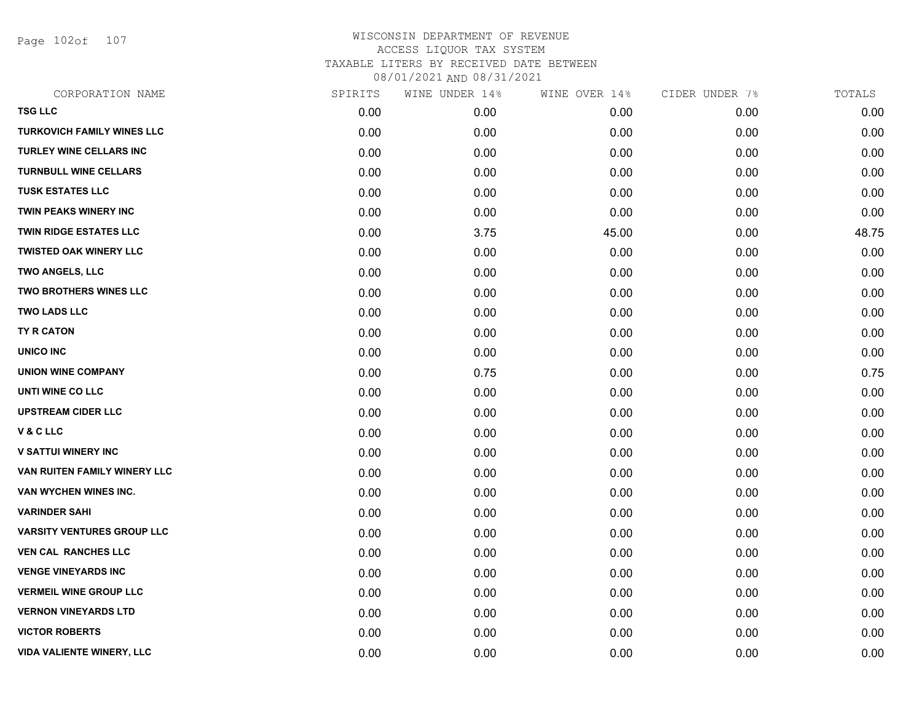# WISCONSIN DEPARTMENT OF REVENUE
## ACCESS LIQUOR TAX SYSTEM
### TAXABLE LITERS BY RECEIVED DATE BETWEEN 08/01/2021 AND 08/31/2021

| CORPORATION NAME | SPIRITS | WINE UNDER 14% | WINE OVER 14% | CIDER UNDER 7% | TOTALS |
|---|---|---|---|---|---|
| TSG LLC | 0.00 | 0.00 | 0.00 | 0.00 | 0.00 |
| TURKOVICH FAMILY WINES LLC | 0.00 | 0.00 | 0.00 | 0.00 | 0.00 |
| TURLEY WINE CELLARS INC | 0.00 | 0.00 | 0.00 | 0.00 | 0.00 |
| TURNBULL WINE CELLARS | 0.00 | 0.00 | 0.00 | 0.00 | 0.00 |
| TUSK ESTATES LLC | 0.00 | 0.00 | 0.00 | 0.00 | 0.00 |
| TWIN PEAKS WINERY INC | 0.00 | 0.00 | 0.00 | 0.00 | 0.00 |
| TWIN RIDGE ESTATES LLC | 0.00 | 3.75 | 45.00 | 0.00 | 48.75 |
| TWISTED OAK WINERY LLC | 0.00 | 0.00 | 0.00 | 0.00 | 0.00 |
| TWO ANGELS, LLC | 0.00 | 0.00 | 0.00 | 0.00 | 0.00 |
| TWO BROTHERS WINES LLC | 0.00 | 0.00 | 0.00 | 0.00 | 0.00 |
| TWO LADS LLC | 0.00 | 0.00 | 0.00 | 0.00 | 0.00 |
| TY R CATON | 0.00 | 0.00 | 0.00 | 0.00 | 0.00 |
| UNICO INC | 0.00 | 0.00 | 0.00 | 0.00 | 0.00 |
| UNION WINE COMPANY | 0.00 | 0.75 | 0.00 | 0.00 | 0.75 |
| UNTI WINE CO LLC | 0.00 | 0.00 | 0.00 | 0.00 | 0.00 |
| UPSTREAM CIDER LLC | 0.00 | 0.00 | 0.00 | 0.00 | 0.00 |
| V & C LLC | 0.00 | 0.00 | 0.00 | 0.00 | 0.00 |
| V SATTUI WINERY INC | 0.00 | 0.00 | 0.00 | 0.00 | 0.00 |
| VAN RUITEN FAMILY WINERY LLC | 0.00 | 0.00 | 0.00 | 0.00 | 0.00 |
| VAN WYCHEN WINES INC. | 0.00 | 0.00 | 0.00 | 0.00 | 0.00 |
| VARINDER SAHI | 0.00 | 0.00 | 0.00 | 0.00 | 0.00 |
| VARSITY VENTURES GROUP LLC | 0.00 | 0.00 | 0.00 | 0.00 | 0.00 |
| VEN CAL RANCHES LLC | 0.00 | 0.00 | 0.00 | 0.00 | 0.00 |
| VENGE VINEYARDS INC | 0.00 | 0.00 | 0.00 | 0.00 | 0.00 |
| VERMEIL WINE GROUP LLC | 0.00 | 0.00 | 0.00 | 0.00 | 0.00 |
| VERNON VINEYARDS LTD | 0.00 | 0.00 | 0.00 | 0.00 | 0.00 |
| VICTOR ROBERTS | 0.00 | 0.00 | 0.00 | 0.00 | 0.00 |
| VIDA VALIENTE WINERY, LLC | 0.00 | 0.00 | 0.00 | 0.00 | 0.00 |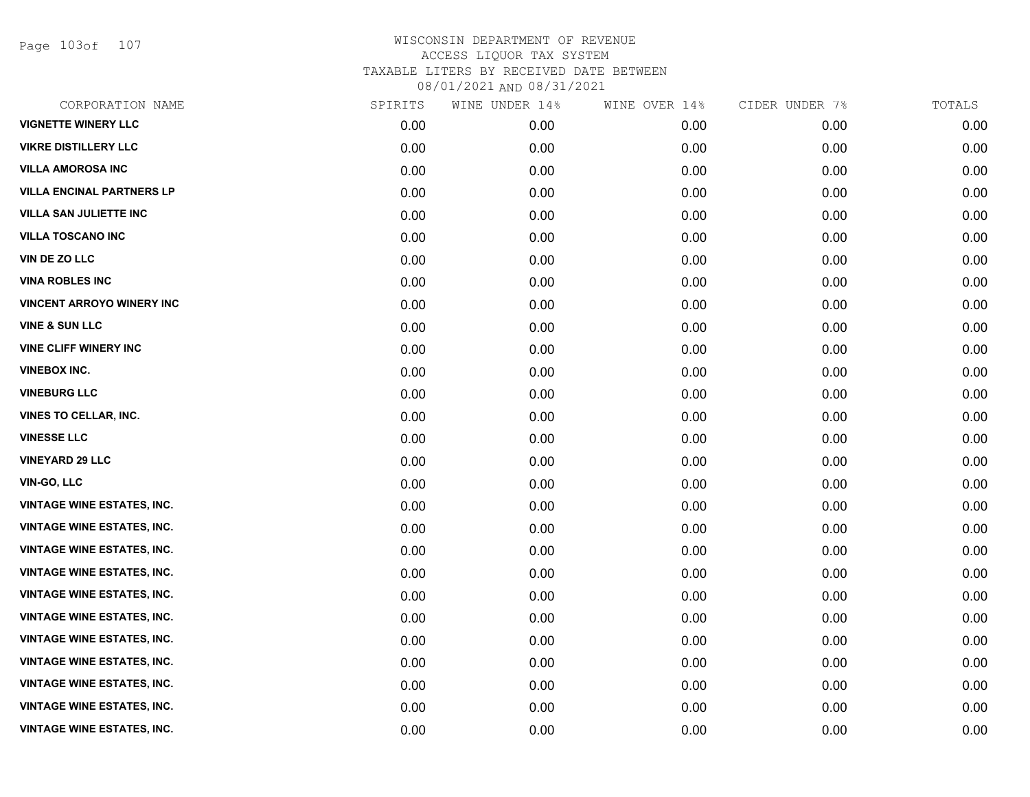WISCONSIN DEPARTMENT OF REVENUE
ACCESS LIQUOR TAX SYSTEM
TAXABLE LITERS BY RECEIVED DATE BETWEEN
08/01/2021 AND 08/31/2021

| CORPORATION NAME | SPIRITS | WINE UNDER 14% | WINE OVER 14% | CIDER UNDER 7% | TOTALS |
|---|---|---|---|---|---|
| VIGNETTE WINERY LLC | 0.00 | 0.00 | 0.00 | 0.00 | 0.00 |
| VIKRE DISTILLERY LLC | 0.00 | 0.00 | 0.00 | 0.00 | 0.00 |
| VILLA AMOROSA INC | 0.00 | 0.00 | 0.00 | 0.00 | 0.00 |
| VILLA ENCINAL PARTNERS LP | 0.00 | 0.00 | 0.00 | 0.00 | 0.00 |
| VILLA SAN JULIETTE INC | 0.00 | 0.00 | 0.00 | 0.00 | 0.00 |
| VILLA TOSCANO INC | 0.00 | 0.00 | 0.00 | 0.00 | 0.00 |
| VIN DE ZO LLC | 0.00 | 0.00 | 0.00 | 0.00 | 0.00 |
| VINA ROBLES INC | 0.00 | 0.00 | 0.00 | 0.00 | 0.00 |
| VINCENT ARROYO WINERY INC | 0.00 | 0.00 | 0.00 | 0.00 | 0.00 |
| VINE & SUN LLC | 0.00 | 0.00 | 0.00 | 0.00 | 0.00 |
| VINE CLIFF WINERY INC | 0.00 | 0.00 | 0.00 | 0.00 | 0.00 |
| VINEBOX INC. | 0.00 | 0.00 | 0.00 | 0.00 | 0.00 |
| VINEBURG LLC | 0.00 | 0.00 | 0.00 | 0.00 | 0.00 |
| VINES TO CELLAR, INC. | 0.00 | 0.00 | 0.00 | 0.00 | 0.00 |
| VINESSE LLC | 0.00 | 0.00 | 0.00 | 0.00 | 0.00 |
| VINEYARD 29 LLC | 0.00 | 0.00 | 0.00 | 0.00 | 0.00 |
| VIN-GO, LLC | 0.00 | 0.00 | 0.00 | 0.00 | 0.00 |
| VINTAGE WINE ESTATES, INC. | 0.00 | 0.00 | 0.00 | 0.00 | 0.00 |
| VINTAGE WINE ESTATES, INC. | 0.00 | 0.00 | 0.00 | 0.00 | 0.00 |
| VINTAGE WINE ESTATES, INC. | 0.00 | 0.00 | 0.00 | 0.00 | 0.00 |
| VINTAGE WINE ESTATES, INC. | 0.00 | 0.00 | 0.00 | 0.00 | 0.00 |
| VINTAGE WINE ESTATES, INC. | 0.00 | 0.00 | 0.00 | 0.00 | 0.00 |
| VINTAGE WINE ESTATES, INC. | 0.00 | 0.00 | 0.00 | 0.00 | 0.00 |
| VINTAGE WINE ESTATES, INC. | 0.00 | 0.00 | 0.00 | 0.00 | 0.00 |
| VINTAGE WINE ESTATES, INC. | 0.00 | 0.00 | 0.00 | 0.00 | 0.00 |
| VINTAGE WINE ESTATES, INC. | 0.00 | 0.00 | 0.00 | 0.00 | 0.00 |
| VINTAGE WINE ESTATES, INC. | 0.00 | 0.00 | 0.00 | 0.00 | 0.00 |
| VINTAGE WINE ESTATES, INC. | 0.00 | 0.00 | 0.00 | 0.00 | 0.00 |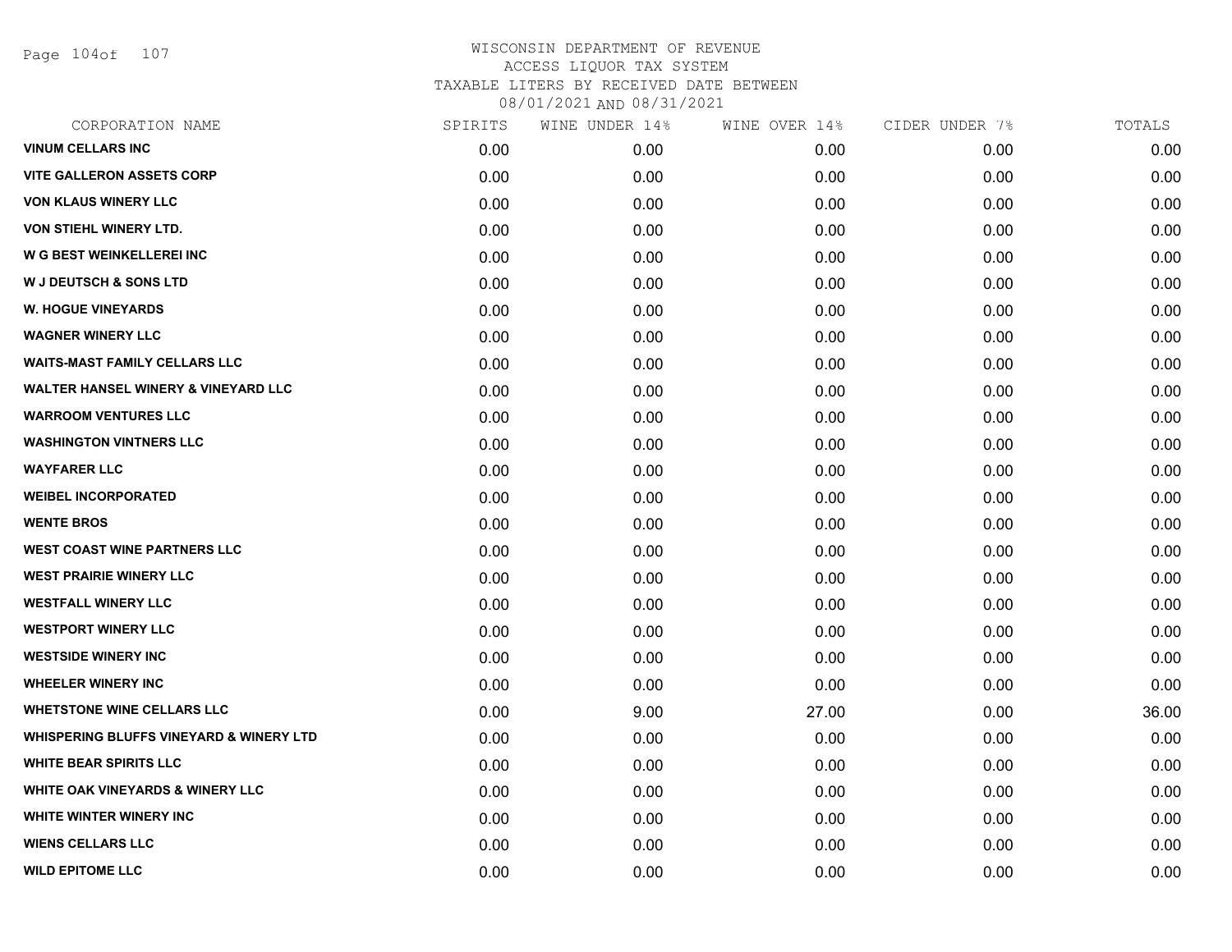WISCONSIN DEPARTMENT OF REVENUE
ACCESS LIQUOR TAX SYSTEM
TAXABLE LITERS BY RECEIVED DATE BETWEEN
08/01/2021 AND 08/31/2021

| CORPORATION NAME | SPIRITS | WINE UNDER 14% | WINE OVER 14% | CIDER UNDER 7% | TOTALS |
|---|---|---|---|---|---|
| VINUM CELLARS INC | 0.00 | 0.00 | 0.00 | 0.00 | 0.00 |
| VITE GALLERON ASSETS CORP | 0.00 | 0.00 | 0.00 | 0.00 | 0.00 |
| VON KLAUS WINERY LLC | 0.00 | 0.00 | 0.00 | 0.00 | 0.00 |
| VON STIEHL WINERY LTD. | 0.00 | 0.00 | 0.00 | 0.00 | 0.00 |
| W G BEST WEINKELLEREI INC | 0.00 | 0.00 | 0.00 | 0.00 | 0.00 |
| W J DEUTSCH & SONS LTD | 0.00 | 0.00 | 0.00 | 0.00 | 0.00 |
| W. HOGUE VINEYARDS | 0.00 | 0.00 | 0.00 | 0.00 | 0.00 |
| WAGNER WINERY LLC | 0.00 | 0.00 | 0.00 | 0.00 | 0.00 |
| WAITS-MAST FAMILY CELLARS LLC | 0.00 | 0.00 | 0.00 | 0.00 | 0.00 |
| WALTER HANSEL WINERY & VINEYARD LLC | 0.00 | 0.00 | 0.00 | 0.00 | 0.00 |
| WARROOM VENTURES LLC | 0.00 | 0.00 | 0.00 | 0.00 | 0.00 |
| WASHINGTON VINTNERS LLC | 0.00 | 0.00 | 0.00 | 0.00 | 0.00 |
| WAYFARER LLC | 0.00 | 0.00 | 0.00 | 0.00 | 0.00 |
| WEIBEL INCORPORATED | 0.00 | 0.00 | 0.00 | 0.00 | 0.00 |
| WENTE BROS | 0.00 | 0.00 | 0.00 | 0.00 | 0.00 |
| WEST COAST WINE PARTNERS LLC | 0.00 | 0.00 | 0.00 | 0.00 | 0.00 |
| WEST PRAIRIE WINERY LLC | 0.00 | 0.00 | 0.00 | 0.00 | 0.00 |
| WESTFALL WINERY LLC | 0.00 | 0.00 | 0.00 | 0.00 | 0.00 |
| WESTPORT WINERY LLC | 0.00 | 0.00 | 0.00 | 0.00 | 0.00 |
| WESTSIDE WINERY INC | 0.00 | 0.00 | 0.00 | 0.00 | 0.00 |
| WHEELER WINERY INC | 0.00 | 0.00 | 0.00 | 0.00 | 0.00 |
| WHETSTONE WINE CELLARS LLC | 0.00 | 9.00 | 27.00 | 0.00 | 36.00 |
| WHISPERING BLUFFS VINEYARD & WINERY LTD | 0.00 | 0.00 | 0.00 | 0.00 | 0.00 |
| WHITE BEAR SPIRITS LLC | 0.00 | 0.00 | 0.00 | 0.00 | 0.00 |
| WHITE OAK VINEYARDS & WINERY LLC | 0.00 | 0.00 | 0.00 | 0.00 | 0.00 |
| WHITE WINTER WINERY INC | 0.00 | 0.00 | 0.00 | 0.00 | 0.00 |
| WIENS CELLARS LLC | 0.00 | 0.00 | 0.00 | 0.00 | 0.00 |
| WILD EPITOME LLC | 0.00 | 0.00 | 0.00 | 0.00 | 0.00 |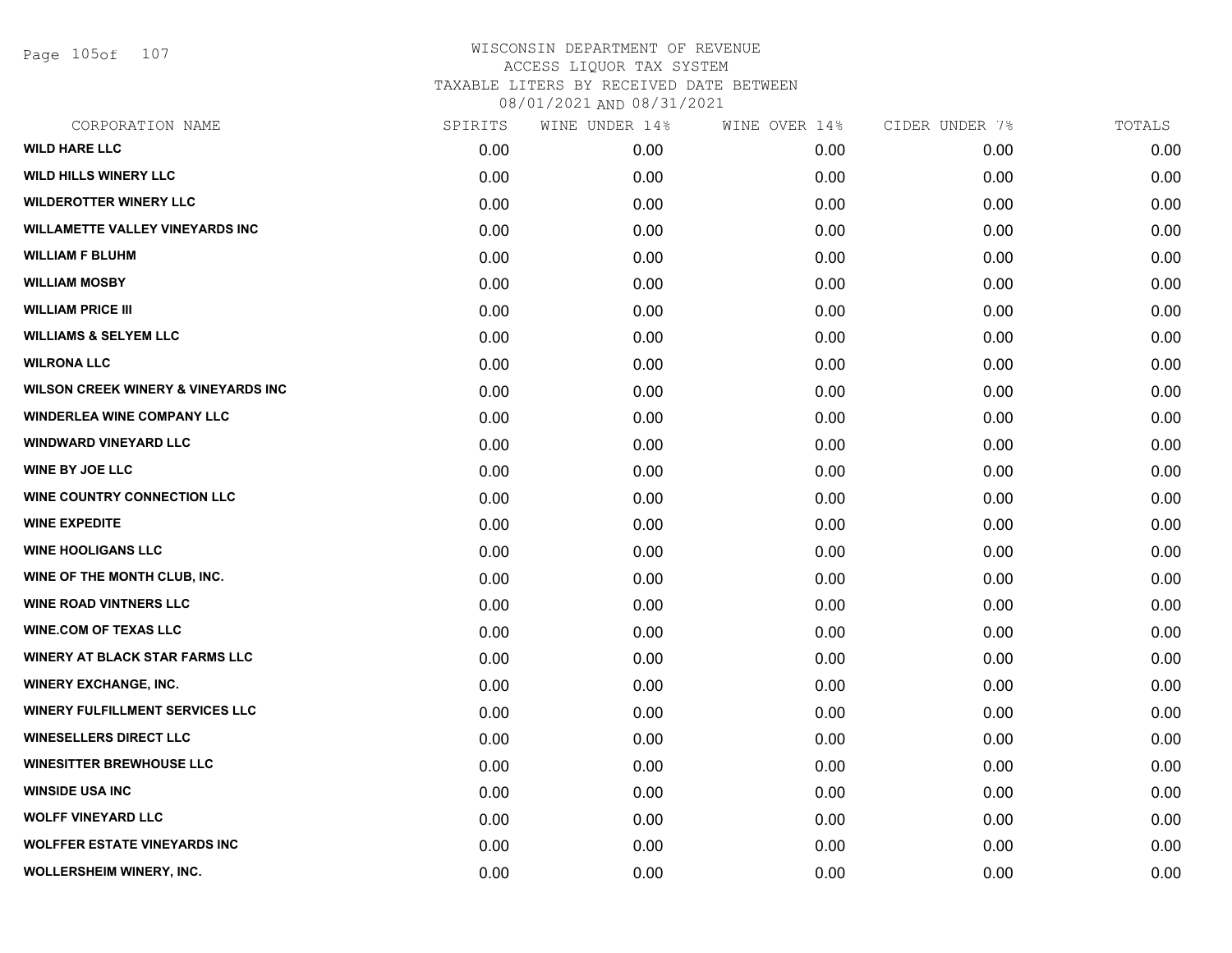# WISCONSIN DEPARTMENT OF REVENUE
## ACCESS LIQUOR TAX SYSTEM
### TAXABLE LITERS BY RECEIVED DATE BETWEEN 08/01/2021 AND 08/31/2021

| CORPORATION NAME | SPIRITS | WINE UNDER 14% | WINE OVER 14% | CIDER UNDER 7% | TOTALS |
|---|---|---|---|---|---|
| WILD HARE LLC | 0.00 | 0.00 | 0.00 | 0.00 | 0.00 |
| WILD HILLS WINERY LLC | 0.00 | 0.00 | 0.00 | 0.00 | 0.00 |
| WILDEROTTER WINERY LLC | 0.00 | 0.00 | 0.00 | 0.00 | 0.00 |
| WILLAMETTE VALLEY VINEYARDS INC | 0.00 | 0.00 | 0.00 | 0.00 | 0.00 |
| WILLIAM F BLUHM | 0.00 | 0.00 | 0.00 | 0.00 | 0.00 |
| WILLIAM MOSBY | 0.00 | 0.00 | 0.00 | 0.00 | 0.00 |
| WILLIAM PRICE III | 0.00 | 0.00 | 0.00 | 0.00 | 0.00 |
| WILLIAMS & SELYEM LLC | 0.00 | 0.00 | 0.00 | 0.00 | 0.00 |
| WILRONA LLC | 0.00 | 0.00 | 0.00 | 0.00 | 0.00 |
| WILSON CREEK WINERY & VINEYARDS INC | 0.00 | 0.00 | 0.00 | 0.00 | 0.00 |
| WINDERLEA WINE COMPANY LLC | 0.00 | 0.00 | 0.00 | 0.00 | 0.00 |
| WINDWARD VINEYARD LLC | 0.00 | 0.00 | 0.00 | 0.00 | 0.00 |
| WINE BY JOE LLC | 0.00 | 0.00 | 0.00 | 0.00 | 0.00 |
| WINE COUNTRY CONNECTION LLC | 0.00 | 0.00 | 0.00 | 0.00 | 0.00 |
| WINE EXPEDITE | 0.00 | 0.00 | 0.00 | 0.00 | 0.00 |
| WINE HOOLIGANS LLC | 0.00 | 0.00 | 0.00 | 0.00 | 0.00 |
| WINE OF THE MONTH CLUB, INC. | 0.00 | 0.00 | 0.00 | 0.00 | 0.00 |
| WINE ROAD VINTNERS LLC | 0.00 | 0.00 | 0.00 | 0.00 | 0.00 |
| WINE.COM OF TEXAS LLC | 0.00 | 0.00 | 0.00 | 0.00 | 0.00 |
| WINERY AT BLACK STAR FARMS LLC | 0.00 | 0.00 | 0.00 | 0.00 | 0.00 |
| WINERY EXCHANGE, INC. | 0.00 | 0.00 | 0.00 | 0.00 | 0.00 |
| WINERY FULFILLMENT SERVICES LLC | 0.00 | 0.00 | 0.00 | 0.00 | 0.00 |
| WINESELLERS DIRECT LLC | 0.00 | 0.00 | 0.00 | 0.00 | 0.00 |
| WINESITTER BREWHOUSE LLC | 0.00 | 0.00 | 0.00 | 0.00 | 0.00 |
| WINSIDE USA INC | 0.00 | 0.00 | 0.00 | 0.00 | 0.00 |
| WOLFF VINEYARD LLC | 0.00 | 0.00 | 0.00 | 0.00 | 0.00 |
| WOLFFER ESTATE VINEYARDS INC | 0.00 | 0.00 | 0.00 | 0.00 | 0.00 |
| WOLLERSHEIM WINERY, INC. | 0.00 | 0.00 | 0.00 | 0.00 | 0.00 |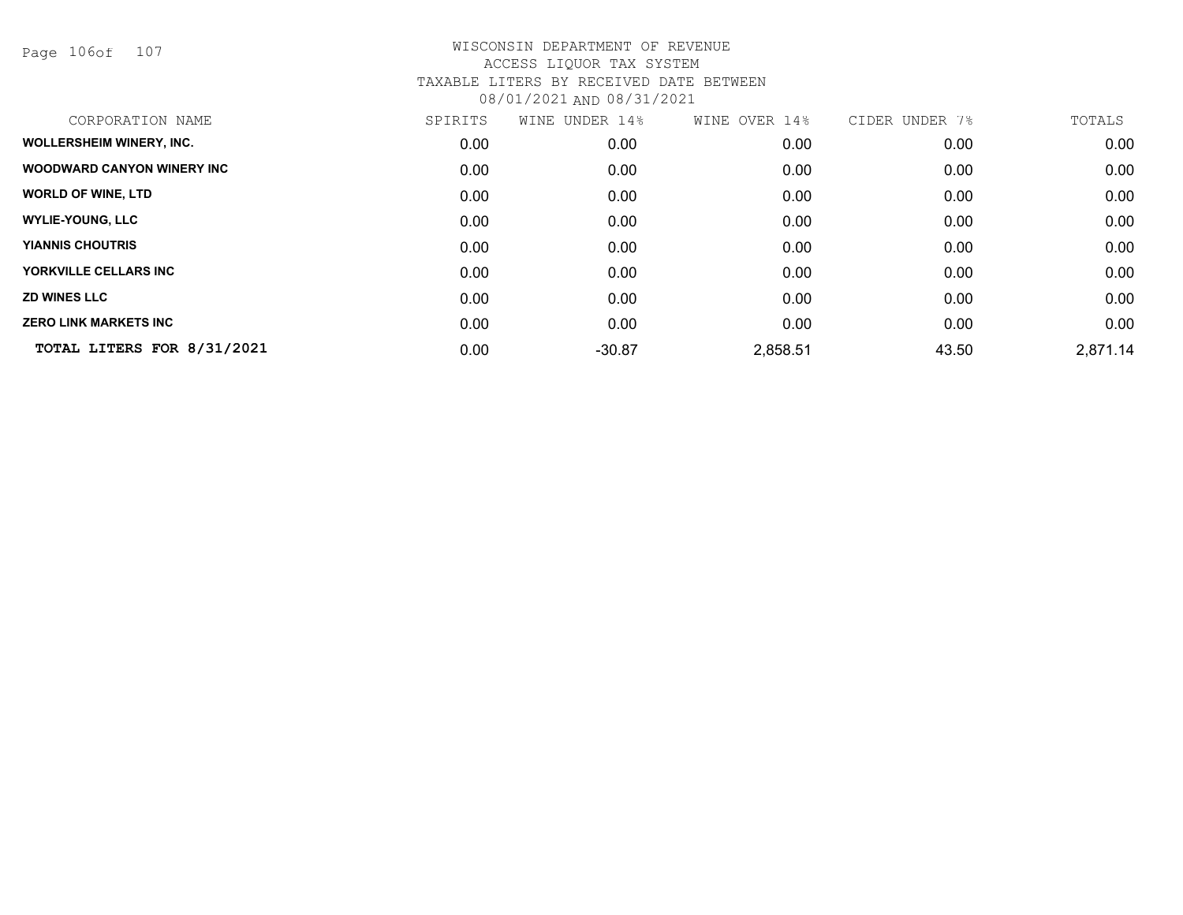# WISCONSIN DEPARTMENT OF REVENUE
## ACCESS LIQUOR TAX SYSTEM
## TAXABLE LITERS BY RECEIVED DATE BETWEEN 08/01/2021 AND 08/31/2021

| CORPORATION NAME | SPIRITS | WINE UNDER 14% | WINE OVER 14% | CIDER UNDER 7% | TOTALS |
|---|---|---|---|---|---|
| **WOLLERSHEIM WINERY, INC.** | 0.00 | 0.00 | 0.00 | 0.00 | 0.00 |
| **WOODWARD CANYON WINERY INC** | 0.00 | 0.00 | 0.00 | 0.00 | 0.00 |
| **WORLD OF WINE, LTD** | 0.00 | 0.00 | 0.00 | 0.00 | 0.00 |
| **WYLIE-YOUNG, LLC** | 0.00 | 0.00 | 0.00 | 0.00 | 0.00 |
| **YIANNIS CHOUTRIS** | 0.00 | 0.00 | 0.00 | 0.00 | 0.00 |
| **YORKVILLE CELLARS INC** | 0.00 | 0.00 | 0.00 | 0.00 | 0.00 |
| **ZD WINES LLC** | 0.00 | 0.00 | 0.00 | 0.00 | 0.00 |
| **ZERO LINK MARKETS INC** | 0.00 | 0.00 | 0.00 | 0.00 | 0.00 |
| **TOTAL LITERS FOR 8/31/2021** | 0.00 | -30.87 | 2,858.51 | 43.50 | 2,871.14 |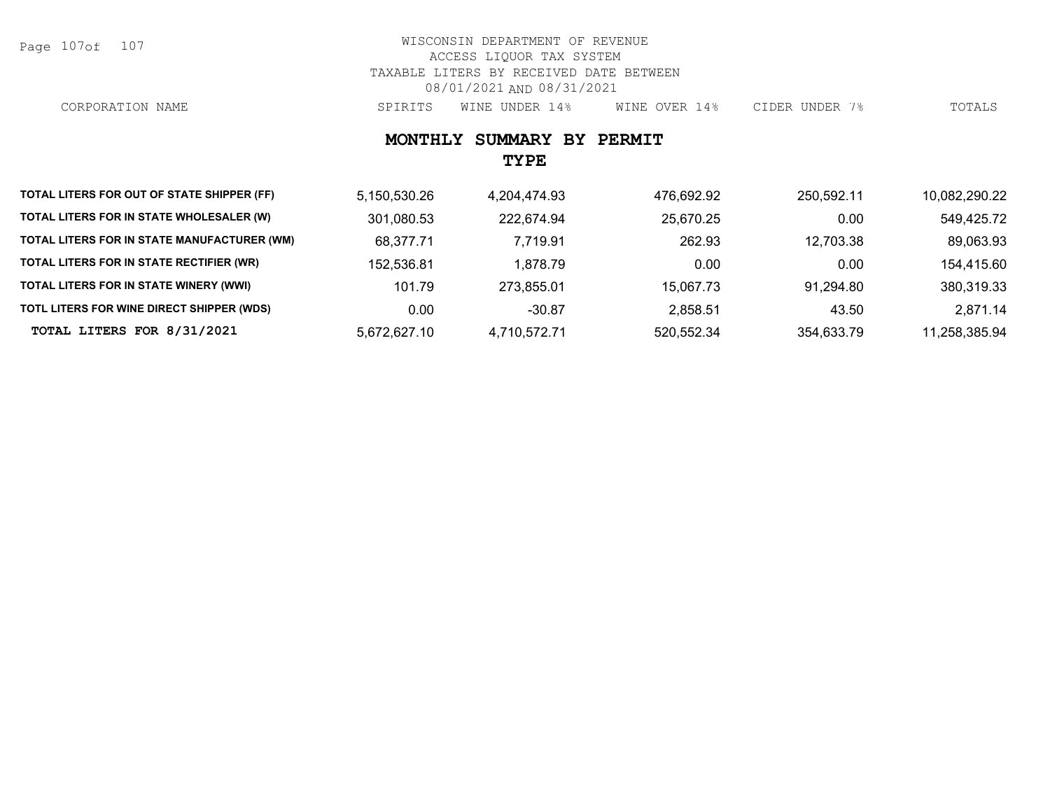# MONTHLY SUMMARY BY PERMIT TYPE

| CORPORATION NAME | SPIRITS | WINE UNDER 14% | WINE OVER 14% | CIDER UNDER 7% | TOTALS |
|---|---|---|---|---|---|
| TOTAL LITERS FOR OUT OF STATE SHIPPER (FF) | 5,150,530.26 | 4,204,474.93 | 476,692.92 | 250,592.11 | 10,082,290.22 |
| TOTAL LITERS FOR IN STATE WHOLESALER (W) | 301,080.53 | 222,674.94 | 25,670.25 | 0.00 | 549,425.72 |
| TOTAL LITERS FOR IN STATE MANUFACTURER (WM) | 68,377.71 | 7,719.91 | 262.93 | 12,703.38 | 89,063.93 |
| TOTAL LITERS FOR IN STATE RECTIFIER (WR) | 152,536.81 | 1,878.79 | 0.00 | 0.00 | 154,415.60 |
| TOTAL LITERS FOR IN STATE WINERY (WWI) | 101.79 | 273,855.01 | 15,067.73 | 91,294.80 | 380,319.33 |
| TOTL LITERS FOR WINE DIRECT SHIPPER (WDS) | 0.00 | -30.87 | 2,858.51 | 43.50 | 2,871.14 |
| **TOTAL LITERS FOR 8/31/2021** | 5,672,627.10 | 4,710,572.71 | 520,552.34 | 354,633.79 | 11,258,385.94 |